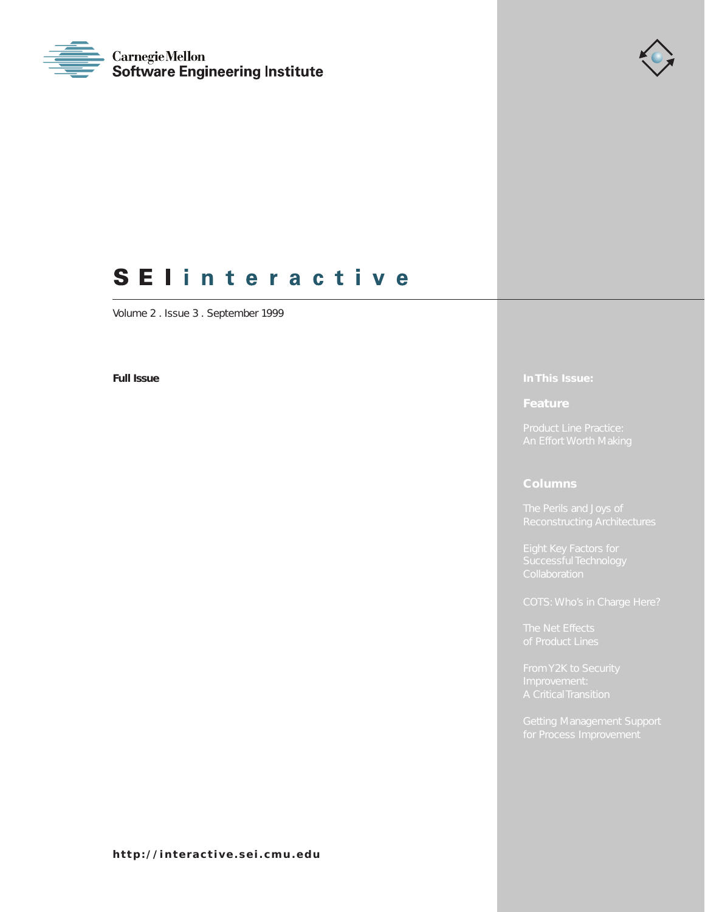Carnegie Mellon
Software Engineering Institute

# SEI interactive

Volume 2 . Issue 3 . September 1999

**Full Issue**

**In This Issue:**

## Feature

Product Line Practice:
An Effort Worth Making

## Columns

The Perils and Joys of Reconstructing Architectures

Eight Key Factors for Successful Technology Collaboration

COTS: Who's in Charge Here?

The Net Effects of Product Lines

From Y2K to Security Improvement: A Critical Transition

Getting Management Support for Process Improvement

**http://interactive.sei.cmu.edu**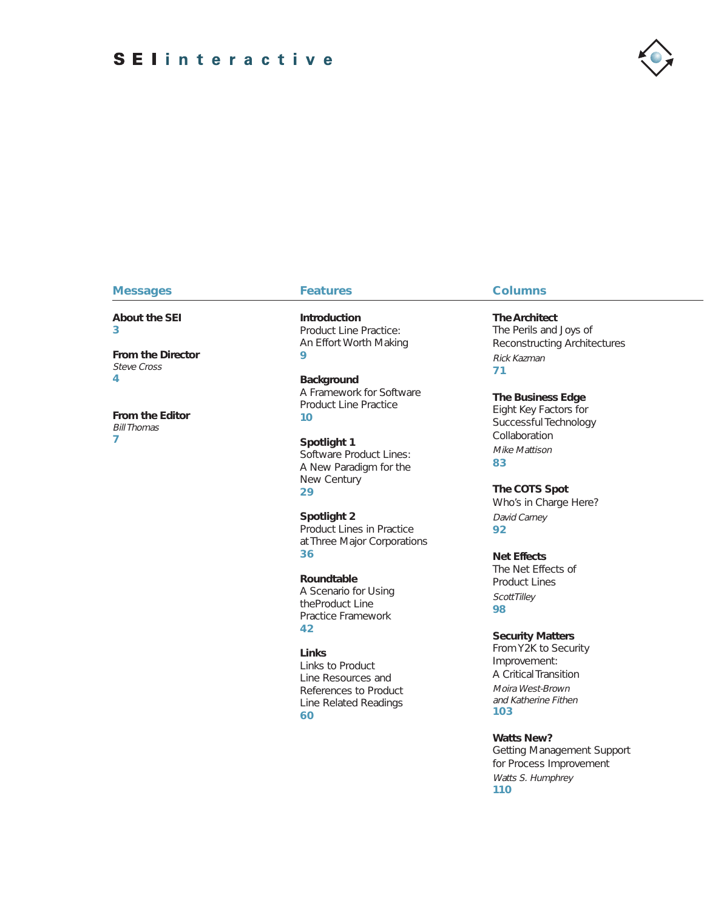# SEI interactive

## Messages

**About the SEI**
3

**From the Director**
*Steve Cross*
4

**From the Editor**
*Bill Thomas*
7

## Features

**Introduction**
Product Line Practice: An Effort Worth Making
9

**Background**
A Framework for Software Product Line Practice
10

**Spotlight 1**
Software Product Lines: A New Paradigm for the New Century
29

**Spotlight 2**
Product Lines in Practice at Three Major Corporations
36

**Roundtable**
A Scenario for Using theProduct Line Practice Framework
42

**Links**
Links to Product Line Resources and References to Product Line Related Readings
60

## Columns

**The Architect**
The Perils and Joys of Reconstructing Architectures
*Rick Kazman*
71

**The Business Edge**
Eight Key Factors for Successful Technology Collaboration
*Mike Mattison*
83

**The COTS Spot**
Who's in Charge Here?
*David Carney*
92

**Net Effects**
The Net Effects of Product Lines
*Scott Tilley*
98

**Security Matters**
From Y2K to Security Improvement: A Critical Transition
*Moira West-Brown and Katherine Fithen*
103

**Watts New?**
Getting Management Support for Process Improvement
*Watts S. Humphrey*
110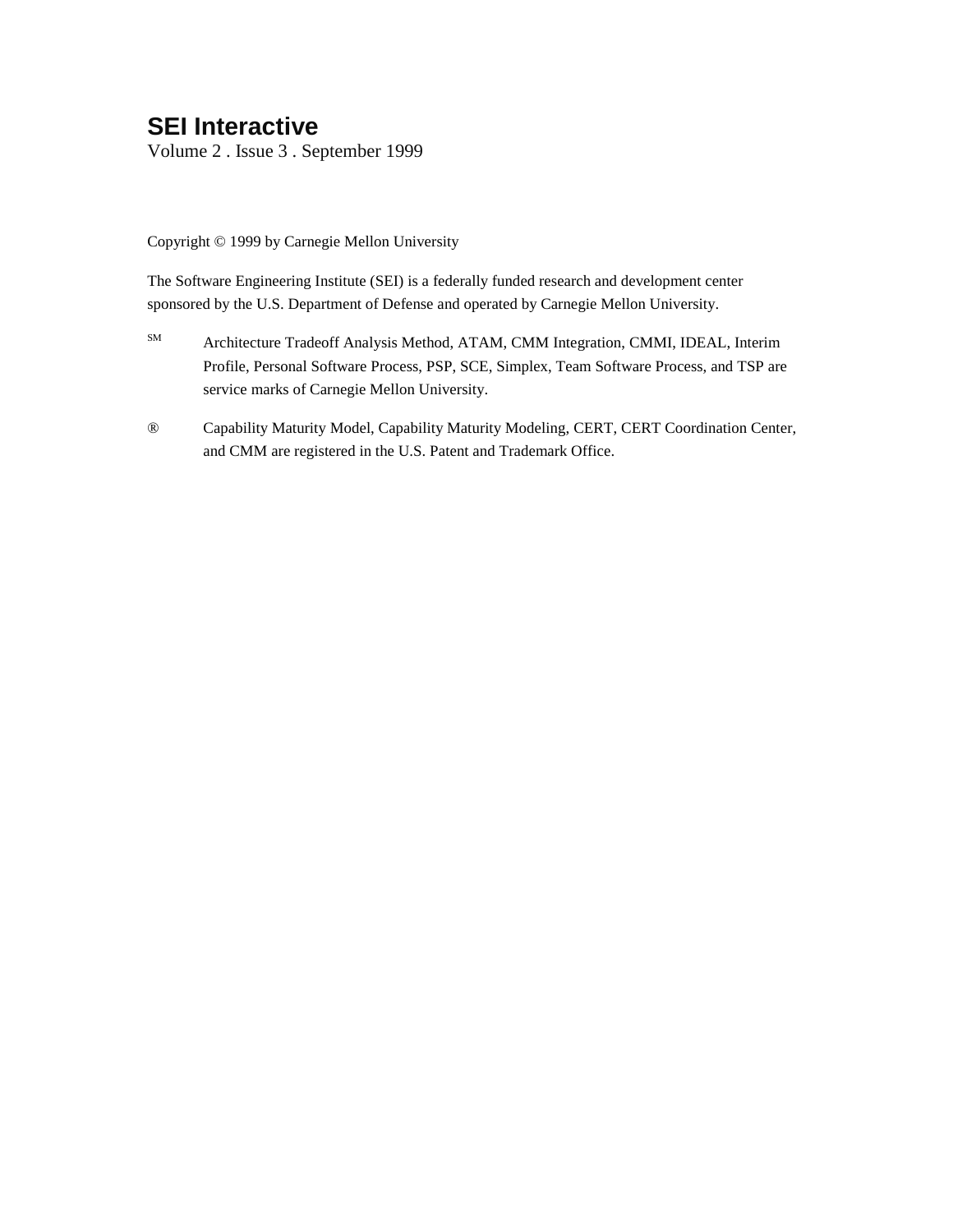# SEI Interactive

Volume 2 . Issue 3 . September 1999

Copyright © 1999 by Carnegie Mellon University

The Software Engineering Institute (SEI) is a federally funded research and development center sponsored by the U.S. Department of Defense and operated by Carnegie Mellon University.

SM Architecture Tradeoff Analysis Method, ATAM, CMM Integration, CMMI, IDEAL, Interim Profile, Personal Software Process, PSP, SCE, Simplex, Team Software Process, and TSP are service marks of Carnegie Mellon University.

® Capability Maturity Model, Capability Maturity Modeling, CERT, CERT Coordination Center, and CMM are registered in the U.S. Patent and Trademark Office.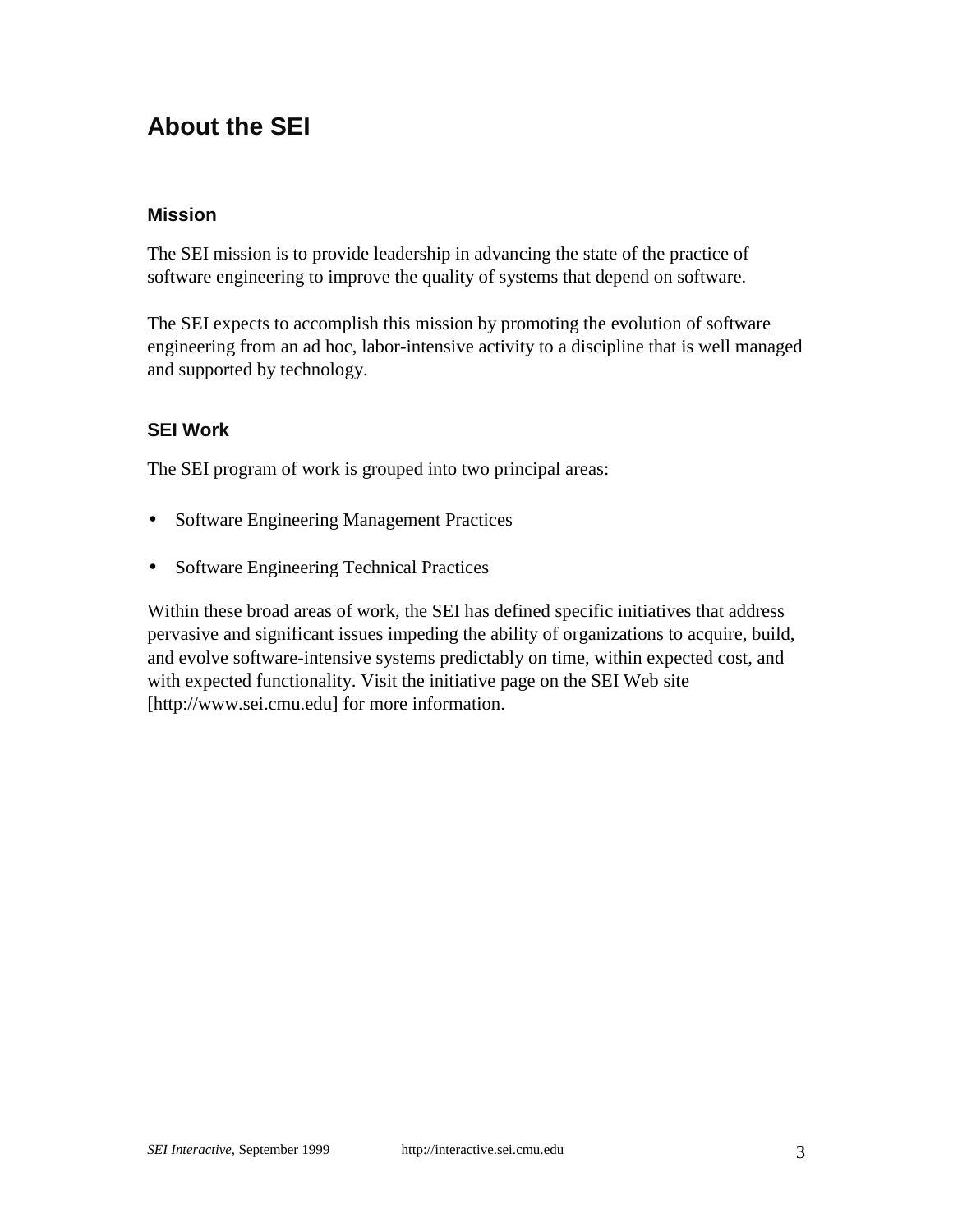# About the SEI

## Mission

The SEI mission is to provide leadership in advancing the state of the practice of software engineering to improve the quality of systems that depend on software.

The SEI expects to accomplish this mission by promoting the evolution of software engineering from an ad hoc, labor-intensive activity to a discipline that is well managed and supported by technology.

## SEI Work

The SEI program of work is grouped into two principal areas:

- Software Engineering Management Practices
- Software Engineering Technical Practices

Within these broad areas of work, the SEI has defined specific initiatives that address pervasive and significant issues impeding the ability of organizations to acquire, build, and evolve software-intensive systems predictably on time, within expected cost, and with expected functionality. Visit the initiative page on the SEI Web site [http://www.sei.cmu.edu] for more information.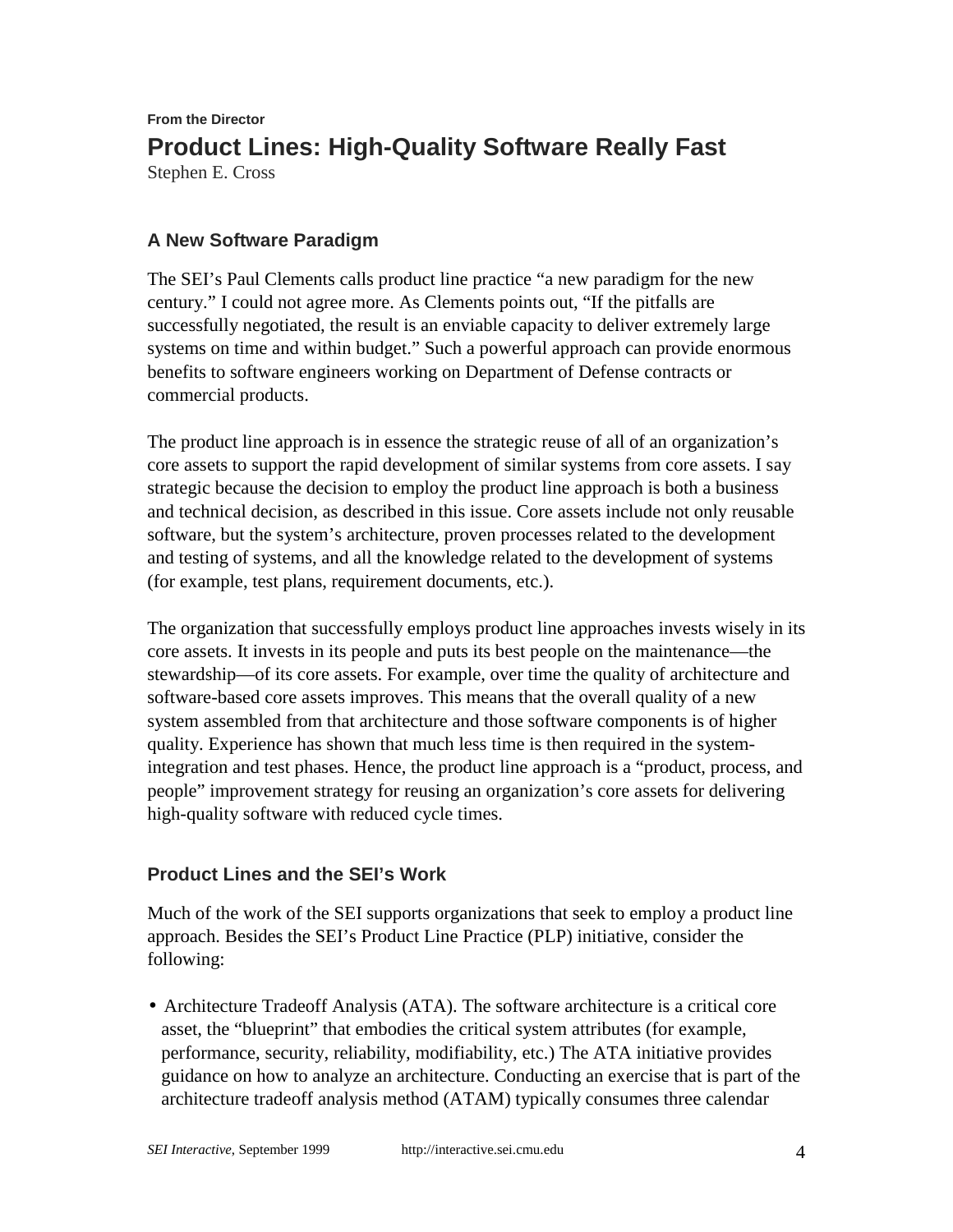**From the Director**

# Product Lines: High-Quality Software Really Fast

Stephen E. Cross

## A New Software Paradigm

The SEI's Paul Clements calls product line practice "a new paradigm for the new century." I could not agree more. As Clements points out, "If the pitfalls are successfully negotiated, the result is an enviable capacity to deliver extremely large systems on time and within budget." Such a powerful approach can provide enormous benefits to software engineers working on Department of Defense contracts or commercial products.

The product line approach is in essence the strategic reuse of all of an organization's core assets to support the rapid development of similar systems from core assets. I say strategic because the decision to employ the product line approach is both a business and technical decision, as described in this issue. Core assets include not only reusable software, but the system's architecture, proven processes related to the development and testing of systems, and all the knowledge related to the development of systems (for example, test plans, requirement documents, etc.).

The organization that successfully employs product line approaches invests wisely in its core assets. It invests in its people and puts its best people on the maintenance—the stewardship—of its core assets. For example, over time the quality of architecture and software-based core assets improves. This means that the overall quality of a new system assembled from that architecture and those software components is of higher quality. Experience has shown that much less time is then required in the system-integration and test phases. Hence, the product line approach is a "product, process, and people" improvement strategy for reusing an organization's core assets for delivering high-quality software with reduced cycle times.

## Product Lines and the SEI's Work

Much of the work of the SEI supports organizations that seek to employ a product line approach. Besides the SEI's Product Line Practice (PLP) initiative, consider the following:

- Architecture Tradeoff Analysis (ATA). The software architecture is a critical core asset, the "blueprint" that embodies the critical system attributes (for example, performance, security, reliability, modifiability, etc.) The ATA initiative provides guidance on how to analyze an architecture. Conducting an exercise that is part of the architecture tradeoff analysis method (ATAM) typically consumes three calendar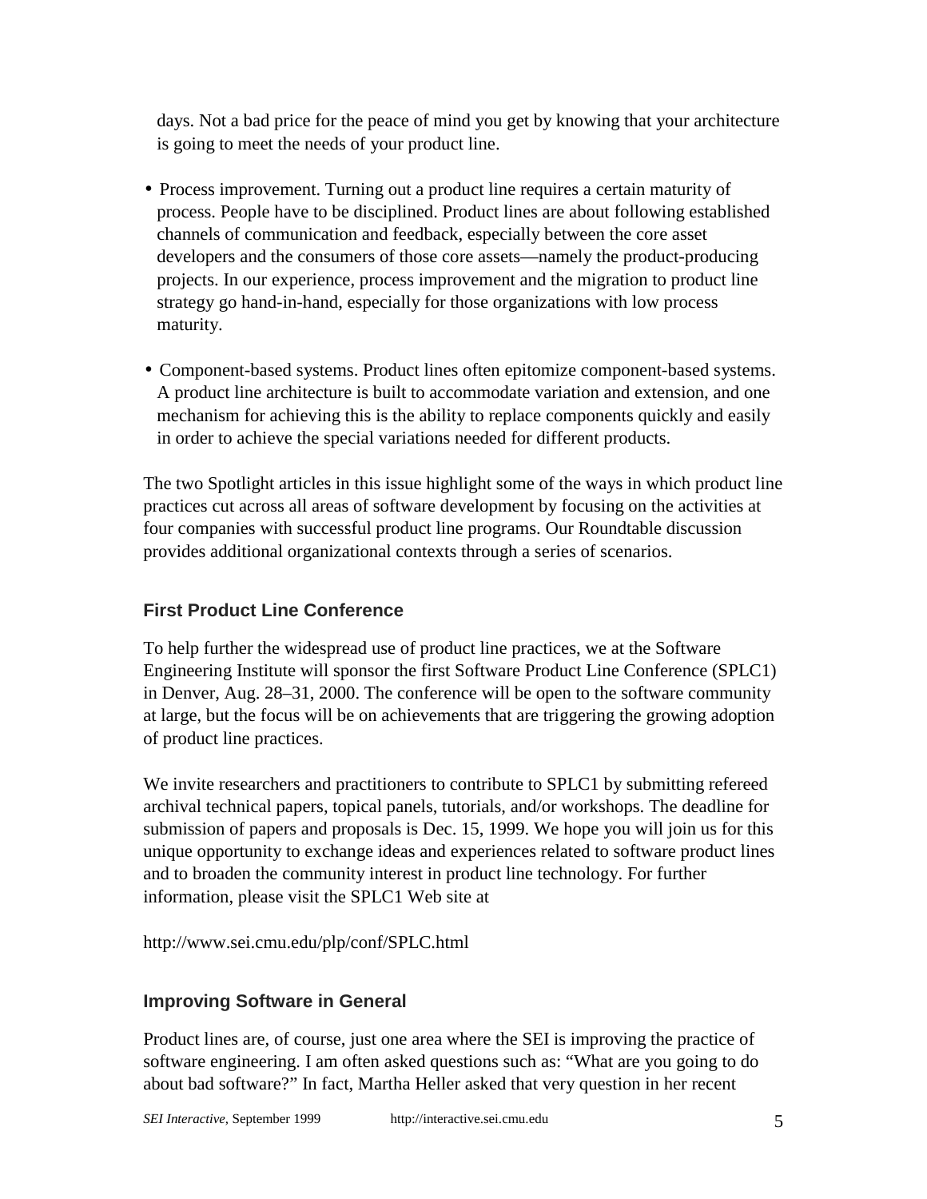days. Not a bad price for the peace of mind you get by knowing that your architecture is going to meet the needs of your product line.

- Process improvement. Turning out a product line requires a certain maturity of process. People have to be disciplined. Product lines are about following established channels of communication and feedback, especially between the core asset developers and the consumers of those core assets—namely the product-producing projects. In our experience, process improvement and the migration to product line strategy go hand-in-hand, especially for those organizations with low process maturity.

- Component-based systems. Product lines often epitomize component-based systems. A product line architecture is built to accommodate variation and extension, and one mechanism for achieving this is the ability to replace components quickly and easily in order to achieve the special variations needed for different products.

The two Spotlight articles in this issue highlight some of the ways in which product line practices cut across all areas of software development by focusing on the activities at four companies with successful product line programs. Our Roundtable discussion provides additional organizational contexts through a series of scenarios.

## First Product Line Conference

To help further the widespread use of product line practices, we at the Software Engineering Institute will sponsor the first Software Product Line Conference (SPLC1) in Denver, Aug. 28–31, 2000. The conference will be open to the software community at large, but the focus will be on achievements that are triggering the growing adoption of product line practices.

We invite researchers and practitioners to contribute to SPLC1 by submitting refereed archival technical papers, topical panels, tutorials, and/or workshops. The deadline for submission of papers and proposals is Dec. 15, 1999. We hope you will join us for this unique opportunity to exchange ideas and experiences related to software product lines and to broaden the community interest in product line technology. For further information, please visit the SPLC1 Web site at

http://www.sei.cmu.edu/plp/conf/SPLC.html

## Improving Software in General

Product lines are, of course, just one area where the SEI is improving the practice of software engineering. I am often asked questions such as: "What are you going to do about bad software?" In fact, Martha Heller asked that very question in her recent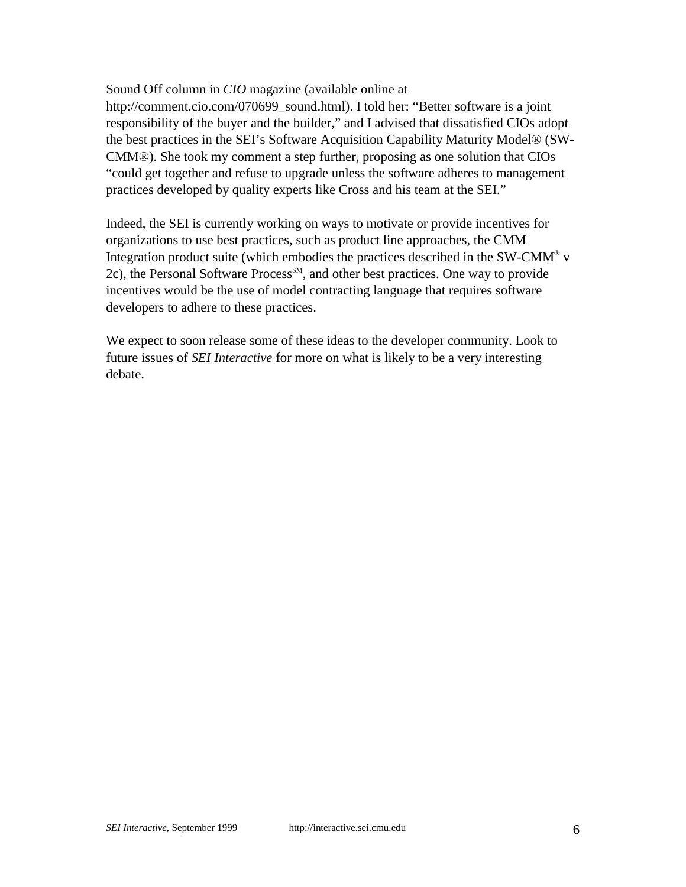Sound Off column in *CIO* magazine (available online at http://comment.cio.com/070699_sound.html). I told her: "Better software is a joint responsibility of the buyer and the builder," and I advised that dissatisfied CIOs adopt the best practices in the SEI's Software Acquisition Capability Maturity Model® (SW-CMM®). She took my comment a step further, proposing as one solution that CIOs "could get together and refuse to upgrade unless the software adheres to management practices developed by quality experts like Cross and his team at the SEI."

Indeed, the SEI is currently working on ways to motivate or provide incentives for organizations to use best practices, such as product line approaches, the CMM Integration product suite (which embodies the practices described in the SW-CMM® v 2c), the Personal Software Process℠, and other best practices. One way to provide incentives would be the use of model contracting language that requires software developers to adhere to these practices.

We expect to soon release some of these ideas to the developer community. Look to future issues of *SEI Interactive* for more on what is likely to be a very interesting debate.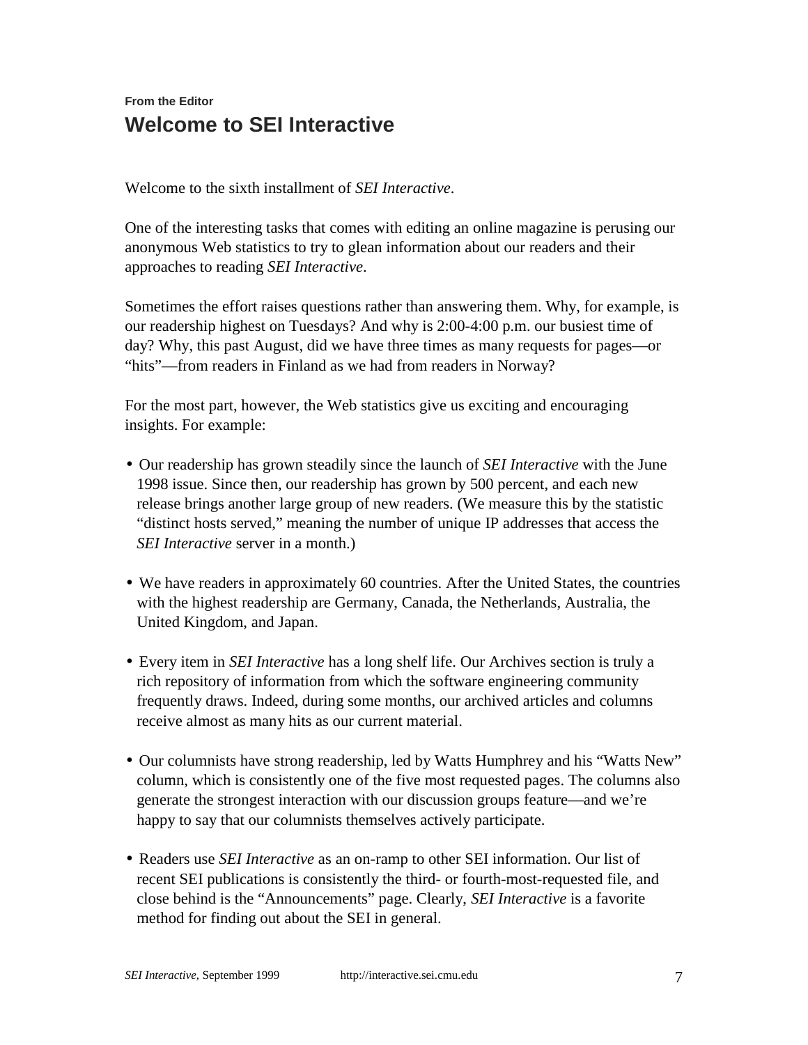From the Editor

# Welcome to SEI Interactive

Welcome to the sixth installment of *SEI Interactive*.

One of the interesting tasks that comes with editing an online magazine is perusing our anonymous Web statistics to try to glean information about our readers and their approaches to reading *SEI Interactive*.

Sometimes the effort raises questions rather than answering them. Why, for example, is our readership highest on Tuesdays? And why is 2:00-4:00 p.m. our busiest time of day? Why, this past August, did we have three times as many requests for pages—or "hits"—from readers in Finland as we had from readers in Norway?

For the most part, however, the Web statistics give us exciting and encouraging insights. For example:

- Our readership has grown steadily since the launch of *SEI Interactive* with the June 1998 issue. Since then, our readership has grown by 500 percent, and each new release brings another large group of new readers. (We measure this by the statistic "distinct hosts served," meaning the number of unique IP addresses that access the *SEI Interactive* server in a month.)

- We have readers in approximately 60 countries. After the United States, the countries with the highest readership are Germany, Canada, the Netherlands, Australia, the United Kingdom, and Japan.

- Every item in *SEI Interactive* has a long shelf life. Our Archives section is truly a rich repository of information from which the software engineering community frequently draws. Indeed, during some months, our archived articles and columns receive almost as many hits as our current material.

- Our columnists have strong readership, led by Watts Humphrey and his "Watts New" column, which is consistently one of the five most requested pages. The columns also generate the strongest interaction with our discussion groups feature—and we're happy to say that our columnists themselves actively participate.

- Readers use *SEI Interactive* as an on-ramp to other SEI information. Our list of recent SEI publications is consistently the third- or fourth-most-requested file, and close behind is the "Announcements" page. Clearly, *SEI Interactive* is a favorite method for finding out about the SEI in general.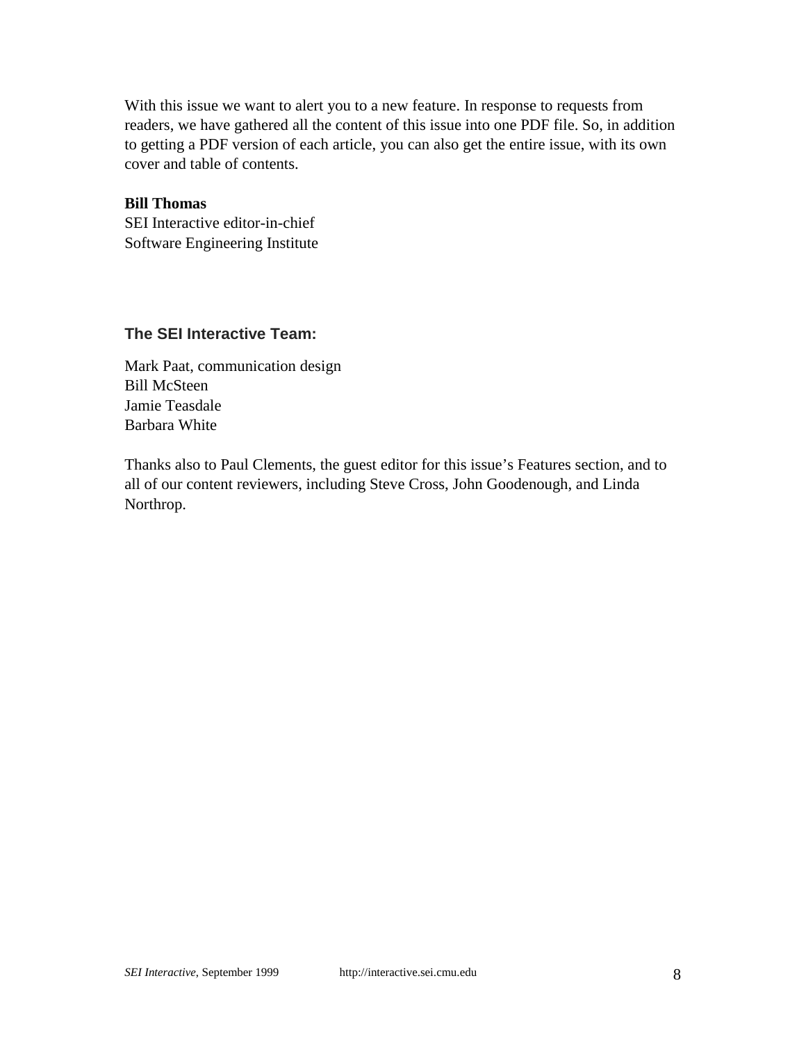With this issue we want to alert you to a new feature. In response to requests from readers, we have gathered all the content of this issue into one PDF file. So, in addition to getting a PDF version of each article, you can also get the entire issue, with its own cover and table of contents.

**Bill Thomas**
SEI Interactive editor-in-chief
Software Engineering Institute

### The SEI Interactive Team:

Mark Paat, communication design
Bill McSteen
Jamie Teasdale
Barbara White

Thanks also to Paul Clements, the guest editor for this issue's Features section, and to all of our content reviewers, including Steve Cross, John Goodenough, and Linda Northrop.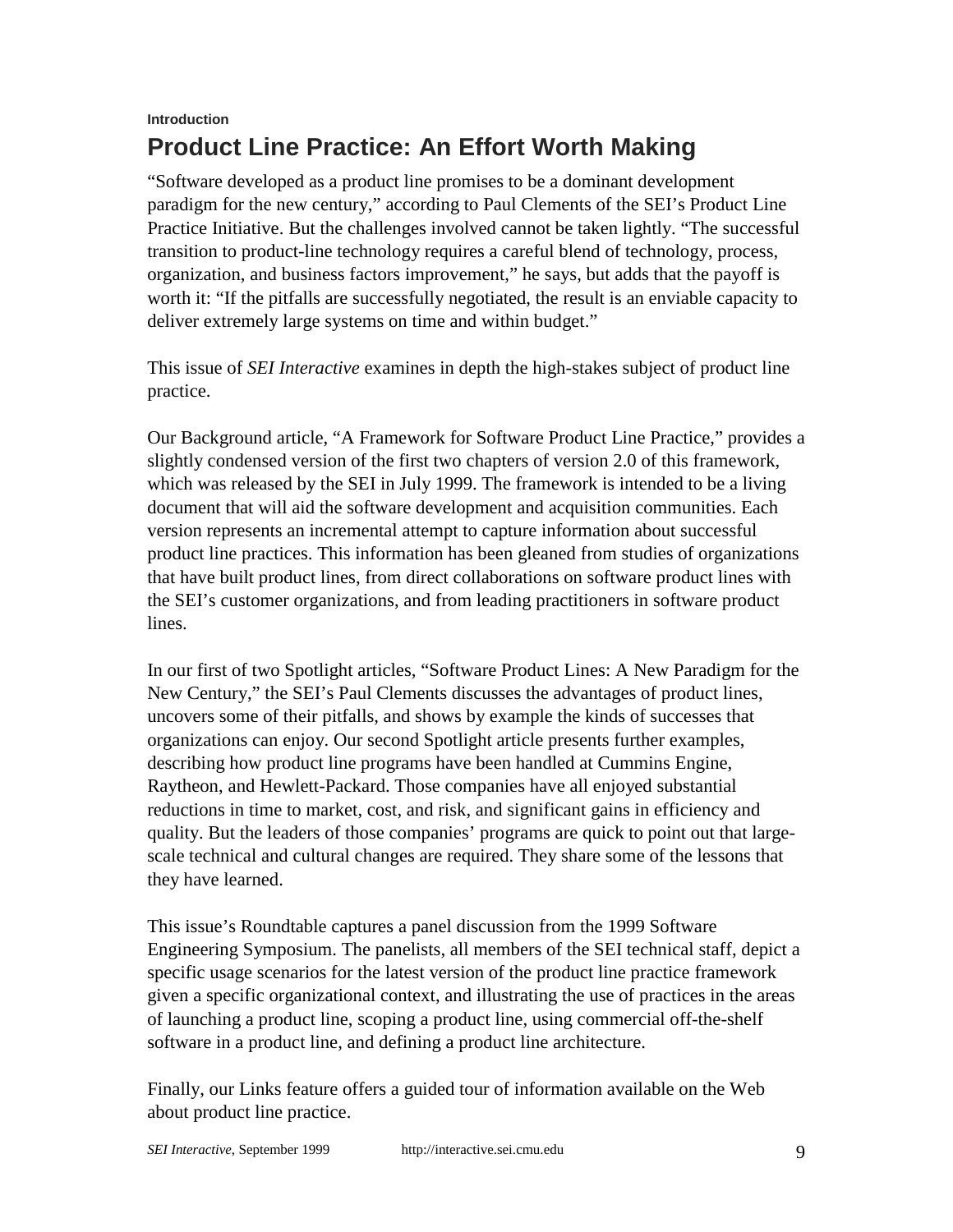**Introduction**

# Product Line Practice: An Effort Worth Making

"Software developed as a product line promises to be a dominant development paradigm for the new century," according to Paul Clements of the SEI's Product Line Practice Initiative. But the challenges involved cannot be taken lightly. "The successful transition to product-line technology requires a careful blend of technology, process, organization, and business factors improvement," he says, but adds that the payoff is worth it: "If the pitfalls are successfully negotiated, the result is an enviable capacity to deliver extremely large systems on time and within budget."

This issue of *SEI Interactive* examines in depth the high-stakes subject of product line practice.

Our Background article, "A Framework for Software Product Line Practice," provides a slightly condensed version of the first two chapters of version 2.0 of this framework, which was released by the SEI in July 1999. The framework is intended to be a living document that will aid the software development and acquisition communities. Each version represents an incremental attempt to capture information about successful product line practices. This information has been gleaned from studies of organizations that have built product lines, from direct collaborations on software product lines with the SEI's customer organizations, and from leading practitioners in software product lines.

In our first of two Spotlight articles, "Software Product Lines: A New Paradigm for the New Century," the SEI's Paul Clements discusses the advantages of product lines, uncovers some of their pitfalls, and shows by example the kinds of successes that organizations can enjoy. Our second Spotlight article presents further examples, describing how product line programs have been handled at Cummins Engine, Raytheon, and Hewlett-Packard. Those companies have all enjoyed substantial reductions in time to market, cost, and risk, and significant gains in efficiency and quality. But the leaders of those companies' programs are quick to point out that large-scale technical and cultural changes are required. They share some of the lessons that they have learned.

This issue's Roundtable captures a panel discussion from the 1999 Software Engineering Symposium. The panelists, all members of the SEI technical staff, depict a specific usage scenarios for the latest version of the product line practice framework given a specific organizational context, and illustrating the use of practices in the areas of launching a product line, scoping a product line, using commercial off-the-shelf software in a product line, and defining a product line architecture.

Finally, our Links feature offers a guided tour of information available on the Web about product line practice.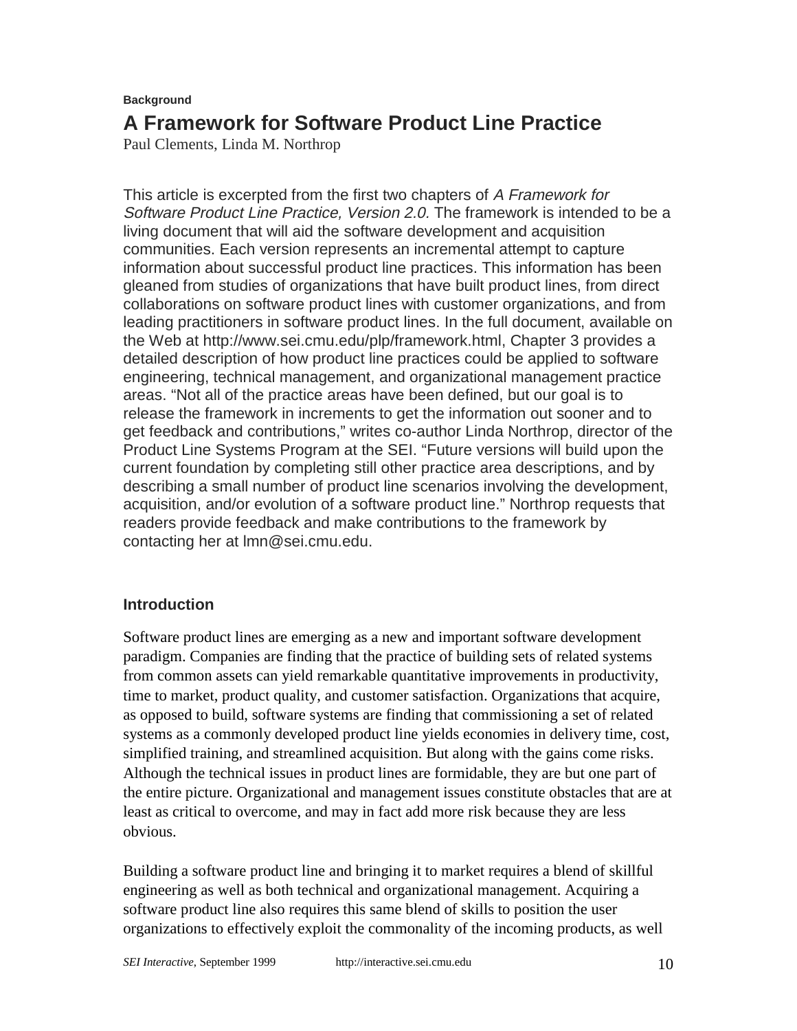**Background**

# A Framework for Software Product Line Practice

Paul Clements, Linda M. Northrop

This article is excerpted from the first two chapters of *A Framework for Software Product Line Practice, Version 2.0.* The framework is intended to be a living document that will aid the software development and acquisition communities. Each version represents an incremental attempt to capture information about successful product line practices. This information has been gleaned from studies of organizations that have built product lines, from direct collaborations on software product lines with customer organizations, and from leading practitioners in software product lines. In the full document, available on the Web at http://www.sei.cmu.edu/plp/framework.html, Chapter 3 provides a detailed description of how product line practices could be applied to software engineering, technical management, and organizational management practice areas. "Not all of the practice areas have been defined, but our goal is to release the framework in increments to get the information out sooner and to get feedback and contributions," writes co-author Linda Northrop, director of the Product Line Systems Program at the SEI. "Future versions will build upon the current foundation by completing still other practice area descriptions, and by describing a small number of product line scenarios involving the development, acquisition, and/or evolution of a software product line." Northrop requests that readers provide feedback and make contributions to the framework by contacting her at lmn@sei.cmu.edu.

## Introduction

Software product lines are emerging as a new and important software development paradigm. Companies are finding that the practice of building sets of related systems from common assets can yield remarkable quantitative improvements in productivity, time to market, product quality, and customer satisfaction. Organizations that acquire, as opposed to build, software systems are finding that commissioning a set of related systems as a commonly developed product line yields economies in delivery time, cost, simplified training, and streamlined acquisition. But along with the gains come risks. Although the technical issues in product lines are formidable, they are but one part of the entire picture. Organizational and management issues constitute obstacles that are at least as critical to overcome, and may in fact add more risk because they are less obvious.

Building a software product line and bringing it to market requires a blend of skillful engineering as well as both technical and organizational management. Acquiring a software product line also requires this same blend of skills to position the user organizations to effectively exploit the commonality of the incoming products, as well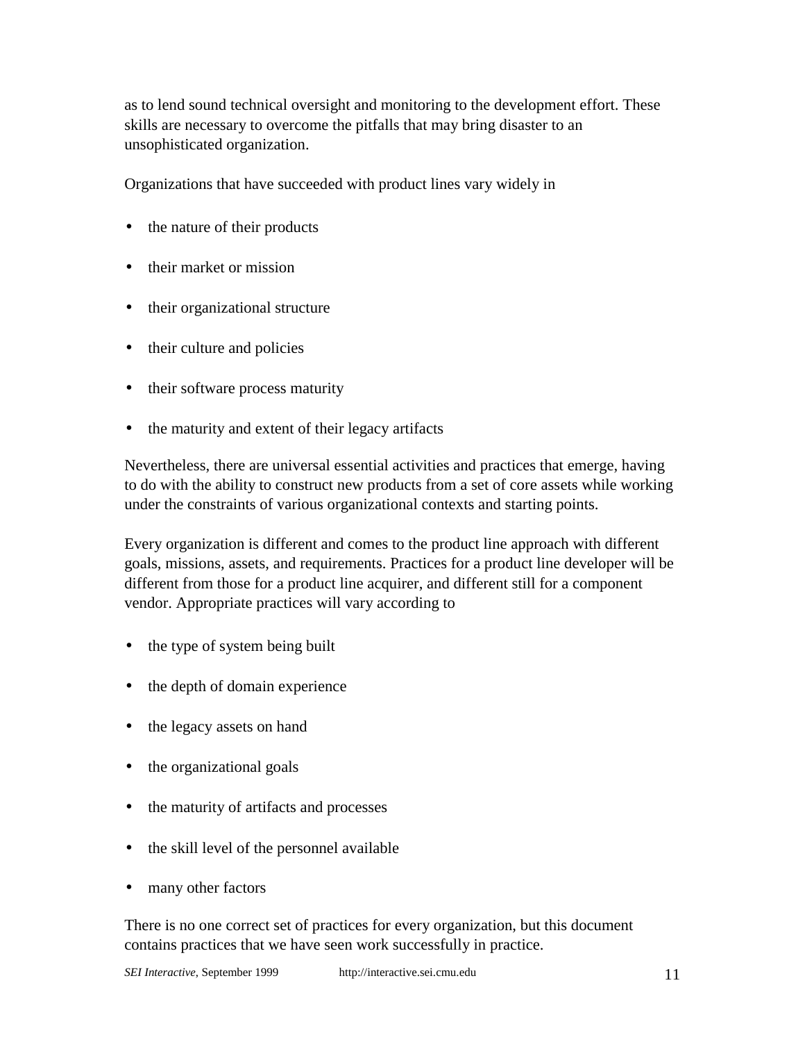as to lend sound technical oversight and monitoring to the development effort. These skills are necessary to overcome the pitfalls that may bring disaster to an unsophisticated organization.

Organizations that have succeeded with product lines vary widely in

- the nature of their products
- their market or mission
- their organizational structure
- their culture and policies
- their software process maturity
- the maturity and extent of their legacy artifacts

Nevertheless, there are universal essential activities and practices that emerge, having to do with the ability to construct new products from a set of core assets while working under the constraints of various organizational contexts and starting points.

Every organization is different and comes to the product line approach with different goals, missions, assets, and requirements. Practices for a product line developer will be different from those for a product line acquirer, and different still for a component vendor. Appropriate practices will vary according to

- the type of system being built
- the depth of domain experience
- the legacy assets on hand
- the organizational goals
- the maturity of artifacts and processes
- the skill level of the personnel available
- many other factors

There is no one correct set of practices for every organization, but this document contains practices that we have seen work successfully in practice.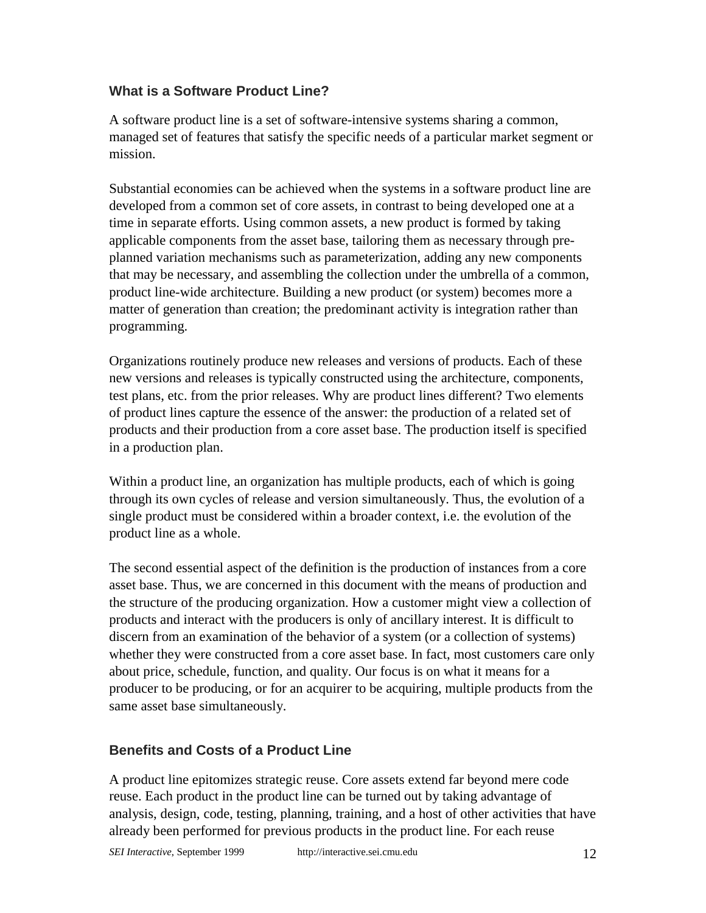## What is a Software Product Line?

A software product line is a set of software-intensive systems sharing a common, managed set of features that satisfy the specific needs of a particular market segment or mission.

Substantial economies can be achieved when the systems in a software product line are developed from a common set of core assets, in contrast to being developed one at a time in separate efforts. Using common assets, a new product is formed by taking applicable components from the asset base, tailoring them as necessary through pre-planned variation mechanisms such as parameterization, adding any new components that may be necessary, and assembling the collection under the umbrella of a common, product line-wide architecture. Building a new product (or system) becomes more a matter of generation than creation; the predominant activity is integration rather than programming.

Organizations routinely produce new releases and versions of products. Each of these new versions and releases is typically constructed using the architecture, components, test plans, etc. from the prior releases. Why are product lines different? Two elements of product lines capture the essence of the answer: the production of a related set of products and their production from a core asset base. The production itself is specified in a production plan.

Within a product line, an organization has multiple products, each of which is going through its own cycles of release and version simultaneously. Thus, the evolution of a single product must be considered within a broader context, i.e. the evolution of the product line as a whole.

The second essential aspect of the definition is the production of instances from a core asset base. Thus, we are concerned in this document with the means of production and the structure of the producing organization. How a customer might view a collection of products and interact with the producers is only of ancillary interest. It is difficult to discern from an examination of the behavior of a system (or a collection of systems) whether they were constructed from a core asset base. In fact, most customers care only about price, schedule, function, and quality. Our focus is on what it means for a producer to be producing, or for an acquirer to be acquiring, multiple products from the same asset base simultaneously.

## Benefits and Costs of a Product Line

A product line epitomizes strategic reuse. Core assets extend far beyond mere code reuse. Each product in the product line can be turned out by taking advantage of analysis, design, code, testing, planning, training, and a host of other activities that have already been performed for previous products in the product line. For each reuse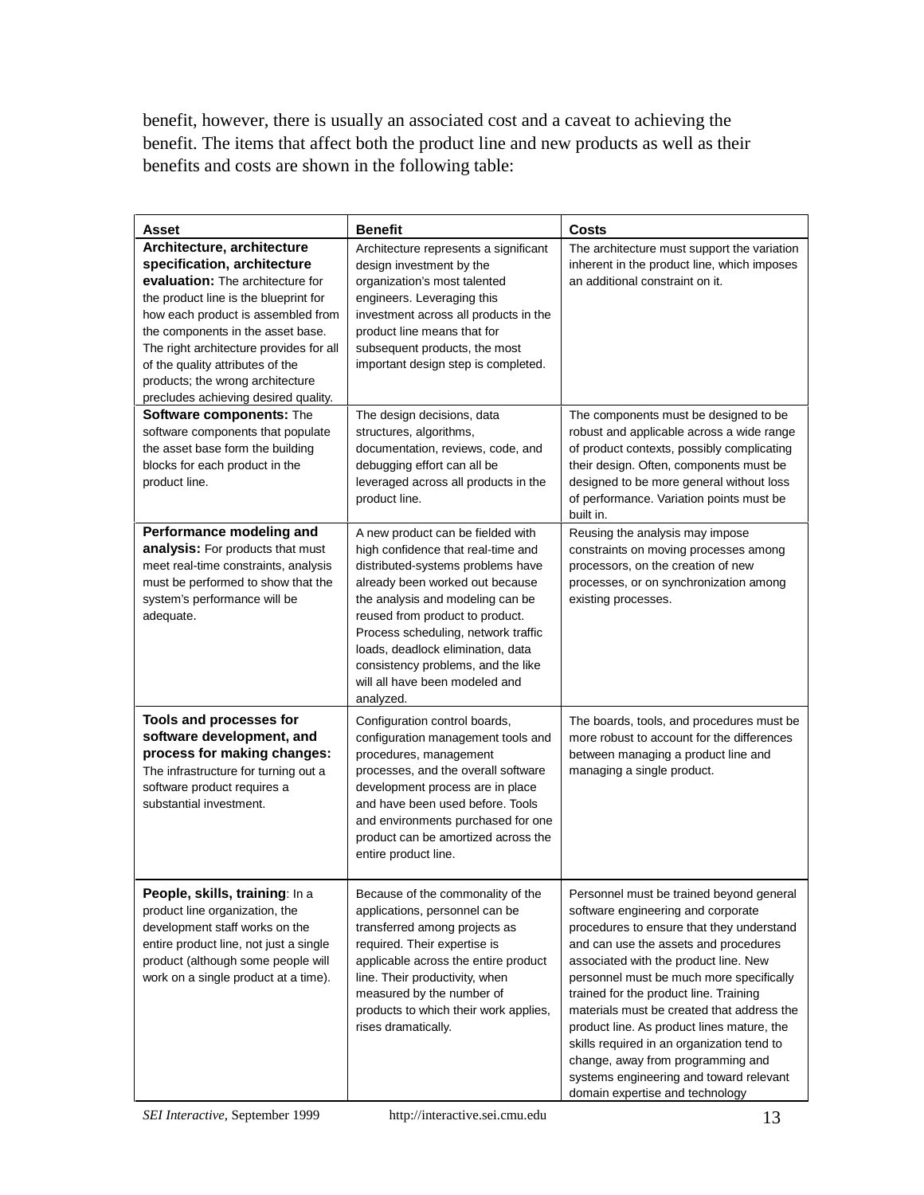benefit, however, there is usually an associated cost and a caveat to achieving the benefit. The items that affect both the product line and new products as well as their benefits and costs are shown in the following table:

| Asset | Benefit | Costs |
| --- | --- | --- |
| **Architecture, architecture specification, architecture evaluation:** The architecture for the product line is the blueprint for how each product is assembled from the components in the asset base. The right architecture provides for all of the quality attributes of the products; the wrong architecture precludes achieving desired quality. | Architecture represents a significant design investment by the organization's most talented engineers. Leveraging this investment across all products in the product line means that for subsequent products, the most important design step is completed. | The architecture must support the variation inherent in the product line, which imposes an additional constraint on it. |
| **Software components:** The software components that populate the asset base form the building blocks for each product in the product line. | The design decisions, data structures, algorithms, documentation, reviews, code, and debugging effort can all be leveraged across all products in the product line. | The components must be designed to be robust and applicable across a wide range of product contexts, possibly complicating their design. Often, components must be designed to be more general without loss of performance. Variation points must be built in. |
| **Performance modeling and analysis:** For products that must meet real-time constraints, analysis must be performed to show that the system's performance will be adequate. | A new product can be fielded with high confidence that real-time and distributed-systems problems have already been worked out because the analysis and modeling can be reused from product to product. Process scheduling, network traffic loads, deadlock elimination, data consistency problems, and the like will all have been modeled and analyzed. | Reusing the analysis may impose constraints on moving processes among processors, on the creation of new processes, or on synchronization among existing processes. |
| **Tools and processes for software development, and process for making changes:** The infrastructure for turning out a software product requires a substantial investment. | Configuration control boards, configuration management tools and procedures, management processes, and the overall software development process are in place and have been used before. Tools and environments purchased for one product can be amortized across the entire product line. | The boards, tools, and procedures must be more robust to account for the differences between managing a product line and managing a single product. |
| **People, skills, training**: In a product line organization, the development staff works on the entire product line, not just a single product (although some people will work on a single product at a time). | Because of the commonality of the applications, personnel can be transferred among projects as required. Their expertise is applicable across the entire product line. Their productivity, when measured by the number of products to which their work applies, rises dramatically. | Personnel must be trained beyond general software engineering and corporate procedures to ensure that they understand and can use the assets and procedures associated with the product line. New personnel must be much more specifically trained for the product line. Training materials must be created that address the product line. As product lines mature, the skills required in an organization tend to change, away from programming and systems engineering and toward relevant domain expertise and technology |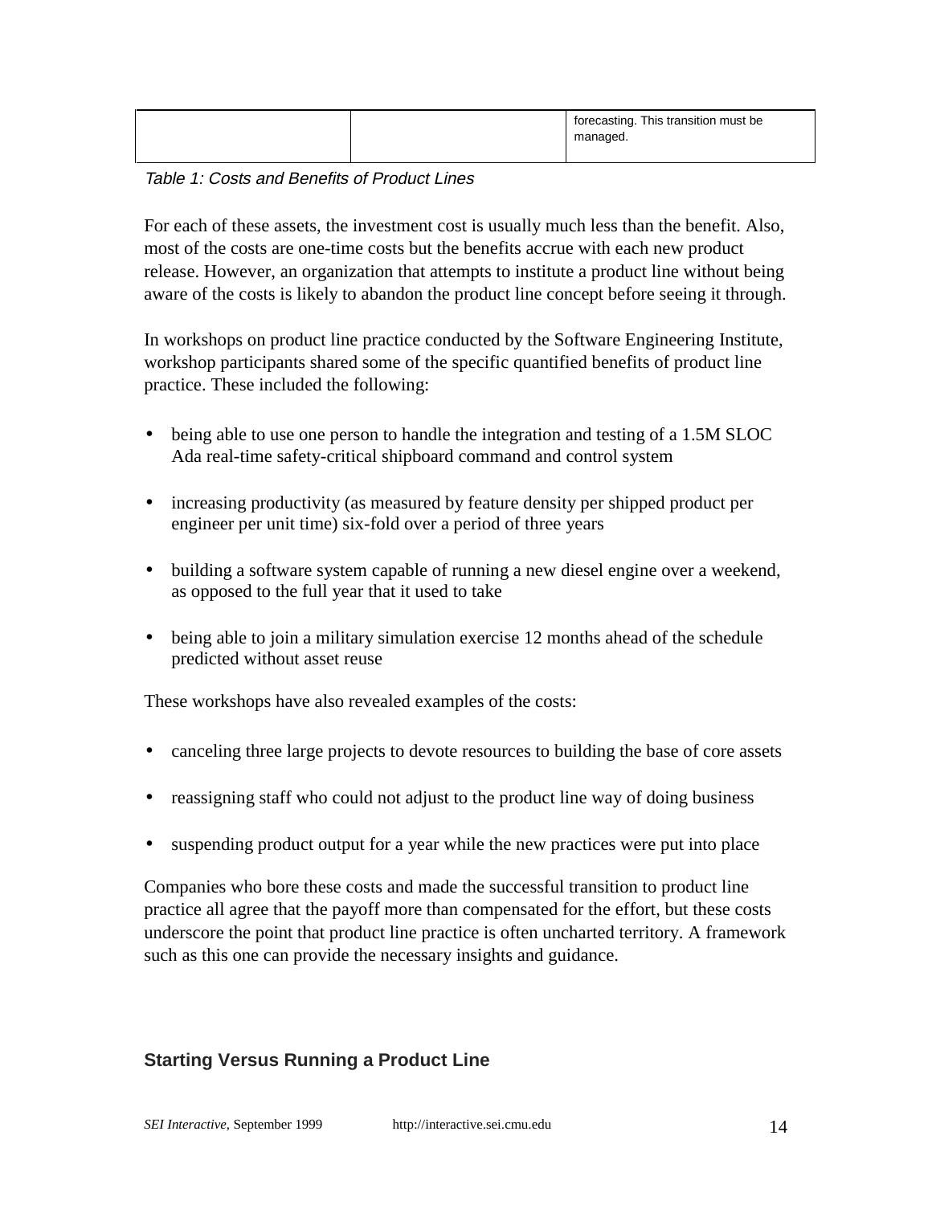| | | forecasting. This transition must be managed. |
|---|---|---|

*Table 1: Costs and Benefits of Product Lines*

For each of these assets, the investment cost is usually much less than the benefit. Also, most of the costs are one-time costs but the benefits accrue with each new product release. However, an organization that attempts to institute a product line without being aware of the costs is likely to abandon the product line concept before seeing it through.

In workshops on product line practice conducted by the Software Engineering Institute, workshop participants shared some of the specific quantified benefits of product line practice. These included the following:

- being able to use one person to handle the integration and testing of a 1.5M SLOC Ada real-time safety-critical shipboard command and control system
- increasing productivity (as measured by feature density per shipped product per engineer per unit time) six-fold over a period of three years
- building a software system capable of running a new diesel engine over a weekend, as opposed to the full year that it used to take
- being able to join a military simulation exercise 12 months ahead of the schedule predicted without asset reuse

These workshops have also revealed examples of the costs:

- canceling three large projects to devote resources to building the base of core assets
- reassigning staff who could not adjust to the product line way of doing business
- suspending product output for a year while the new practices were put into place

Companies who bore these costs and made the successful transition to product line practice all agree that the payoff more than compensated for the effort, but these costs underscore the point that product line practice is often uncharted territory. A framework such as this one can provide the necessary insights and guidance.

### Starting Versus Running a Product Line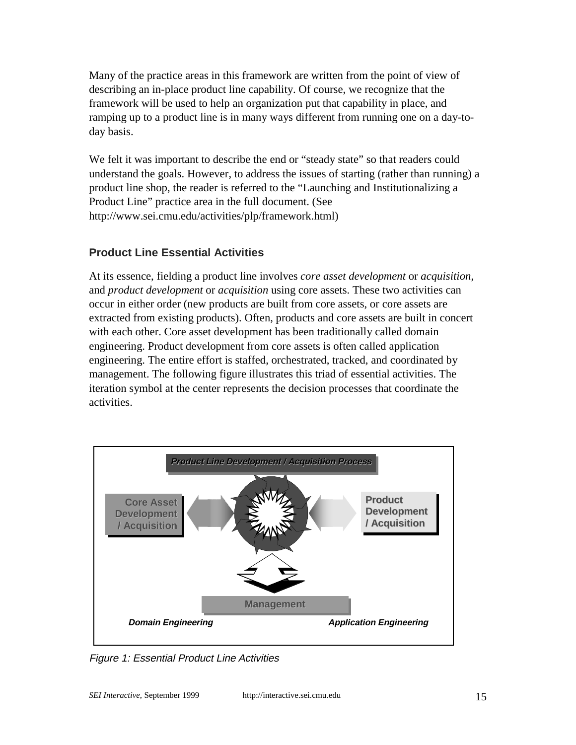Many of the practice areas in this framework are written from the point of view of describing an in-place product line capability. Of course, we recognize that the framework will be used to help an organization put that capability in place, and ramping up to a product line is in many ways different from running one on a day-to-day basis.

We felt it was important to describe the end or "steady state" so that readers could understand the goals. However, to address the issues of starting (rather than running) a product line shop, the reader is referred to the "Launching and Institutionalizing a Product Line" practice area in the full document. (See http://www.sei.cmu.edu/activities/plp/framework.html)

### Product Line Essential Activities

At its essence, fielding a product line involves *core asset development* or *acquisition*, and *product development* or *acquisition* using core assets. These two activities can occur in either order (new products are built from core assets, or core assets are extracted from existing products). Often, products and core assets are built in concert with each other. Core asset development has been traditionally called domain engineering. Product development from core assets is often called application engineering. The entire effort is staffed, orchestrated, tracked, and coordinated by management. The following figure illustrates this triad of essential activities. The iteration symbol at the center represents the decision processes that coordinate the activities.

*Product Line Development / Acquisition Process*

**Core Asset Development / Acquisition**

**Product Development / Acquisition**

**Management**

***Domain Engineering*** ***Application Engineering***

*Figure 1: Essential Product Line Activities*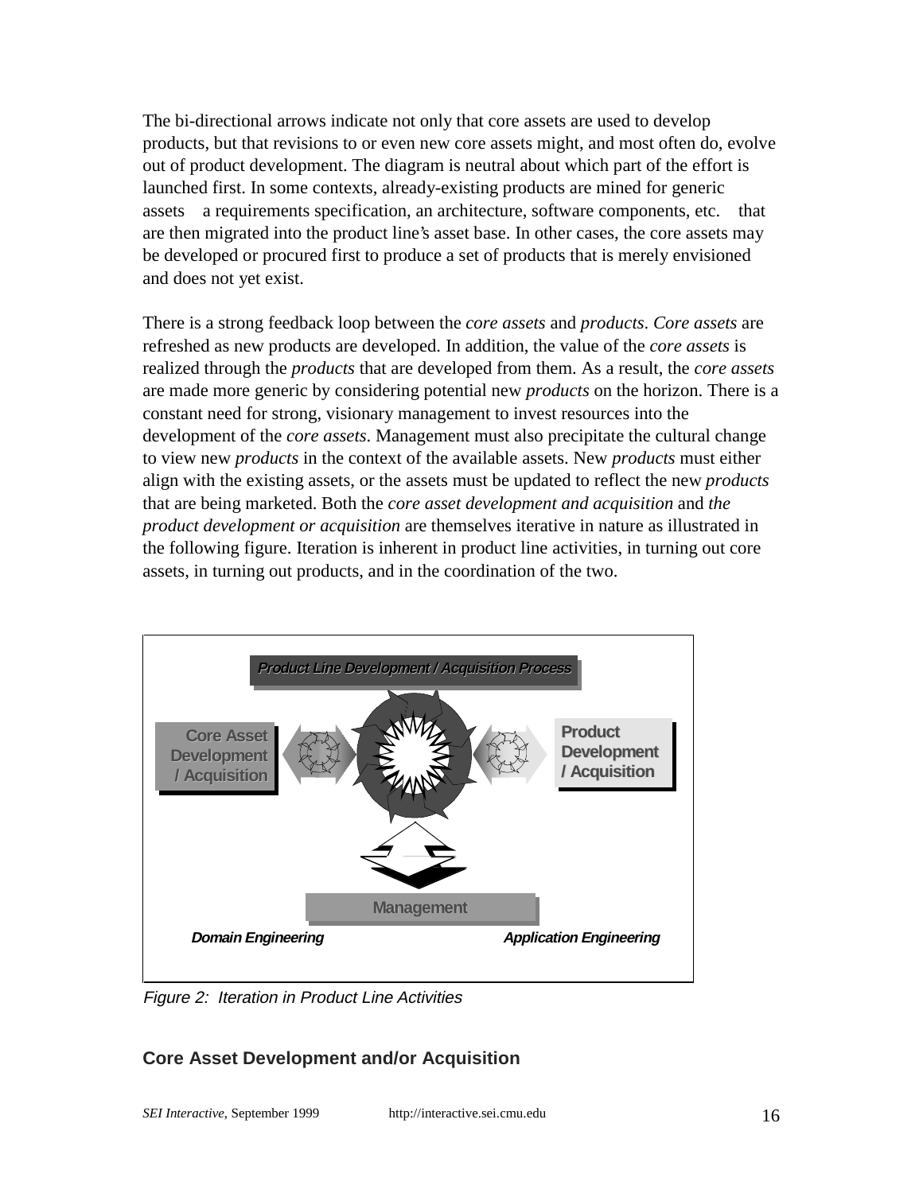The bi-directional arrows indicate not only that core assets are used to develop products, but that revisions to or even new core assets might, and most often do, evolve out of product development. The diagram is neutral about which part of the effort is launched first. In some contexts, already-existing products are mined for generic assets  a requirements specification, an architecture, software components, etc.  that are then migrated into the product line's asset base. In other cases, the core assets may be developed or procured first to produce a set of products that is merely envisioned and does not yet exist.

There is a strong feedback loop between the *core assets* and *products*. *Core assets* are refreshed as new products are developed. In addition, the value of the *core assets* is realized through the *products* that are developed from them. As a result, the *core assets* are made more generic by considering potential new *products* on the horizon. There is a constant need for strong, visionary management to invest resources into the development of the *core assets*. Management must also precipitate the cultural change to view new *products* in the context of the available assets. New *products* must either align with the existing assets, or the assets must be updated to reflect the new *products* that are being marketed. Both the *core asset development and acquisition* and *the product development or acquisition* are themselves iterative in nature as illustrated in the following figure. Iteration is inherent in product line activities, in turning out core assets, in turning out products, and in the coordination of the two.

Product Line Development / Acquisition Process

Core Asset Development / Acquisition

Product Development / Acquisition

Management

Domain Engineering

Application Engineering

*Figure 2: Iteration in Product Line Activities*

## Core Asset Development and/or Acquisition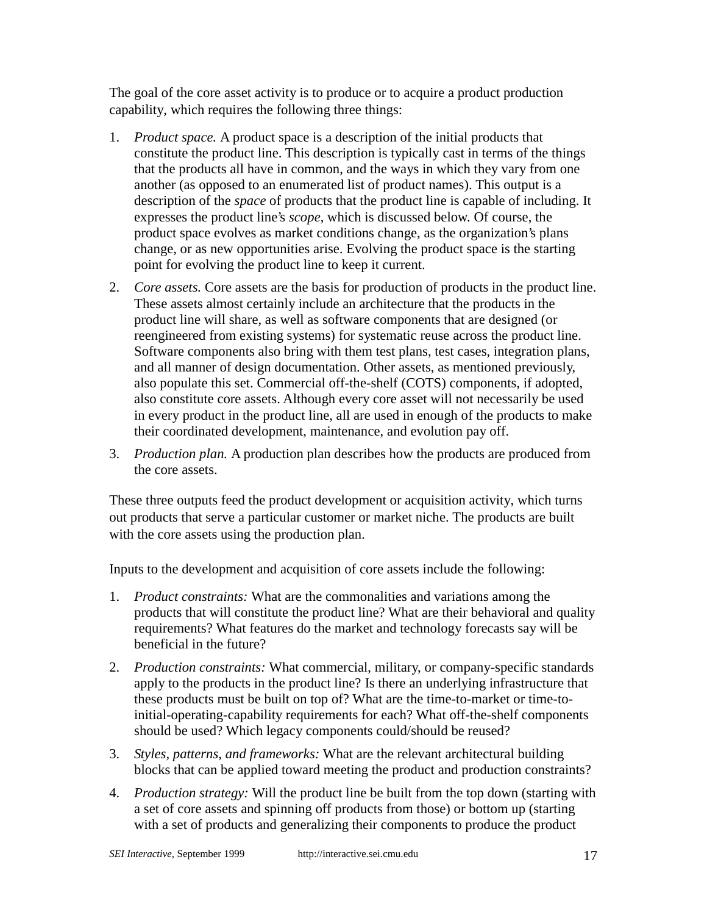The goal of the core asset activity is to produce or to acquire a product production capability, which requires the following three things:

1. *Product space.* A product space is a description of the initial products that constitute the product line. This description is typically cast in terms of the things that the products all have in common, and the ways in which they vary from one another (as opposed to an enumerated list of product names). This output is a description of the *space* of products that the product line is capable of including. It expresses the product line's *scope*, which is discussed below. Of course, the product space evolves as market conditions change, as the organization's plans change, or as new opportunities arise. Evolving the product space is the starting point for evolving the product line to keep it current.
2. *Core assets.* Core assets are the basis for production of products in the product line. These assets almost certainly include an architecture that the products in the product line will share, as well as software components that are designed (or reengineered from existing systems) for systematic reuse across the product line. Software components also bring with them test plans, test cases, integration plans, and all manner of design documentation. Other assets, as mentioned previously, also populate this set. Commercial off-the-shelf (COTS) components, if adopted, also constitute core assets. Although every core asset will not necessarily be used in every product in the product line, all are used in enough of the products to make their coordinated development, maintenance, and evolution pay off.
3. *Production plan.* A production plan describes how the products are produced from the core assets.

These three outputs feed the product development or acquisition activity, which turns out products that serve a particular customer or market niche. The products are built with the core assets using the production plan.

Inputs to the development and acquisition of core assets include the following:

1. *Product constraints:* What are the commonalities and variations among the products that will constitute the product line? What are their behavioral and quality requirements? What features do the market and technology forecasts say will be beneficial in the future?
2. *Production constraints:* What commercial, military, or company-specific standards apply to the products in the product line? Is there an underlying infrastructure that these products must be built on top of? What are the time-to-market or time-to-initial-operating-capability requirements for each? What off-the-shelf components should be used? Which legacy components could/should be reused?
3. *Styles, patterns, and frameworks:* What are the relevant architectural building blocks that can be applied toward meeting the product and production constraints?
4. *Production strategy:* Will the product line be built from the top down (starting with a set of core assets and spinning off products from those) or bottom up (starting with a set of products and generalizing their components to produce the product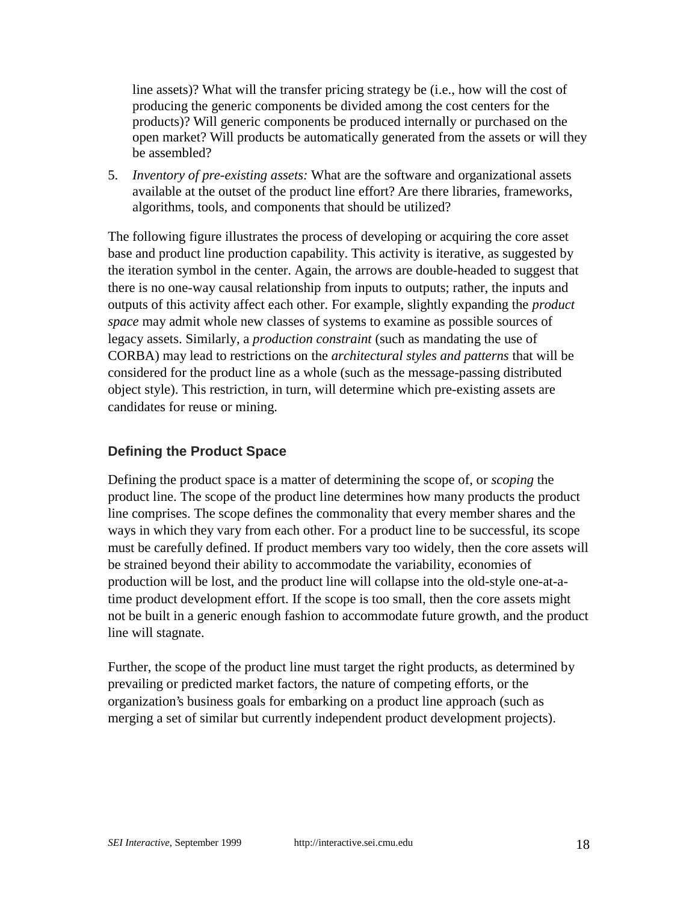line assets)? What will the transfer pricing strategy be (i.e., how will the cost of producing the generic components be divided among the cost centers for the products)? Will generic components be produced internally or purchased on the open market? Will products be automatically generated from the assets or will they be assembled?

5. *Inventory of pre-existing assets:* What are the software and organizational assets available at the outset of the product line effort? Are there libraries, frameworks, algorithms, tools, and components that should be utilized?

The following figure illustrates the process of developing or acquiring the core asset base and product line production capability. This activity is iterative, as suggested by the iteration symbol in the center. Again, the arrows are double-headed to suggest that there is no one-way causal relationship from inputs to outputs; rather, the inputs and outputs of this activity affect each other. For example, slightly expanding the *product space* may admit whole new classes of systems to examine as possible sources of legacy assets. Similarly, a *production constraint* (such as mandating the use of CORBA) may lead to restrictions on the *architectural styles and patterns* that will be considered for the product line as a whole (such as the message-passing distributed object style). This restriction, in turn, will determine which pre-existing assets are candidates for reuse or mining.

### Defining the Product Space

Defining the product space is a matter of determining the scope of, or *scoping* the product line. The scope of the product line determines how many products the product line comprises. The scope defines the commonality that every member shares and the ways in which they vary from each other. For a product line to be successful, its scope must be carefully defined. If product members vary too widely, then the core assets will be strained beyond their ability to accommodate the variability, economies of production will be lost, and the product line will collapse into the old-style one-at-a-time product development effort. If the scope is too small, then the core assets might not be built in a generic enough fashion to accommodate future growth, and the product line will stagnate.

Further, the scope of the product line must target the right products, as determined by prevailing or predicted market factors, the nature of competing efforts, or the organization's business goals for embarking on a product line approach (such as merging a set of similar but currently independent product development projects).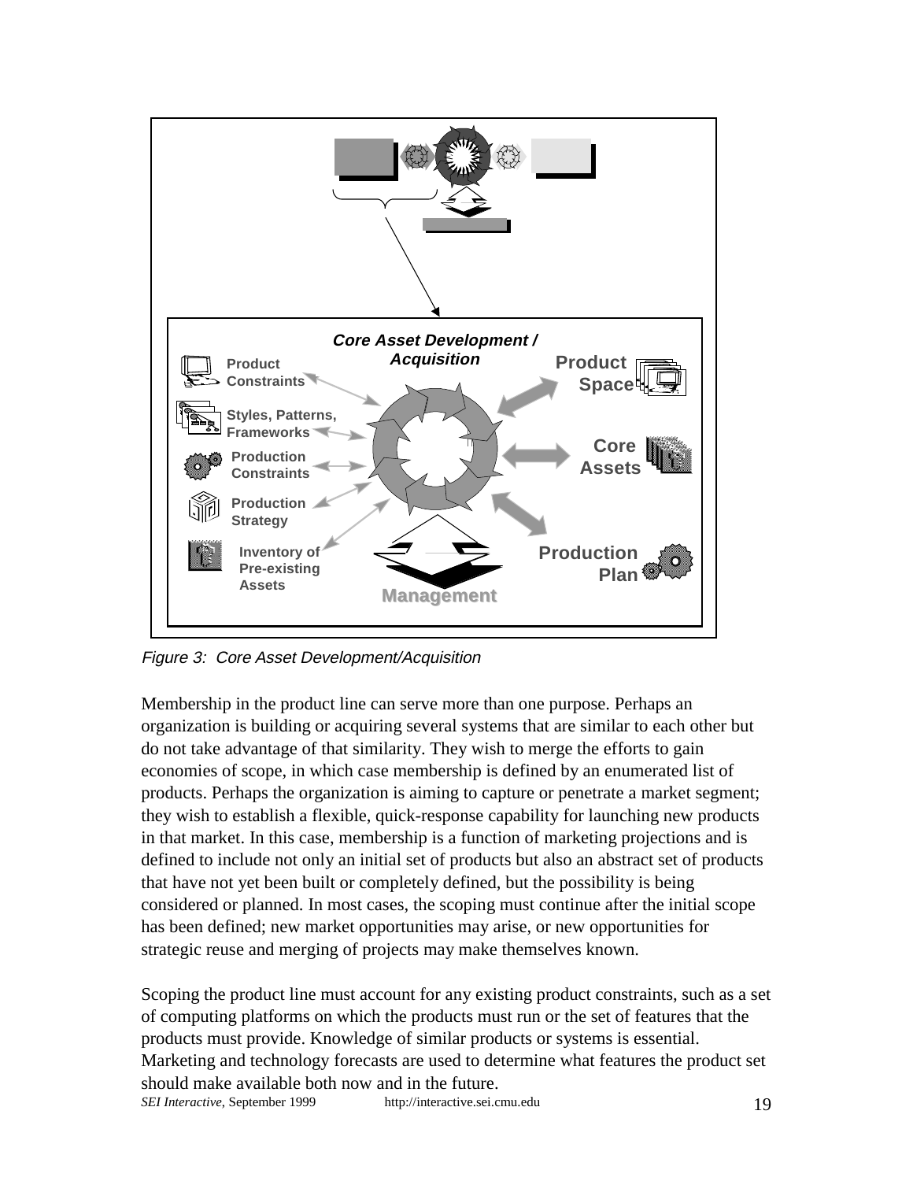Figure 3: Core Asset Development/Acquisition

Membership in the product line can serve more than one purpose. Perhaps an organization is building or acquiring several systems that are similar to each other but do not take advantage of that similarity. They wish to merge the efforts to gain economies of scope, in which case membership is defined by an enumerated list of products. Perhaps the organization is aiming to capture or penetrate a market segment; they wish to establish a flexible, quick-response capability for launching new products in that market. In this case, membership is a function of marketing projections and is defined to include not only an initial set of products but also an abstract set of products that have not yet been built or completely defined, but the possibility is being considered or planned. In most cases, the scoping must continue after the initial scope has been defined; new market opportunities may arise, or new opportunities for strategic reuse and merging of projects may make themselves known.

Scoping the product line must account for any existing product constraints, such as a set of computing platforms on which the products must run or the set of features that the products must provide. Knowledge of similar products or systems is essential. Marketing and technology forecasts are used to determine what features the product set should make available both now and in the future.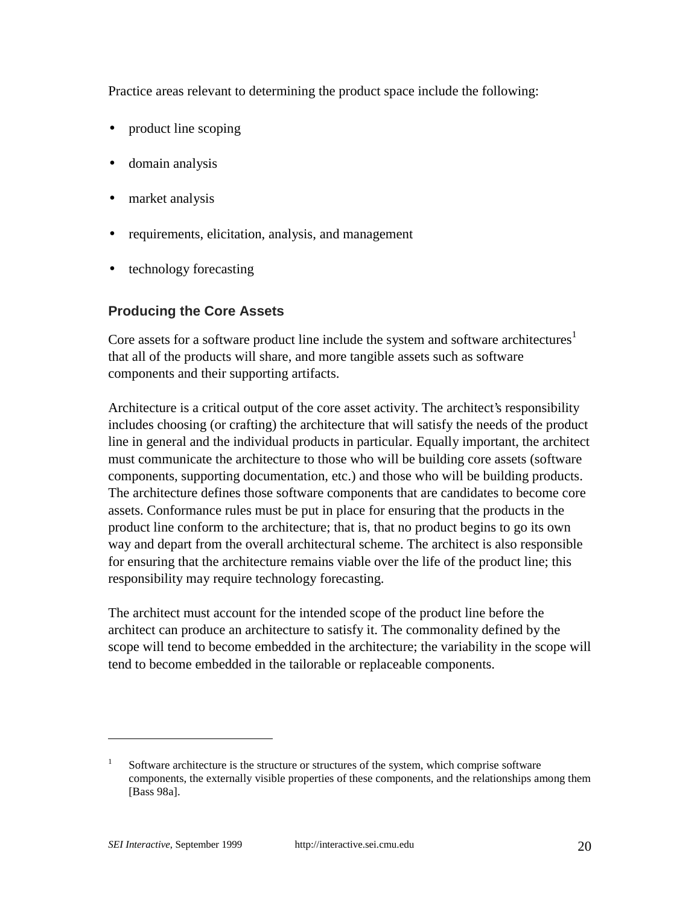Practice areas relevant to determining the product space include the following:

- product line scoping
- domain analysis
- market analysis
- requirements, elicitation, analysis, and management
- technology forecasting

### Producing the Core Assets

Core assets for a software product line include the system and software architectures[1] that all of the products will share, and more tangible assets such as software components and their supporting artifacts.

Architecture is a critical output of the core asset activity. The architect's responsibility includes choosing (or crafting) the architecture that will satisfy the needs of the product line in general and the individual products in particular. Equally important, the architect must communicate the architecture to those who will be building core assets (software components, supporting documentation, etc.) and those who will be building products. The architecture defines those software components that are candidates to become core assets. Conformance rules must be put in place for ensuring that the products in the product line conform to the architecture; that is, that no product begins to go its own way and depart from the overall architectural scheme. The architect is also responsible for ensuring that the architecture remains viable over the life of the product line; this responsibility may require technology forecasting.

The architect must account for the intended scope of the product line before the architect can produce an architecture to satisfy it. The commonality defined by the scope will tend to become embedded in the architecture; the variability in the scope will tend to become embedded in the tailorable or replaceable components.

---

[1] Software architecture is the structure or structures of the system, which comprise software components, the externally visible properties of these components, and the relationships among them [Bass 98a].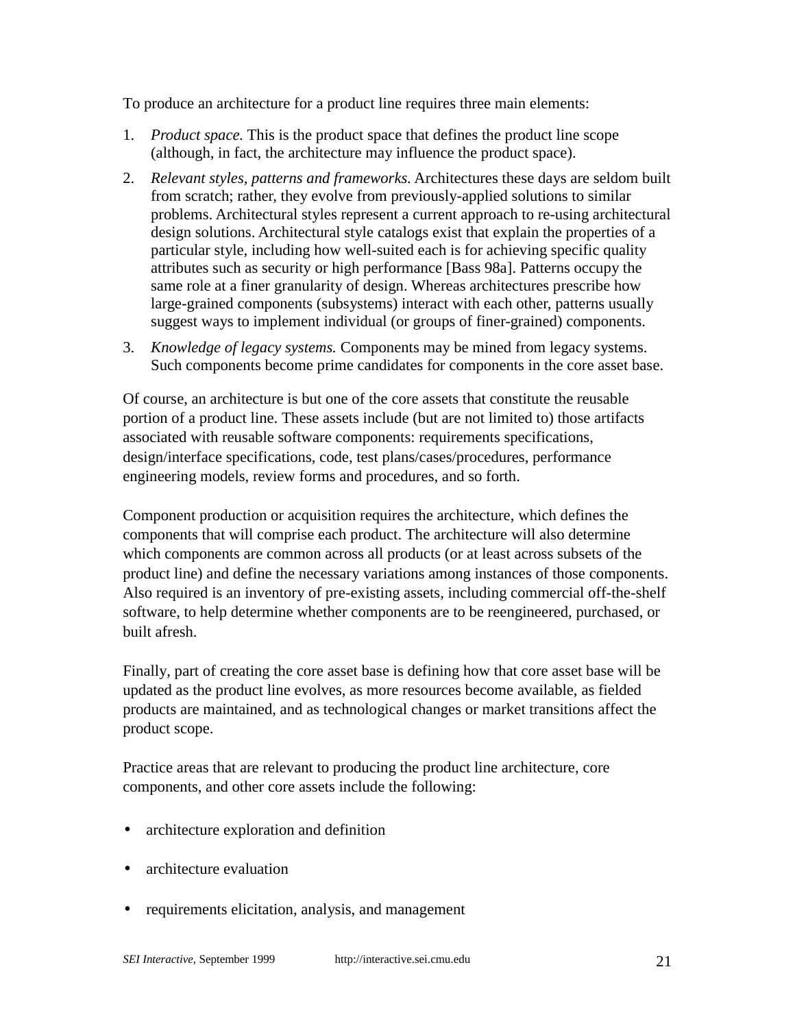To produce an architecture for a product line requires three main elements:

1. *Product space.* This is the product space that defines the product line scope (although, in fact, the architecture may influence the product space).
2. *Relevant styles, patterns and frameworks.* Architectures these days are seldom built from scratch; rather, they evolve from previously-applied solutions to similar problems. Architectural styles represent a current approach to re-using architectural design solutions. Architectural style catalogs exist that explain the properties of a particular style, including how well-suited each is for achieving specific quality attributes such as security or high performance [Bass 98a]. Patterns occupy the same role at a finer granularity of design. Whereas architectures prescribe how large-grained components (subsystems) interact with each other, patterns usually suggest ways to implement individual (or groups of finer-grained) components.
3. *Knowledge of legacy systems.* Components may be mined from legacy systems. Such components become prime candidates for components in the core asset base.

Of course, an architecture is but one of the core assets that constitute the reusable portion of a product line. These assets include (but are not limited to) those artifacts associated with reusable software components: requirements specifications, design/interface specifications, code, test plans/cases/procedures, performance engineering models, review forms and procedures, and so forth.

Component production or acquisition requires the architecture, which defines the components that will comprise each product. The architecture will also determine which components are common across all products (or at least across subsets of the product line) and define the necessary variations among instances of those components. Also required is an inventory of pre-existing assets, including commercial off-the-shelf software, to help determine whether components are to be reengineered, purchased, or built afresh.

Finally, part of creating the core asset base is defining how that core asset base will be updated as the product line evolves, as more resources become available, as fielded products are maintained, and as technological changes or market transitions affect the product scope.

Practice areas that are relevant to producing the product line architecture, core components, and other core assets include the following:

- architecture exploration and definition
- architecture evaluation
- requirements elicitation, analysis, and management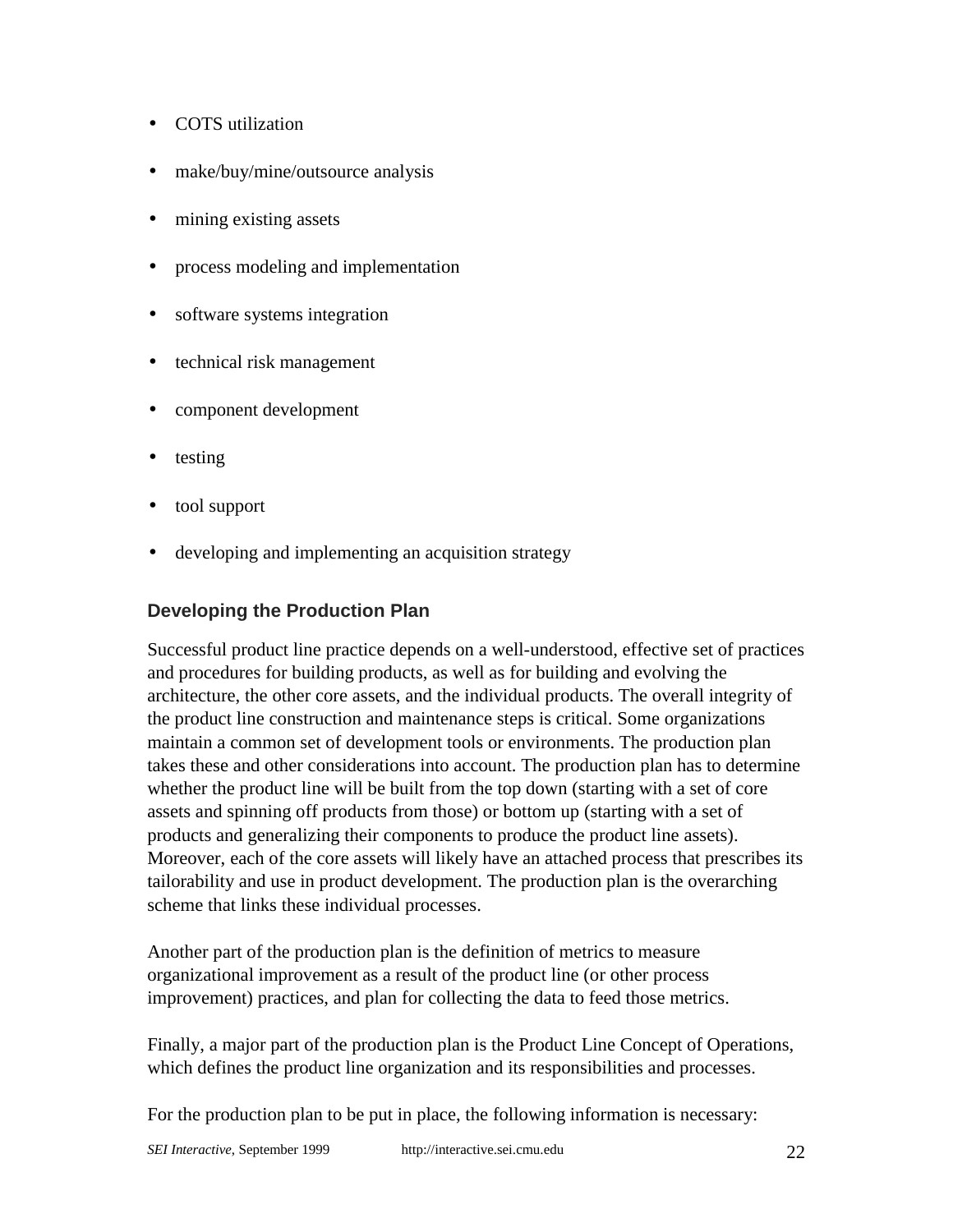- COTS utilization
- make/buy/mine/outsource analysis
- mining existing assets
- process modeling and implementation
- software systems integration
- technical risk management
- component development
- testing
- tool support
- developing and implementing an acquisition strategy

### Developing the Production Plan

Successful product line practice depends on a well-understood, effective set of practices and procedures for building products, as well as for building and evolving the architecture, the other core assets, and the individual products. The overall integrity of the product line construction and maintenance steps is critical. Some organizations maintain a common set of development tools or environments. The production plan takes these and other considerations into account. The production plan has to determine whether the product line will be built from the top down (starting with a set of core assets and spinning off products from those) or bottom up (starting with a set of products and generalizing their components to produce the product line assets). Moreover, each of the core assets will likely have an attached process that prescribes its tailorability and use in product development. The production plan is the overarching scheme that links these individual processes.

Another part of the production plan is the definition of metrics to measure organizational improvement as a result of the product line (or other process improvement) practices, and plan for collecting the data to feed those metrics.

Finally, a major part of the production plan is the Product Line Concept of Operations, which defines the product line organization and its responsibilities and processes.

For the production plan to be put in place, the following information is necessary: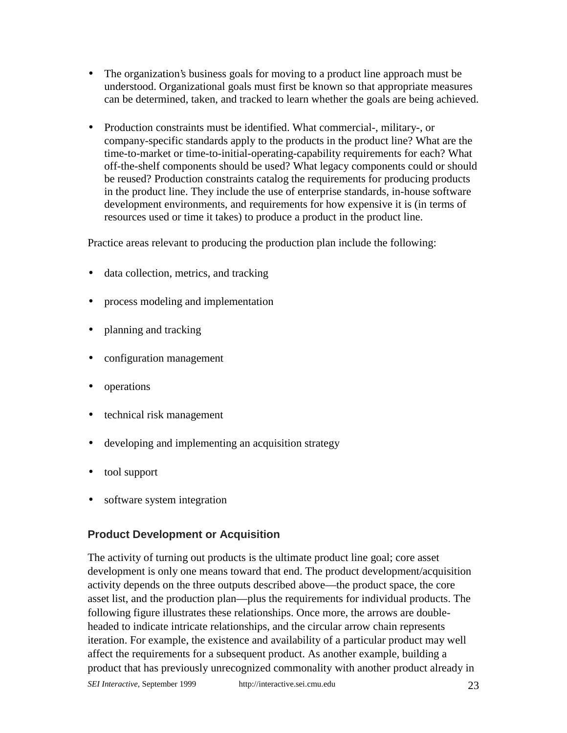- The organization's business goals for moving to a product line approach must be understood. Organizational goals must first be known so that appropriate measures can be determined, taken, and tracked to learn whether the goals are being achieved.

- Production constraints must be identified. What commercial-, military-, or company-specific standards apply to the products in the product line? What are the time-to-market or time-to-initial-operating-capability requirements for each? What off-the-shelf components should be used? What legacy components could or should be reused? Production constraints catalog the requirements for producing products in the product line. They include the use of enterprise standards, in-house software development environments, and requirements for how expensive it is (in terms of resources used or time it takes) to produce a product in the product line.

Practice areas relevant to producing the production plan include the following:

- data collection, metrics, and tracking
- process modeling and implementation
- planning and tracking
- configuration management
- operations
- technical risk management
- developing and implementing an acquisition strategy
- tool support
- software system integration

### Product Development or Acquisition

The activity of turning out products is the ultimate product line goal; core asset development is only one means toward that end. The product development/acquisition activity depends on the three outputs described above—the product space, the core asset list, and the production plan—plus the requirements for individual products. The following figure illustrates these relationships. Once more, the arrows are double-headed to indicate intricate relationships, and the circular arrow chain represents iteration. For example, the existence and availability of a particular product may well affect the requirements for a subsequent product. As another example, building a product that has previously unrecognized commonality with another product already in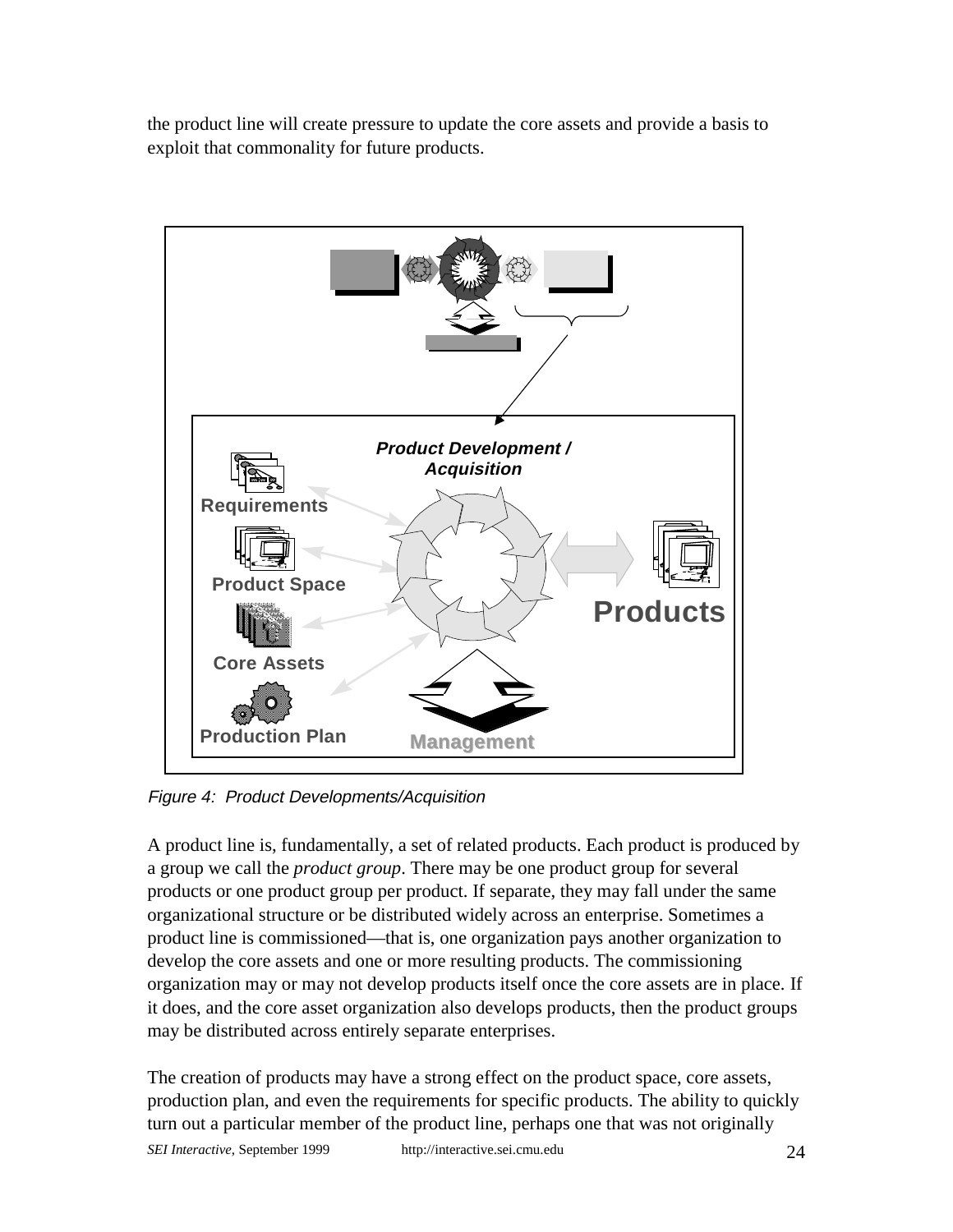the product line will create pressure to update the core assets and provide a basis to exploit that commonality for future products.

Product Development / Acquisition

Requirements

Product Space

Core Assets

Production Plan

Management

Products

*Figure 4: Product Developments/Acquisition*

A product line is, fundamentally, a set of related products. Each product is produced by a group we call the *product group*. There may be one product group for several products or one product group per product. If separate, they may fall under the same organizational structure or be distributed widely across an enterprise. Sometimes a product line is commissioned—that is, one organization pays another organization to develop the core assets and one or more resulting products. The commissioning organization may or may not develop products itself once the core assets are in place. If it does, and the core asset organization also develops products, then the product groups may be distributed across entirely separate enterprises.

The creation of products may have a strong effect on the product space, core assets, production plan, and even the requirements for specific products. The ability to quickly turn out a particular member of the product line, perhaps one that was not originally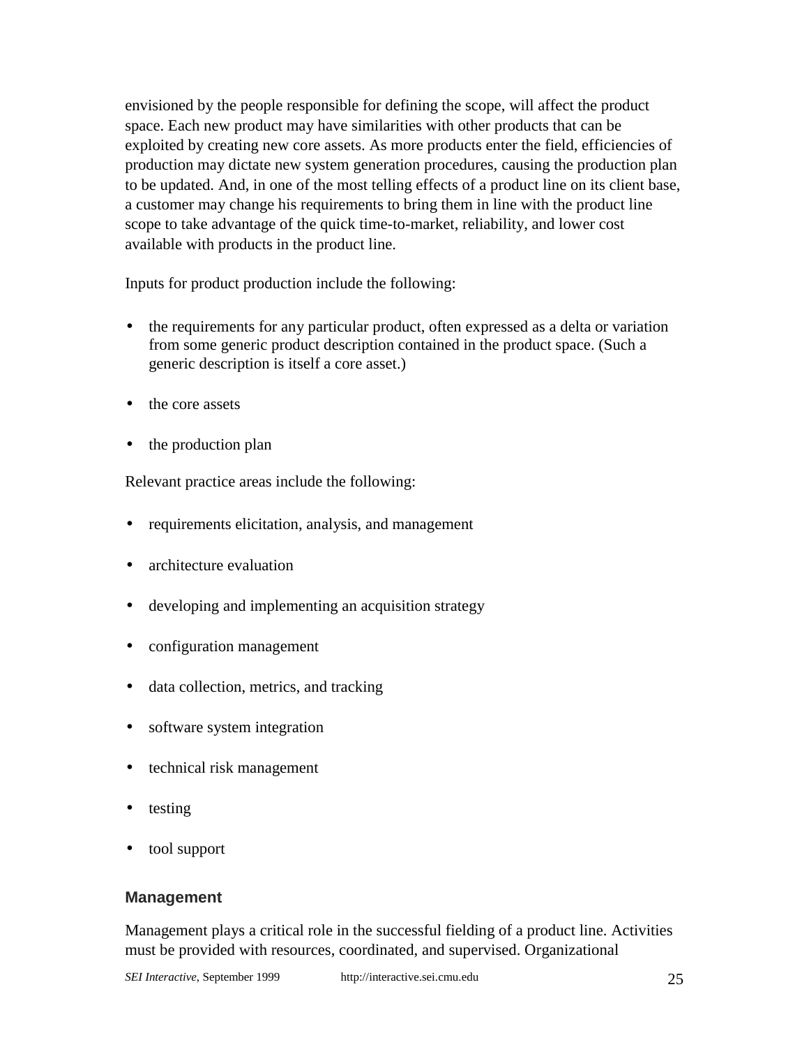envisioned by the people responsible for defining the scope, will affect the product space. Each new product may have similarities with other products that can be exploited by creating new core assets. As more products enter the field, efficiencies of production may dictate new system generation procedures, causing the production plan to be updated. And, in one of the most telling effects of a product line on its client base, a customer may change his requirements to bring them in line with the product line scope to take advantage of the quick time-to-market, reliability, and lower cost available with products in the product line.

Inputs for product production include the following:

- the requirements for any particular product, often expressed as a delta or variation from some generic product description contained in the product space. (Such a generic description is itself a core asset.)
- the core assets
- the production plan

Relevant practice areas include the following:

- requirements elicitation, analysis, and management
- architecture evaluation
- developing and implementing an acquisition strategy
- configuration management
- data collection, metrics, and tracking
- software system integration
- technical risk management
- testing
- tool support

### Management

Management plays a critical role in the successful fielding of a product line. Activities must be provided with resources, coordinated, and supervised. Organizational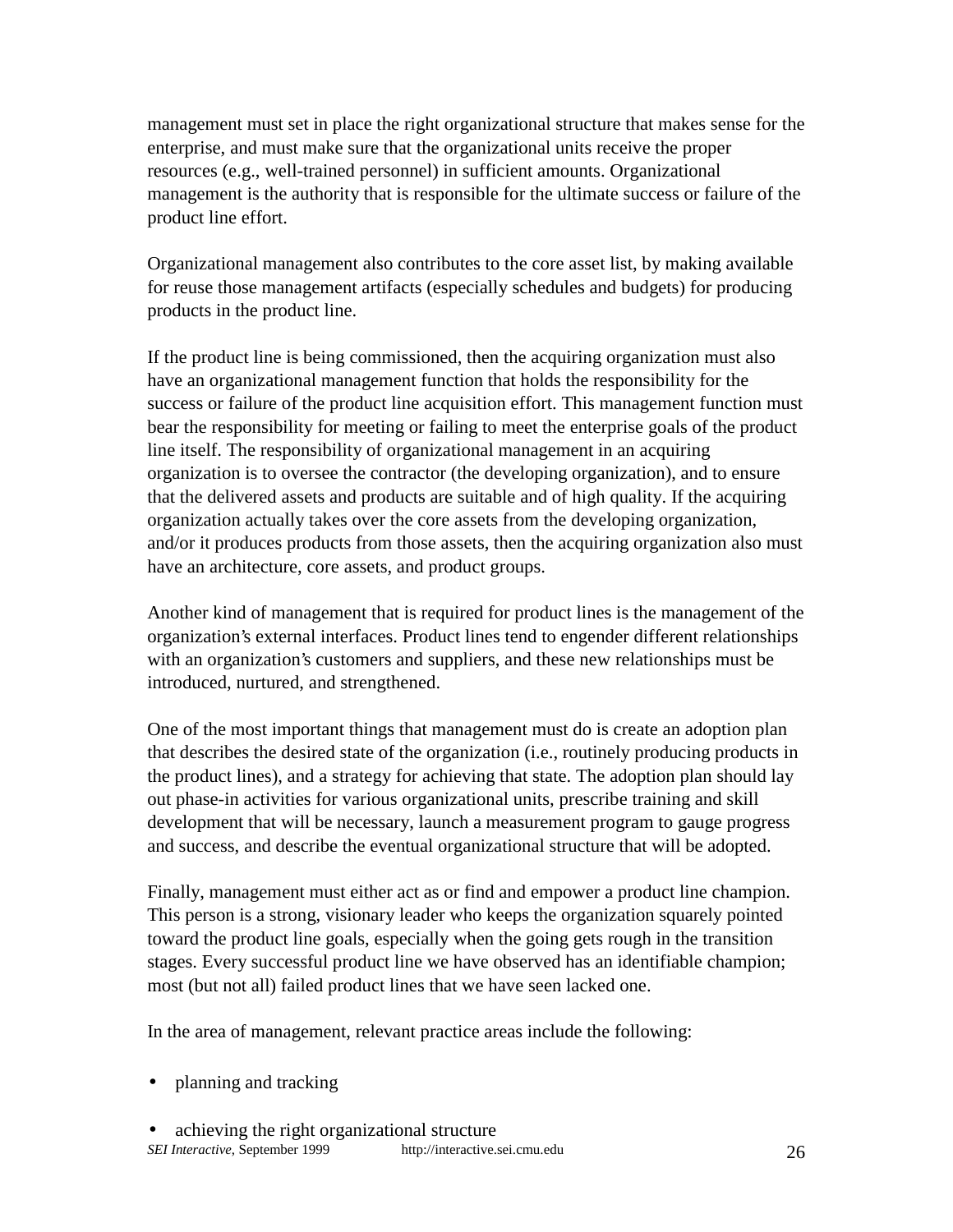management must set in place the right organizational structure that makes sense for the enterprise, and must make sure that the organizational units receive the proper resources (e.g., well-trained personnel) in sufficient amounts. Organizational management is the authority that is responsible for the ultimate success or failure of the product line effort.

Organizational management also contributes to the core asset list, by making available for reuse those management artifacts (especially schedules and budgets) for producing products in the product line.

If the product line is being commissioned, then the acquiring organization must also have an organizational management function that holds the responsibility for the success or failure of the product line acquisition effort. This management function must bear the responsibility for meeting or failing to meet the enterprise goals of the product line itself. The responsibility of organizational management in an acquiring organization is to oversee the contractor (the developing organization), and to ensure that the delivered assets and products are suitable and of high quality. If the acquiring organization actually takes over the core assets from the developing organization, and/or it produces products from those assets, then the acquiring organization also must have an architecture, core assets, and product groups.

Another kind of management that is required for product lines is the management of the organization's external interfaces. Product lines tend to engender different relationships with an organization's customers and suppliers, and these new relationships must be introduced, nurtured, and strengthened.

One of the most important things that management must do is create an adoption plan that describes the desired state of the organization (i.e., routinely producing products in the product lines), and a strategy for achieving that state. The adoption plan should lay out phase-in activities for various organizational units, prescribe training and skill development that will be necessary, launch a measurement program to gauge progress and success, and describe the eventual organizational structure that will be adopted.

Finally, management must either act as or find and empower a product line champion. This person is a strong, visionary leader who keeps the organization squarely pointed toward the product line goals, especially when the going gets rough in the transition stages. Every successful product line we have observed has an identifiable champion; most (but not all) failed product lines that we have seen lacked one.

In the area of management, relevant practice areas include the following:

- planning and tracking
- achieving the right organizational structure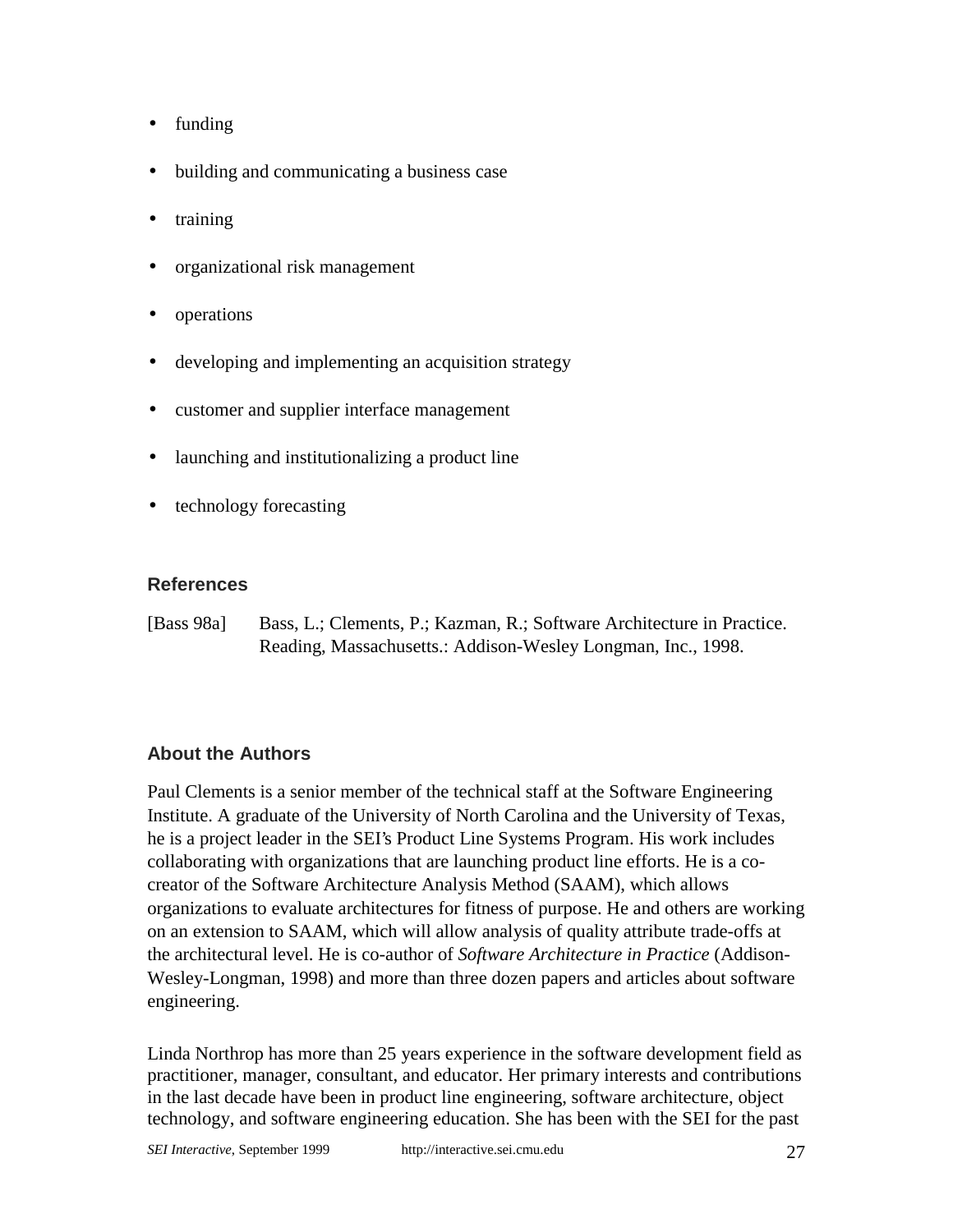- funding
- building and communicating a business case
- training
- organizational risk management
- operations
- developing and implementing an acquisition strategy
- customer and supplier interface management
- launching and institutionalizing a product line
- technology forecasting

## References

[Bass 98a] Bass, L.; Clements, P.; Kazman, R.; Software Architecture in Practice. Reading, Massachusetts.: Addison-Wesley Longman, Inc., 1998.

## About the Authors

Paul Clements is a senior member of the technical staff at the Software Engineering Institute. A graduate of the University of North Carolina and the University of Texas, he is a project leader in the SEI's Product Line Systems Program. His work includes collaborating with organizations that are launching product line efforts. He is a co-creator of the Software Architecture Analysis Method (SAAM), which allows organizations to evaluate architectures for fitness of purpose. He and others are working on an extension to SAAM, which will allow analysis of quality attribute trade-offs at the architectural level. He is co-author of *Software Architecture in Practice* (Addison-Wesley-Longman, 1998) and more than three dozen papers and articles about software engineering.

Linda Northrop has more than 25 years experience in the software development field as practitioner, manager, consultant, and educator. Her primary interests and contributions in the last decade have been in product line engineering, software architecture, object technology, and software engineering education. She has been with the SEI for the past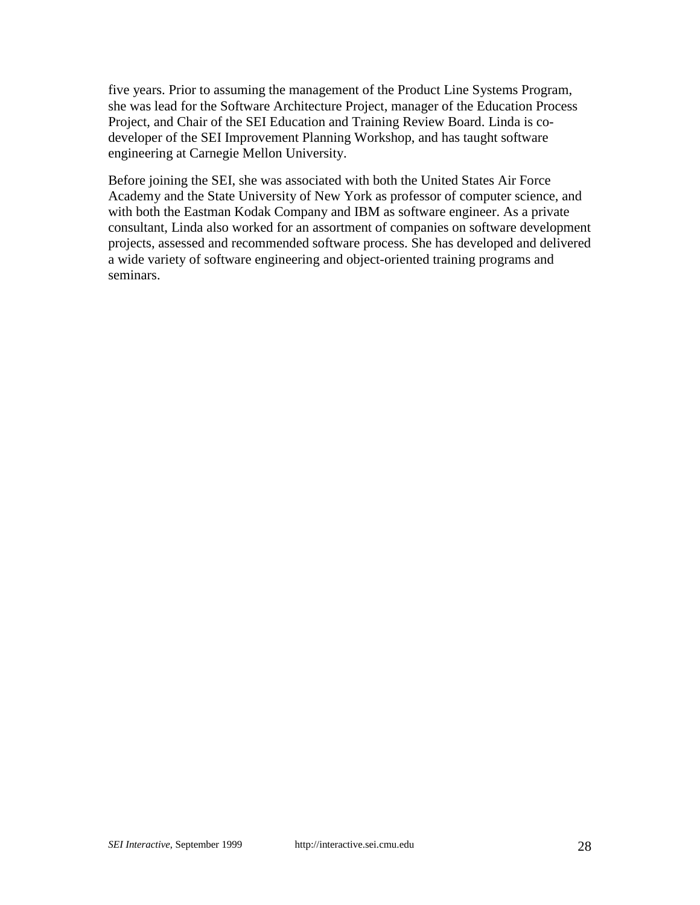five years. Prior to assuming the management of the Product Line Systems Program, she was lead for the Software Architecture Project, manager of the Education Process Project, and Chair of the SEI Education and Training Review Board. Linda is co-developer of the SEI Improvement Planning Workshop, and has taught software engineering at Carnegie Mellon University.

Before joining the SEI, she was associated with both the United States Air Force Academy and the State University of New York as professor of computer science, and with both the Eastman Kodak Company and IBM as software engineer. As a private consultant, Linda also worked for an assortment of companies on software development projects, assessed and recommended software process. She has developed and delivered a wide variety of software engineering and object-oriented training programs and seminars.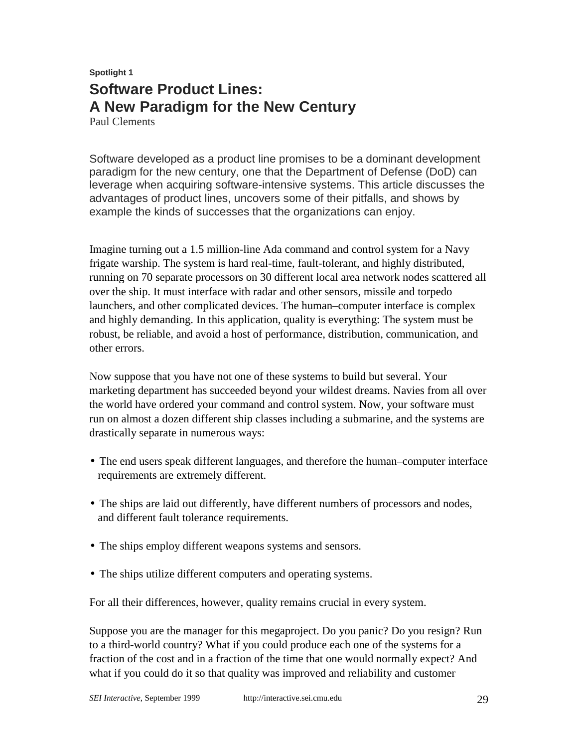**Spotlight 1**

# Software Product Lines: A New Paradigm for the New Century

Paul Clements

Software developed as a product line promises to be a dominant development paradigm for the new century, one that the Department of Defense (DoD) can leverage when acquiring software-intensive systems. This article discusses the advantages of product lines, uncovers some of their pitfalls, and shows by example the kinds of successes that the organizations can enjoy.

Imagine turning out a 1.5 million-line Ada command and control system for a Navy frigate warship. The system is hard real-time, fault-tolerant, and highly distributed, running on 70 separate processors on 30 different local area network nodes scattered all over the ship. It must interface with radar and other sensors, missile and torpedo launchers, and other complicated devices. The human–computer interface is complex and highly demanding. In this application, quality is everything: The system must be robust, be reliable, and avoid a host of performance, distribution, communication, and other errors.

Now suppose that you have not one of these systems to build but several. Your marketing department has succeeded beyond your wildest dreams. Navies from all over the world have ordered your command and control system. Now, your software must run on almost a dozen different ship classes including a submarine, and the systems are drastically separate in numerous ways:

- The end users speak different languages, and therefore the human–computer interface requirements are extremely different.
- The ships are laid out differently, have different numbers of processors and nodes, and different fault tolerance requirements.
- The ships employ different weapons systems and sensors.
- The ships utilize different computers and operating systems.

For all their differences, however, quality remains crucial in every system.

Suppose you are the manager for this megaproject. Do you panic? Do you resign? Run to a third-world country? What if you could produce each one of the systems for a fraction of the cost and in a fraction of the time that one would normally expect? And what if you could do it so that quality was improved and reliability and customer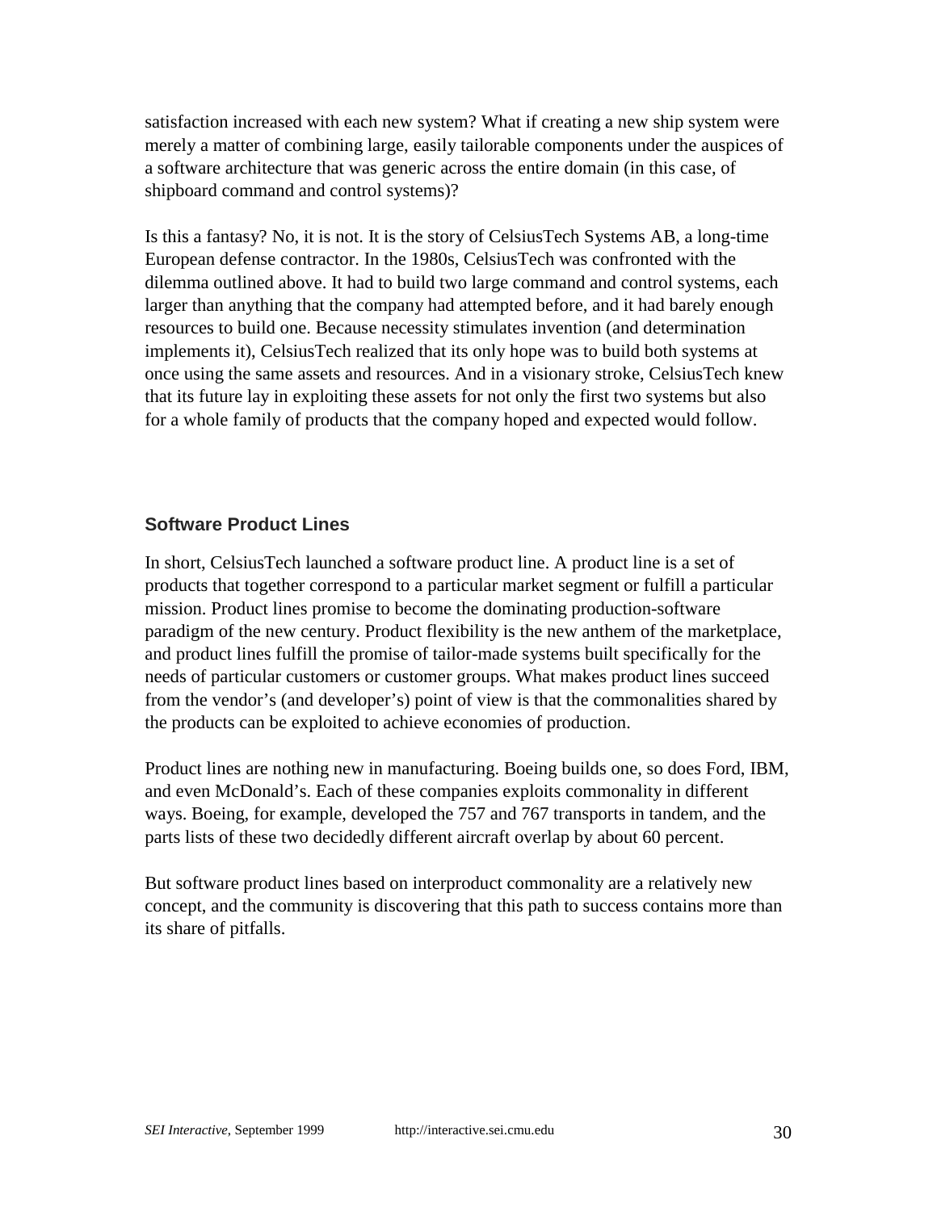satisfaction increased with each new system? What if creating a new ship system were merely a matter of combining large, easily tailorable components under the auspices of a software architecture that was generic across the entire domain (in this case, of shipboard command and control systems)?

Is this a fantasy? No, it is not. It is the story of CelsiusTech Systems AB, a long-time European defense contractor. In the 1980s, CelsiusTech was confronted with the dilemma outlined above. It had to build two large command and control systems, each larger than anything that the company had attempted before, and it had barely enough resources to build one. Because necessity stimulates invention (and determination implements it), CelsiusTech realized that its only hope was to build both systems at once using the same assets and resources. And in a visionary stroke, CelsiusTech knew that its future lay in exploiting these assets for not only the first two systems but also for a whole family of products that the company hoped and expected would follow.

## Software Product Lines

In short, CelsiusTech launched a software product line. A product line is a set of products that together correspond to a particular market segment or fulfill a particular mission. Product lines promise to become the dominating production-software paradigm of the new century. Product flexibility is the new anthem of the marketplace, and product lines fulfill the promise of tailor-made systems built specifically for the needs of particular customers or customer groups. What makes product lines succeed from the vendor's (and developer's) point of view is that the commonalities shared by the products can be exploited to achieve economies of production.

Product lines are nothing new in manufacturing. Boeing builds one, so does Ford, IBM, and even McDonald's. Each of these companies exploits commonality in different ways. Boeing, for example, developed the 757 and 767 transports in tandem, and the parts lists of these two decidedly different aircraft overlap by about 60 percent.

But software product lines based on interproduct commonality are a relatively new concept, and the community is discovering that this path to success contains more than its share of pitfalls.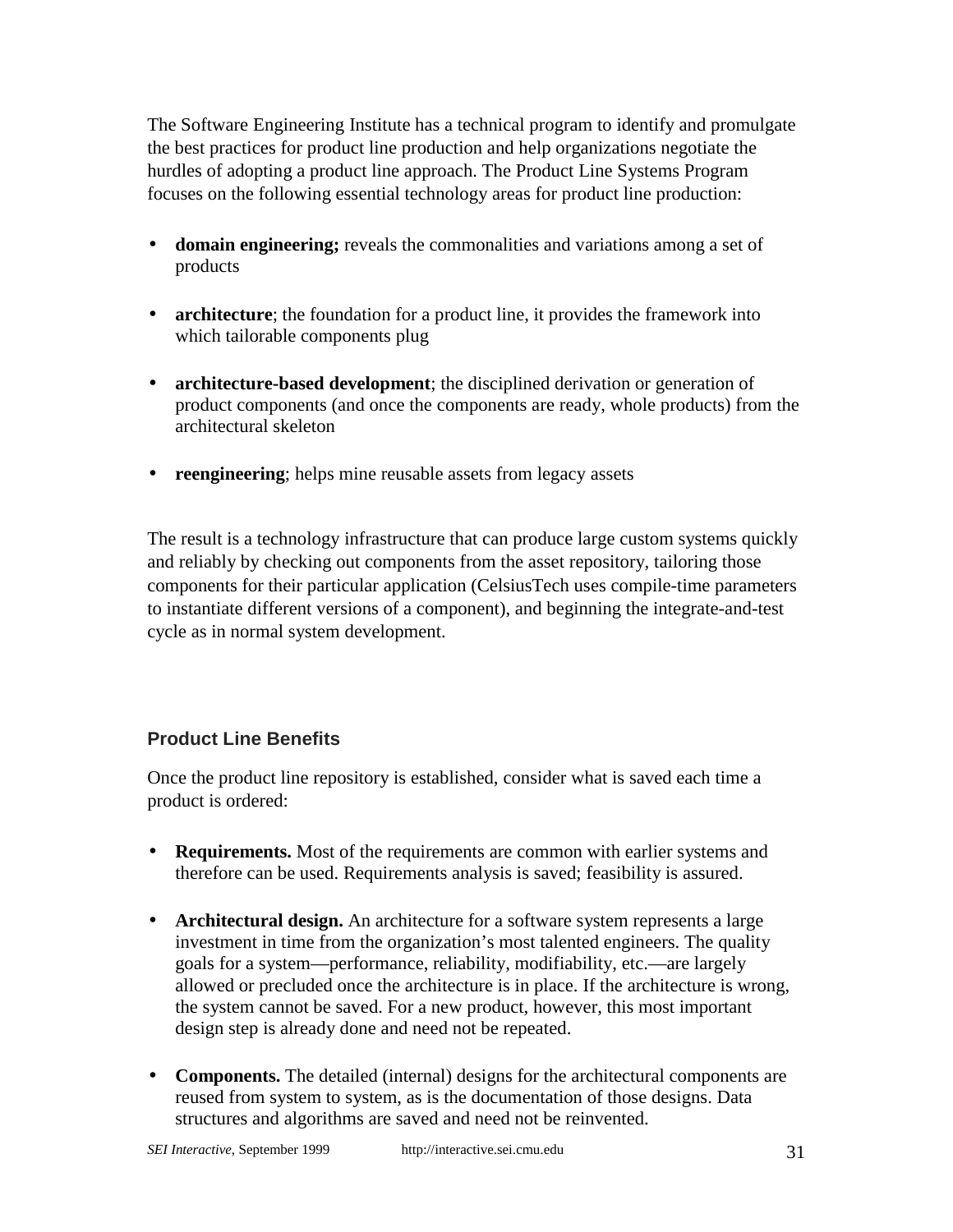The Software Engineering Institute has a technical program to identify and promulgate the best practices for product line production and help organizations negotiate the hurdles of adopting a product line approach. The Product Line Systems Program focuses on the following essential technology areas for product line production:

- **domain engineering;** reveals the commonalities and variations among a set of products
- **architecture**; the foundation for a product line, it provides the framework into which tailorable components plug
- **architecture-based development**; the disciplined derivation or generation of product components (and once the components are ready, whole products) from the architectural skeleton
- **reengineering**; helps mine reusable assets from legacy assets

The result is a technology infrastructure that can produce large custom systems quickly and reliably by checking out components from the asset repository, tailoring those components for their particular application (CelsiusTech uses compile-time parameters to instantiate different versions of a component), and beginning the integrate-and-test cycle as in normal system development.

## Product Line Benefits

Once the product line repository is established, consider what is saved each time a product is ordered:

- **Requirements.** Most of the requirements are common with earlier systems and therefore can be used. Requirements analysis is saved; feasibility is assured.
- **Architectural design.** An architecture for a software system represents a large investment in time from the organization's most talented engineers. The quality goals for a system—performance, reliability, modifiability, etc.—are largely allowed or precluded once the architecture is in place. If the architecture is wrong, the system cannot be saved. For a new product, however, this most important design step is already done and need not be repeated.
- **Components.** The detailed (internal) designs for the architectural components are reused from system to system, as is the documentation of those designs. Data structures and algorithms are saved and need not be reinvented.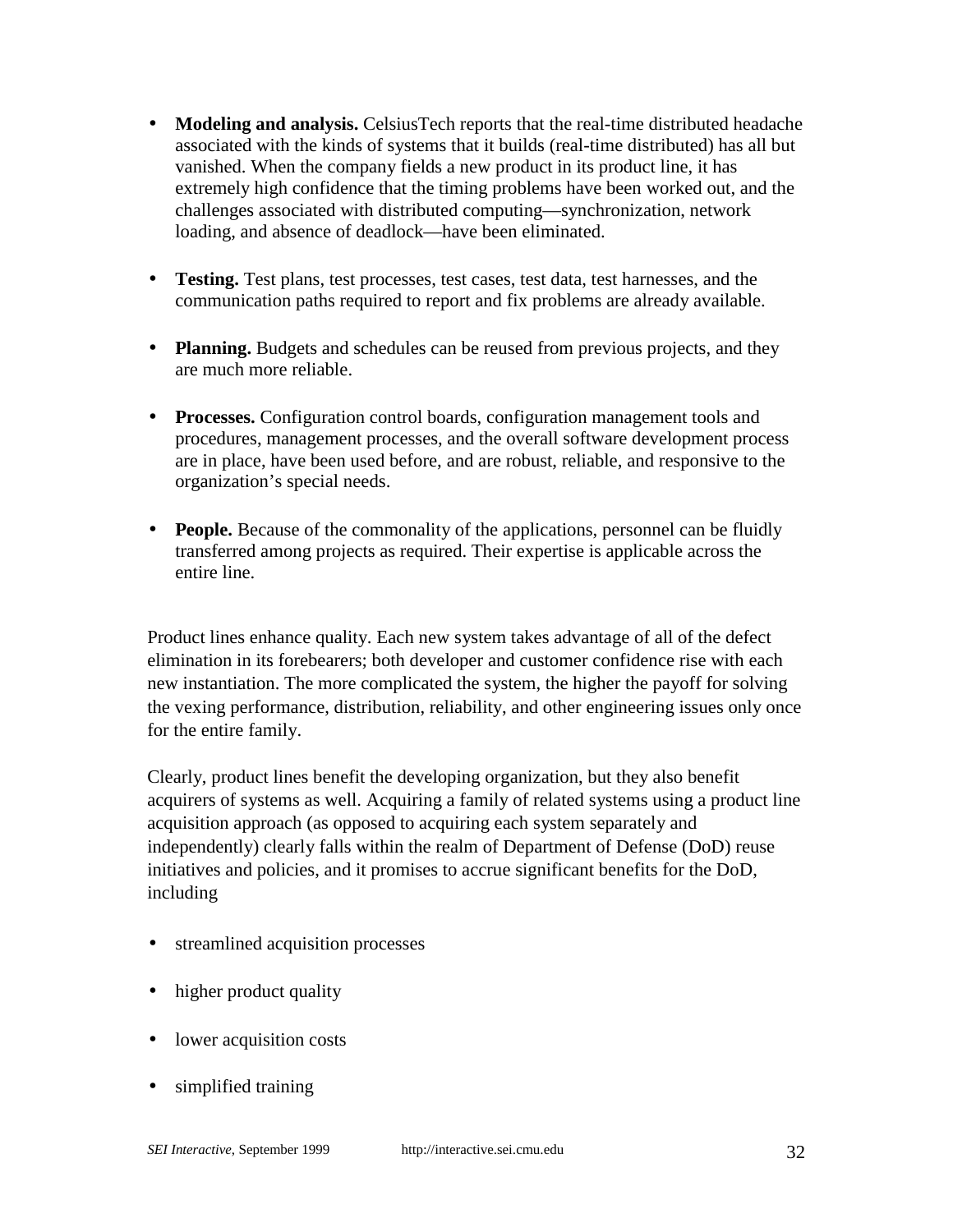- **Modeling and analysis.** CelsiusTech reports that the real-time distributed headache associated with the kinds of systems that it builds (real-time distributed) has all but vanished. When the company fields a new product in its product line, it has extremely high confidence that the timing problems have been worked out, and the challenges associated with distributed computing—synchronization, network loading, and absence of deadlock—have been eliminated.

- **Testing.** Test plans, test processes, test cases, test data, test harnesses, and the communication paths required to report and fix problems are already available.

- **Planning.** Budgets and schedules can be reused from previous projects, and they are much more reliable.

- **Processes.** Configuration control boards, configuration management tools and procedures, management processes, and the overall software development process are in place, have been used before, and are robust, reliable, and responsive to the organization's special needs.

- **People.** Because of the commonality of the applications, personnel can be fluidly transferred among projects as required. Their expertise is applicable across the entire line.

Product lines enhance quality. Each new system takes advantage of all of the defect elimination in its forebearers; both developer and customer confidence rise with each new instantiation. The more complicated the system, the higher the payoff for solving the vexing performance, distribution, reliability, and other engineering issues only once for the entire family.

Clearly, product lines benefit the developing organization, but they also benefit acquirers of systems as well. Acquiring a family of related systems using a product line acquisition approach (as opposed to acquiring each system separately and independently) clearly falls within the realm of Department of Defense (DoD) reuse initiatives and policies, and it promises to accrue significant benefits for the DoD, including

- streamlined acquisition processes
- higher product quality
- lower acquisition costs
- simplified training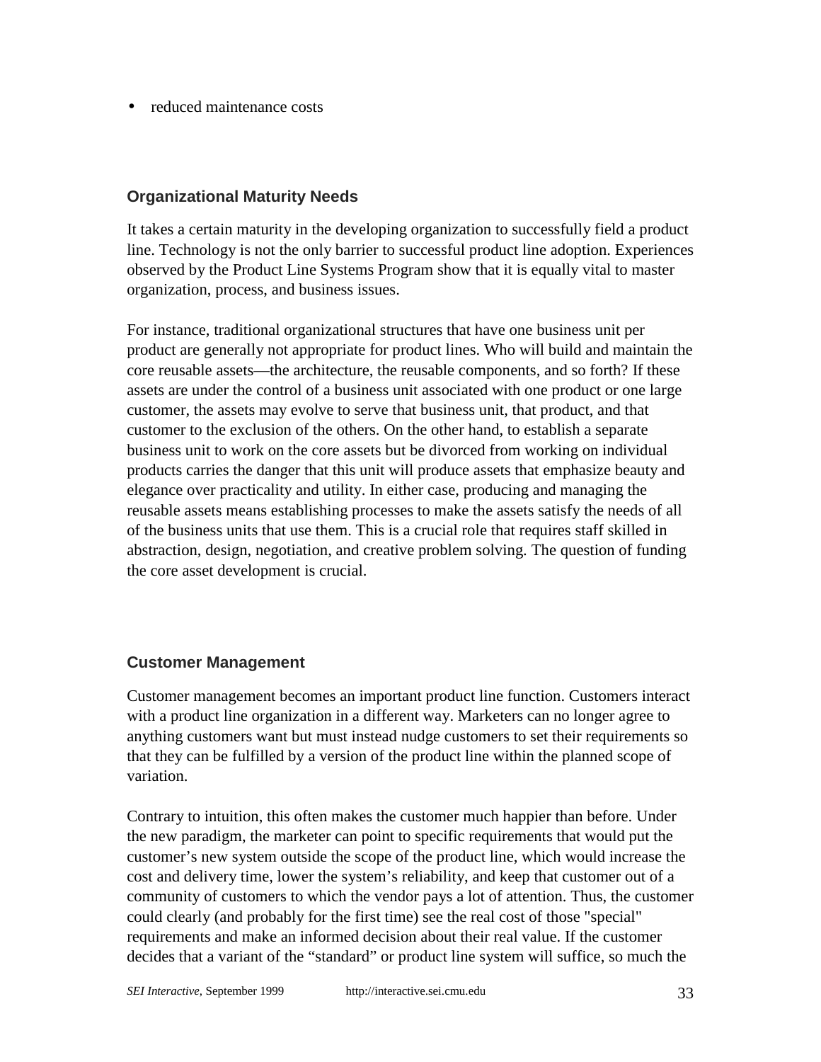- reduced maintenance costs

### Organizational Maturity Needs

It takes a certain maturity in the developing organization to successfully field a product line. Technology is not the only barrier to successful product line adoption. Experiences observed by the Product Line Systems Program show that it is equally vital to master organization, process, and business issues.

For instance, traditional organizational structures that have one business unit per product are generally not appropriate for product lines. Who will build and maintain the core reusable assets—the architecture, the reusable components, and so forth? If these assets are under the control of a business unit associated with one product or one large customer, the assets may evolve to serve that business unit, that product, and that customer to the exclusion of the others. On the other hand, to establish a separate business unit to work on the core assets but be divorced from working on individual products carries the danger that this unit will produce assets that emphasize beauty and elegance over practicality and utility. In either case, producing and managing the reusable assets means establishing processes to make the assets satisfy the needs of all of the business units that use them. This is a crucial role that requires staff skilled in abstraction, design, negotiation, and creative problem solving. The question of funding the core asset development is crucial.

### Customer Management

Customer management becomes an important product line function. Customers interact with a product line organization in a different way. Marketers can no longer agree to anything customers want but must instead nudge customers to set their requirements so that they can be fulfilled by a version of the product line within the planned scope of variation.

Contrary to intuition, this often makes the customer much happier than before. Under the new paradigm, the marketer can point to specific requirements that would put the customer's new system outside the scope of the product line, which would increase the cost and delivery time, lower the system's reliability, and keep that customer out of a community of customers to which the vendor pays a lot of attention. Thus, the customer could clearly (and probably for the first time) see the real cost of those "special" requirements and make an informed decision about their real value. If the customer decides that a variant of the "standard" or product line system will suffice, so much the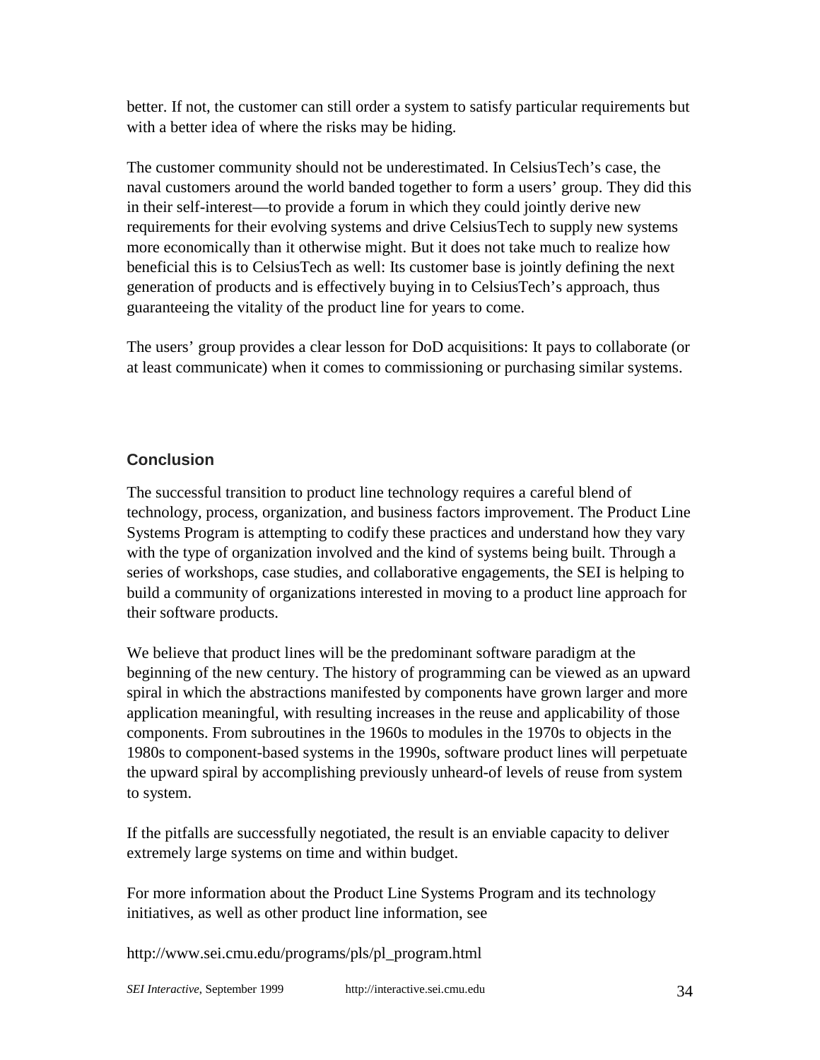better. If not, the customer can still order a system to satisfy particular requirements but with a better idea of where the risks may be hiding.

The customer community should not be underestimated. In CelsiusTech's case, the naval customers around the world banded together to form a users' group. They did this in their self-interest—to provide a forum in which they could jointly derive new requirements for their evolving systems and drive CelsiusTech to supply new systems more economically than it otherwise might. But it does not take much to realize how beneficial this is to CelsiusTech as well: Its customer base is jointly defining the next generation of products and is effectively buying in to CelsiusTech's approach, thus guaranteeing the vitality of the product line for years to come.

The users' group provides a clear lesson for DoD acquisitions: It pays to collaborate (or at least communicate) when it comes to commissioning or purchasing similar systems.

## Conclusion

The successful transition to product line technology requires a careful blend of technology, process, organization, and business factors improvement. The Product Line Systems Program is attempting to codify these practices and understand how they vary with the type of organization involved and the kind of systems being built. Through a series of workshops, case studies, and collaborative engagements, the SEI is helping to build a community of organizations interested in moving to a product line approach for their software products.

We believe that product lines will be the predominant software paradigm at the beginning of the new century. The history of programming can be viewed as an upward spiral in which the abstractions manifested by components have grown larger and more application meaningful, with resulting increases in the reuse and applicability of those components. From subroutines in the 1960s to modules in the 1970s to objects in the 1980s to component-based systems in the 1990s, software product lines will perpetuate the upward spiral by accomplishing previously unheard-of levels of reuse from system to system.

If the pitfalls are successfully negotiated, the result is an enviable capacity to deliver extremely large systems on time and within budget.

For more information about the Product Line Systems Program and its technology initiatives, as well as other product line information, see

http://www.sei.cmu.edu/programs/pls/pl_program.html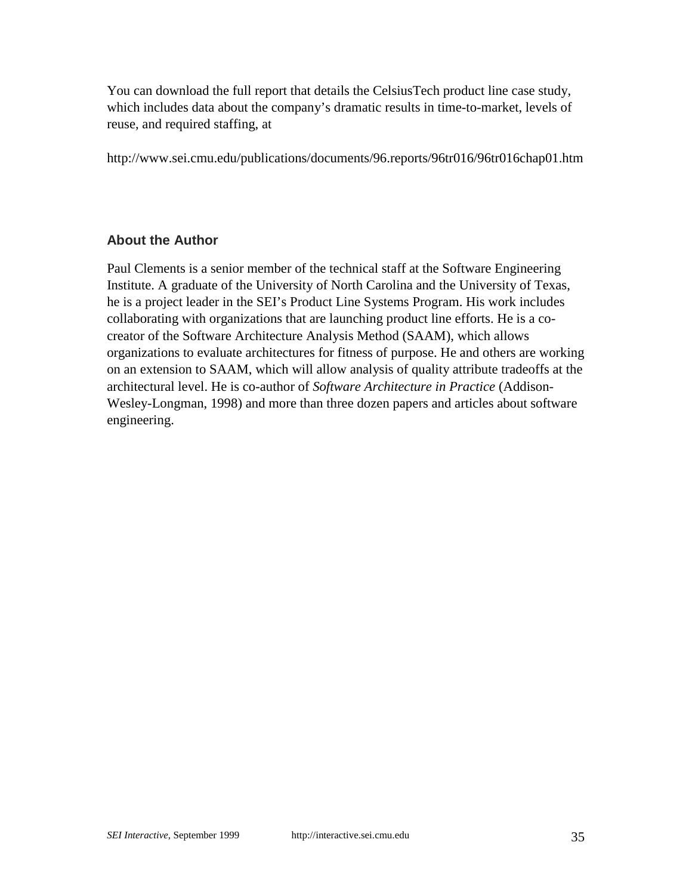You can download the full report that details the CelsiusTech product line case study, which includes data about the company's dramatic results in time-to-market, levels of reuse, and required staffing, at

http://www.sei.cmu.edu/publications/documents/96.reports/96tr016/96tr016chap01.htm

### About the Author

Paul Clements is a senior member of the technical staff at the Software Engineering Institute. A graduate of the University of North Carolina and the University of Texas, he is a project leader in the SEI's Product Line Systems Program. His work includes collaborating with organizations that are launching product line efforts. He is a co-creator of the Software Architecture Analysis Method (SAAM), which allows organizations to evaluate architectures for fitness of purpose. He and others are working on an extension to SAAM, which will allow analysis of quality attribute tradeoffs at the architectural level. He is co-author of *Software Architecture in Practice* (Addison-Wesley-Longman, 1998) and more than three dozen papers and articles about software engineering.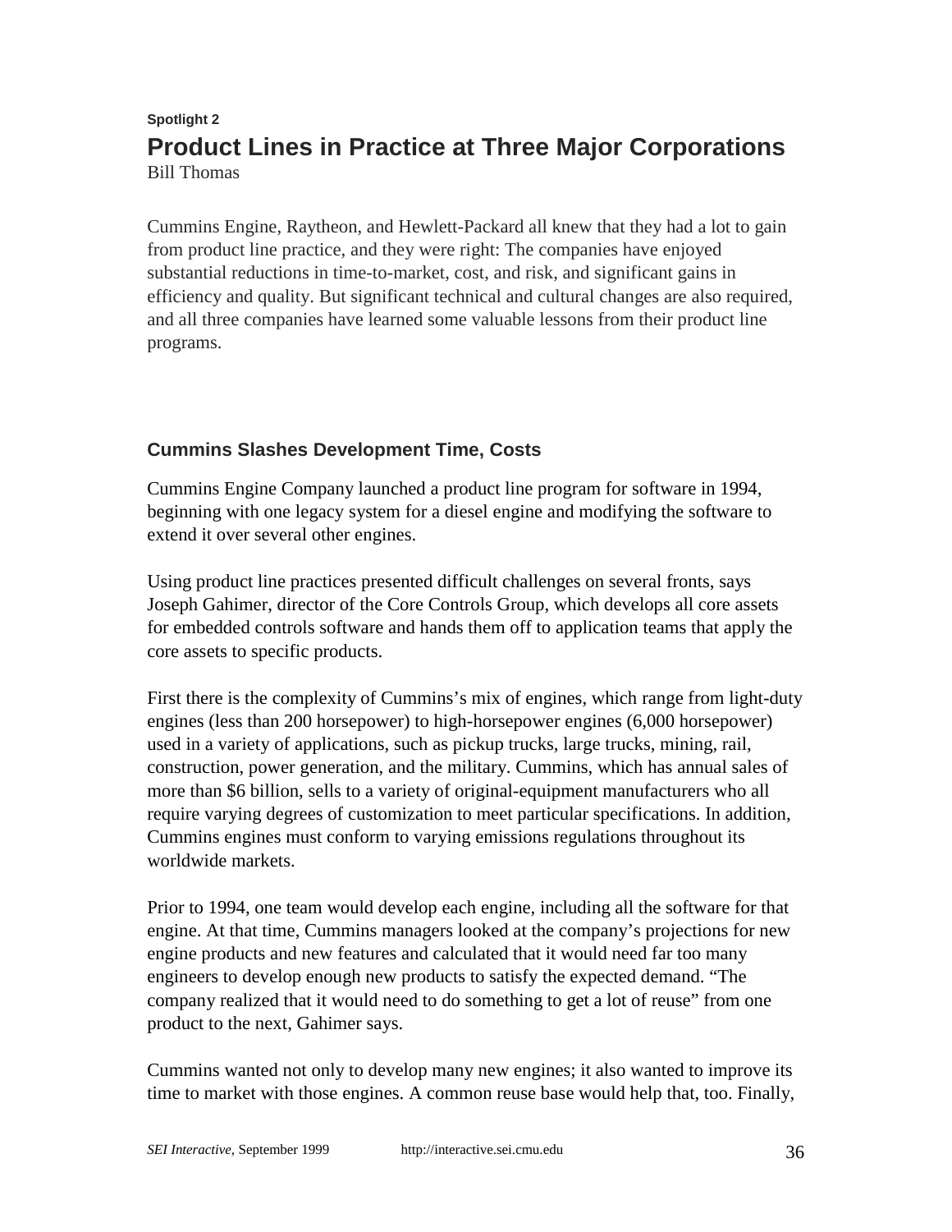Spotlight 2

# Product Lines in Practice at Three Major Corporations

Bill Thomas

Cummins Engine, Raytheon, and Hewlett-Packard all knew that they had a lot to gain from product line practice, and they were right: The companies have enjoyed substantial reductions in time-to-market, cost, and risk, and significant gains in efficiency and quality. But significant technical and cultural changes are also required, and all three companies have learned some valuable lessons from their product line programs.

## Cummins Slashes Development Time, Costs

Cummins Engine Company launched a product line program for software in 1994, beginning with one legacy system for a diesel engine and modifying the software to extend it over several other engines.

Using product line practices presented difficult challenges on several fronts, says Joseph Gahimer, director of the Core Controls Group, which develops all core assets for embedded controls software and hands them off to application teams that apply the core assets to specific products.

First there is the complexity of Cummins's mix of engines, which range from light-duty engines (less than 200 horsepower) to high-horsepower engines (6,000 horsepower) used in a variety of applications, such as pickup trucks, large trucks, mining, rail, construction, power generation, and the military. Cummins, which has annual sales of more than $6 billion, sells to a variety of original-equipment manufacturers who all require varying degrees of customization to meet particular specifications. In addition, Cummins engines must conform to varying emissions regulations throughout its worldwide markets.

Prior to 1994, one team would develop each engine, including all the software for that engine. At that time, Cummins managers looked at the company's projections for new engine products and new features and calculated that it would need far too many engineers to develop enough new products to satisfy the expected demand. "The company realized that it would need to do something to get a lot of reuse" from one product to the next, Gahimer says.

Cummins wanted not only to develop many new engines; it also wanted to improve its time to market with those engines. A common reuse base would help that, too. Finally,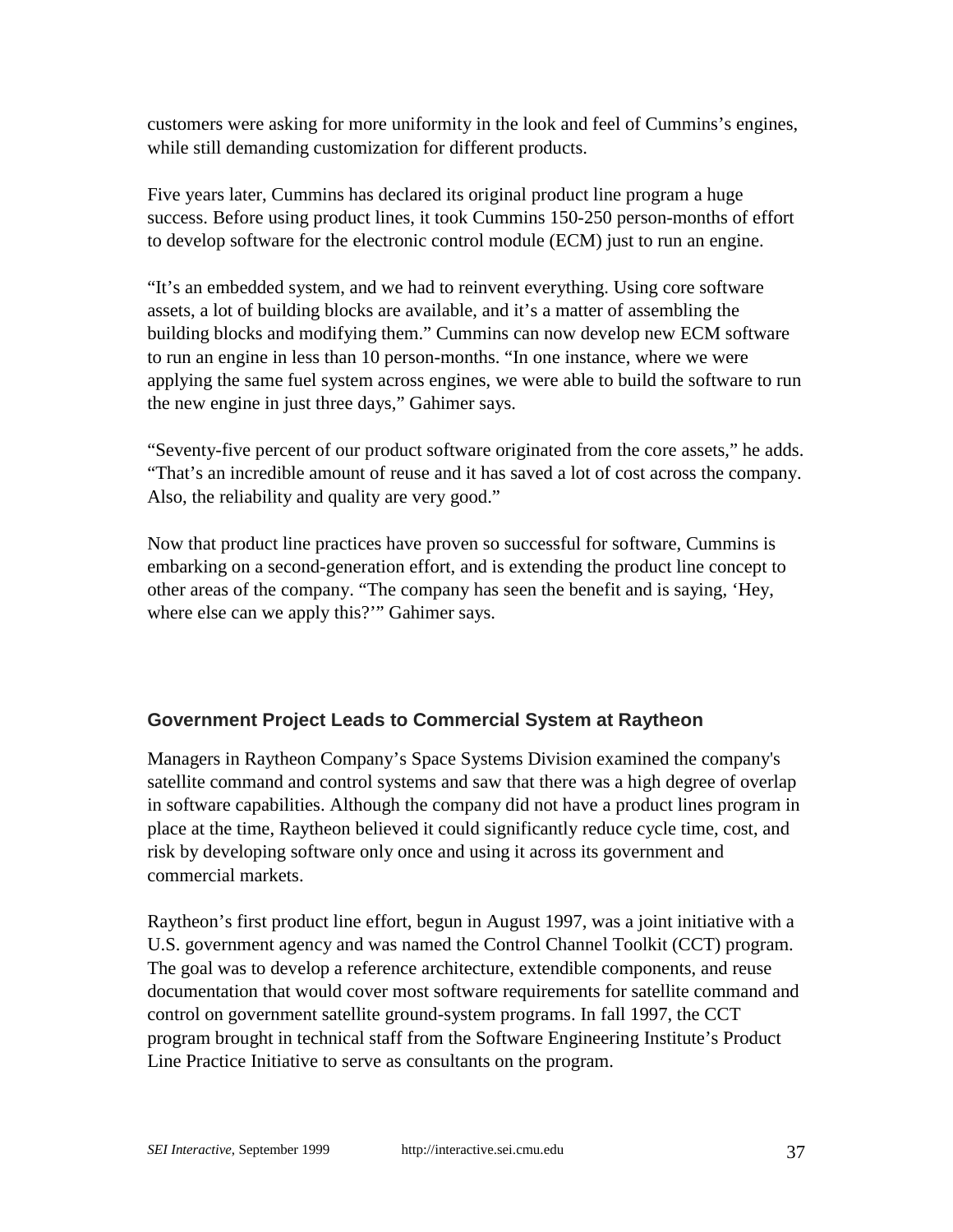customers were asking for more uniformity in the look and feel of Cummins's engines, while still demanding customization for different products.

Five years later, Cummins has declared its original product line program a huge success. Before using product lines, it took Cummins 150-250 person-months of effort to develop software for the electronic control module (ECM) just to run an engine.

"It's an embedded system, and we had to reinvent everything. Using core software assets, a lot of building blocks are available, and it's a matter of assembling the building blocks and modifying them." Cummins can now develop new ECM software to run an engine in less than 10 person-months. "In one instance, where we were applying the same fuel system across engines, we were able to build the software to run the new engine in just three days," Gahimer says.

"Seventy-five percent of our product software originated from the core assets," he adds. "That's an incredible amount of reuse and it has saved a lot of cost across the company. Also, the reliability and quality are very good."

Now that product line practices have proven so successful for software, Cummins is embarking on a second-generation effort, and is extending the product line concept to other areas of the company. "The company has seen the benefit and is saying, 'Hey, where else can we apply this?'" Gahimer says.

### Government Project Leads to Commercial System at Raytheon

Managers in Raytheon Company's Space Systems Division examined the company's satellite command and control systems and saw that there was a high degree of overlap in software capabilities. Although the company did not have a product lines program in place at the time, Raytheon believed it could significantly reduce cycle time, cost, and risk by developing software only once and using it across its government and commercial markets.

Raytheon's first product line effort, begun in August 1997, was a joint initiative with a U.S. government agency and was named the Control Channel Toolkit (CCT) program. The goal was to develop a reference architecture, extendible components, and reuse documentation that would cover most software requirements for satellite command and control on government satellite ground-system programs. In fall 1997, the CCT program brought in technical staff from the Software Engineering Institute's Product Line Practice Initiative to serve as consultants on the program.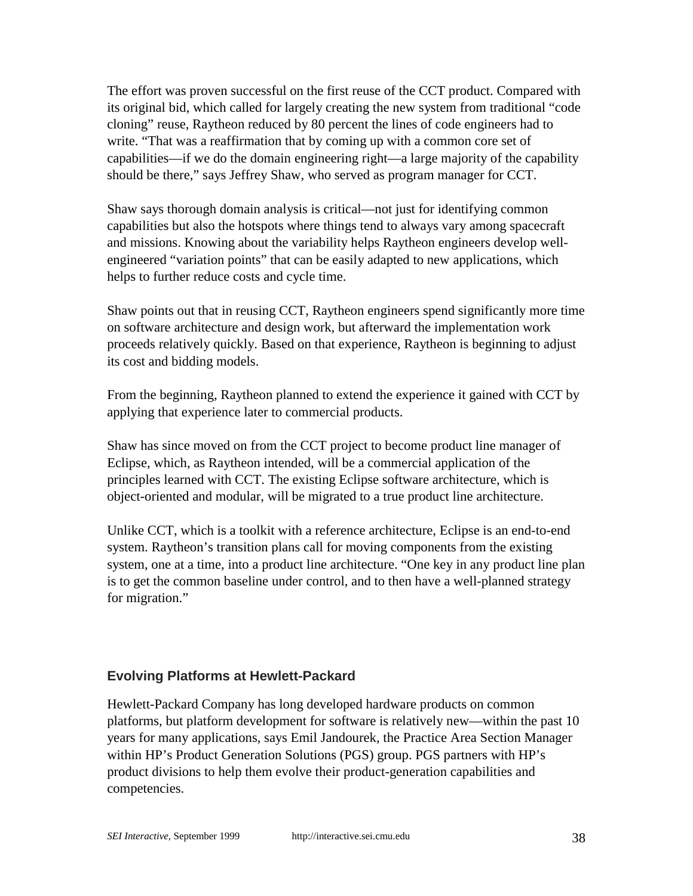The effort was proven successful on the first reuse of the CCT product. Compared with its original bid, which called for largely creating the new system from traditional "code cloning" reuse, Raytheon reduced by 80 percent the lines of code engineers had to write. "That was a reaffirmation that by coming up with a common core set of capabilities—if we do the domain engineering right—a large majority of the capability should be there," says Jeffrey Shaw, who served as program manager for CCT.

Shaw says thorough domain analysis is critical—not just for identifying common capabilities but also the hotspots where things tend to always vary among spacecraft and missions. Knowing about the variability helps Raytheon engineers develop well-engineered "variation points" that can be easily adapted to new applications, which helps to further reduce costs and cycle time.

Shaw points out that in reusing CCT, Raytheon engineers spend significantly more time on software architecture and design work, but afterward the implementation work proceeds relatively quickly. Based on that experience, Raytheon is beginning to adjust its cost and bidding models.

From the beginning, Raytheon planned to extend the experience it gained with CCT by applying that experience later to commercial products.

Shaw has since moved on from the CCT project to become product line manager of Eclipse, which, as Raytheon intended, will be a commercial application of the principles learned with CCT. The existing Eclipse software architecture, which is object-oriented and modular, will be migrated to a true product line architecture.

Unlike CCT, which is a toolkit with a reference architecture, Eclipse is an end-to-end system. Raytheon's transition plans call for moving components from the existing system, one at a time, into a product line architecture. "One key in any product line plan is to get the common baseline under control, and to then have a well-planned strategy for migration."

### Evolving Platforms at Hewlett-Packard

Hewlett-Packard Company has long developed hardware products on common platforms, but platform development for software is relatively new—within the past 10 years for many applications, says Emil Jandourek, the Practice Area Section Manager within HP's Product Generation Solutions (PGS) group. PGS partners with HP's product divisions to help them evolve their product-generation capabilities and competencies.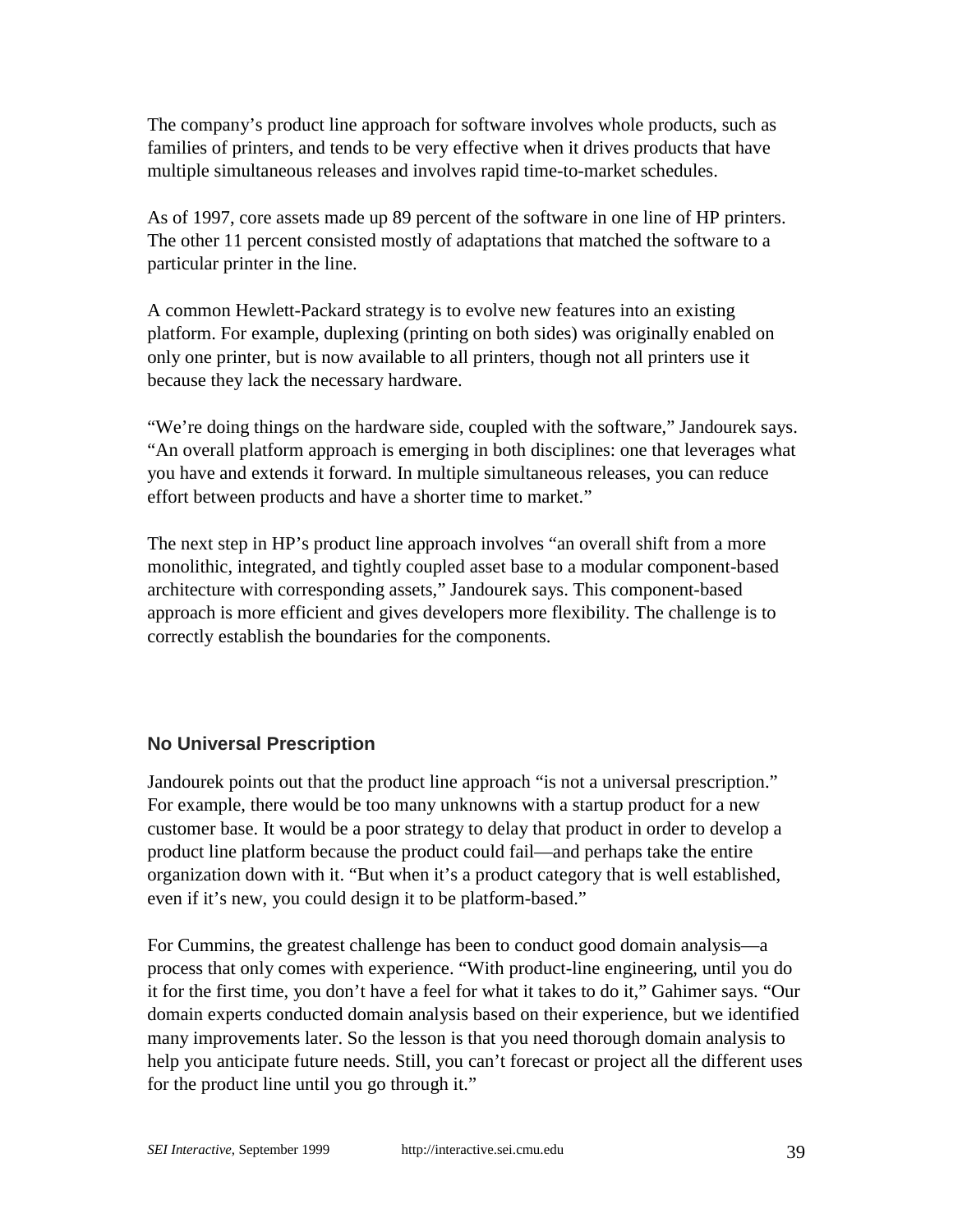The company's product line approach for software involves whole products, such as families of printers, and tends to be very effective when it drives products that have multiple simultaneous releases and involves rapid time-to-market schedules.

As of 1997, core assets made up 89 percent of the software in one line of HP printers. The other 11 percent consisted mostly of adaptations that matched the software to a particular printer in the line.

A common Hewlett-Packard strategy is to evolve new features into an existing platform. For example, duplexing (printing on both sides) was originally enabled on only one printer, but is now available to all printers, though not all printers use it because they lack the necessary hardware.

"We're doing things on the hardware side, coupled with the software," Jandourek says. "An overall platform approach is emerging in both disciplines: one that leverages what you have and extends it forward. In multiple simultaneous releases, you can reduce effort between products and have a shorter time to market."

The next step in HP's product line approach involves "an overall shift from a more monolithic, integrated, and tightly coupled asset base to a modular component-based architecture with corresponding assets," Jandourek says. This component-based approach is more efficient and gives developers more flexibility. The challenge is to correctly establish the boundaries for the components.

## No Universal Prescription

Jandourek points out that the product line approach "is not a universal prescription." For example, there would be too many unknowns with a startup product for a new customer base. It would be a poor strategy to delay that product in order to develop a product line platform because the product could fail—and perhaps take the entire organization down with it. "But when it's a product category that is well established, even if it's new, you could design it to be platform-based."

For Cummins, the greatest challenge has been to conduct good domain analysis—a process that only comes with experience. "With product-line engineering, until you do it for the first time, you don't have a feel for what it takes to do it," Gahimer says. "Our domain experts conducted domain analysis based on their experience, but we identified many improvements later. So the lesson is that you need thorough domain analysis to help you anticipate future needs. Still, you can't forecast or project all the different uses for the product line until you go through it."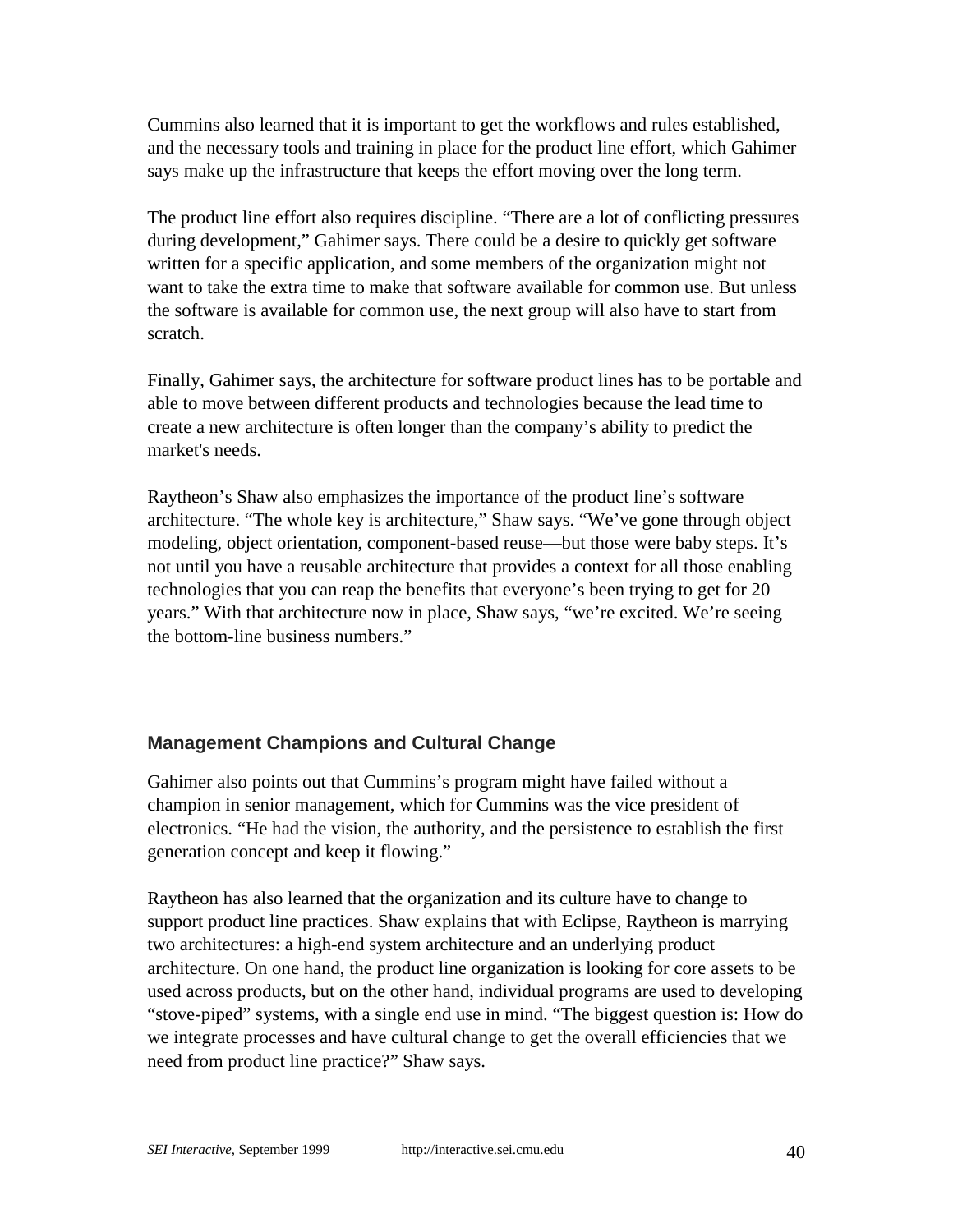Cummins also learned that it is important to get the workflows and rules established, and the necessary tools and training in place for the product line effort, which Gahimer says make up the infrastructure that keeps the effort moving over the long term.

The product line effort also requires discipline. “There are a lot of conflicting pressures during development,” Gahimer says. There could be a desire to quickly get software written for a specific application, and some members of the organization might not want to take the extra time to make that software available for common use. But unless the software is available for common use, the next group will also have to start from scratch.

Finally, Gahimer says, the architecture for software product lines has to be portable and able to move between different products and technologies because the lead time to create a new architecture is often longer than the company’s ability to predict the market's needs.

Raytheon’s Shaw also emphasizes the importance of the product line’s software architecture. “The whole key is architecture,” Shaw says. “We’ve gone through object modeling, object orientation, component-based reuse—but those were baby steps. It’s not until you have a reusable architecture that provides a context for all those enabling technologies that you can reap the benefits that everyone’s been trying to get for 20 years.” With that architecture now in place, Shaw says, “we’re excited. We’re seeing the bottom-line business numbers.”

### Management Champions and Cultural Change

Gahimer also points out that Cummins’s program might have failed without a champion in senior management, which for Cummins was the vice president of electronics. “He had the vision, the authority, and the persistence to establish the first generation concept and keep it flowing.”

Raytheon has also learned that the organization and its culture have to change to support product line practices. Shaw explains that with Eclipse, Raytheon is marrying two architectures: a high-end system architecture and an underlying product architecture. On one hand, the product line organization is looking for core assets to be used across products, but on the other hand, individual programs are used to developing “stove-piped” systems, with a single end use in mind. “The biggest question is: How do we integrate processes and have cultural change to get the overall efficiencies that we need from product line practice?” Shaw says.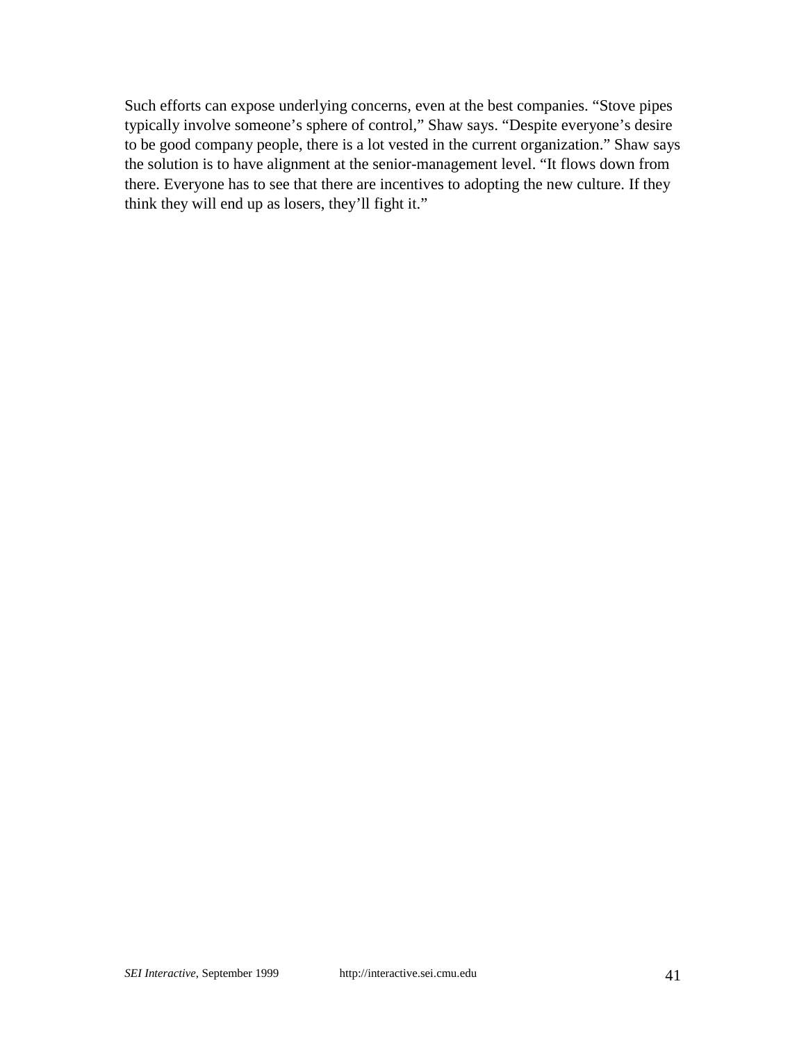Such efforts can expose underlying concerns, even at the best companies. “Stove pipes typically involve someone’s sphere of control,” Shaw says. “Despite everyone’s desire to be good company people, there is a lot vested in the current organization.” Shaw says the solution is to have alignment at the senior-management level. “It flows down from there. Everyone has to see that there are incentives to adopting the new culture. If they think they will end up as losers, they’ll fight it.”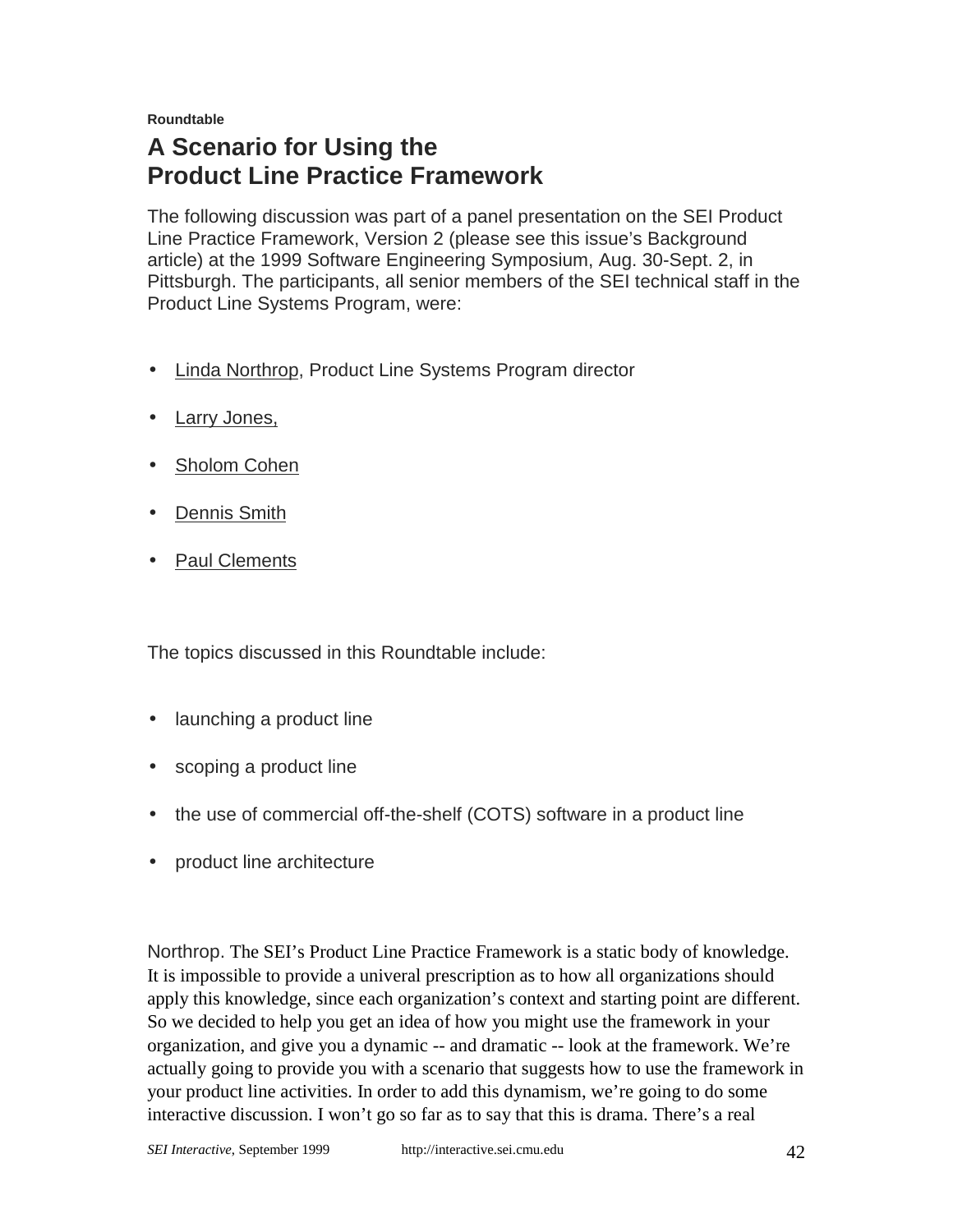**Roundtable**

# A Scenario for Using the Product Line Practice Framework

The following discussion was part of a panel presentation on the SEI Product Line Practice Framework, Version 2 (please see this issue's Background article) at the 1999 Software Engineering Symposium, Aug. 30-Sept. 2, in Pittsburgh. The participants, all senior members of the SEI technical staff in the Product Line Systems Program, were:

- Linda Northrop, Product Line Systems Program director
- Larry Jones,
- Sholom Cohen
- Dennis Smith
- Paul Clements

The topics discussed in this Roundtable include:

- launching a product line
- scoping a product line
- the use of commercial off-the-shelf (COTS) software in a product line
- product line architecture

Northrop. The SEI's Product Line Practice Framework is a static body of knowledge. It is impossible to provide a univeral prescription as to how all organizations should apply this knowledge, since each organization's context and starting point are different. So we decided to help you get an idea of how you might use the framework in your organization, and give you a dynamic -- and dramatic -- look at the framework. We're actually going to provide you with a scenario that suggests how to use the framework in your product line activities. In order to add this dynamism, we're going to do some interactive discussion. I won't go so far as to say that this is drama. There's a real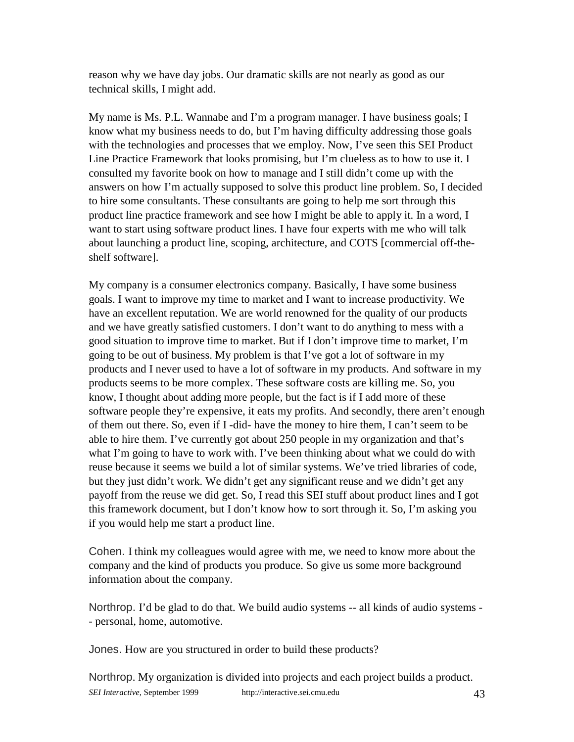reason why we have day jobs. Our dramatic skills are not nearly as good as our technical skills, I might add.

My name is Ms. P.L. Wannabe and I'm a program manager. I have business goals; I know what my business needs to do, but I'm having difficulty addressing those goals with the technologies and processes that we employ. Now, I've seen this SEI Product Line Practice Framework that looks promising, but I'm clueless as to how to use it. I consulted my favorite book on how to manage and I still didn't come up with the answers on how I'm actually supposed to solve this product line problem. So, I decided to hire some consultants. These consultants are going to help me sort through this product line practice framework and see how I might be able to apply it. In a word, I want to start using software product lines. I have four experts with me who will talk about launching a product line, scoping, architecture, and COTS [commercial off-the-shelf software].

My company is a consumer electronics company. Basically, I have some business goals. I want to improve my time to market and I want to increase productivity. We have an excellent reputation. We are world renowned for the quality of our products and we have greatly satisfied customers. I don't want to do anything to mess with a good situation to improve time to market. But if I don't improve time to market, I'm going to be out of business. My problem is that I've got a lot of software in my products and I never used to have a lot of software in my products. And software in my products seems to be more complex. These software costs are killing me. So, you know, I thought about adding more people, but the fact is if I add more of these software people they're expensive, it eats my profits. And secondly, there aren't enough of them out there. So, even if I -did- have the money to hire them, I can't seem to be able to hire them. I've currently got about 250 people in my organization and that's what I'm going to have to work with. I've been thinking about what we could do with reuse because it seems we build a lot of similar systems. We've tried libraries of code, but they just didn't work. We didn't get any significant reuse and we didn't get any payoff from the reuse we did get. So, I read this SEI stuff about product lines and I got this framework document, but I don't know how to sort through it. So, I'm asking you if you would help me start a product line.

Cohen. I think my colleagues would agree with me, we need to know more about the company and the kind of products you produce. So give us some more background information about the company.

Northrop. I'd be glad to do that. We build audio systems -- all kinds of audio systems -- personal, home, automotive.

Jones. How are you structured in order to build these products?

Northrop. My organization is divided into projects and each project builds a product.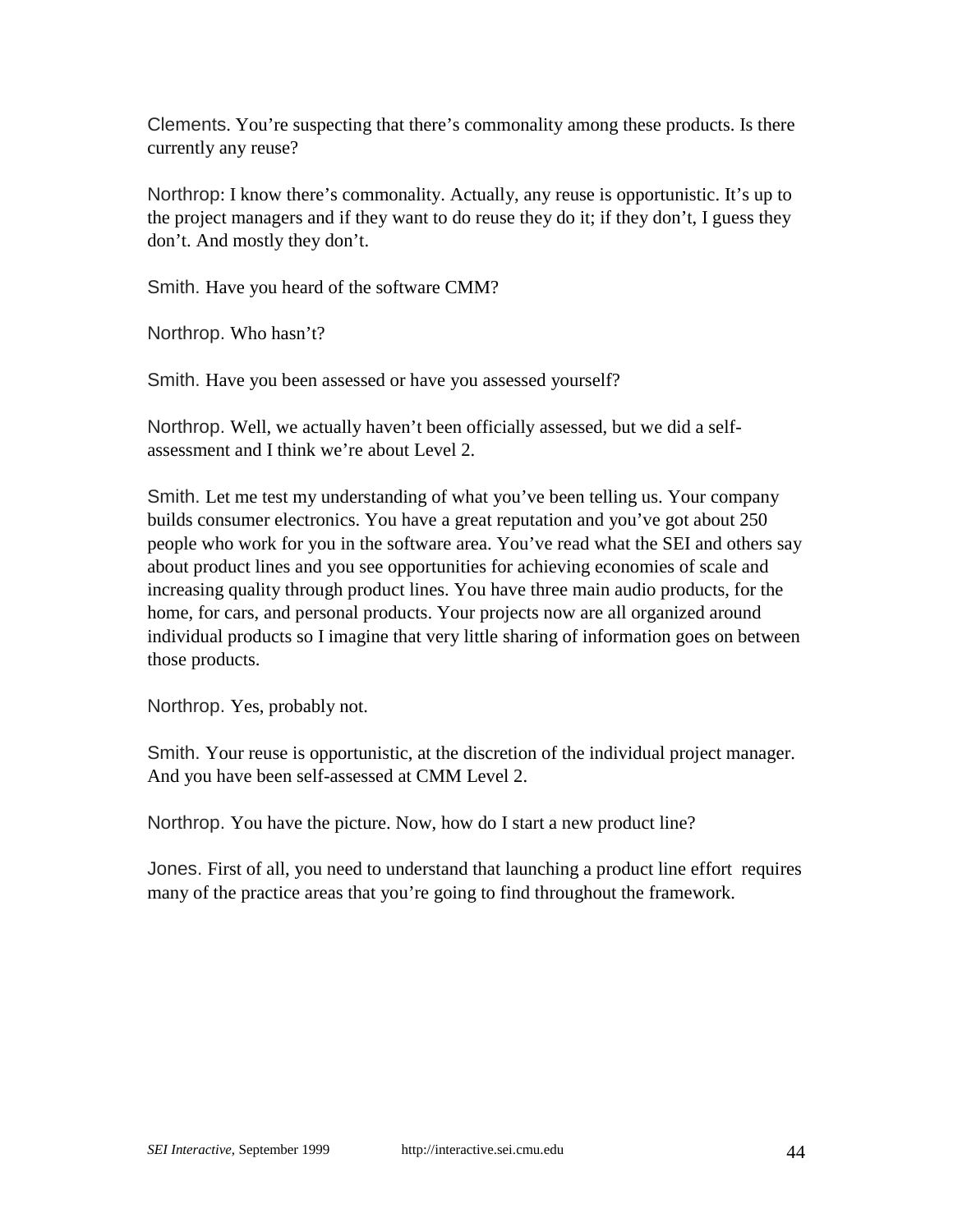Clements. You're suspecting that there's commonality among these products. Is there currently any reuse?

Northrop: I know there's commonality. Actually, any reuse is opportunistic. It's up to the project managers and if they want to do reuse they do it; if they don't, I guess they don't. And mostly they don't.

Smith. Have you heard of the software CMM?

Northrop. Who hasn't?

Smith. Have you been assessed or have you assessed yourself?

Northrop. Well, we actually haven't been officially assessed, but we did a self-assessment and I think we're about Level 2.

Smith. Let me test my understanding of what you've been telling us. Your company builds consumer electronics. You have a great reputation and you've got about 250 people who work for you in the software area. You've read what the SEI and others say about product lines and you see opportunities for achieving economies of scale and increasing quality through product lines. You have three main audio products, for the home, for cars, and personal products. Your projects now are all organized around individual products so I imagine that very little sharing of information goes on between those products.

Northrop. Yes, probably not.

Smith. Your reuse is opportunistic, at the discretion of the individual project manager. And you have been self-assessed at CMM Level 2.

Northrop. You have the picture. Now, how do I start a new product line?

Jones. First of all, you need to understand that launching a product line effort requires many of the practice areas that you're going to find throughout the framework.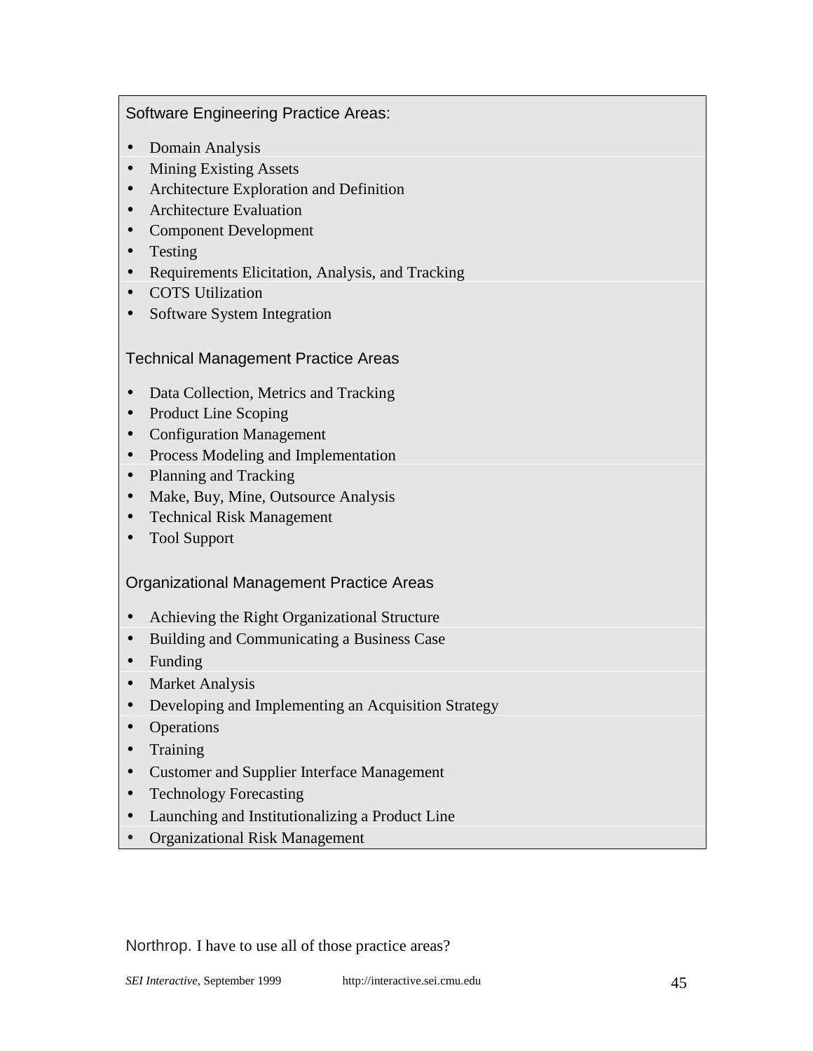Software Engineering Practice Areas:

- Domain Analysis
- Mining Existing Assets
- Architecture Exploration and Definition
- Architecture Evaluation
- Component Development
- Testing
- Requirements Elicitation, Analysis, and Tracking
- COTS Utilization
- Software System Integration

Technical Management Practice Areas

- Data Collection, Metrics and Tracking
- Product Line Scoping
- Configuration Management
- Process Modeling and Implementation
- Planning and Tracking
- Make, Buy, Mine, Outsource Analysis
- Technical Risk Management
- Tool Support

Organizational Management Practice Areas

- Achieving the Right Organizational Structure
- Building and Communicating a Business Case
- Funding
- Market Analysis
- Developing and Implementing an Acquisition Strategy
- Operations
- Training
- Customer and Supplier Interface Management
- Technology Forecasting
- Launching and Institutionalizing a Product Line
- Organizational Risk Management

Northrop. I have to use all of those practice areas?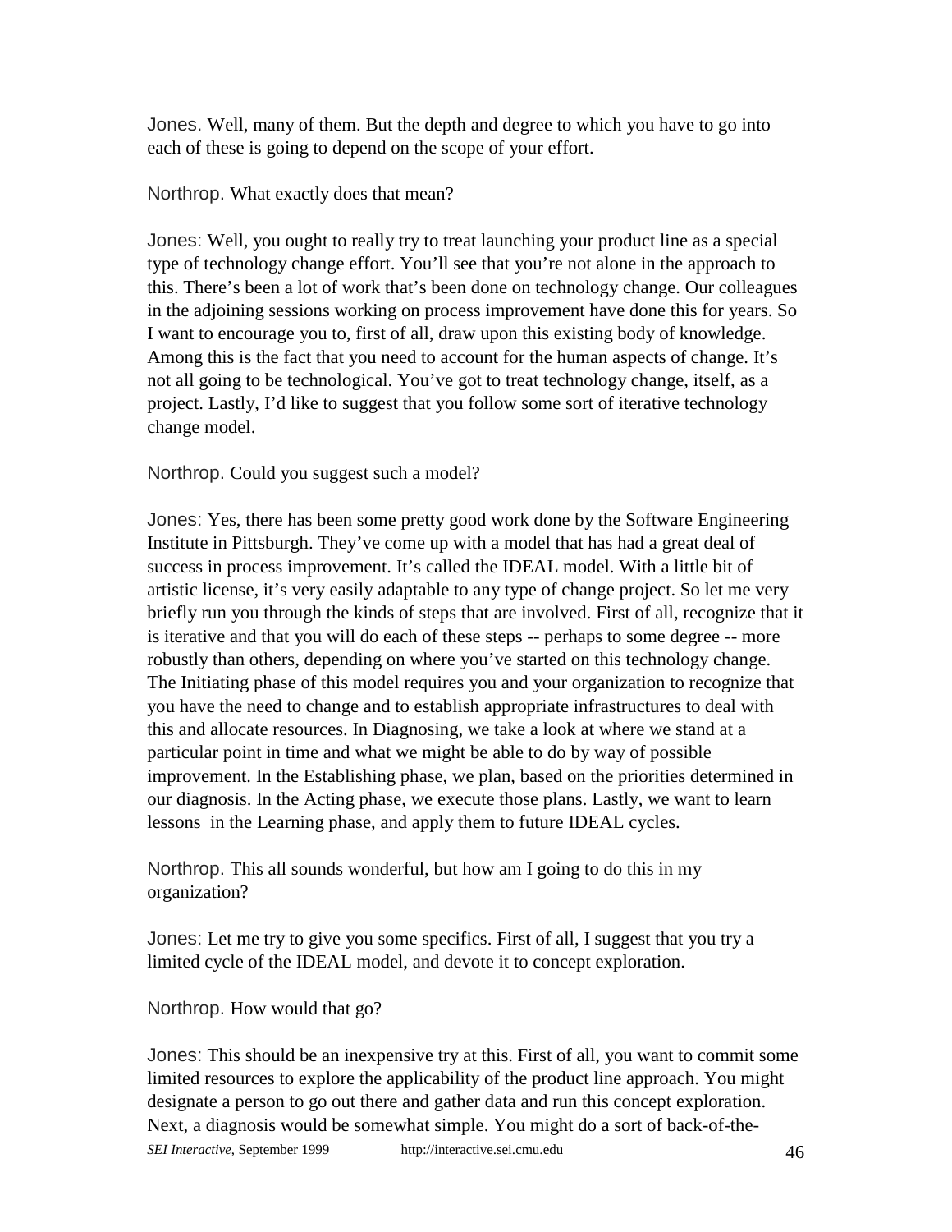Jones. Well, many of them. But the depth and degree to which you have to go into each of these is going to depend on the scope of your effort.

Northrop. What exactly does that mean?

Jones: Well, you ought to really try to treat launching your product line as a special type of technology change effort. You'll see that you're not alone in the approach to this. There's been a lot of work that's been done on technology change. Our colleagues in the adjoining sessions working on process improvement have done this for years. So I want to encourage you to, first of all, draw upon this existing body of knowledge. Among this is the fact that you need to account for the human aspects of change. It's not all going to be technological. You've got to treat technology change, itself, as a project. Lastly, I'd like to suggest that you follow some sort of iterative technology change model.

Northrop. Could you suggest such a model?

Jones: Yes, there has been some pretty good work done by the Software Engineering Institute in Pittsburgh. They've come up with a model that has had a great deal of success in process improvement. It's called the IDEAL model. With a little bit of artistic license, it's very easily adaptable to any type of change project. So let me very briefly run you through the kinds of steps that are involved. First of all, recognize that it is iterative and that you will do each of these steps -- perhaps to some degree -- more robustly than others, depending on where you've started on this technology change. The Initiating phase of this model requires you and your organization to recognize that you have the need to change and to establish appropriate infrastructures to deal with this and allocate resources. In Diagnosing, we take a look at where we stand at a particular point in time and what we might be able to do by way of possible improvement. In the Establishing phase, we plan, based on the priorities determined in our diagnosis. In the Acting phase, we execute those plans. Lastly, we want to learn lessons in the Learning phase, and apply them to future IDEAL cycles.

Northrop. This all sounds wonderful, but how am I going to do this in my organization?

Jones: Let me try to give you some specifics. First of all, I suggest that you try a limited cycle of the IDEAL model, and devote it to concept exploration.

Northrop. How would that go?

Jones: This should be an inexpensive try at this. First of all, you want to commit some limited resources to explore the applicability of the product line approach. You might designate a person to go out there and gather data and run this concept exploration. Next, a diagnosis would be somewhat simple. You might do a sort of back-of-the-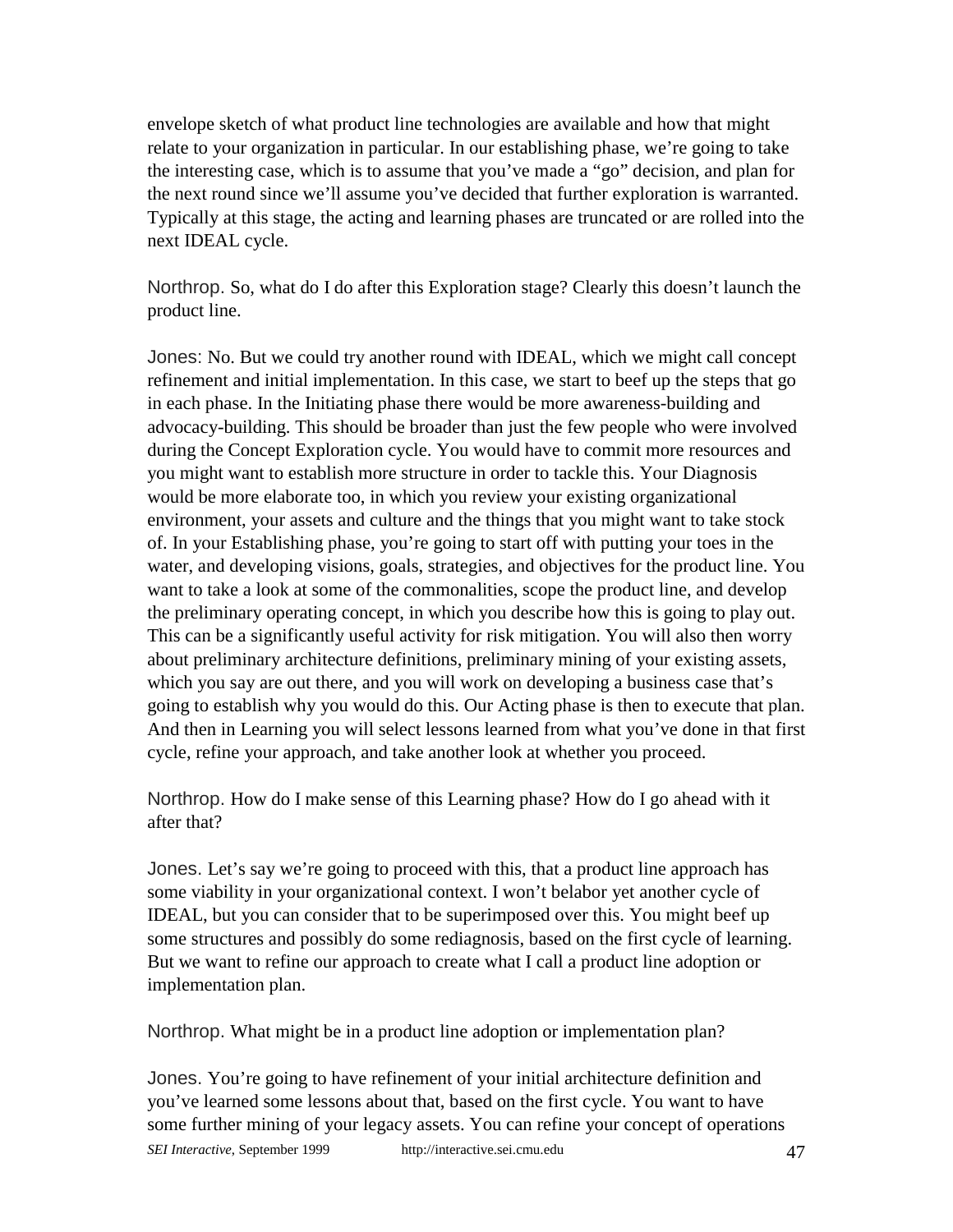envelope sketch of what product line technologies are available and how that might relate to your organization in particular. In our establishing phase, we're going to take the interesting case, which is to assume that you've made a "go" decision, and plan for the next round since we'll assume you've decided that further exploration is warranted. Typically at this stage, the acting and learning phases are truncated or are rolled into the next IDEAL cycle.

Northrop. So, what do I do after this Exploration stage? Clearly this doesn't launch the product line.

Jones: No. But we could try another round with IDEAL, which we might call concept refinement and initial implementation. In this case, we start to beef up the steps that go in each phase. In the Initiating phase there would be more awareness-building and advocacy-building. This should be broader than just the few people who were involved during the Concept Exploration cycle. You would have to commit more resources and you might want to establish more structure in order to tackle this. Your Diagnosis would be more elaborate too, in which you review your existing organizational environment, your assets and culture and the things that you might want to take stock of. In your Establishing phase, you're going to start off with putting your toes in the water, and developing visions, goals, strategies, and objectives for the product line. You want to take a look at some of the commonalities, scope the product line, and develop the preliminary operating concept, in which you describe how this is going to play out. This can be a significantly useful activity for risk mitigation. You will also then worry about preliminary architecture definitions, preliminary mining of your existing assets, which you say are out there, and you will work on developing a business case that's going to establish why you would do this. Our Acting phase is then to execute that plan. And then in Learning you will select lessons learned from what you've done in that first cycle, refine your approach, and take another look at whether you proceed.

Northrop. How do I make sense of this Learning phase? How do I go ahead with it after that?

Jones. Let's say we're going to proceed with this, that a product line approach has some viability in your organizational context. I won't belabor yet another cycle of IDEAL, but you can consider that to be superimposed over this. You might beef up some structures and possibly do some rediagnosis, based on the first cycle of learning. But we want to refine our approach to create what I call a product line adoption or implementation plan.

Northrop. What might be in a product line adoption or implementation plan?

Jones. You're going to have refinement of your initial architecture definition and you've learned some lessons about that, based on the first cycle. You want to have some further mining of your legacy assets. You can refine your concept of operations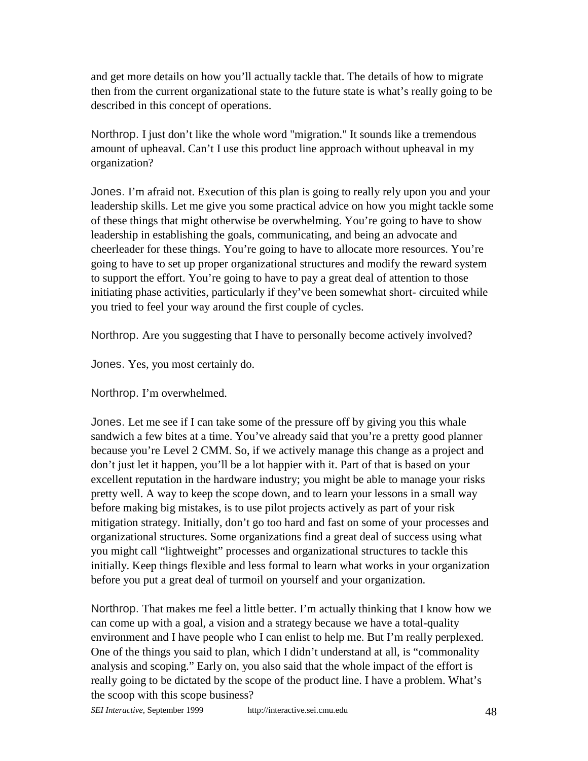and get more details on how you'll actually tackle that. The details of how to migrate then from the current organizational state to the future state is what's really going to be described in this concept of operations.

Northrop. I just don't like the whole word "migration." It sounds like a tremendous amount of upheaval. Can't I use this product line approach without upheaval in my organization?

Jones. I'm afraid not. Execution of this plan is going to really rely upon you and your leadership skills. Let me give you some practical advice on how you might tackle some of these things that might otherwise be overwhelming. You're going to have to show leadership in establishing the goals, communicating, and being an advocate and cheerleader for these things. You're going to have to allocate more resources. You're going to have to set up proper organizational structures and modify the reward system to support the effort. You're going to have to pay a great deal of attention to those initiating phase activities, particularly if they've been somewhat short- circuited while you tried to feel your way around the first couple of cycles.

Northrop. Are you suggesting that I have to personally become actively involved?

Jones. Yes, you most certainly do.

Northrop. I'm overwhelmed.

Jones. Let me see if I can take some of the pressure off by giving you this whale sandwich a few bites at a time. You've already said that you're a pretty good planner because you're Level 2 CMM. So, if we actively manage this change as a project and don't just let it happen, you'll be a lot happier with it. Part of that is based on your excellent reputation in the hardware industry; you might be able to manage your risks pretty well. A way to keep the scope down, and to learn your lessons in a small way before making big mistakes, is to use pilot projects actively as part of your risk mitigation strategy. Initially, don't go too hard and fast on some of your processes and organizational structures. Some organizations find a great deal of success using what you might call "lightweight" processes and organizational structures to tackle this initially. Keep things flexible and less formal to learn what works in your organization before you put a great deal of turmoil on yourself and your organization.

Northrop. That makes me feel a little better. I'm actually thinking that I know how we can come up with a goal, a vision and a strategy because we have a total-quality environment and I have people who I can enlist to help me. But I'm really perplexed. One of the things you said to plan, which I didn't understand at all, is "commonality analysis and scoping." Early on, you also said that the whole impact of the effort is really going to be dictated by the scope of the product line. I have a problem. What's the scoop with this scope business?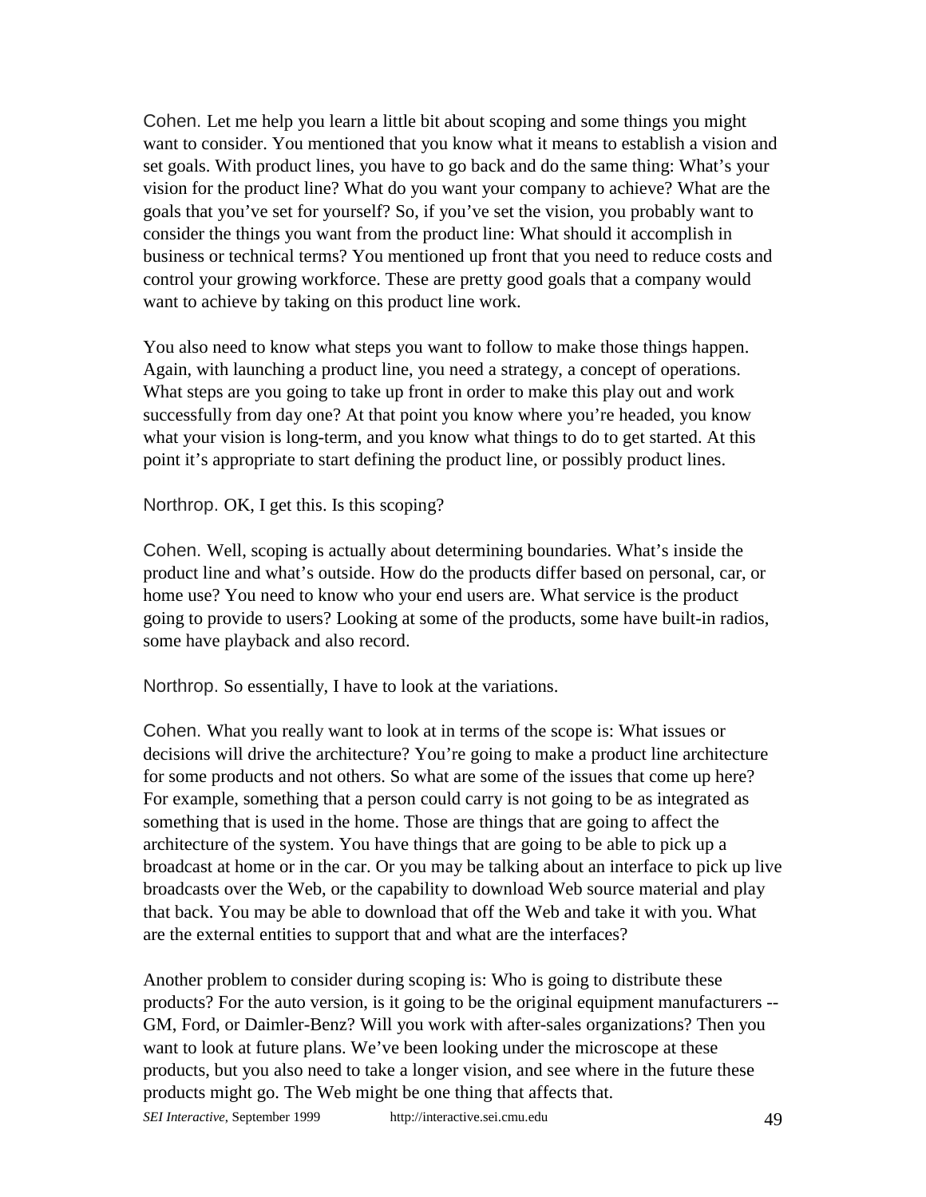Cohen. Let me help you learn a little bit about scoping and some things you might want to consider. You mentioned that you know what it means to establish a vision and set goals. With product lines, you have to go back and do the same thing: What's your vision for the product line? What do you want your company to achieve? What are the goals that you've set for yourself? So, if you've set the vision, you probably want to consider the things you want from the product line: What should it accomplish in business or technical terms? You mentioned up front that you need to reduce costs and control your growing workforce. These are pretty good goals that a company would want to achieve by taking on this product line work.

You also need to know what steps you want to follow to make those things happen. Again, with launching a product line, you need a strategy, a concept of operations. What steps are you going to take up front in order to make this play out and work successfully from day one? At that point you know where you're headed, you know what your vision is long-term, and you know what things to do to get started. At this point it's appropriate to start defining the product line, or possibly product lines.

Northrop. OK, I get this. Is this scoping?

Cohen. Well, scoping is actually about determining boundaries. What's inside the product line and what's outside. How do the products differ based on personal, car, or home use? You need to know who your end users are. What service is the product going to provide to users? Looking at some of the products, some have built-in radios, some have playback and also record.

Northrop. So essentially, I have to look at the variations.

Cohen. What you really want to look at in terms of the scope is: What issues or decisions will drive the architecture? You're going to make a product line architecture for some products and not others. So what are some of the issues that come up here? For example, something that a person could carry is not going to be as integrated as something that is used in the home. Those are things that are going to affect the architecture of the system. You have things that are going to be able to pick up a broadcast at home or in the car. Or you may be talking about an interface to pick up live broadcasts over the Web, or the capability to download Web source material and play that back. You may be able to download that off the Web and take it with you. What are the external entities to support that and what are the interfaces?

Another problem to consider during scoping is: Who is going to distribute these products? For the auto version, is it going to be the original equipment manufacturers -- GM, Ford, or Daimler-Benz? Will you work with after-sales organizations? Then you want to look at future plans. We've been looking under the microscope at these products, but you also need to take a longer vision, and see where in the future these products might go. The Web might be one thing that affects that.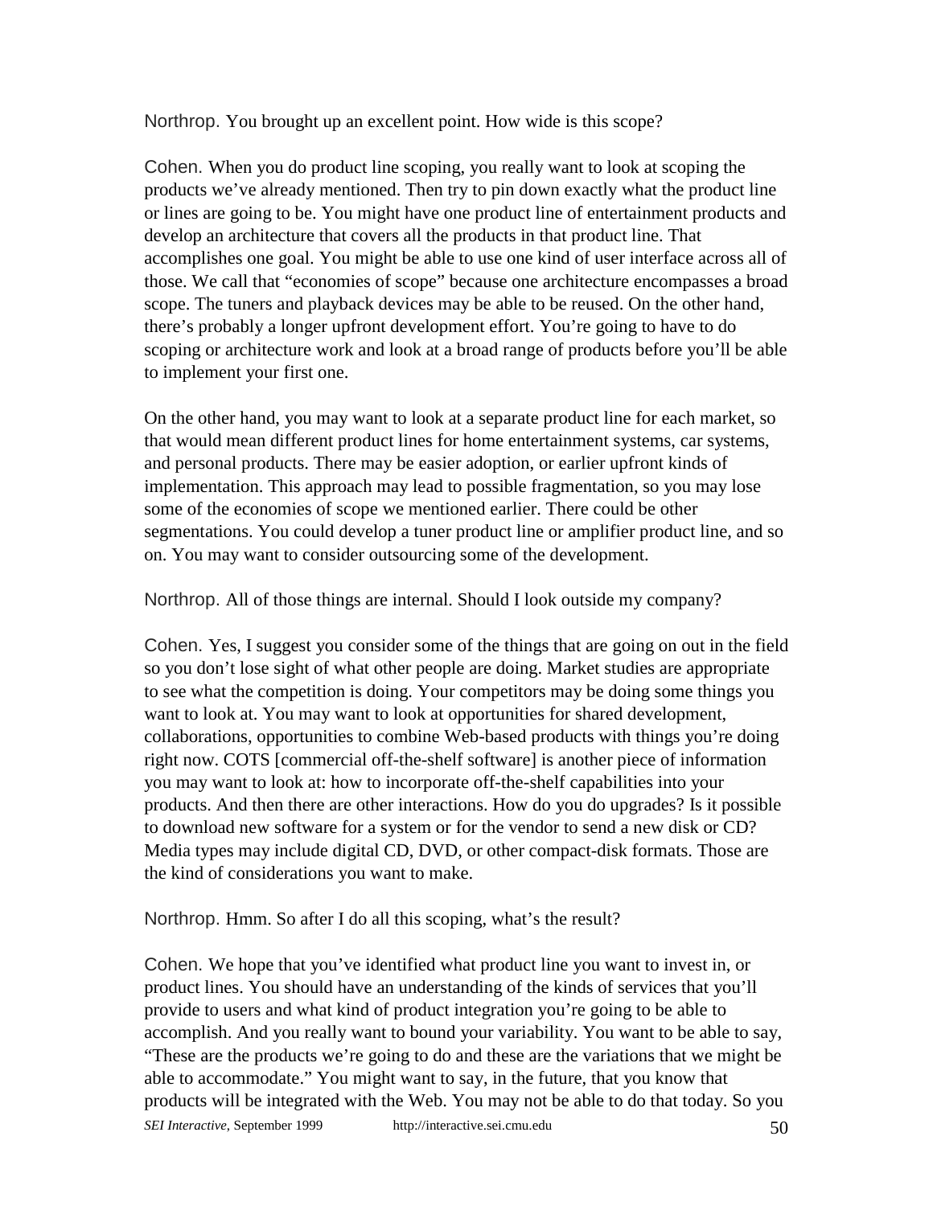Northrop. You brought up an excellent point. How wide is this scope?

Cohen. When you do product line scoping, you really want to look at scoping the products we've already mentioned. Then try to pin down exactly what the product line or lines are going to be. You might have one product line of entertainment products and develop an architecture that covers all the products in that product line. That accomplishes one goal. You might be able to use one kind of user interface across all of those. We call that "economies of scope" because one architecture encompasses a broad scope. The tuners and playback devices may be able to be reused. On the other hand, there's probably a longer upfront development effort. You're going to have to do scoping or architecture work and look at a broad range of products before you'll be able to implement your first one.

On the other hand, you may want to look at a separate product line for each market, so that would mean different product lines for home entertainment systems, car systems, and personal products. There may be easier adoption, or earlier upfront kinds of implementation. This approach may lead to possible fragmentation, so you may lose some of the economies of scope we mentioned earlier. There could be other segmentations. You could develop a tuner product line or amplifier product line, and so on. You may want to consider outsourcing some of the development.

Northrop. All of those things are internal. Should I look outside my company?

Cohen. Yes, I suggest you consider some of the things that are going on out in the field so you don't lose sight of what other people are doing. Market studies are appropriate to see what the competition is doing. Your competitors may be doing some things you want to look at. You may want to look at opportunities for shared development, collaborations, opportunities to combine Web-based products with things you're doing right now. COTS [commercial off-the-shelf software] is another piece of information you may want to look at: how to incorporate off-the-shelf capabilities into your products. And then there are other interactions. How do you do upgrades? Is it possible to download new software for a system or for the vendor to send a new disk or CD? Media types may include digital CD, DVD, or other compact-disk formats. Those are the kind of considerations you want to make.

Northrop. Hmm. So after I do all this scoping, what's the result?

Cohen. We hope that you've identified what product line you want to invest in, or product lines. You should have an understanding of the kinds of services that you'll provide to users and what kind of product integration you're going to be able to accomplish. And you really want to bound your variability. You want to be able to say, "These are the products we're going to do and these are the variations that we might be able to accommodate." You might want to say, in the future, that you know that products will be integrated with the Web. You may not be able to do that today. So you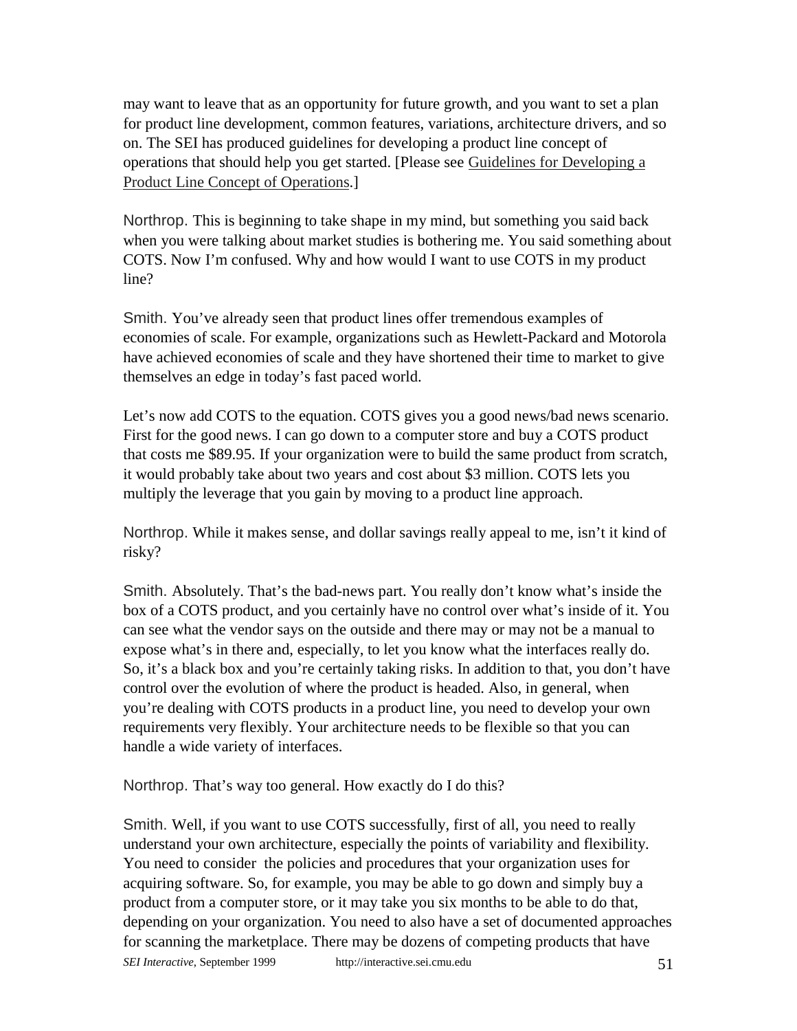may want to leave that as an opportunity for future growth, and you want to set a plan for product line development, common features, variations, architecture drivers, and so on. The SEI has produced guidelines for developing a product line concept of operations that should help you get started. [Please see Guidelines for Developing a Product Line Concept of Operations.]

Northrop. This is beginning to take shape in my mind, but something you said back when you were talking about market studies is bothering me. You said something about COTS. Now I'm confused. Why and how would I want to use COTS in my product line?

Smith. You've already seen that product lines offer tremendous examples of economies of scale. For example, organizations such as Hewlett-Packard and Motorola have achieved economies of scale and they have shortened their time to market to give themselves an edge in today's fast paced world.

Let's now add COTS to the equation. COTS gives you a good news/bad news scenario. First for the good news. I can go down to a computer store and buy a COTS product that costs me $89.95. If your organization were to build the same product from scratch, it would probably take about two years and cost about $3 million. COTS lets you multiply the leverage that you gain by moving to a product line approach.

Northrop. While it makes sense, and dollar savings really appeal to me, isn't it kind of risky?

Smith. Absolutely. That's the bad-news part. You really don't know what's inside the box of a COTS product, and you certainly have no control over what's inside of it. You can see what the vendor says on the outside and there may or may not be a manual to expose what's in there and, especially, to let you know what the interfaces really do. So, it's a black box and you're certainly taking risks. In addition to that, you don't have control over the evolution of where the product is headed. Also, in general, when you're dealing with COTS products in a product line, you need to develop your own requirements very flexibly. Your architecture needs to be flexible so that you can handle a wide variety of interfaces.

Northrop. That's way too general. How exactly do I do this?

Smith. Well, if you want to use COTS successfully, first of all, you need to really understand your own architecture, especially the points of variability and flexibility. You need to consider the policies and procedures that your organization uses for acquiring software. So, for example, you may be able to go down and simply buy a product from a computer store, or it may take you six months to be able to do that, depending on your organization. You need to also have a set of documented approaches for scanning the marketplace. There may be dozens of competing products that have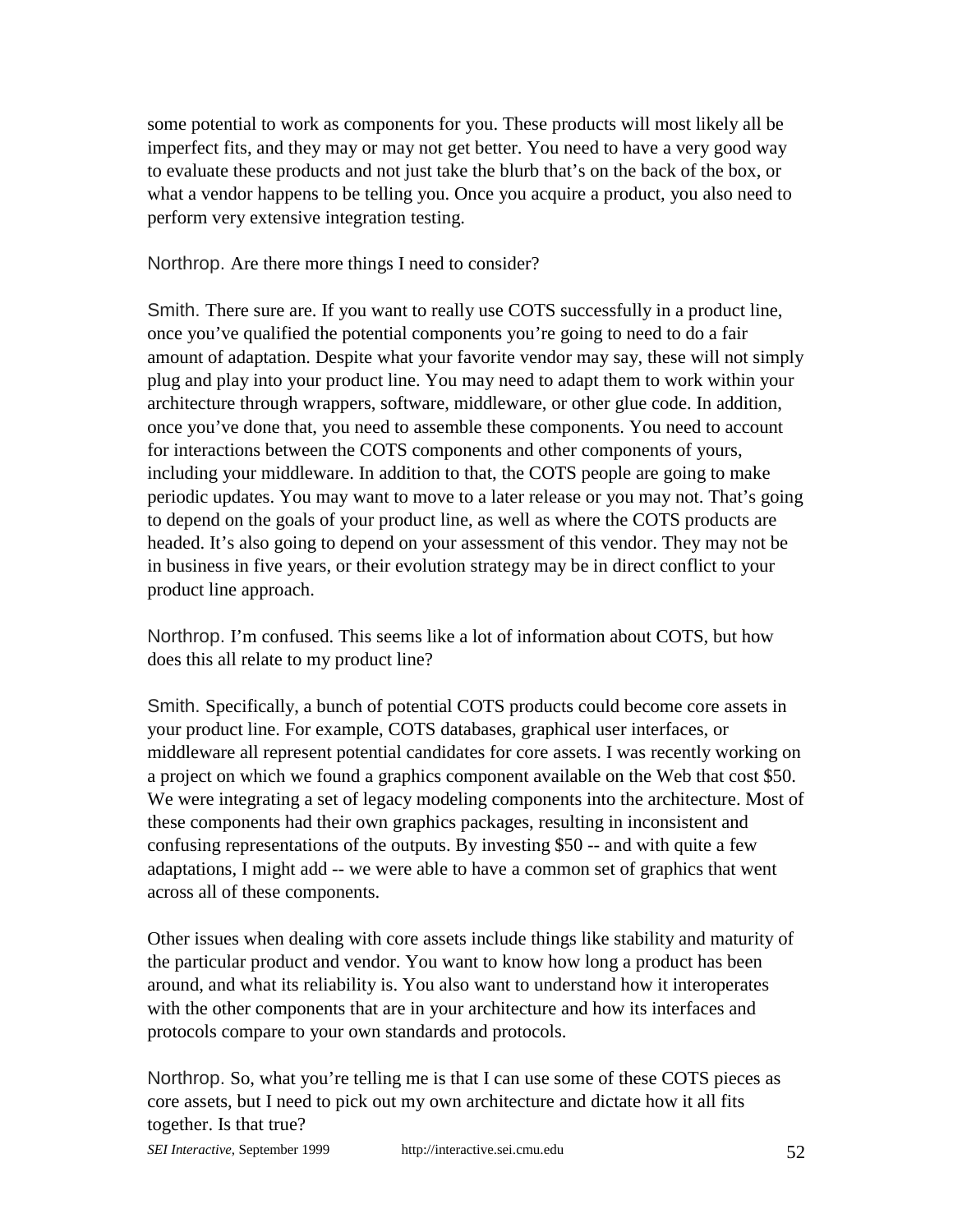some potential to work as components for you. These products will most likely all be imperfect fits, and they may or may not get better. You need to have a very good way to evaluate these products and not just take the blurb that's on the back of the box, or what a vendor happens to be telling you. Once you acquire a product, you also need to perform very extensive integration testing.

Northrop. Are there more things I need to consider?

Smith. There sure are. If you want to really use COTS successfully in a product line, once you've qualified the potential components you're going to need to do a fair amount of adaptation. Despite what your favorite vendor may say, these will not simply plug and play into your product line. You may need to adapt them to work within your architecture through wrappers, software, middleware, or other glue code. In addition, once you've done that, you need to assemble these components. You need to account for interactions between the COTS components and other components of yours, including your middleware. In addition to that, the COTS people are going to make periodic updates. You may want to move to a later release or you may not. That's going to depend on the goals of your product line, as well as where the COTS products are headed. It's also going to depend on your assessment of this vendor. They may not be in business in five years, or their evolution strategy may be in direct conflict to your product line approach.

Northrop. I'm confused. This seems like a lot of information about COTS, but how does this all relate to my product line?

Smith. Specifically, a bunch of potential COTS products could become core assets in your product line. For example, COTS databases, graphical user interfaces, or middleware all represent potential candidates for core assets. I was recently working on a project on which we found a graphics component available on the Web that cost $50. We were integrating a set of legacy modeling components into the architecture. Most of these components had their own graphics packages, resulting in inconsistent and confusing representations of the outputs. By investing $50 -- and with quite a few adaptations, I might add -- we were able to have a common set of graphics that went across all of these components.

Other issues when dealing with core assets include things like stability and maturity of the particular product and vendor. You want to know how long a product has been around, and what its reliability is. You also want to understand how it interoperates with the other components that are in your architecture and how its interfaces and protocols compare to your own standards and protocols.

Northrop. So, what you're telling me is that I can use some of these COTS pieces as core assets, but I need to pick out my own architecture and dictate how it all fits together. Is that true?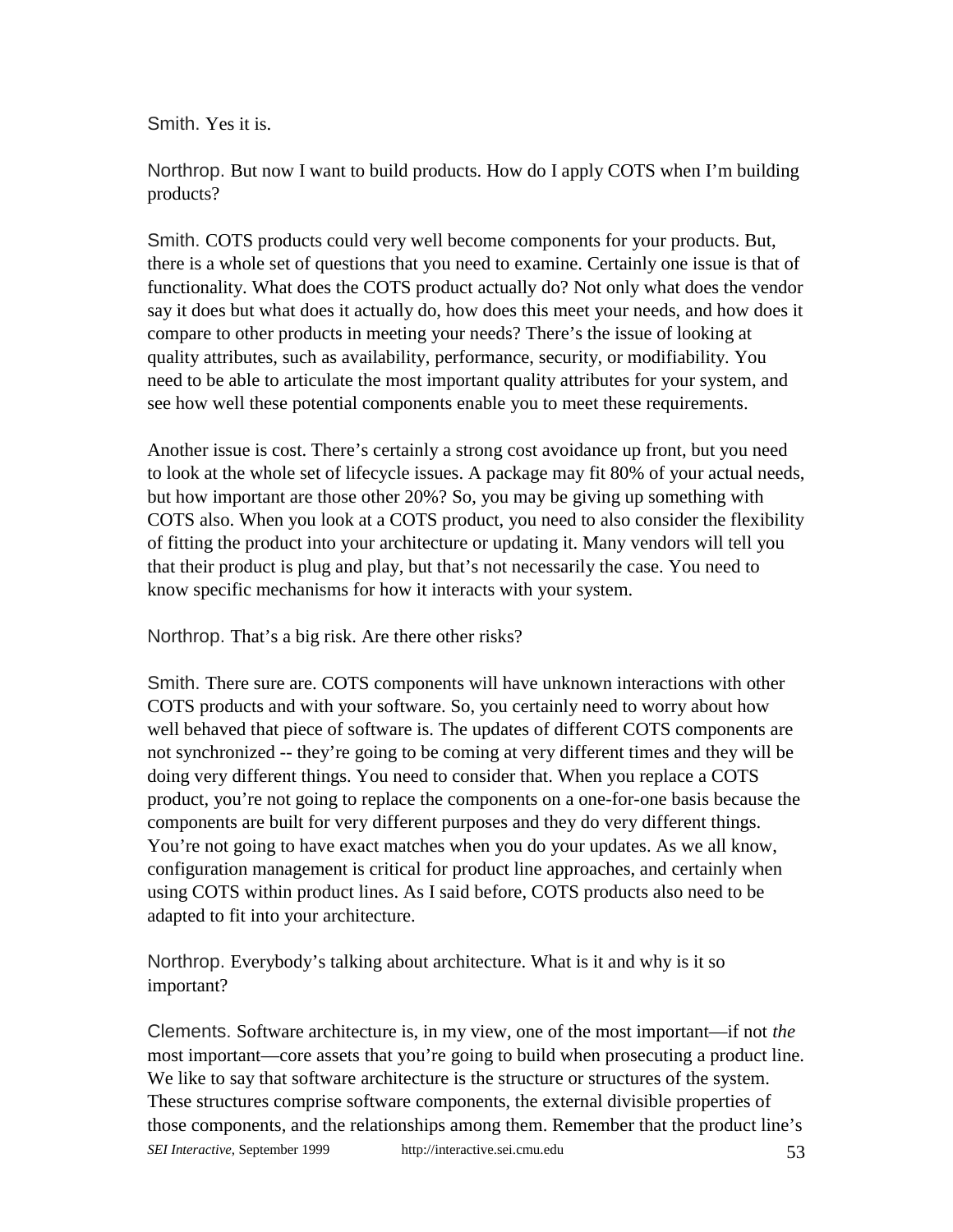Smith. Yes it is.

Northrop. But now I want to build products. How do I apply COTS when I'm building products?

Smith. COTS products could very well become components for your products. But, there is a whole set of questions that you need to examine. Certainly one issue is that of functionality. What does the COTS product actually do? Not only what does the vendor say it does but what does it actually do, how does this meet your needs, and how does it compare to other products in meeting your needs? There's the issue of looking at quality attributes, such as availability, performance, security, or modifiability. You need to be able to articulate the most important quality attributes for your system, and see how well these potential components enable you to meet these requirements.

Another issue is cost. There's certainly a strong cost avoidance up front, but you need to look at the whole set of lifecycle issues. A package may fit 80% of your actual needs, but how important are those other 20%? So, you may be giving up something with COTS also. When you look at a COTS product, you need to also consider the flexibility of fitting the product into your architecture or updating it. Many vendors will tell you that their product is plug and play, but that's not necessarily the case. You need to know specific mechanisms for how it interacts with your system.

Northrop. That's a big risk. Are there other risks?

Smith. There sure are. COTS components will have unknown interactions with other COTS products and with your software. So, you certainly need to worry about how well behaved that piece of software is. The updates of different COTS components are not synchronized -- they're going to be coming at very different times and they will be doing very different things. You need to consider that. When you replace a COTS product, you're not going to replace the components on a one-for-one basis because the components are built for very different purposes and they do very different things. You're not going to have exact matches when you do your updates. As we all know, configuration management is critical for product line approaches, and certainly when using COTS within product lines. As I said before, COTS products also need to be adapted to fit into your architecture.

Northrop. Everybody's talking about architecture. What is it and why is it so important?

Clements. Software architecture is, in my view, one of the most important—if not *the* most important—core assets that you're going to build when prosecuting a product line. We like to say that software architecture is the structure or structures of the system. These structures comprise software components, the external divisible properties of those components, and the relationships among them. Remember that the product line's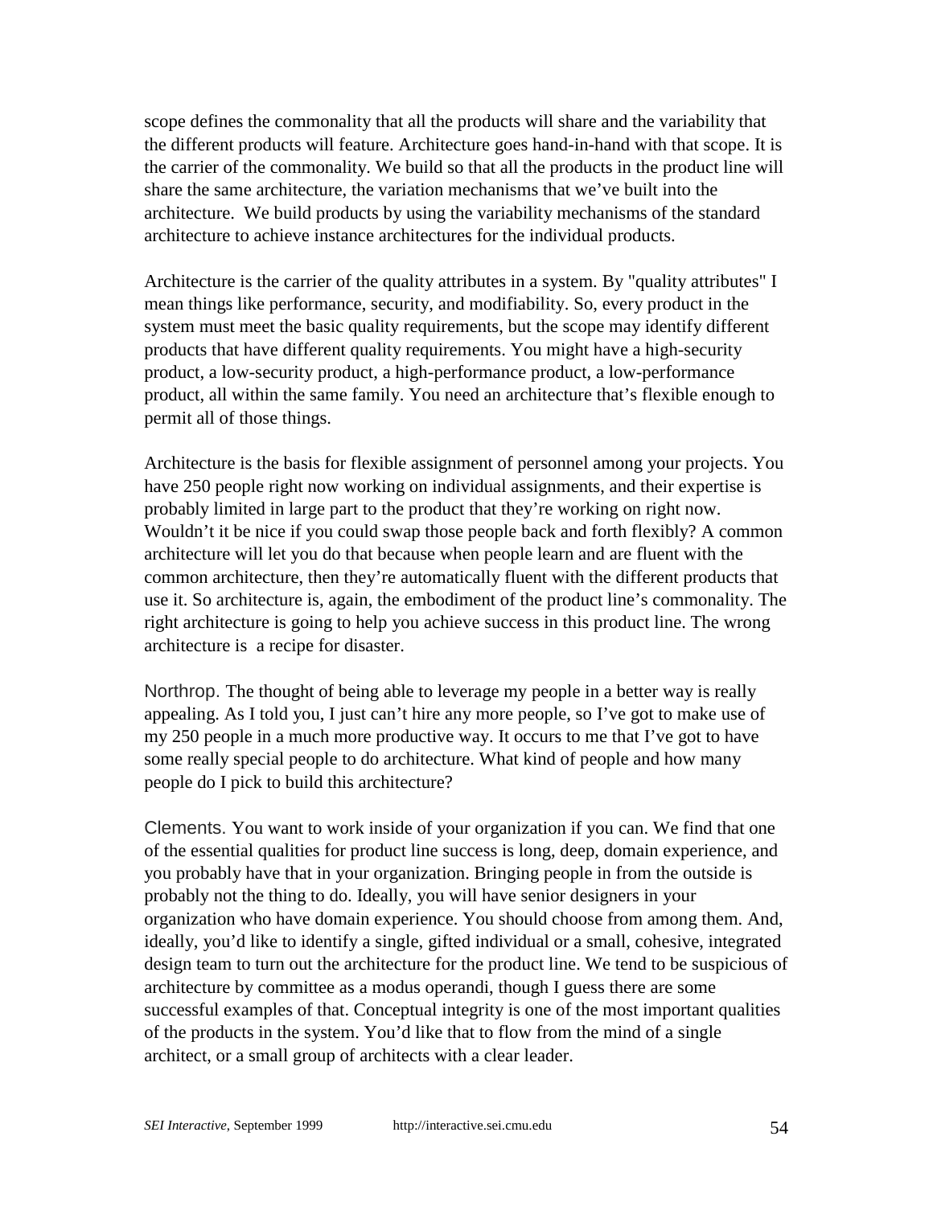scope defines the commonality that all the products will share and the variability that the different products will feature. Architecture goes hand-in-hand with that scope. It is the carrier of the commonality. We build so that all the products in the product line will share the same architecture, the variation mechanisms that we've built into the architecture. We build products by using the variability mechanisms of the standard architecture to achieve instance architectures for the individual products.

Architecture is the carrier of the quality attributes in a system. By "quality attributes" I mean things like performance, security, and modifiability. So, every product in the system must meet the basic quality requirements, but the scope may identify different products that have different quality requirements. You might have a high-security product, a low-security product, a high-performance product, a low-performance product, all within the same family. You need an architecture that's flexible enough to permit all of those things.

Architecture is the basis for flexible assignment of personnel among your projects. You have 250 people right now working on individual assignments, and their expertise is probably limited in large part to the product that they're working on right now. Wouldn't it be nice if you could swap those people back and forth flexibly? A common architecture will let you do that because when people learn and are fluent with the common architecture, then they're automatically fluent with the different products that use it. So architecture is, again, the embodiment of the product line's commonality. The right architecture is going to help you achieve success in this product line. The wrong architecture is a recipe for disaster.

Northrop. The thought of being able to leverage my people in a better way is really appealing. As I told you, I just can't hire any more people, so I've got to make use of my 250 people in a much more productive way. It occurs to me that I've got to have some really special people to do architecture. What kind of people and how many people do I pick to build this architecture?

Clements. You want to work inside of your organization if you can. We find that one of the essential qualities for product line success is long, deep, domain experience, and you probably have that in your organization. Bringing people in from the outside is probably not the thing to do. Ideally, you will have senior designers in your organization who have domain experience. You should choose from among them. And, ideally, you'd like to identify a single, gifted individual or a small, cohesive, integrated design team to turn out the architecture for the product line. We tend to be suspicious of architecture by committee as a modus operandi, though I guess there are some successful examples of that. Conceptual integrity is one of the most important qualities of the products in the system. You'd like that to flow from the mind of a single architect, or a small group of architects with a clear leader.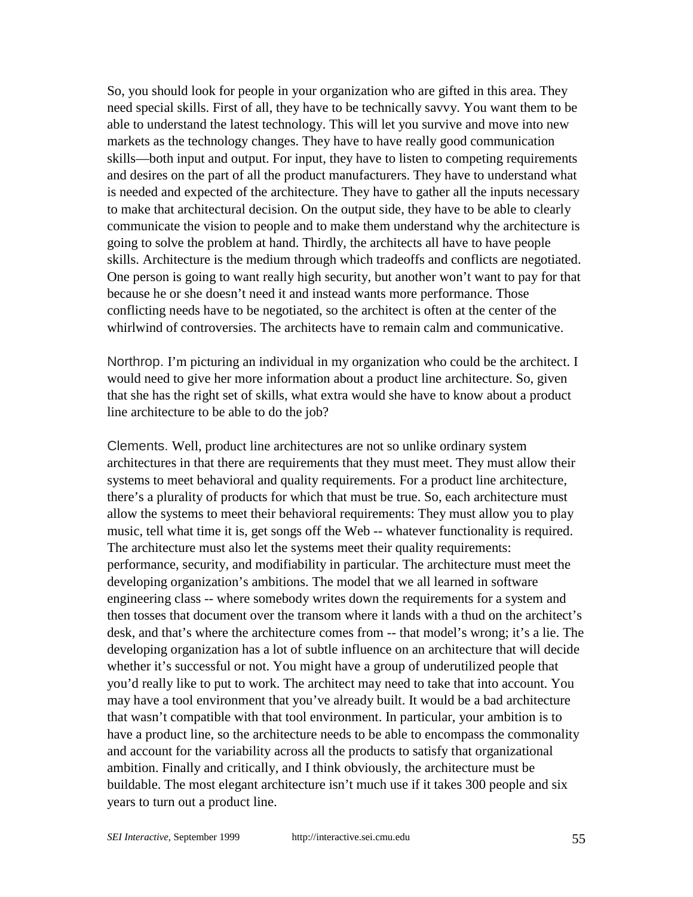So, you should look for people in your organization who are gifted in this area. They need special skills. First of all, they have to be technically savvy. You want them to be able to understand the latest technology. This will let you survive and move into new markets as the technology changes. They have to have really good communication skills—both input and output. For input, they have to listen to competing requirements and desires on the part of all the product manufacturers. They have to understand what is needed and expected of the architecture. They have to gather all the inputs necessary to make that architectural decision. On the output side, they have to be able to clearly communicate the vision to people and to make them understand why the architecture is going to solve the problem at hand. Thirdly, the architects all have to have people skills. Architecture is the medium through which tradeoffs and conflicts are negotiated. One person is going to want really high security, but another won't want to pay for that because he or she doesn't need it and instead wants more performance. Those conflicting needs have to be negotiated, so the architect is often at the center of the whirlwind of controversies. The architects have to remain calm and communicative.

Northrop. I'm picturing an individual in my organization who could be the architect. I would need to give her more information about a product line architecture. So, given that she has the right set of skills, what extra would she have to know about a product line architecture to be able to do the job?

Clements. Well, product line architectures are not so unlike ordinary system architectures in that there are requirements that they must meet. They must allow their systems to meet behavioral and quality requirements. For a product line architecture, there's a plurality of products for which that must be true. So, each architecture must allow the systems to meet their behavioral requirements: They must allow you to play music, tell what time it is, get songs off the Web -- whatever functionality is required. The architecture must also let the systems meet their quality requirements: performance, security, and modifiability in particular. The architecture must meet the developing organization's ambitions. The model that we all learned in software engineering class -- where somebody writes down the requirements for a system and then tosses that document over the transom where it lands with a thud on the architect's desk, and that's where the architecture comes from -- that model's wrong; it's a lie. The developing organization has a lot of subtle influence on an architecture that will decide whether it's successful or not. You might have a group of underutilized people that you'd really like to put to work. The architect may need to take that into account. You may have a tool environment that you've already built. It would be a bad architecture that wasn't compatible with that tool environment. In particular, your ambition is to have a product line, so the architecture needs to be able to encompass the commonality and account for the variability across all the products to satisfy that organizational ambition. Finally and critically, and I think obviously, the architecture must be buildable. The most elegant architecture isn't much use if it takes 300 people and six years to turn out a product line.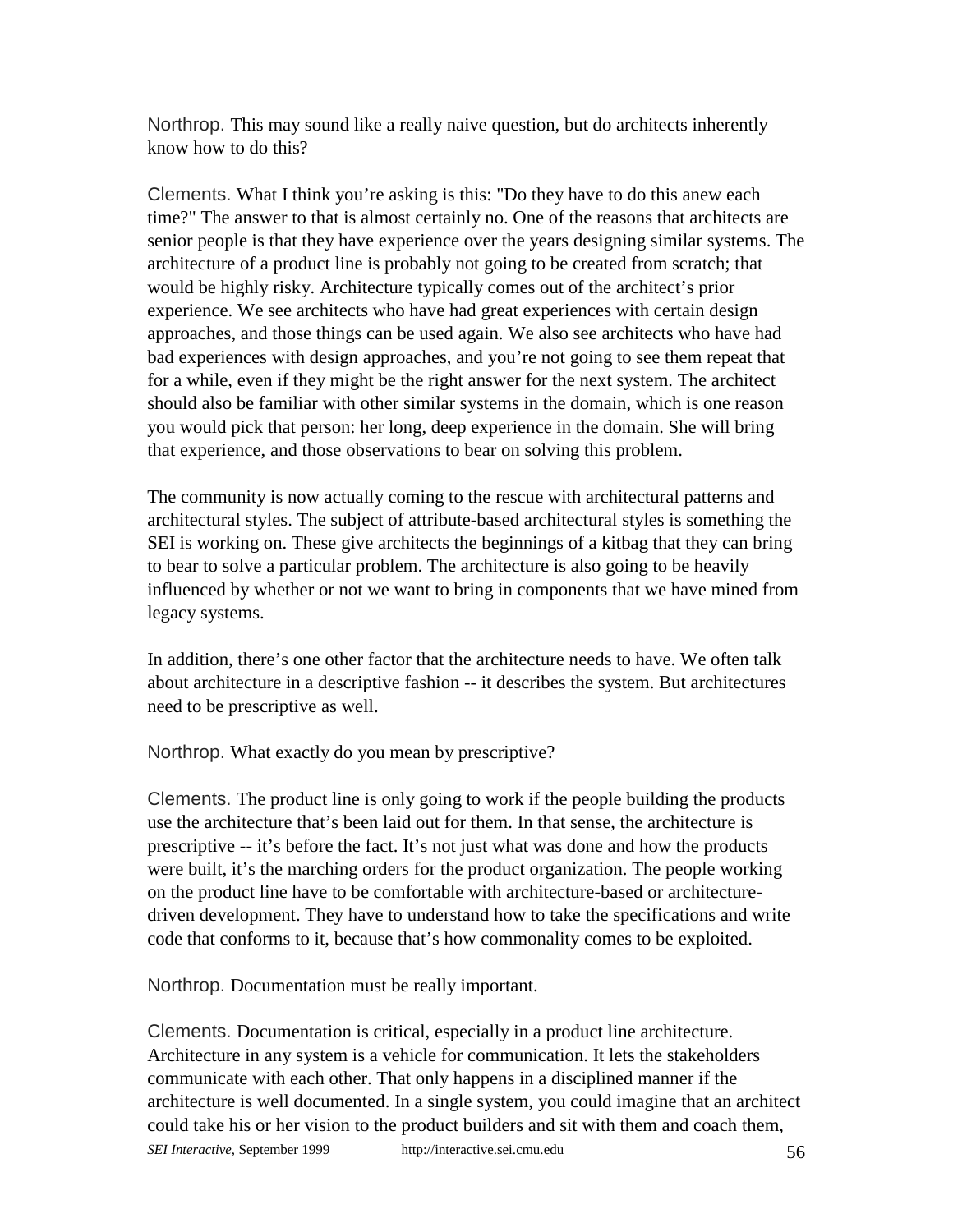Northrop. This may sound like a really naive question, but do architects inherently know how to do this?

Clements. What I think you're asking is this: "Do they have to do this anew each time?" The answer to that is almost certainly no. One of the reasons that architects are senior people is that they have experience over the years designing similar systems. The architecture of a product line is probably not going to be created from scratch; that would be highly risky. Architecture typically comes out of the architect's prior experience. We see architects who have had great experiences with certain design approaches, and those things can be used again. We also see architects who have had bad experiences with design approaches, and you're not going to see them repeat that for a while, even if they might be the right answer for the next system. The architect should also be familiar with other similar systems in the domain, which is one reason you would pick that person: her long, deep experience in the domain. She will bring that experience, and those observations to bear on solving this problem.

The community is now actually coming to the rescue with architectural patterns and architectural styles. The subject of attribute-based architectural styles is something the SEI is working on. These give architects the beginnings of a kitbag that they can bring to bear to solve a particular problem. The architecture is also going to be heavily influenced by whether or not we want to bring in components that we have mined from legacy systems.

In addition, there's one other factor that the architecture needs to have. We often talk about architecture in a descriptive fashion -- it describes the system. But architectures need to be prescriptive as well.

Northrop. What exactly do you mean by prescriptive?

Clements. The product line is only going to work if the people building the products use the architecture that's been laid out for them. In that sense, the architecture is prescriptive -- it's before the fact. It's not just what was done and how the products were built, it's the marching orders for the product organization. The people working on the product line have to be comfortable with architecture-based or architecture-driven development. They have to understand how to take the specifications and write code that conforms to it, because that's how commonality comes to be exploited.

Northrop. Documentation must be really important.

Clements. Documentation is critical, especially in a product line architecture. Architecture in any system is a vehicle for communication. It lets the stakeholders communicate with each other. That only happens in a disciplined manner if the architecture is well documented. In a single system, you could imagine that an architect could take his or her vision to the product builders and sit with them and coach them,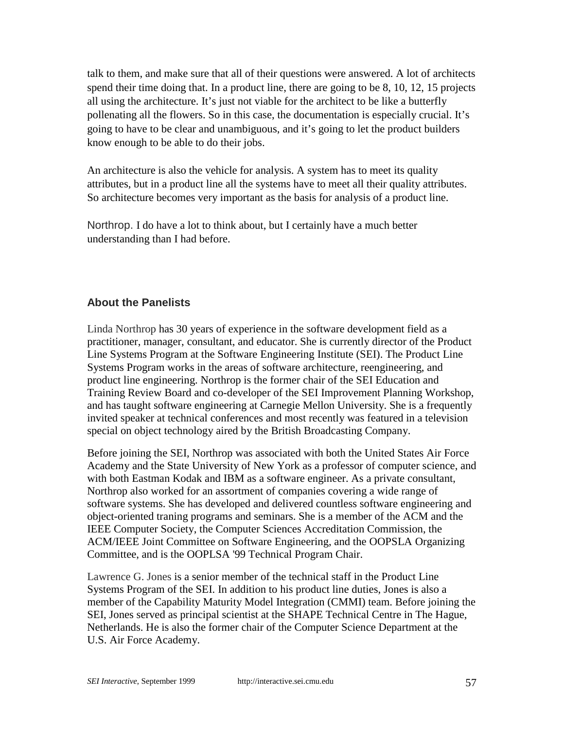talk to them, and make sure that all of their questions were answered. A lot of architects spend their time doing that. In a product line, there are going to be 8, 10, 12, 15 projects all using the architecture. It's just not viable for the architect to be like a butterfly pollenating all the flowers. So in this case, the documentation is especially crucial. It's going to have to be clear and unambiguous, and it's going to let the product builders know enough to be able to do their jobs.

An architecture is also the vehicle for analysis. A system has to meet its quality attributes, but in a product line all the systems have to meet all their quality attributes. So architecture becomes very important as the basis for analysis of a product line.

Northrop. I do have a lot to think about, but I certainly have a much better understanding than I had before.

## About the Panelists

Linda Northrop has 30 years of experience in the software development field as a practitioner, manager, consultant, and educator. She is currently director of the Product Line Systems Program at the Software Engineering Institute (SEI). The Product Line Systems Program works in the areas of software architecture, reengineering, and product line engineering. Northrop is the former chair of the SEI Education and Training Review Board and co-developer of the SEI Improvement Planning Workshop, and has taught software engineering at Carnegie Mellon University. She is a frequently invited speaker at technical conferences and most recently was featured in a television special on object technology aired by the British Broadcasting Company.

Before joining the SEI, Northrop was associated with both the United States Air Force Academy and the State University of New York as a professor of computer science, and with both Eastman Kodak and IBM as a software engineer. As a private consultant, Northrop also worked for an assortment of companies covering a wide range of software systems. She has developed and delivered countless software engineering and object-oriented traning programs and seminars. She is a member of the ACM and the IEEE Computer Society, the Computer Sciences Accreditation Commission, the ACM/IEEE Joint Committee on Software Engineering, and the OOPSLA Organizing Committee, and is the OOPLSA '99 Technical Program Chair.

Lawrence G. Jones is a senior member of the technical staff in the Product Line Systems Program of the SEI. In addition to his product line duties, Jones is also a member of the Capability Maturity Model Integration (CMMI) team. Before joining the SEI, Jones served as principal scientist at the SHAPE Technical Centre in The Hague, Netherlands. He is also the former chair of the Computer Science Department at the U.S. Air Force Academy.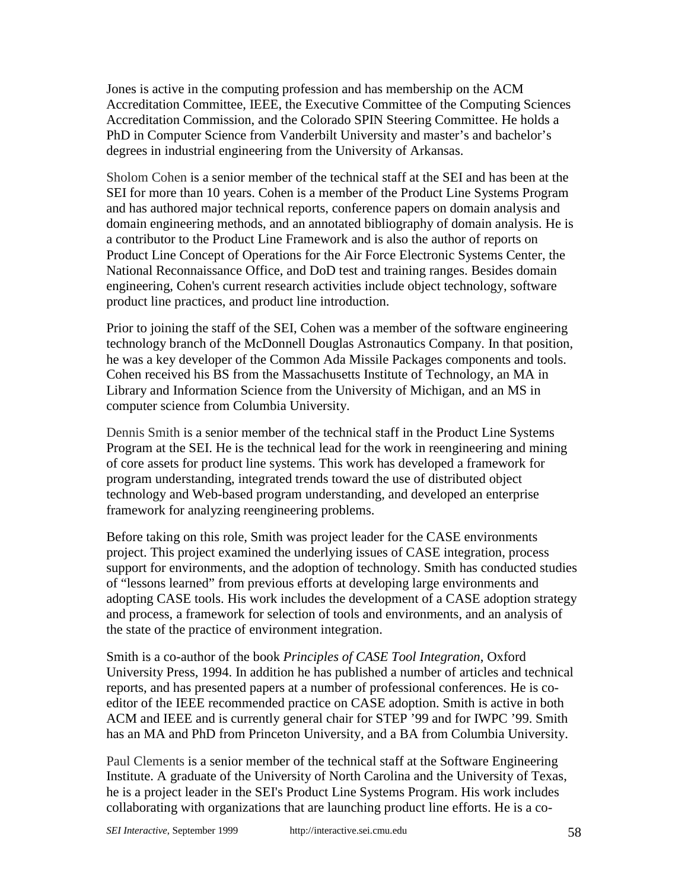Jones is active in the computing profession and has membership on the ACM Accreditation Committee, IEEE, the Executive Committee of the Computing Sciences Accreditation Commission, and the Colorado SPIN Steering Committee. He holds a PhD in Computer Science from Vanderbilt University and master's and bachelor's degrees in industrial engineering from the University of Arkansas.

Sholom Cohen is a senior member of the technical staff at the SEI and has been at the SEI for more than 10 years. Cohen is a member of the Product Line Systems Program and has authored major technical reports, conference papers on domain analysis and domain engineering methods, and an annotated bibliography of domain analysis. He is a contributor to the Product Line Framework and is also the author of reports on Product Line Concept of Operations for the Air Force Electronic Systems Center, the National Reconnaissance Office, and DoD test and training ranges. Besides domain engineering, Cohen's current research activities include object technology, software product line practices, and product line introduction.

Prior to joining the staff of the SEI, Cohen was a member of the software engineering technology branch of the McDonnell Douglas Astronautics Company. In that position, he was a key developer of the Common Ada Missile Packages components and tools. Cohen received his BS from the Massachusetts Institute of Technology, an MA in Library and Information Science from the University of Michigan, and an MS in computer science from Columbia University.

Dennis Smith is a senior member of the technical staff in the Product Line Systems Program at the SEI. He is the technical lead for the work in reengineering and mining of core assets for product line systems. This work has developed a framework for program understanding, integrated trends toward the use of distributed object technology and Web-based program understanding, and developed an enterprise framework for analyzing reengineering problems.

Before taking on this role, Smith was project leader for the CASE environments project. This project examined the underlying issues of CASE integration, process support for environments, and the adoption of technology. Smith has conducted studies of "lessons learned" from previous efforts at developing large environments and adopting CASE tools. His work includes the development of a CASE adoption strategy and process, a framework for selection of tools and environments, and an analysis of the state of the practice of environment integration.

Smith is a co-author of the book *Principles of CASE Tool Integration*, Oxford University Press, 1994. In addition he has published a number of articles and technical reports, and has presented papers at a number of professional conferences. He is co-editor of the IEEE recommended practice on CASE adoption. Smith is active in both ACM and IEEE and is currently general chair for STEP '99 and for IWPC '99. Smith has an MA and PhD from Princeton University, and a BA from Columbia University.

Paul Clements is a senior member of the technical staff at the Software Engineering Institute. A graduate of the University of North Carolina and the University of Texas, he is a project leader in the SEI's Product Line Systems Program. His work includes collaborating with organizations that are launching product line efforts. He is a co-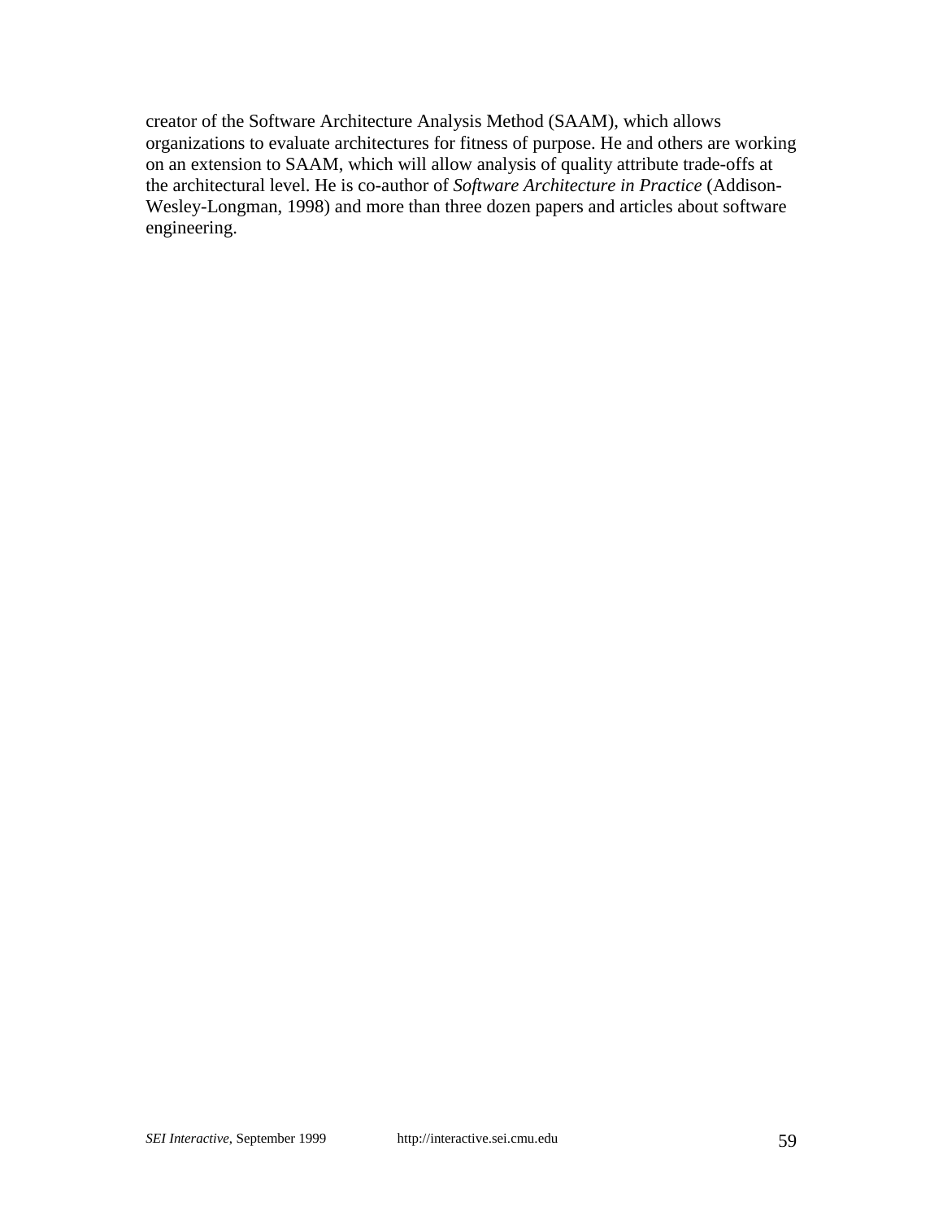creator of the Software Architecture Analysis Method (SAAM), which allows organizations to evaluate architectures for fitness of purpose. He and others are working on an extension to SAAM, which will allow analysis of quality attribute trade-offs at the architectural level. He is co-author of *Software Architecture in Practice* (Addison-Wesley-Longman, 1998) and more than three dozen papers and articles about software engineering.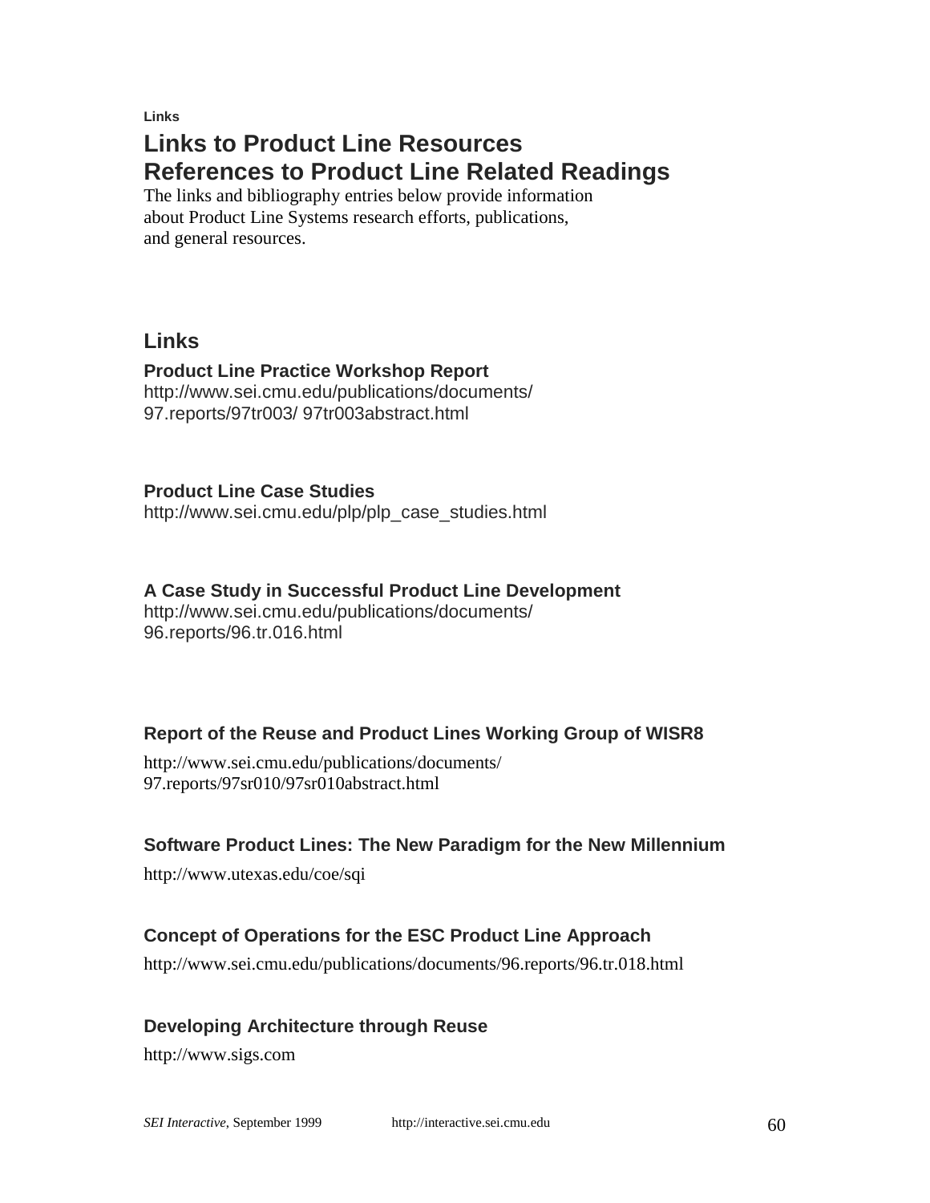Links

# Links to Product Line Resources
# References to Product Line Related Readings

The links and bibliography entries below provide information about Product Line Systems research efforts, publications, and general resources.

## Links

### Product Line Practice Workshop Report

http://www.sei.cmu.edu/publications/documents/97.reports/97tr003/ 97tr003abstract.html

### Product Line Case Studies

http://www.sei.cmu.edu/plp/plp_case_studies.html

### A Case Study in Successful Product Line Development

http://www.sei.cmu.edu/publications/documents/96.reports/96.tr.016.html

### Report of the Reuse and Product Lines Working Group of WISR8

http://www.sei.cmu.edu/publications/documents/97.reports/97sr010/97sr010abstract.html

### Software Product Lines: The New Paradigm for the New Millennium

http://www.utexas.edu/coe/sqi

### Concept of Operations for the ESC Product Line Approach

http://www.sei.cmu.edu/publications/documents/96.reports/96.tr.018.html

### Developing Architecture through Reuse

http://www.sigs.com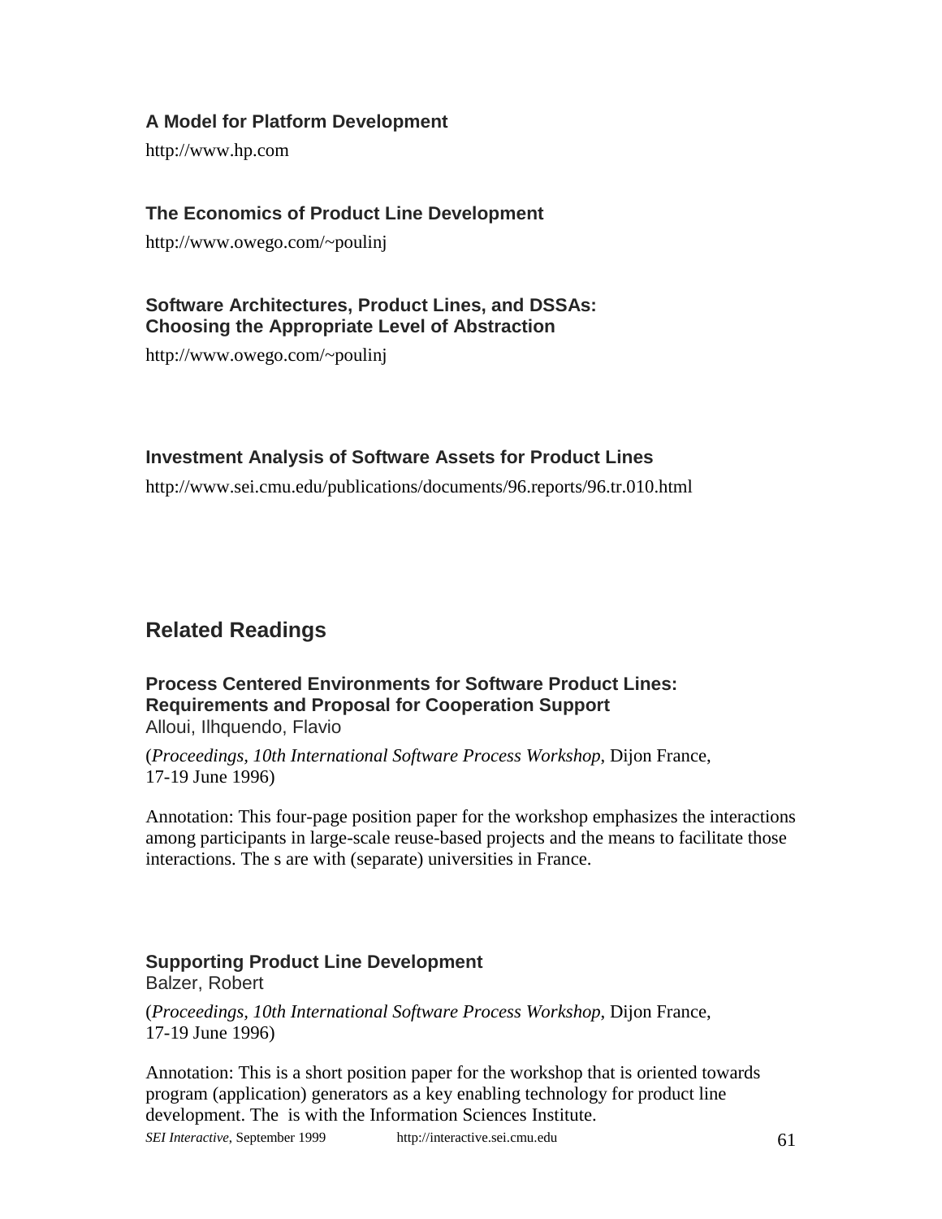### A Model for Platform Development

http://www.hp.com

### The Economics of Product Line Development

http://www.owego.com/~poulinj

### Software Architectures, Product Lines, and DSSAs: Choosing the Appropriate Level of Abstraction

http://www.owego.com/~poulinj

### Investment Analysis of Software Assets for Product Lines

http://www.sei.cmu.edu/publications/documents/96.reports/96.tr.010.html

## Related Readings

### Process Centered Environments for Software Product Lines: Requirements and Proposal for Cooperation Support

Alloui, Ilhquendo, Flavio

(*Proceedings, 10th International Software Process Workshop*, Dijon France, 17-19 June 1996)

Annotation: This four-page position paper for the workshop emphasizes the interactions among participants in large-scale reuse-based projects and the means to facilitate those interactions. The s are with (separate) universities in France.

### Supporting Product Line Development

Balzer, Robert

(*Proceedings, 10th International Software Process Workshop*, Dijon France, 17-19 June 1996)

Annotation: This is a short position paper for the workshop that is oriented towards program (application) generators as a key enabling technology for product line development. The  is with the Information Sciences Institute.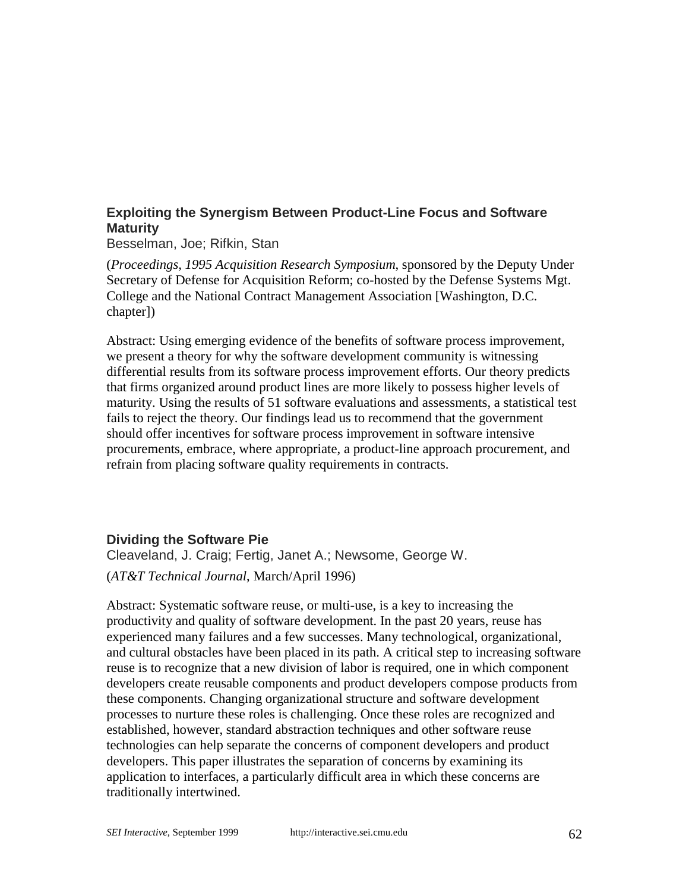### Exploiting the Synergism Between Product-Line Focus and Software Maturity

Besselman, Joe; Rifkin, Stan

(*Proceedings, 1995 Acquisition Research Symposium*, sponsored by the Deputy Under Secretary of Defense for Acquisition Reform; co-hosted by the Defense Systems Mgt. College and the National Contract Management Association [Washington, D.C. chapter])

Abstract: Using emerging evidence of the benefits of software process improvement, we present a theory for why the software development community is witnessing differential results from its software process improvement efforts. Our theory predicts that firms organized around product lines are more likely to possess higher levels of maturity. Using the results of 51 software evaluations and assessments, a statistical test fails to reject the theory. Our findings lead us to recommend that the government should offer incentives for software process improvement in software intensive procurements, embrace, where appropriate, a product-line approach procurement, and refrain from placing software quality requirements in contracts.

### Dividing the Software Pie

Cleaveland, J. Craig; Fertig, Janet A.; Newsome, George W.

(*AT&T Technical Journal*, March/April 1996)

Abstract: Systematic software reuse, or multi-use, is a key to increasing the productivity and quality of software development. In the past 20 years, reuse has experienced many failures and a few successes. Many technological, organizational, and cultural obstacles have been placed in its path. A critical step to increasing software reuse is to recognize that a new division of labor is required, one in which component developers create reusable components and product developers compose products from these components. Changing organizational structure and software development processes to nurture these roles is challenging. Once these roles are recognized and established, however, standard abstraction techniques and other software reuse technologies can help separate the concerns of component developers and product developers. This paper illustrates the separation of concerns by examining its application to interfaces, a particularly difficult area in which these concerns are traditionally intertwined.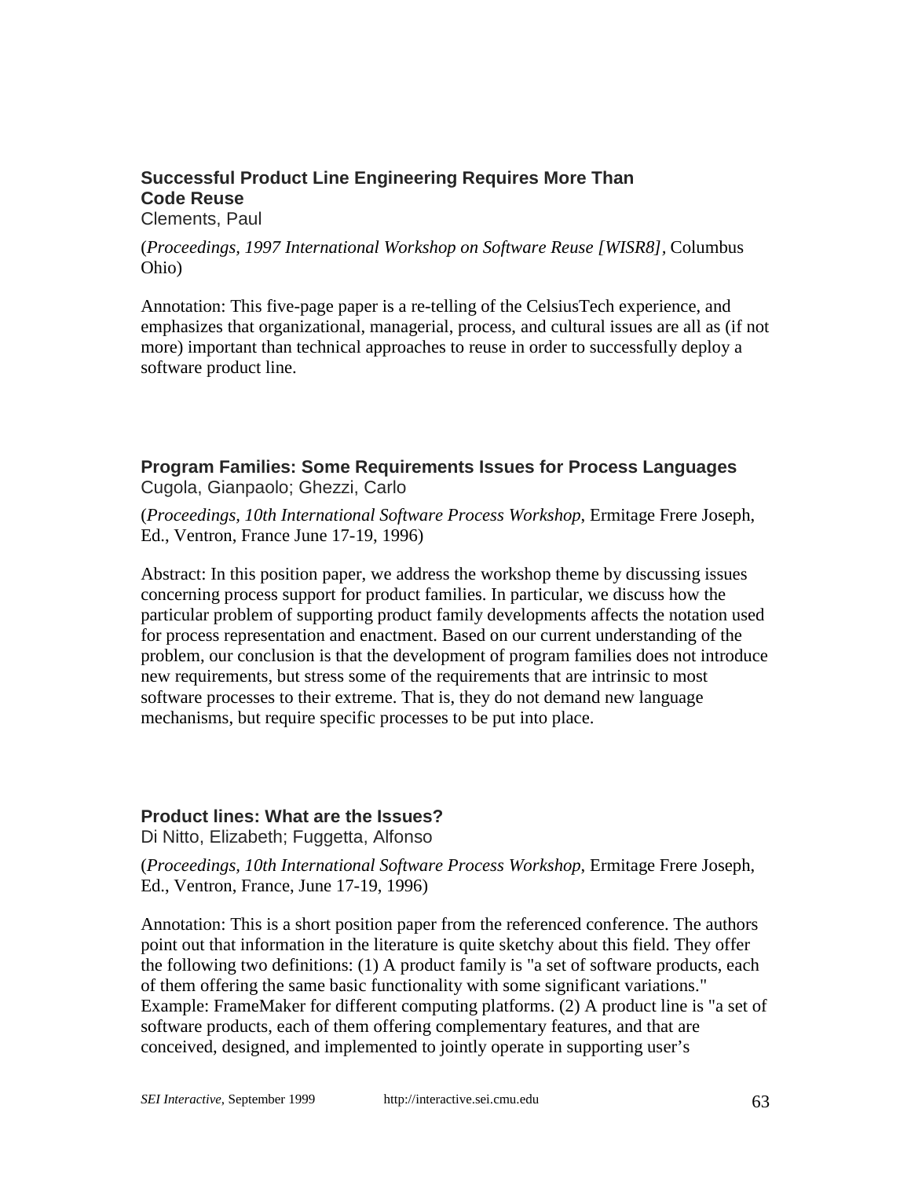### Successful Product Line Engineering Requires More Than Code Reuse

Clements, Paul

(*Proceedings, 1997 International Workshop on Software Reuse [WISR8]*, Columbus Ohio)

Annotation: This five-page paper is a re-telling of the CelsiusTech experience, and emphasizes that organizational, managerial, process, and cultural issues are all as (if not more) important than technical approaches to reuse in order to successfully deploy a software product line.

### Program Families: Some Requirements Issues for Process Languages

Cugola, Gianpaolo; Ghezzi, Carlo

(*Proceedings, 10th International Software Process Workshop*, Ermitage Frere Joseph, Ed., Ventron, France June 17-19, 1996)

Abstract: In this position paper, we address the workshop theme by discussing issues concerning process support for product families. In particular, we discuss how the particular problem of supporting product family developments affects the notation used for process representation and enactment. Based on our current understanding of the problem, our conclusion is that the development of program families does not introduce new requirements, but stress some of the requirements that are intrinsic to most software processes to their extreme. That is, they do not demand new language mechanisms, but require specific processes to be put into place.

### Product lines: What are the Issues?

Di Nitto, Elizabeth; Fuggetta, Alfonso

(*Proceedings, 10th International Software Process Workshop*, Ermitage Frere Joseph, Ed., Ventron, France, June 17-19, 1996)

Annotation: This is a short position paper from the referenced conference. The authors point out that information in the literature is quite sketchy about this field. They offer the following two definitions: (1) A product family is "a set of software products, each of them offering the same basic functionality with some significant variations." Example: FrameMaker for different computing platforms. (2) A product line is "a set of software products, each of them offering complementary features, and that are conceived, designed, and implemented to jointly operate in supporting user's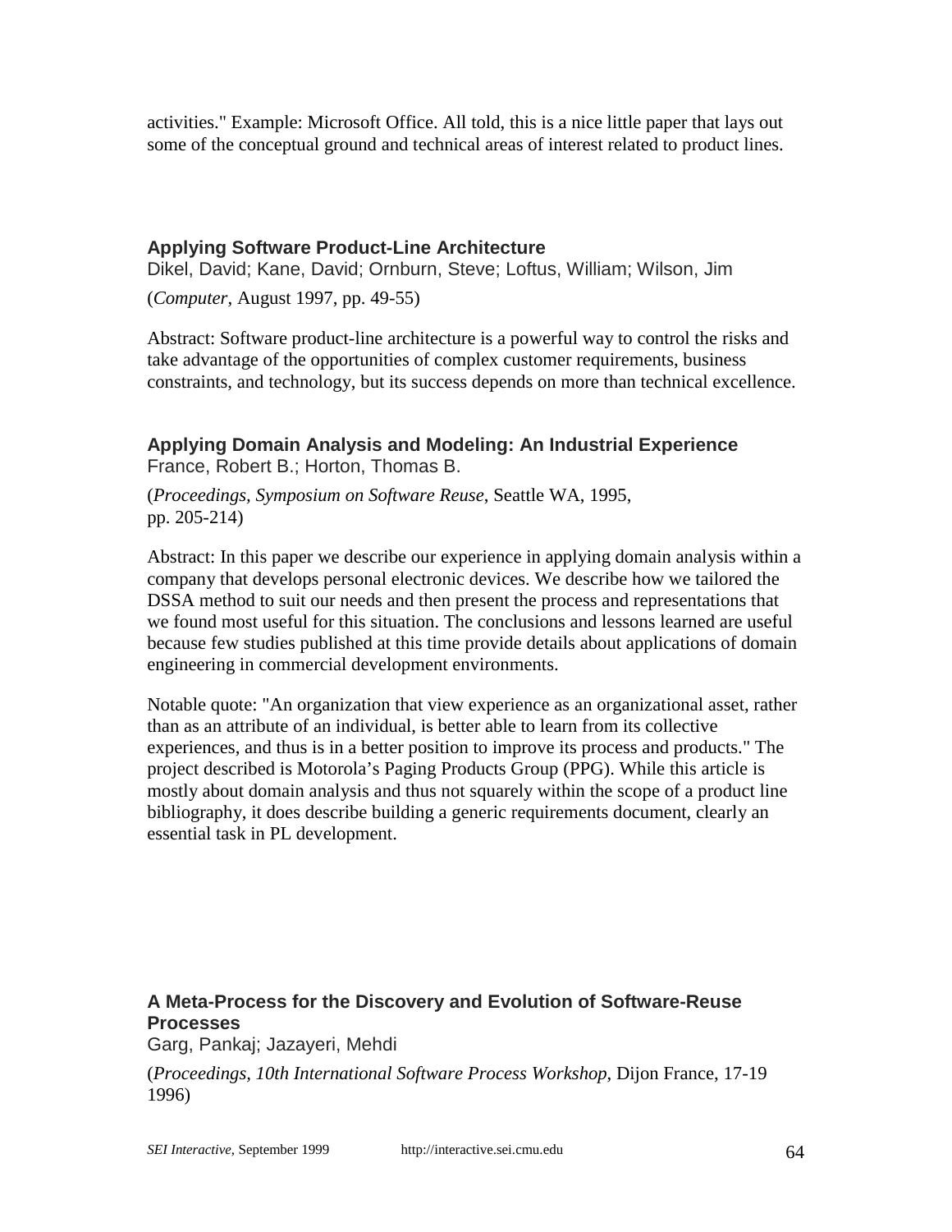activities." Example: Microsoft Office. All told, this is a nice little paper that lays out some of the conceptual ground and technical areas of interest related to product lines.

### Applying Software Product-Line Architecture

Dikel, David; Kane, David; Ornburn, Steve; Loftus, William; Wilson, Jim

(*Computer*, August 1997, pp. 49-55)

Abstract: Software product-line architecture is a powerful way to control the risks and take advantage of the opportunities of complex customer requirements, business constraints, and technology, but its success depends on more than technical excellence.

### Applying Domain Analysis and Modeling: An Industrial Experience

France, Robert B.; Horton, Thomas B.

(*Proceedings, Symposium on Software Reuse*, Seattle WA, 1995, pp. 205-214)

Abstract: In this paper we describe our experience in applying domain analysis within a company that develops personal electronic devices. We describe how we tailored the DSSA method to suit our needs and then present the process and representations that we found most useful for this situation. The conclusions and lessons learned are useful because few studies published at this time provide details about applications of domain engineering in commercial development environments.

Notable quote: "An organization that view experience as an organizational asset, rather than as an attribute of an individual, is better able to learn from its collective experiences, and thus is in a better position to improve its process and products." The project described is Motorola's Paging Products Group (PPG). While this article is mostly about domain analysis and thus not squarely within the scope of a product line bibliography, it does describe building a generic requirements document, clearly an essential task in PL development.

### A Meta-Process for the Discovery and Evolution of Software-Reuse Processes

Garg, Pankaj; Jazayeri, Mehdi

(*Proceedings, 10th International Software Process Workshop*, Dijon France, 17-19 1996)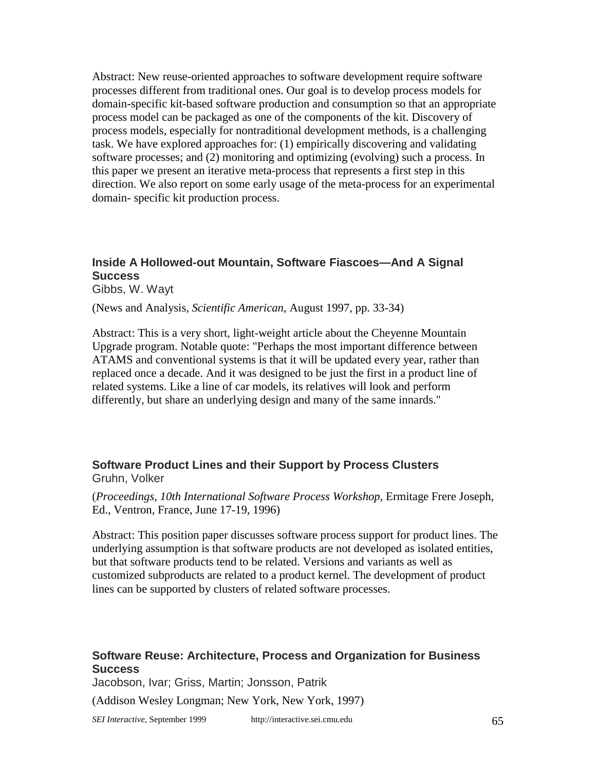Abstract: New reuse-oriented approaches to software development require software processes different from traditional ones. Our goal is to develop process models for domain-specific kit-based software production and consumption so that an appropriate process model can be packaged as one of the components of the kit. Discovery of process models, especially for nontraditional development methods, is a challenging task. We have explored approaches for: (1) empirically discovering and validating software processes; and (2) monitoring and optimizing (evolving) such a process. In this paper we present an iterative meta-process that represents a first step in this direction. We also report on some early usage of the meta-process for an experimental domain- specific kit production process.

### Inside A Hollowed-out Mountain, Software Fiascoes—And A Signal Success

Gibbs, W. Wayt

(News and Analysis, *Scientific American*, August 1997, pp. 33-34)

Abstract: This is a very short, light-weight article about the Cheyenne Mountain Upgrade program. Notable quote: "Perhaps the most important difference between ATAMS and conventional systems is that it will be updated every year, rather than replaced once a decade. And it was designed to be just the first in a product line of related systems. Like a line of car models, its relatives will look and perform differently, but share an underlying design and many of the same innards."

### Software Product Lines and their Support by Process Clusters

Gruhn, Volker

(*Proceedings, 10th International Software Process Workshop*, Ermitage Frere Joseph, Ed., Ventron, France, June 17-19, 1996)

Abstract: This position paper discusses software process support for product lines. The underlying assumption is that software products are not developed as isolated entities, but that software products tend to be related. Versions and variants as well as customized subproducts are related to a product kernel. The development of product lines can be supported by clusters of related software processes.

### Software Reuse: Architecture, Process and Organization for Business Success

Jacobson, Ivar; Griss, Martin; Jonsson, Patrik

(Addison Wesley Longman; New York, New York, 1997)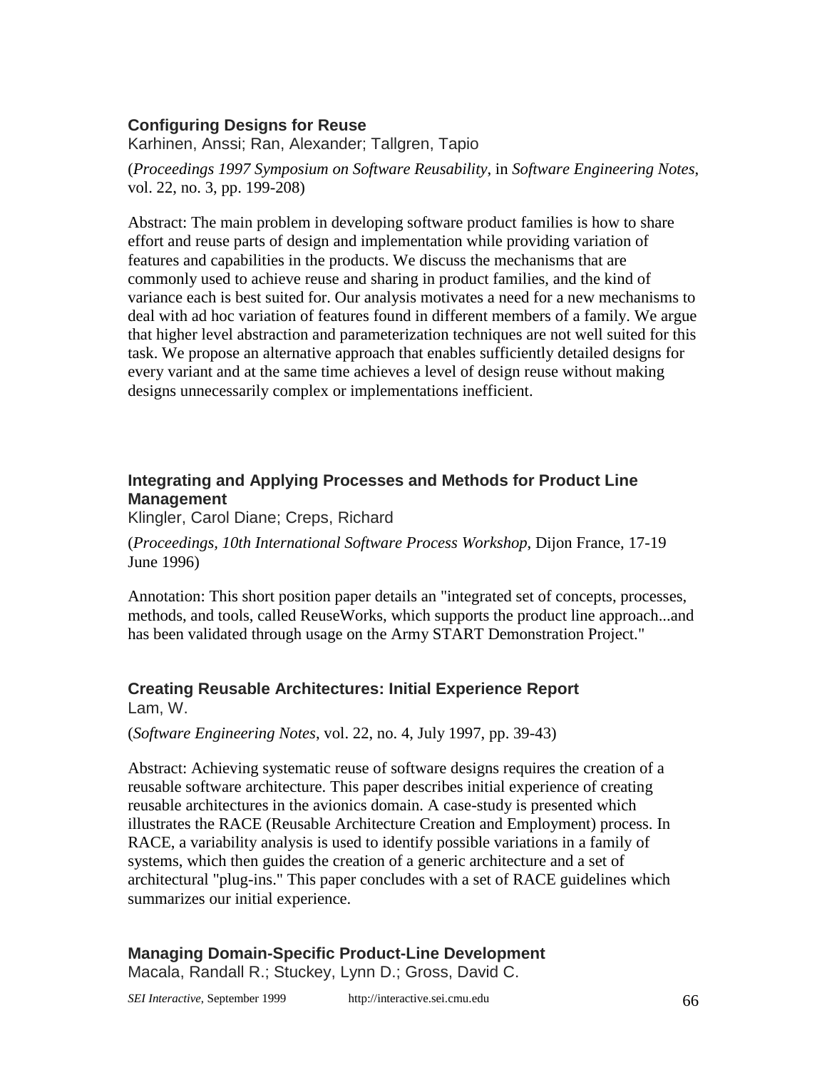### Configuring Designs for Reuse

Karhinen, Anssi; Ran, Alexander; Tallgren, Tapio

(*Proceedings 1997 Symposium on Software Reusability*, in *Software Engineering Notes*, vol. 22, no. 3, pp. 199-208)

Abstract: The main problem in developing software product families is how to share effort and reuse parts of design and implementation while providing variation of features and capabilities in the products. We discuss the mechanisms that are commonly used to achieve reuse and sharing in product families, and the kind of variance each is best suited for. Our analysis motivates a need for a new mechanisms to deal with ad hoc variation of features found in different members of a family. We argue that higher level abstraction and parameterization techniques are not well suited for this task. We propose an alternative approach that enables sufficiently detailed designs for every variant and at the same time achieves a level of design reuse without making designs unnecessarily complex or implementations inefficient.

### Integrating and Applying Processes and Methods for Product Line Management

Klingler, Carol Diane; Creps, Richard

(*Proceedings, 10th International Software Process Workshop*, Dijon France, 17-19 June 1996)

Annotation: This short position paper details an "integrated set of concepts, processes, methods, and tools, called ReuseWorks, which supports the product line approach...and has been validated through usage on the Army START Demonstration Project."

### Creating Reusable Architectures: Initial Experience Report

Lam, W.

(*Software Engineering Notes*, vol. 22, no. 4, July 1997, pp. 39-43)

Abstract: Achieving systematic reuse of software designs requires the creation of a reusable software architecture. This paper describes initial experience of creating reusable architectures in the avionics domain. A case-study is presented which illustrates the RACE (Reusable Architecture Creation and Employment) process. In RACE, a variability analysis is used to identify possible variations in a family of systems, which then guides the creation of a generic architecture and a set of architectural "plug-ins." This paper concludes with a set of RACE guidelines which summarizes our initial experience.

### Managing Domain-Specific Product-Line Development

Macala, Randall R.; Stuckey, Lynn D.; Gross, David C.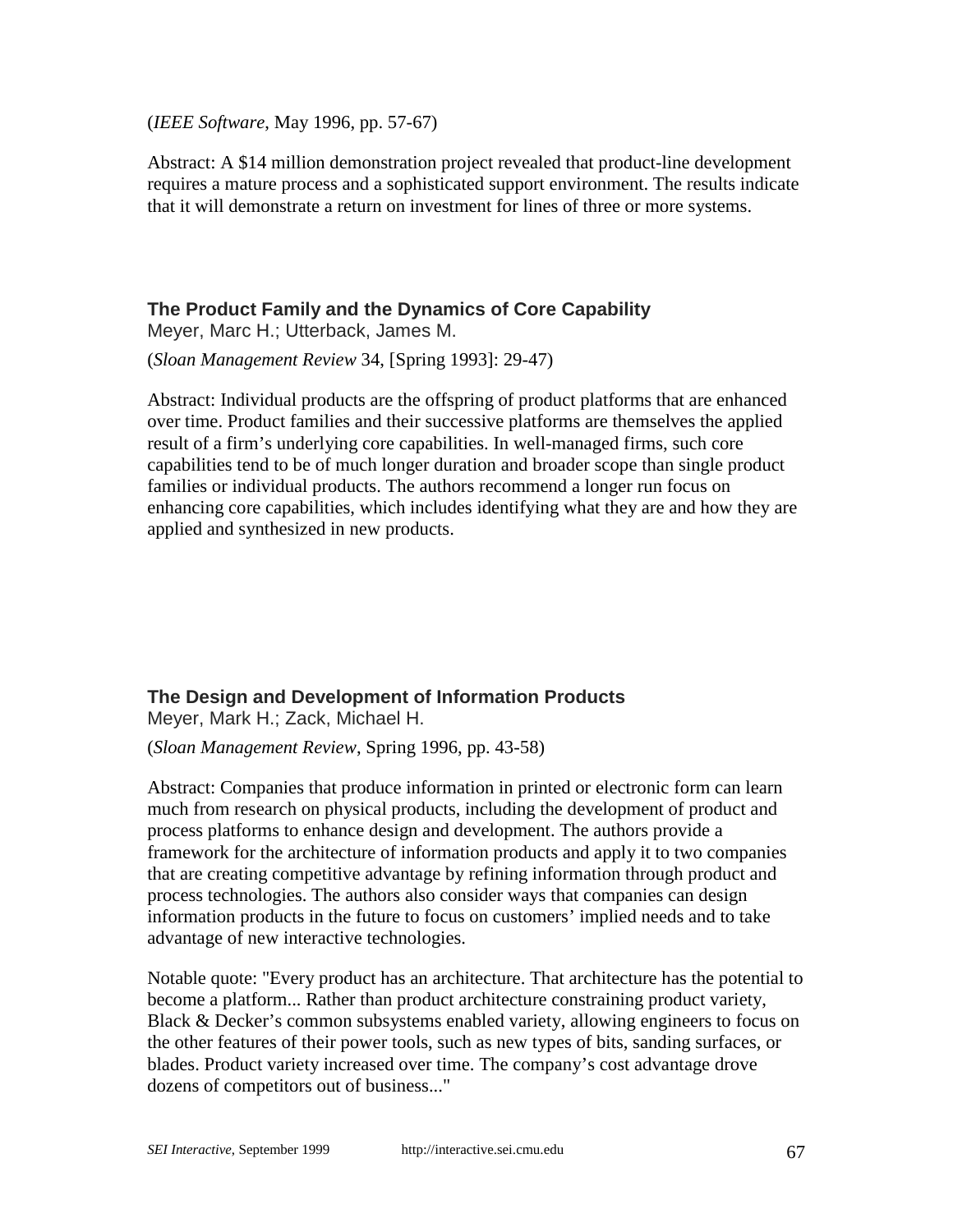(*IEEE Software*, May 1996, pp. 57-67)

Abstract: A $14 million demonstration project revealed that product-line development requires a mature process and a sophisticated support environment. The results indicate that it will demonstrate a return on investment for lines of three or more systems.

### The Product Family and the Dynamics of Core Capability

Meyer, Marc H.; Utterback, James M.

(*Sloan Management Review* 34, [Spring 1993]: 29-47)

Abstract: Individual products are the offspring of product platforms that are enhanced over time. Product families and their successive platforms are themselves the applied result of a firm's underlying core capabilities. In well-managed firms, such core capabilities tend to be of much longer duration and broader scope than single product families or individual products. The authors recommend a longer run focus on enhancing core capabilities, which includes identifying what they are and how they are applied and synthesized in new products.

### The Design and Development of Information Products

Meyer, Mark H.; Zack, Michael H.

(*Sloan Management Review*, Spring 1996, pp. 43-58)

Abstract: Companies that produce information in printed or electronic form can learn much from research on physical products, including the development of product and process platforms to enhance design and development. The authors provide a framework for the architecture of information products and apply it to two companies that are creating competitive advantage by refining information through product and process technologies. The authors also consider ways that companies can design information products in the future to focus on customers' implied needs and to take advantage of new interactive technologies.

Notable quote: "Every product has an architecture. That architecture has the potential to become a platform... Rather than product architecture constraining product variety, Black & Decker's common subsystems enabled variety, allowing engineers to focus on the other features of their power tools, such as new types of bits, sanding surfaces, or blades. Product variety increased over time. The company's cost advantage drove dozens of competitors out of business..."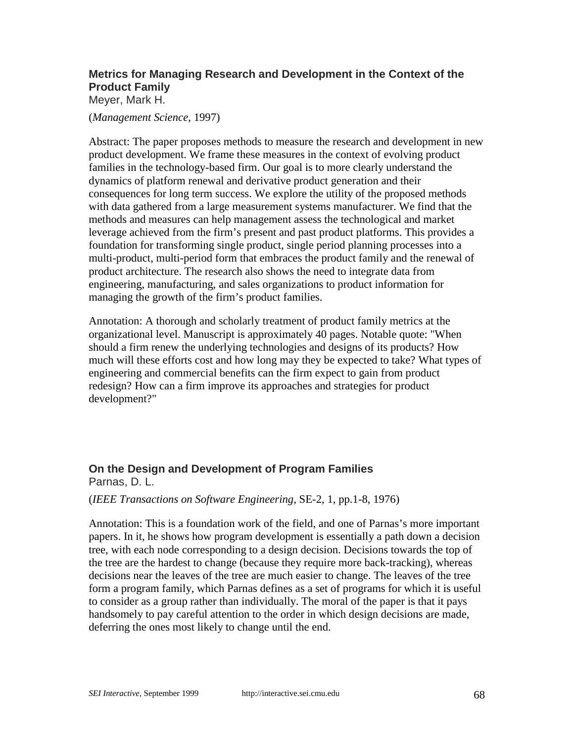### Metrics for Managing Research and Development in the Context of the Product Family

Meyer, Mark H.

(*Management Science*, 1997)

Abstract: The paper proposes methods to measure the research and development in new product development. We frame these measures in the context of evolving product families in the technology-based firm. Our goal is to more clearly understand the dynamics of platform renewal and derivative product generation and their consequences for long term success. We explore the utility of the proposed methods with data gathered from a large measurement systems manufacturer. We find that the methods and measures can help management assess the technological and market leverage achieved from the firm's present and past product platforms. This provides a foundation for transforming single product, single period planning processes into a multi-product, multi-period form that embraces the product family and the renewal of product architecture. The research also shows the need to integrate data from engineering, manufacturing, and sales organizations to product information for managing the growth of the firm's product families.

Annotation: A thorough and scholarly treatment of product family metrics at the organizational level. Manuscript is approximately 40 pages. Notable quote: "When should a firm renew the underlying technologies and designs of its products? How much will these efforts cost and how long may they be expected to take? What types of engineering and commercial benefits can the firm expect to gain from product redesign? How can a firm improve its approaches and strategies for product development?"

### On the Design and Development of Program Families

Parnas, D. L.

(*IEEE Transactions on Software Engineering*, SE-2, 1, pp.1-8, 1976)

Annotation: This is a foundation work of the field, and one of Parnas's more important papers. In it, he shows how program development is essentially a path down a decision tree, with each node corresponding to a design decision. Decisions towards the top of the tree are the hardest to change (because they require more back-tracking), whereas decisions near the leaves of the tree are much easier to change. The leaves of the tree form a program family, which Parnas defines as a set of programs for which it is useful to consider as a group rather than individually. The moral of the paper is that it pays handsomely to pay careful attention to the order in which design decisions are made, deferring the ones most likely to change until the end.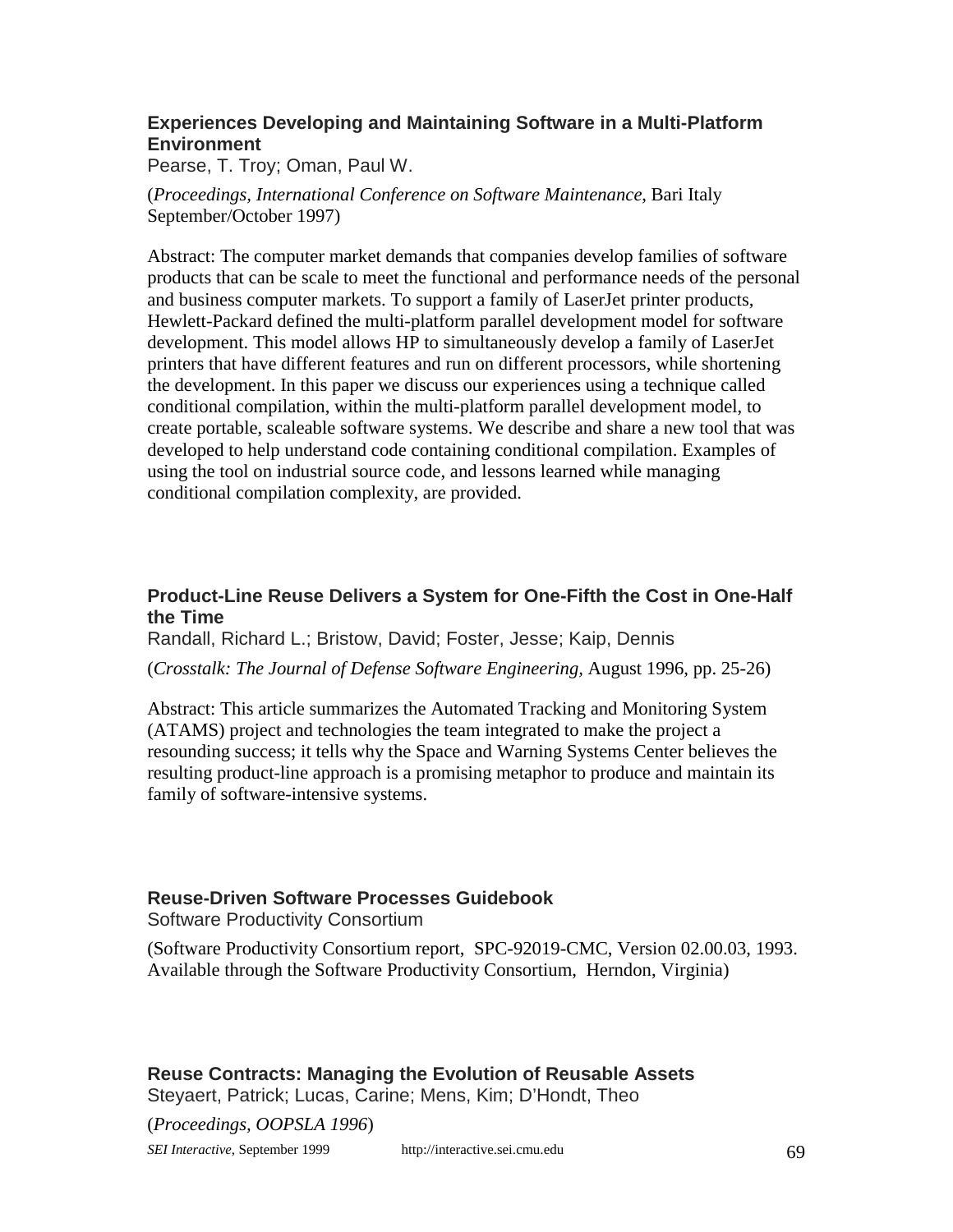### Experiences Developing and Maintaining Software in a Multi-Platform Environment

Pearse, T. Troy; Oman, Paul W.

(*Proceedings, International Conference on Software Maintenance*, Bari Italy September/October 1997)

Abstract: The computer market demands that companies develop families of software products that can be scale to meet the functional and performance needs of the personal and business computer markets. To support a family of LaserJet printer products, Hewlett-Packard defined the multi-platform parallel development model for software development. This model allows HP to simultaneously develop a family of LaserJet printers that have different features and run on different processors, while shortening the development. In this paper we discuss our experiences using a technique called conditional compilation, within the multi-platform parallel development model, to create portable, scaleable software systems. We describe and share a new tool that was developed to help understand code containing conditional compilation. Examples of using the tool on industrial source code, and lessons learned while managing conditional compilation complexity, are provided.

### Product-Line Reuse Delivers a System for One-Fifth the Cost in One-Half the Time

Randall, Richard L.; Bristow, David; Foster, Jesse; Kaip, Dennis

(*Crosstalk: The Journal of Defense Software Engineering,* August 1996, pp. 25-26)

Abstract: This article summarizes the Automated Tracking and Monitoring System (ATAMS) project and technologies the team integrated to make the project a resounding success; it tells why the Space and Warning Systems Center believes the resulting product-line approach is a promising metaphor to produce and maintain its family of software-intensive systems.

### Reuse-Driven Software Processes Guidebook

Software Productivity Consortium

(Software Productivity Consortium report, SPC-92019-CMC, Version 02.00.03, 1993. Available through the Software Productivity Consortium, Herndon, Virginia)

### Reuse Contracts: Managing the Evolution of Reusable Assets

Steyaert, Patrick; Lucas, Carine; Mens, Kim; D'Hondt, Theo

(*Proceedings, OOPSLA 1996*)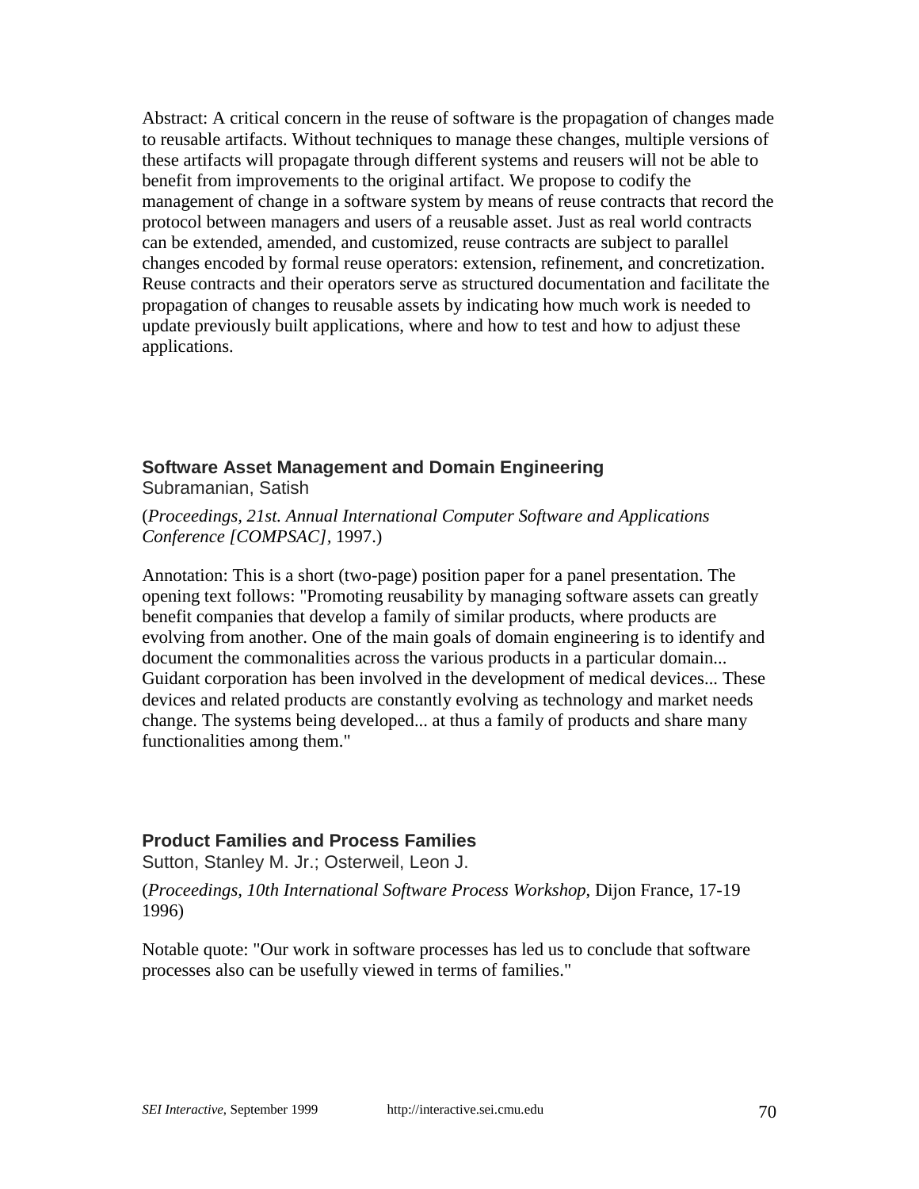Abstract: A critical concern in the reuse of software is the propagation of changes made to reusable artifacts. Without techniques to manage these changes, multiple versions of these artifacts will propagate through different systems and reusers will not be able to benefit from improvements to the original artifact. We propose to codify the management of change in a software system by means of reuse contracts that record the protocol between managers and users of a reusable asset. Just as real world contracts can be extended, amended, and customized, reuse contracts are subject to parallel changes encoded by formal reuse operators: extension, refinement, and concretization. Reuse contracts and their operators serve as structured documentation and facilitate the propagation of changes to reusable assets by indicating how much work is needed to update previously built applications, where and how to test and how to adjust these applications.

### Software Asset Management and Domain Engineering

Subramanian, Satish

(*Proceedings, 21st. Annual International Computer Software and Applications Conference [COMPSAC]*, 1997.)

Annotation: This is a short (two-page) position paper for a panel presentation. The opening text follows: "Promoting reusability by managing software assets can greatly benefit companies that develop a family of similar products, where products are evolving from another. One of the main goals of domain engineering is to identify and document the commonalities across the various products in a particular domain... Guidant corporation has been involved in the development of medical devices... These devices and related products are constantly evolving as technology and market needs change. The systems being developed... at thus a family of products and share many functionalities among them."

### Product Families and Process Families

Sutton, Stanley M. Jr.; Osterweil, Leon J.

(*Proceedings, 10th International Software Process Workshop*, Dijon France, 17-19 1996)

Notable quote: "Our work in software processes has led us to conclude that software processes also can be usefully viewed in terms of families."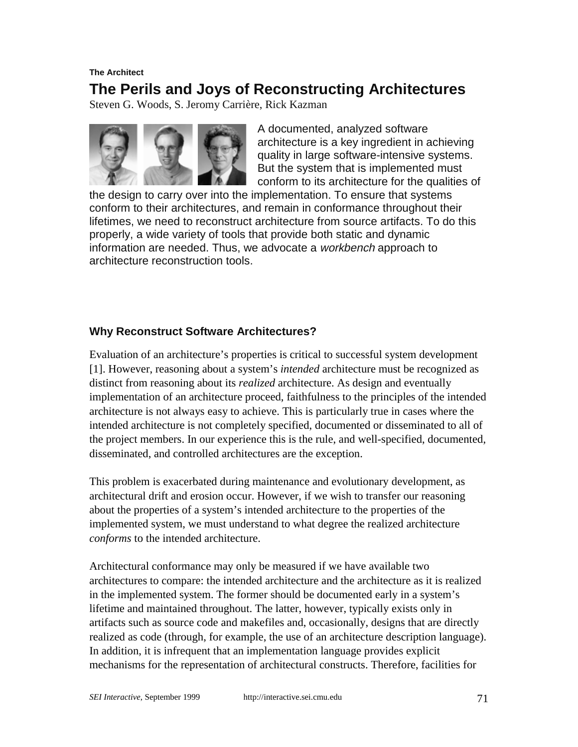**The Architect**

# The Perils and Joys of Reconstructing Architectures

Steven G. Woods, S. Jeromy Carrière, Rick Kazman

A documented, analyzed software architecture is a key ingredient in achieving quality in large software-intensive systems. But the system that is implemented must conform to its architecture for the qualities of the design to carry over into the implementation. To ensure that systems conform to their architectures, and remain in conformance throughout their lifetimes, we need to reconstruct architecture from source artifacts. To do this properly, a wide variety of tools that provide both static and dynamic information are needed. Thus, we advocate a *workbench* approach to architecture reconstruction tools.

## Why Reconstruct Software Architectures?

Evaluation of an architecture's properties is critical to successful system development [1]. However, reasoning about a system's *intended* architecture must be recognized as distinct from reasoning about its *realized* architecture. As design and eventually implementation of an architecture proceed, faithfulness to the principles of the intended architecture is not always easy to achieve. This is particularly true in cases where the intended architecture is not completely specified, documented or disseminated to all of the project members. In our experience this is the rule, and well-specified, documented, disseminated, and controlled architectures are the exception.

This problem is exacerbated during maintenance and evolutionary development, as architectural drift and erosion occur. However, if we wish to transfer our reasoning about the properties of a system's intended architecture to the properties of the implemented system, we must understand to what degree the realized architecture *conforms* to the intended architecture.

Architectural conformance may only be measured if we have available two architectures to compare: the intended architecture and the architecture as it is realized in the implemented system. The former should be documented early in a system's lifetime and maintained throughout. The latter, however, typically exists only in artifacts such as source code and makefiles and, occasionally, designs that are directly realized as code (through, for example, the use of an architecture description language). In addition, it is infrequent that an implementation language provides explicit mechanisms for the representation of architectural constructs. Therefore, facilities for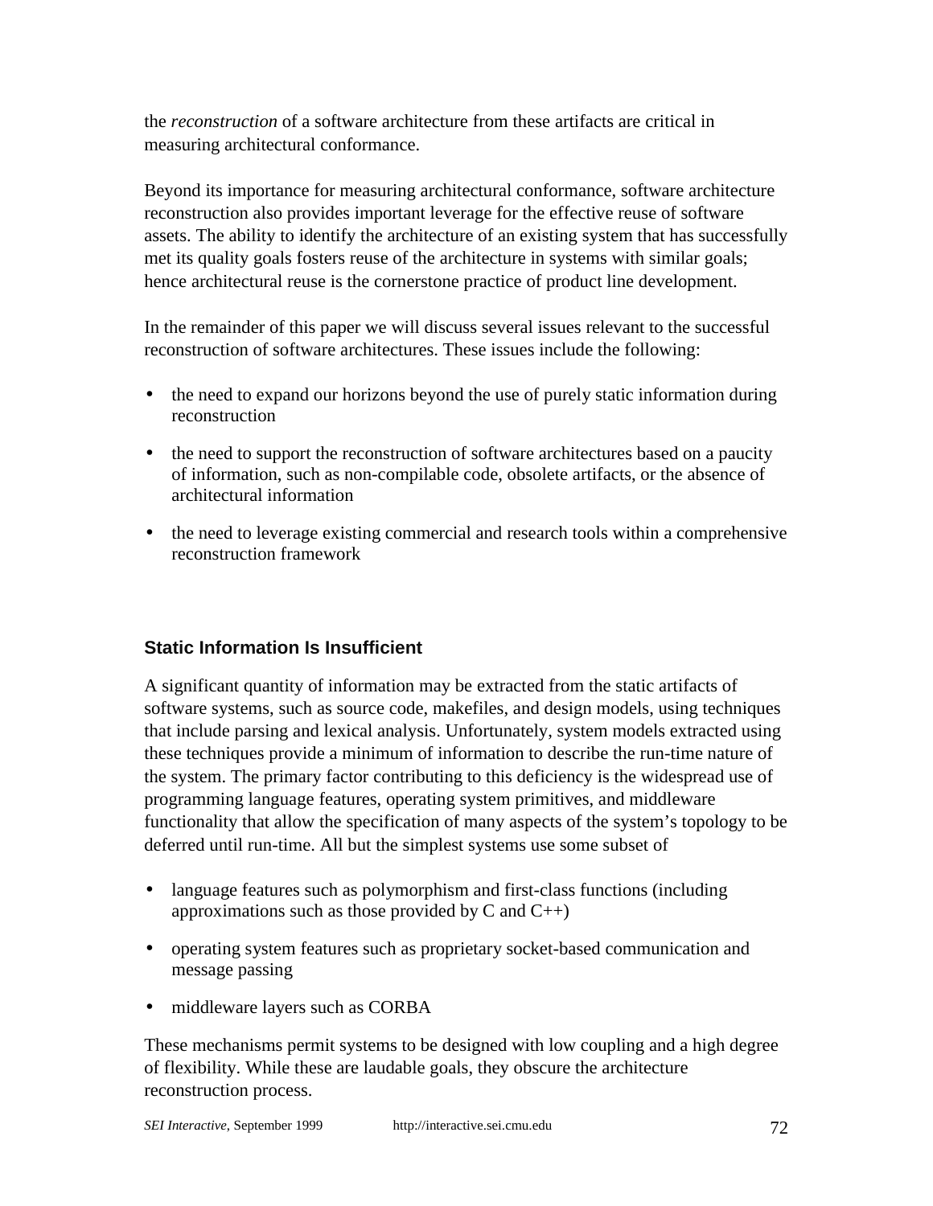the *reconstruction* of a software architecture from these artifacts are critical in measuring architectural conformance.

Beyond its importance for measuring architectural conformance, software architecture reconstruction also provides important leverage for the effective reuse of software assets. The ability to identify the architecture of an existing system that has successfully met its quality goals fosters reuse of the architecture in systems with similar goals; hence architectural reuse is the cornerstone practice of product line development.

In the remainder of this paper we will discuss several issues relevant to the successful reconstruction of software architectures. These issues include the following:

- the need to expand our horizons beyond the use of purely static information during reconstruction
- the need to support the reconstruction of software architectures based on a paucity of information, such as non-compilable code, obsolete artifacts, or the absence of architectural information
- the need to leverage existing commercial and research tools within a comprehensive reconstruction framework

### Static Information Is Insufficient

A significant quantity of information may be extracted from the static artifacts of software systems, such as source code, makefiles, and design models, using techniques that include parsing and lexical analysis. Unfortunately, system models extracted using these techniques provide a minimum of information to describe the run-time nature of the system. The primary factor contributing to this deficiency is the widespread use of programming language features, operating system primitives, and middleware functionality that allow the specification of many aspects of the system's topology to be deferred until run-time. All but the simplest systems use some subset of

- language features such as polymorphism and first-class functions (including approximations such as those provided by C and C++)
- operating system features such as proprietary socket-based communication and message passing
- middleware layers such as CORBA

These mechanisms permit systems to be designed with low coupling and a high degree of flexibility. While these are laudable goals, they obscure the architecture reconstruction process.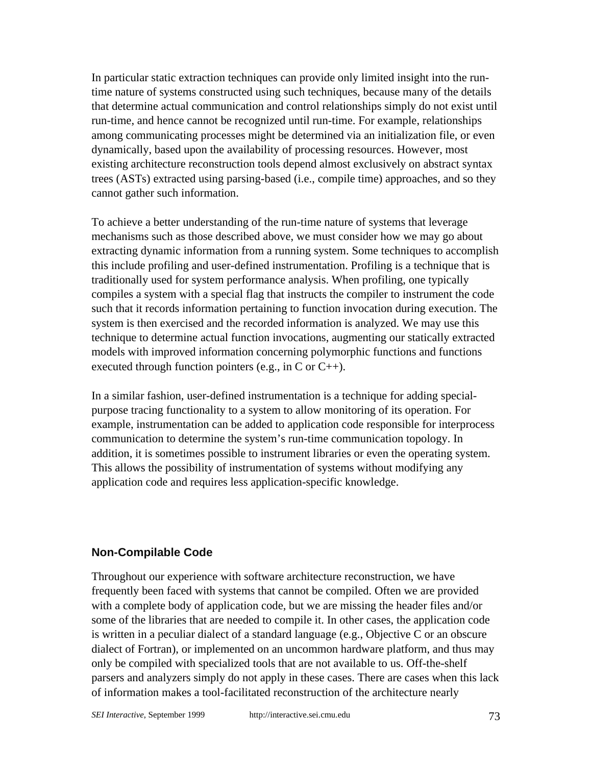In particular static extraction techniques can provide only limited insight into the run-time nature of systems constructed using such techniques, because many of the details that determine actual communication and control relationships simply do not exist until run-time, and hence cannot be recognized until run-time. For example, relationships among communicating processes might be determined via an initialization file, or even dynamically, based upon the availability of processing resources. However, most existing architecture reconstruction tools depend almost exclusively on abstract syntax trees (ASTs) extracted using parsing-based (i.e., compile time) approaches, and so they cannot gather such information.

To achieve a better understanding of the run-time nature of systems that leverage mechanisms such as those described above, we must consider how we may go about extracting dynamic information from a running system. Some techniques to accomplish this include profiling and user-defined instrumentation. Profiling is a technique that is traditionally used for system performance analysis. When profiling, one typically compiles a system with a special flag that instructs the compiler to instrument the code such that it records information pertaining to function invocation during execution. The system is then exercised and the recorded information is analyzed. We may use this technique to determine actual function invocations, augmenting our statically extracted models with improved information concerning polymorphic functions and functions executed through function pointers (e.g., in C or C++).

In a similar fashion, user-defined instrumentation is a technique for adding special-purpose tracing functionality to a system to allow monitoring of its operation. For example, instrumentation can be added to application code responsible for interprocess communication to determine the system's run-time communication topology. In addition, it is sometimes possible to instrument libraries or even the operating system. This allows the possibility of instrumentation of systems without modifying any application code and requires less application-specific knowledge.

### Non-Compilable Code

Throughout our experience with software architecture reconstruction, we have frequently been faced with systems that cannot be compiled. Often we are provided with a complete body of application code, but we are missing the header files and/or some of the libraries that are needed to compile it. In other cases, the application code is written in a peculiar dialect of a standard language (e.g., Objective C or an obscure dialect of Fortran), or implemented on an uncommon hardware platform, and thus may only be compiled with specialized tools that are not available to us. Off-the-shelf parsers and analyzers simply do not apply in these cases. There are cases when this lack of information makes a tool-facilitated reconstruction of the architecture nearly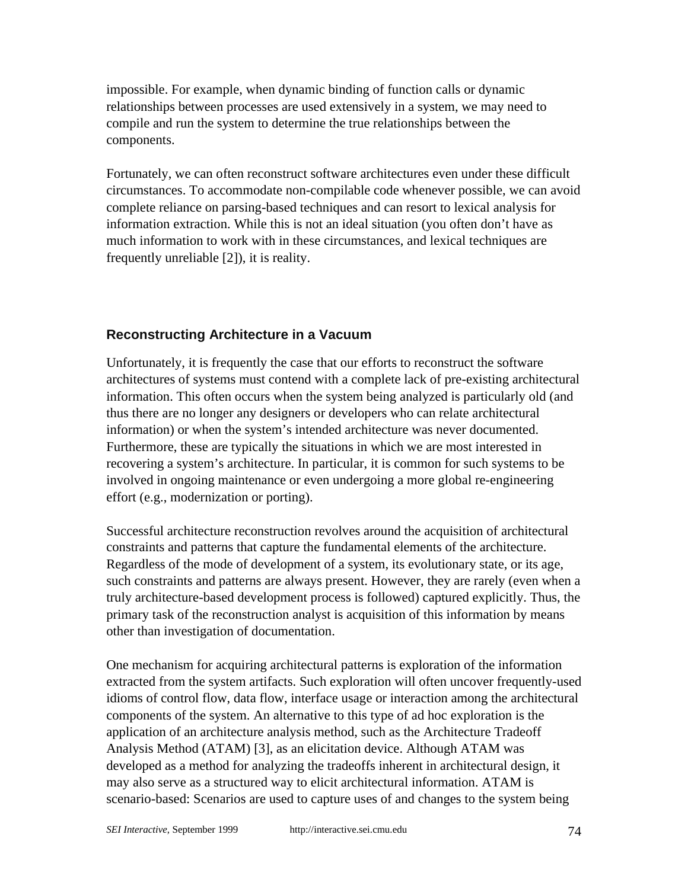impossible. For example, when dynamic binding of function calls or dynamic relationships between processes are used extensively in a system, we may need to compile and run the system to determine the true relationships between the components.

Fortunately, we can often reconstruct software architectures even under these difficult circumstances. To accommodate non-compilable code whenever possible, we can avoid complete reliance on parsing-based techniques and can resort to lexical analysis for information extraction. While this is not an ideal situation (you often don't have as much information to work with in these circumstances, and lexical techniques are frequently unreliable [2]), it is reality.

### Reconstructing Architecture in a Vacuum

Unfortunately, it is frequently the case that our efforts to reconstruct the software architectures of systems must contend with a complete lack of pre-existing architectural information. This often occurs when the system being analyzed is particularly old (and thus there are no longer any designers or developers who can relate architectural information) or when the system's intended architecture was never documented. Furthermore, these are typically the situations in which we are most interested in recovering a system's architecture. In particular, it is common for such systems to be involved in ongoing maintenance or even undergoing a more global re-engineering effort (e.g., modernization or porting).

Successful architecture reconstruction revolves around the acquisition of architectural constraints and patterns that capture the fundamental elements of the architecture. Regardless of the mode of development of a system, its evolutionary state, or its age, such constraints and patterns are always present. However, they are rarely (even when a truly architecture-based development process is followed) captured explicitly. Thus, the primary task of the reconstruction analyst is acquisition of this information by means other than investigation of documentation.

One mechanism for acquiring architectural patterns is exploration of the information extracted from the system artifacts. Such exploration will often uncover frequently-used idioms of control flow, data flow, interface usage or interaction among the architectural components of the system. An alternative to this type of ad hoc exploration is the application of an architecture analysis method, such as the Architecture Tradeoff Analysis Method (ATAM) [3], as an elicitation device. Although ATAM was developed as a method for analyzing the tradeoffs inherent in architectural design, it may also serve as a structured way to elicit architectural information. ATAM is scenario-based: Scenarios are used to capture uses of and changes to the system being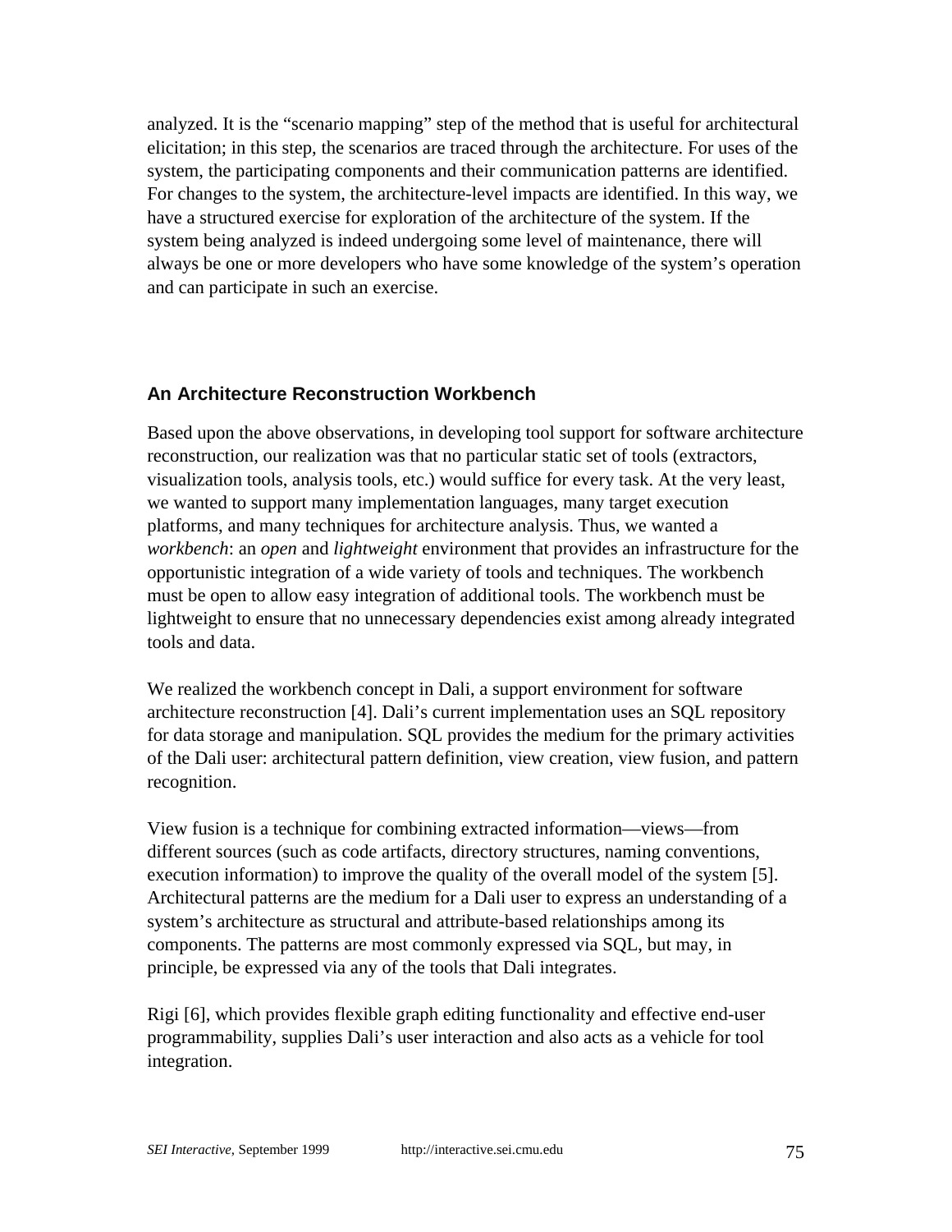analyzed. It is the “scenario mapping” step of the method that is useful for architectural elicitation; in this step, the scenarios are traced through the architecture. For uses of the system, the participating components and their communication patterns are identified. For changes to the system, the architecture-level impacts are identified. In this way, we have a structured exercise for exploration of the architecture of the system. If the system being analyzed is indeed undergoing some level of maintenance, there will always be one or more developers who have some knowledge of the system’s operation and can participate in such an exercise.

## An Architecture Reconstruction Workbench

Based upon the above observations, in developing tool support for software architecture reconstruction, our realization was that no particular static set of tools (extractors, visualization tools, analysis tools, etc.) would suffice for every task. At the very least, we wanted to support many implementation languages, many target execution platforms, and many techniques for architecture analysis. Thus, we wanted a *workbench*: an *open* and *lightweight* environment that provides an infrastructure for the opportunistic integration of a wide variety of tools and techniques. The workbench must be open to allow easy integration of additional tools. The workbench must be lightweight to ensure that no unnecessary dependencies exist among already integrated tools and data.

We realized the workbench concept in Dali, a support environment for software architecture reconstruction [4]. Dali’s current implementation uses an SQL repository for data storage and manipulation. SQL provides the medium for the primary activities of the Dali user: architectural pattern definition, view creation, view fusion, and pattern recognition.

View fusion is a technique for combining extracted information—views—from different sources (such as code artifacts, directory structures, naming conventions, execution information) to improve the quality of the overall model of the system [5]. Architectural patterns are the medium for a Dali user to express an understanding of a system’s architecture as structural and attribute-based relationships among its components. The patterns are most commonly expressed via SQL, but may, in principle, be expressed via any of the tools that Dali integrates.

Rigi [6], which provides flexible graph editing functionality and effective end-user programmability, supplies Dali’s user interaction and also acts as a vehicle for tool integration.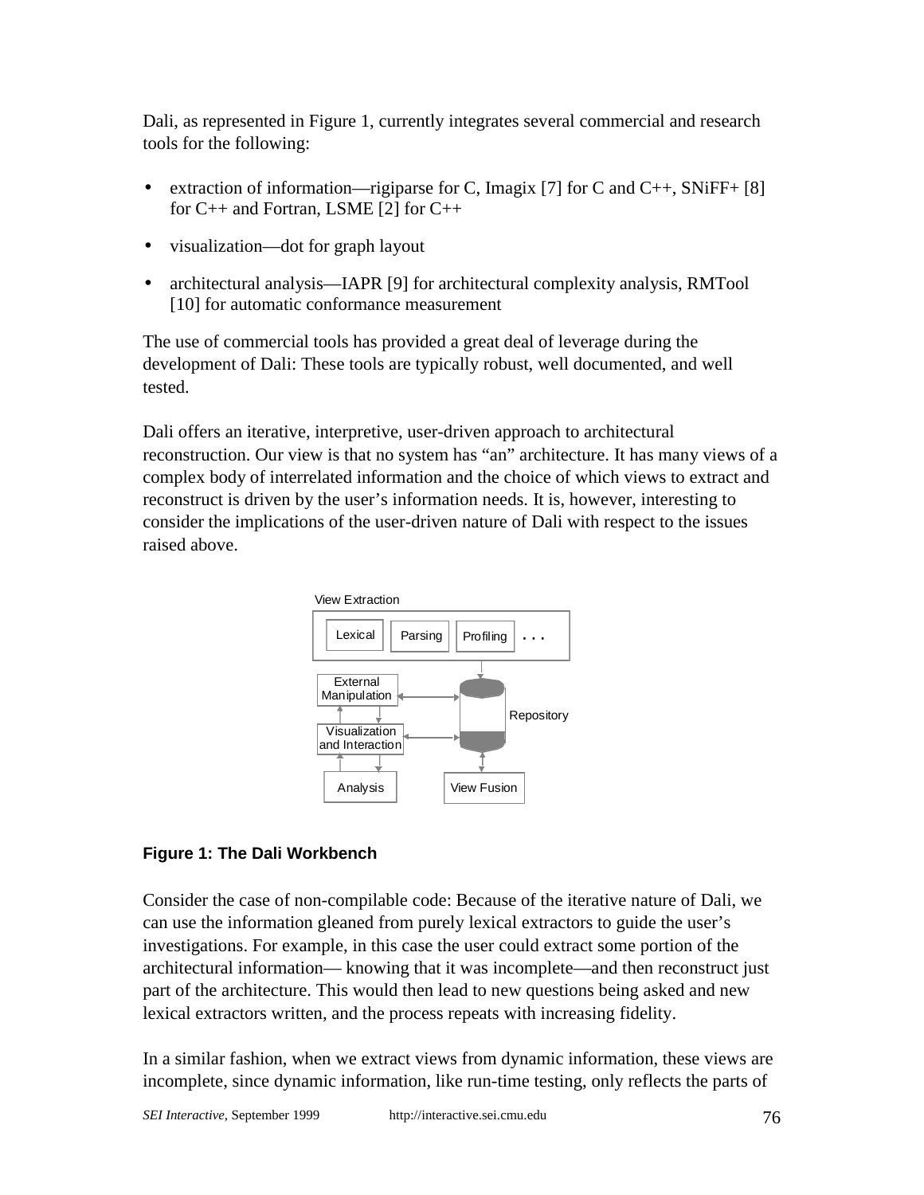Dali, as represented in Figure 1, currently integrates several commercial and research tools for the following:

- extraction of information—rigiparse for C, Imagix [7] for C and C++, SNiFF+ [8] for C++ and Fortran, LSME [2] for C++
- visualization—dot for graph layout
- architectural analysis—IAPR [9] for architectural complexity analysis, RMTool [10] for automatic conformance measurement

The use of commercial tools has provided a great deal of leverage during the development of Dali: These tools are typically robust, well documented, and well tested.

Dali offers an iterative, interpretive, user-driven approach to architectural reconstruction. Our view is that no system has "an" architecture. It has many views of a complex body of interrelated information and the choice of which views to extract and reconstruct is driven by the user's information needs. It is, however, interesting to consider the implications of the user-driven nature of Dali with respect to the issues raised above.

View Extraction

Lexical | Parsing | Profiling | . . .

External Manipulation

Repository

Visualization and Interaction

Analysis

View Fusion

**Figure 1: The Dali Workbench**

Consider the case of non-compilable code: Because of the iterative nature of Dali, we can use the information gleaned from purely lexical extractors to guide the user's investigations. For example, in this case the user could extract some portion of the architectural information— knowing that it was incomplete—and then reconstruct just part of the architecture. This would then lead to new questions being asked and new lexical extractors written, and the process repeats with increasing fidelity.

In a similar fashion, when we extract views from dynamic information, these views are incomplete, since dynamic information, like run-time testing, only reflects the parts of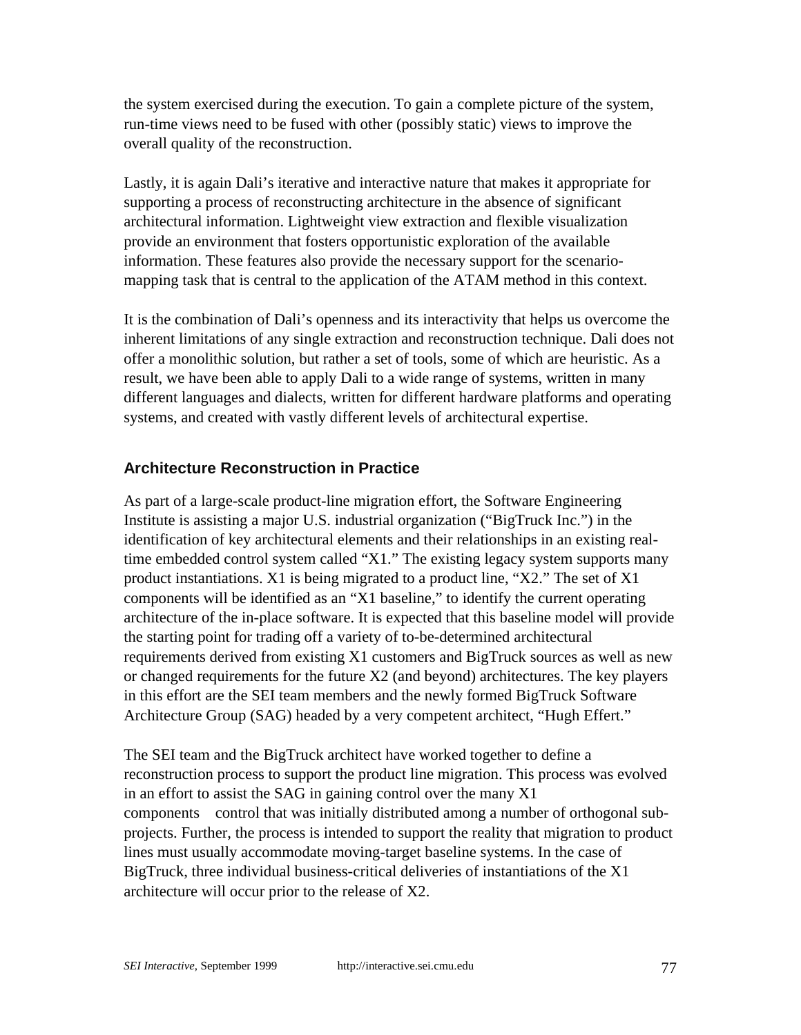the system exercised during the execution. To gain a complete picture of the system, run-time views need to be fused with other (possibly static) views to improve the overall quality of the reconstruction.

Lastly, it is again Dali's iterative and interactive nature that makes it appropriate for supporting a process of reconstructing architecture in the absence of significant architectural information. Lightweight view extraction and flexible visualization provide an environment that fosters opportunistic exploration of the available information. These features also provide the necessary support for the scenario-mapping task that is central to the application of the ATAM method in this context.

It is the combination of Dali's openness and its interactivity that helps us overcome the inherent limitations of any single extraction and reconstruction technique. Dali does not offer a monolithic solution, but rather a set of tools, some of which are heuristic. As a result, we have been able to apply Dali to a wide range of systems, written in many different languages and dialects, written for different hardware platforms and operating systems, and created with vastly different levels of architectural expertise.

## Architecture Reconstruction in Practice

As part of a large-scale product-line migration effort, the Software Engineering Institute is assisting a major U.S. industrial organization ("BigTruck Inc.") in the identification of key architectural elements and their relationships in an existing real-time embedded control system called "X1." The existing legacy system supports many product instantiations. X1 is being migrated to a product line, "X2." The set of X1 components will be identified as an "X1 baseline," to identify the current operating architecture of the in-place software. It is expected that this baseline model will provide the starting point for trading off a variety of to-be-determined architectural requirements derived from existing X1 customers and BigTruck sources as well as new or changed requirements for the future X2 (and beyond) architectures. The key players in this effort are the SEI team members and the newly formed BigTruck Software Architecture Group (SAG) headed by a very competent architect, "Hugh Effert."

The SEI team and the BigTruck architect have worked together to define a reconstruction process to support the product line migration. This process was evolved in an effort to assist the SAG in gaining control over the many X1 components control that was initially distributed among a number of orthogonal sub-projects. Further, the process is intended to support the reality that migration to product lines must usually accommodate moving-target baseline systems. In the case of BigTruck, three individual business-critical deliveries of instantiations of the X1 architecture will occur prior to the release of X2.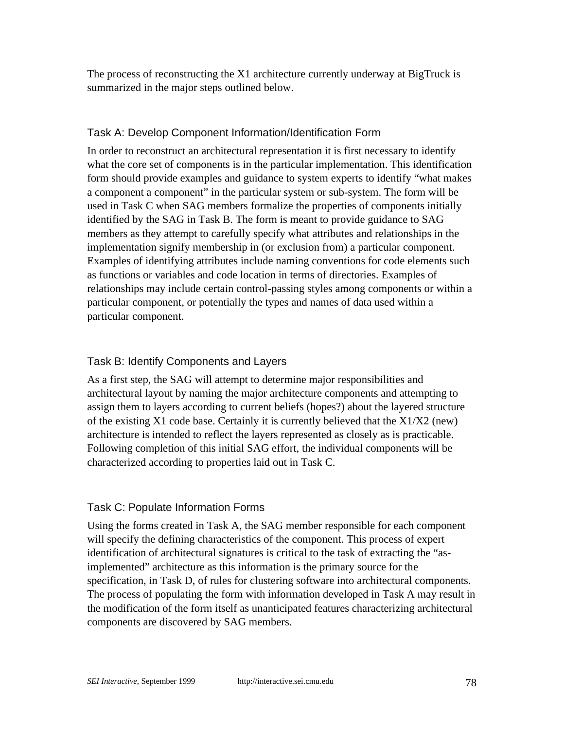The process of reconstructing the X1 architecture currently underway at BigTruck is summarized in the major steps outlined below.

### Task A: Develop Component Information/Identification Form

In order to reconstruct an architectural representation it is first necessary to identify what the core set of components is in the particular implementation. This identification form should provide examples and guidance to system experts to identify "what makes a component a component" in the particular system or sub-system. The form will be used in Task C when SAG members formalize the properties of components initially identified by the SAG in Task B. The form is meant to provide guidance to SAG members as they attempt to carefully specify what attributes and relationships in the implementation signify membership in (or exclusion from) a particular component. Examples of identifying attributes include naming conventions for code elements such as functions or variables and code location in terms of directories. Examples of relationships may include certain control-passing styles among components or within a particular component, or potentially the types and names of data used within a particular component.

### Task B: Identify Components and Layers

As a first step, the SAG will attempt to determine major responsibilities and architectural layout by naming the major architecture components and attempting to assign them to layers according to current beliefs (hopes?) about the layered structure of the existing X1 code base. Certainly it is currently believed that the X1/X2 (new) architecture is intended to reflect the layers represented as closely as is practicable. Following completion of this initial SAG effort, the individual components will be characterized according to properties laid out in Task C.

### Task C: Populate Information Forms

Using the forms created in Task A, the SAG member responsible for each component will specify the defining characteristics of the component. This process of expert identification of architectural signatures is critical to the task of extracting the "as-implemented" architecture as this information is the primary source for the specification, in Task D, of rules for clustering software into architectural components. The process of populating the form with information developed in Task A may result in the modification of the form itself as unanticipated features characterizing architectural components are discovered by SAG members.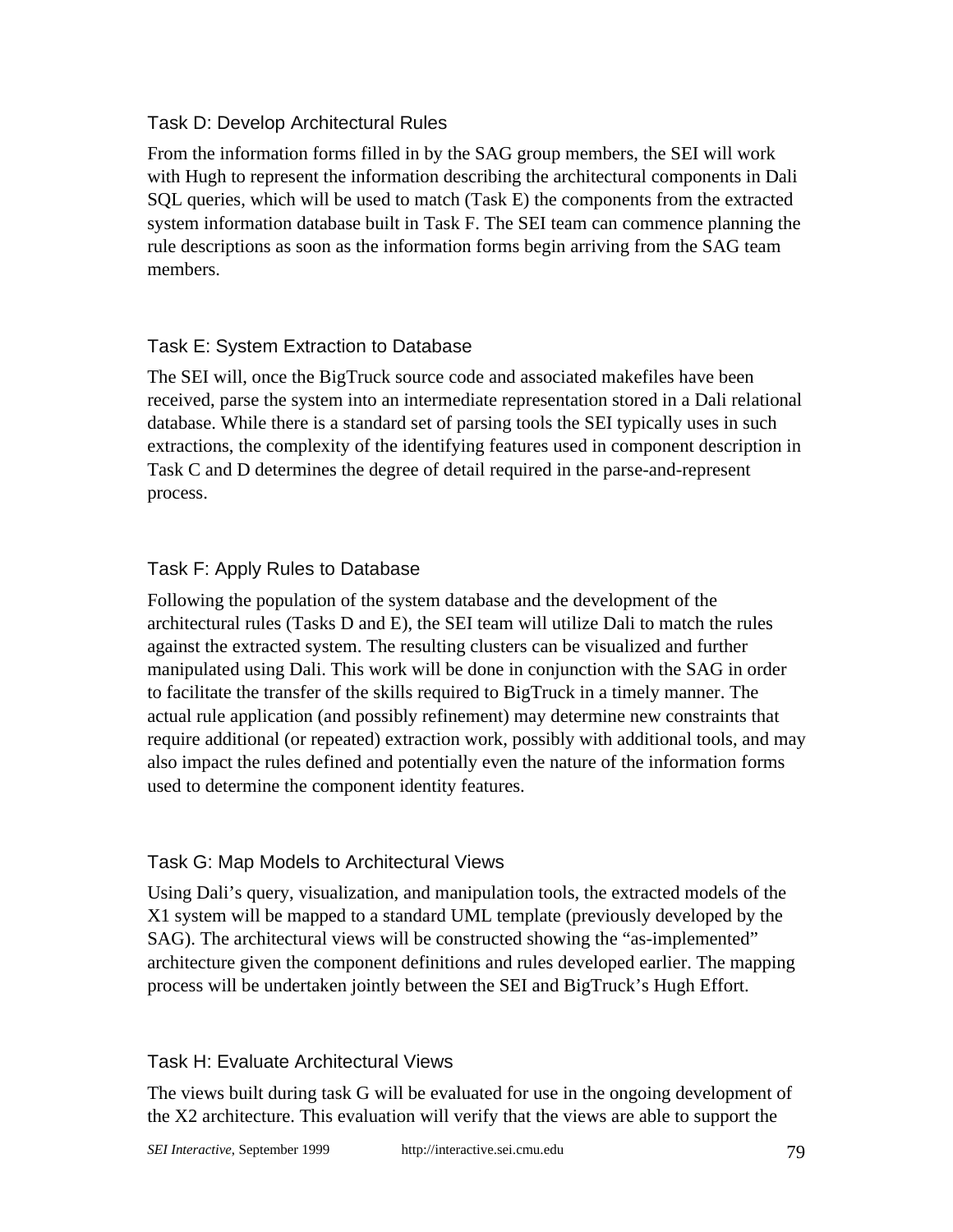### Task D: Develop Architectural Rules

From the information forms filled in by the SAG group members, the SEI will work with Hugh to represent the information describing the architectural components in Dali SQL queries, which will be used to match (Task E) the components from the extracted system information database built in Task F. The SEI team can commence planning the rule descriptions as soon as the information forms begin arriving from the SAG team members.

### Task E: System Extraction to Database

The SEI will, once the BigTruck source code and associated makefiles have been received, parse the system into an intermediate representation stored in a Dali relational database. While there is a standard set of parsing tools the SEI typically uses in such extractions, the complexity of the identifying features used in component description in Task C and D determines the degree of detail required in the parse-and-represent process.

### Task F: Apply Rules to Database

Following the population of the system database and the development of the architectural rules (Tasks D and E), the SEI team will utilize Dali to match the rules against the extracted system. The resulting clusters can be visualized and further manipulated using Dali. This work will be done in conjunction with the SAG in order to facilitate the transfer of the skills required to BigTruck in a timely manner. The actual rule application (and possibly refinement) may determine new constraints that require additional (or repeated) extraction work, possibly with additional tools, and may also impact the rules defined and potentially even the nature of the information forms used to determine the component identity features.

### Task G: Map Models to Architectural Views

Using Dali's query, visualization, and manipulation tools, the extracted models of the X1 system will be mapped to a standard UML template (previously developed by the SAG). The architectural views will be constructed showing the "as-implemented" architecture given the component definitions and rules developed earlier. The mapping process will be undertaken jointly between the SEI and BigTruck's Hugh Effort.

### Task H: Evaluate Architectural Views

The views built during task G will be evaluated for use in the ongoing development of the X2 architecture. This evaluation will verify that the views are able to support the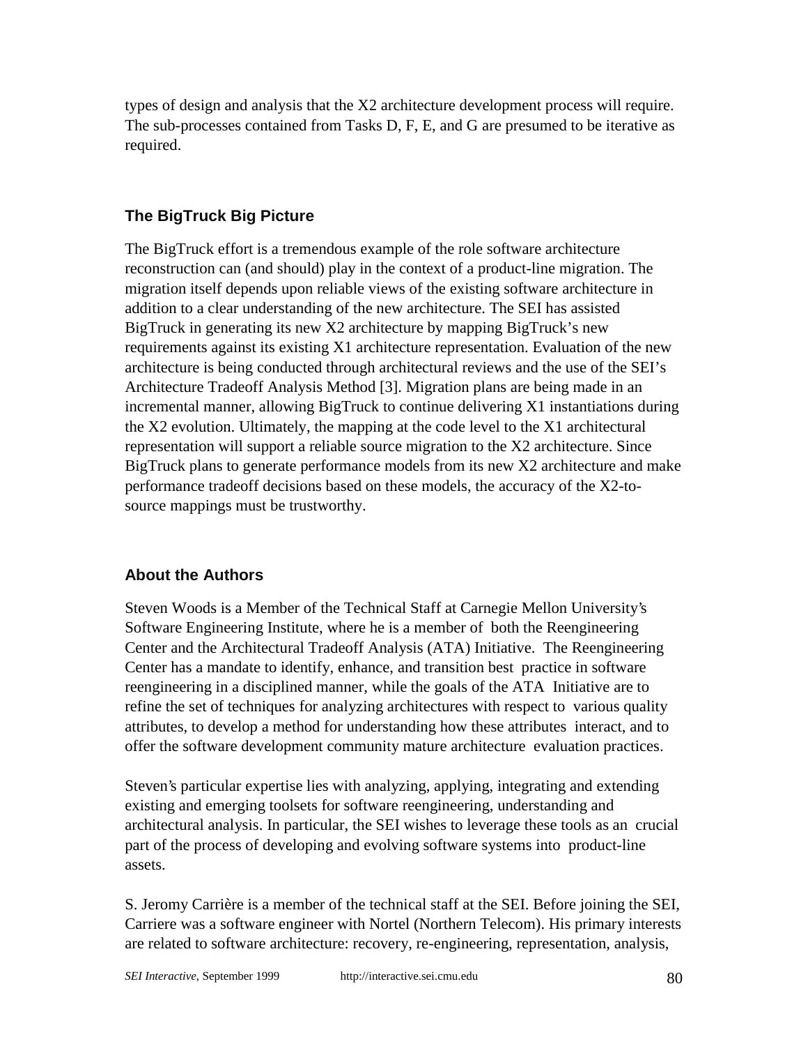types of design and analysis that the X2 architecture development process will require. The sub-processes contained from Tasks D, F, E, and G are presumed to be iterative as required.

## The BigTruck Big Picture

The BigTruck effort is a tremendous example of the role software architecture reconstruction can (and should) play in the context of a product-line migration. The migration itself depends upon reliable views of the existing software architecture in addition to a clear understanding of the new architecture. The SEI has assisted BigTruck in generating its new X2 architecture by mapping BigTruck's new requirements against its existing X1 architecture representation. Evaluation of the new architecture is being conducted through architectural reviews and the use of the SEI's Architecture Tradeoff Analysis Method [3]. Migration plans are being made in an incremental manner, allowing BigTruck to continue delivering X1 instantiations during the X2 evolution. Ultimately, the mapping at the code level to the X1 architectural representation will support a reliable source migration to the X2 architecture. Since BigTruck plans to generate performance models from its new X2 architecture and make performance tradeoff decisions based on these models, the accuracy of the X2-to-source mappings must be trustworthy.

## About the Authors

Steven Woods is a Member of the Technical Staff at Carnegie Mellon University's Software Engineering Institute, where he is a member of both the Reengineering Center and the Architectural Tradeoff Analysis (ATA) Initiative. The Reengineering Center has a mandate to identify, enhance, and transition best practice in software reengineering in a disciplined manner, while the goals of the ATA Initiative are to refine the set of techniques for analyzing architectures with respect to various quality attributes, to develop a method for understanding how these attributes interact, and to offer the software development community mature architecture evaluation practices.

Steven's particular expertise lies with analyzing, applying, integrating and extending existing and emerging toolsets for software reengineering, understanding and architectural analysis. In particular, the SEI wishes to leverage these tools as an crucial part of the process of developing and evolving software systems into product-line assets.

S. Jeromy Carrière is a member of the technical staff at the SEI. Before joining the SEI, Carriere was a software engineer with Nortel (Northern Telecom). His primary interests are related to software architecture: recovery, re-engineering, representation, analysis,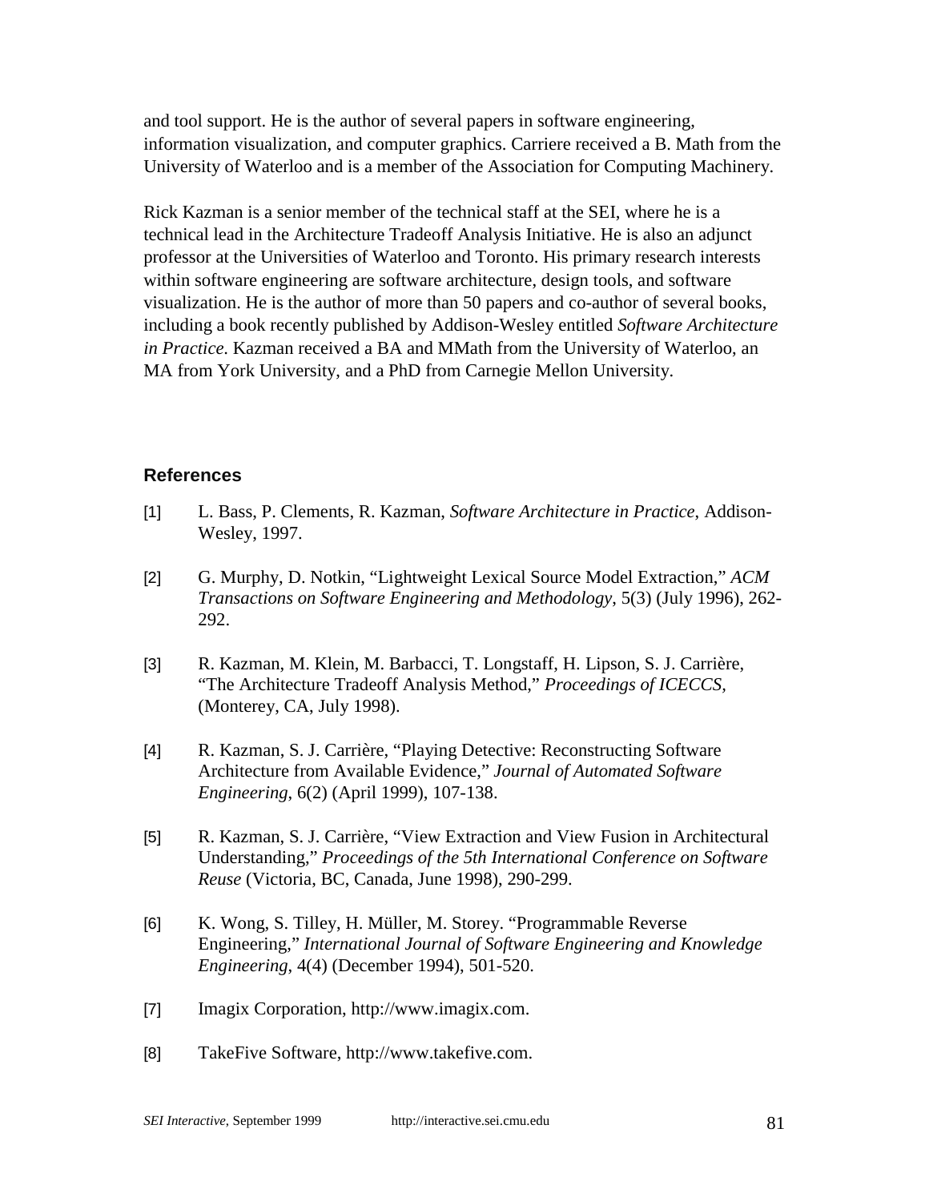and tool support. He is the author of several papers in software engineering, information visualization, and computer graphics. Carriere received a B. Math from the University of Waterloo and is a member of the Association for Computing Machinery.

Rick Kazman is a senior member of the technical staff at the SEI, where he is a technical lead in the Architecture Tradeoff Analysis Initiative. He is also an adjunct professor at the Universities of Waterloo and Toronto. His primary research interests within software engineering are software architecture, design tools, and software visualization. He is the author of more than 50 papers and co-author of several books, including a book recently published by Addison-Wesley entitled *Software Architecture in Practice*. Kazman received a BA and MMath from the University of Waterloo, an MA from York University, and a PhD from Carnegie Mellon University.

### References

[1] L. Bass, P. Clements, R. Kazman, *Software Architecture in Practice*, Addison-Wesley, 1997.

[2] G. Murphy, D. Notkin, "Lightweight Lexical Source Model Extraction," *ACM Transactions on Software Engineering and Methodology*, 5(3) (July 1996), 262-292.

[3] R. Kazman, M. Klein, M. Barbacci, T. Longstaff, H. Lipson, S. J. Carrière, "The Architecture Tradeoff Analysis Method," *Proceedings of ICECCS*, (Monterey, CA, July 1998).

[4] R. Kazman, S. J. Carrière, "Playing Detective: Reconstructing Software Architecture from Available Evidence," *Journal of Automated Software Engineering*, 6(2) (April 1999), 107-138.

[5] R. Kazman, S. J. Carrière, "View Extraction and View Fusion in Architectural Understanding," *Proceedings of the 5th International Conference on Software Reuse* (Victoria, BC, Canada, June 1998), 290-299.

[6] K. Wong, S. Tilley, H. Müller, M. Storey. "Programmable Reverse Engineering," *International Journal of Software Engineering and Knowledge Engineering*, 4(4) (December 1994), 501-520.

[7] Imagix Corporation, http://www.imagix.com.

[8] TakeFive Software, http://www.takefive.com.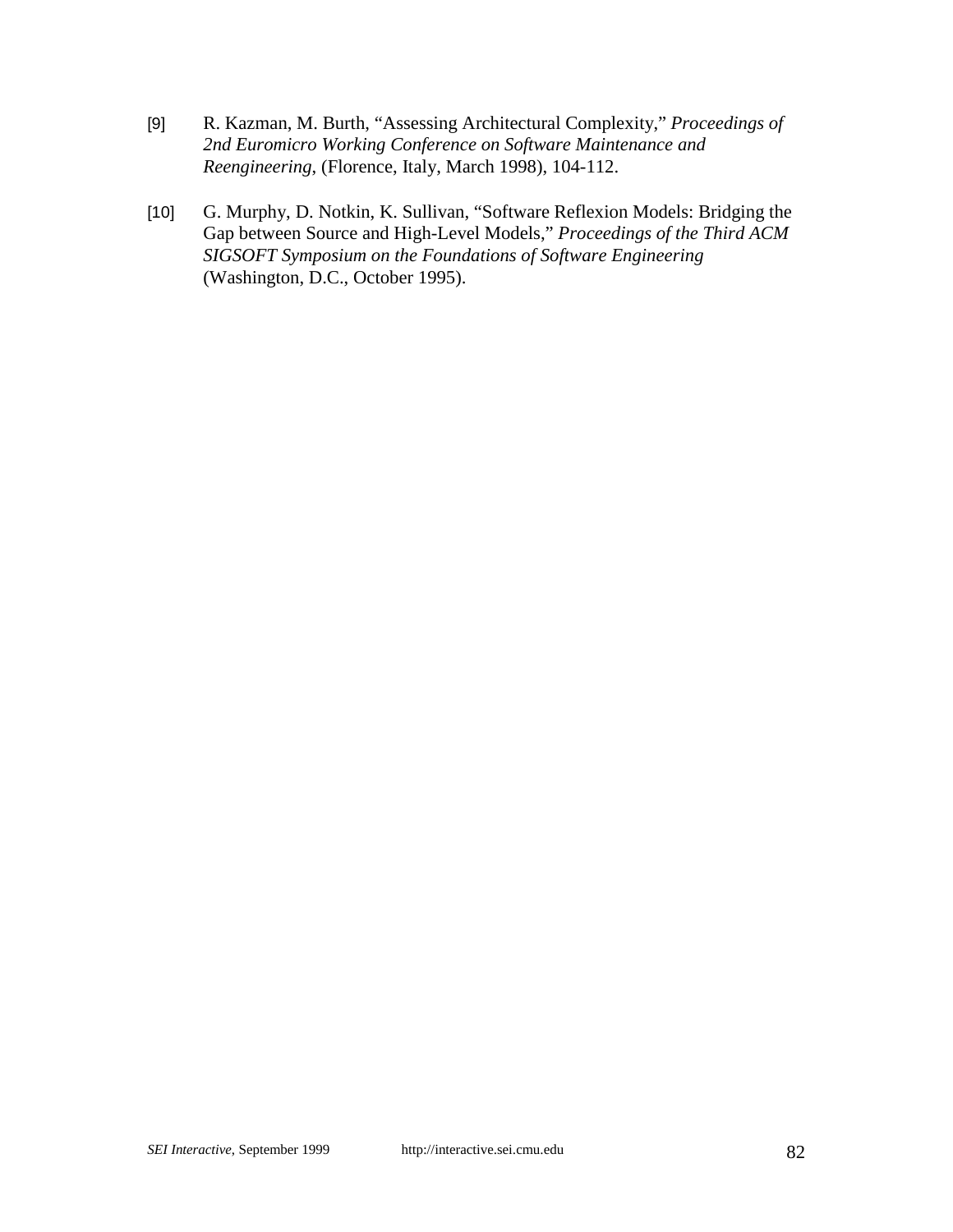[9] R. Kazman, M. Burth, “Assessing Architectural Complexity,” *Proceedings of 2nd Euromicro Working Conference on Software Maintenance and Reengineering*, (Florence, Italy, March 1998), 104-112.

[10] G. Murphy, D. Notkin, K. Sullivan, “Software Reflexion Models: Bridging the Gap between Source and High-Level Models,” *Proceedings of the Third ACM SIGSOFT Symposium on the Foundations of Software Engineering* (Washington, D.C., October 1995).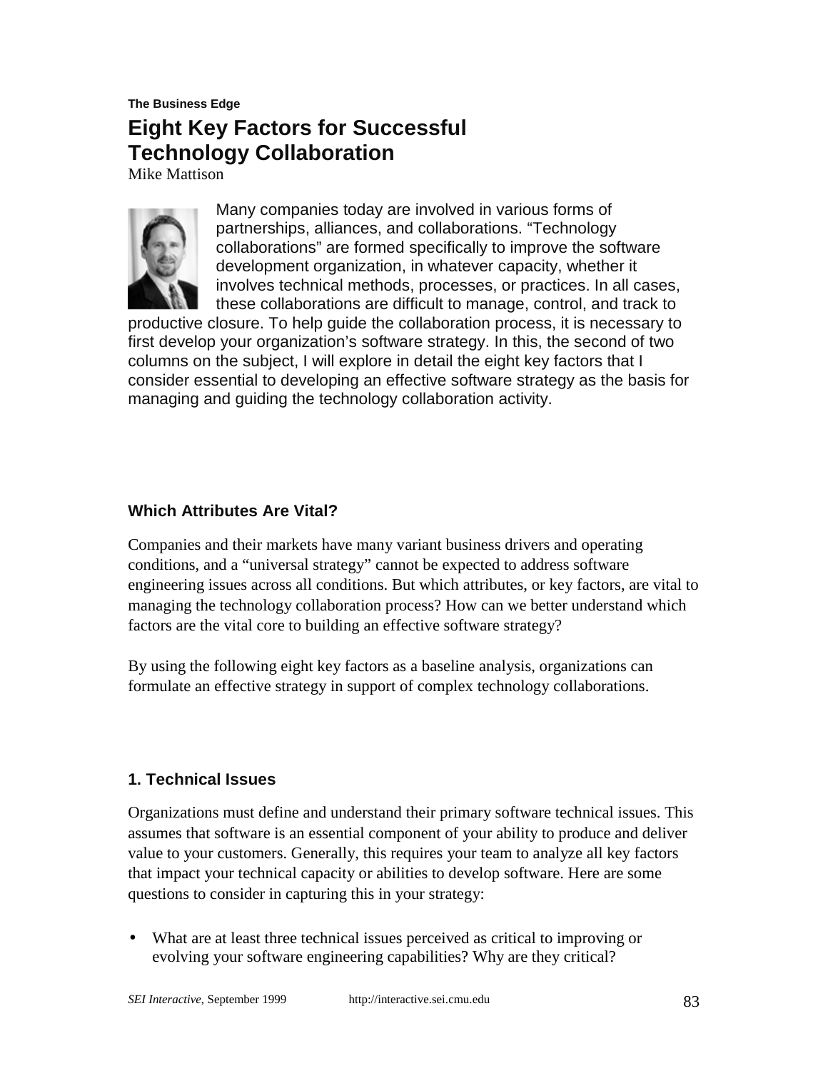**The Business Edge**

# Eight Key Factors for Successful Technology Collaboration

Mike Mattison

Many companies today are involved in various forms of partnerships, alliances, and collaborations. "Technology collaborations" are formed specifically to improve the software development organization, in whatever capacity, whether it involves technical methods, processes, or practices. In all cases, these collaborations are difficult to manage, control, and track to productive closure. To help guide the collaboration process, it is necessary to first develop your organization's software strategy. In this, the second of two columns on the subject, I will explore in detail the eight key factors that I consider essential to developing an effective software strategy as the basis for managing and guiding the technology collaboration activity.

## Which Attributes Are Vital?

Companies and their markets have many variant business drivers and operating conditions, and a "universal strategy" cannot be expected to address software engineering issues across all conditions. But which attributes, or key factors, are vital to managing the technology collaboration process? How can we better understand which factors are the vital core to building an effective software strategy?

By using the following eight key factors as a baseline analysis, organizations can formulate an effective strategy in support of complex technology collaborations.

## 1. Technical Issues

Organizations must define and understand their primary software technical issues. This assumes that software is an essential component of your ability to produce and deliver value to your customers. Generally, this requires your team to analyze all key factors that impact your technical capacity or abilities to develop software. Here are some questions to consider in capturing this in your strategy:

- What are at least three technical issues perceived as critical to improving or evolving your software engineering capabilities? Why are they critical?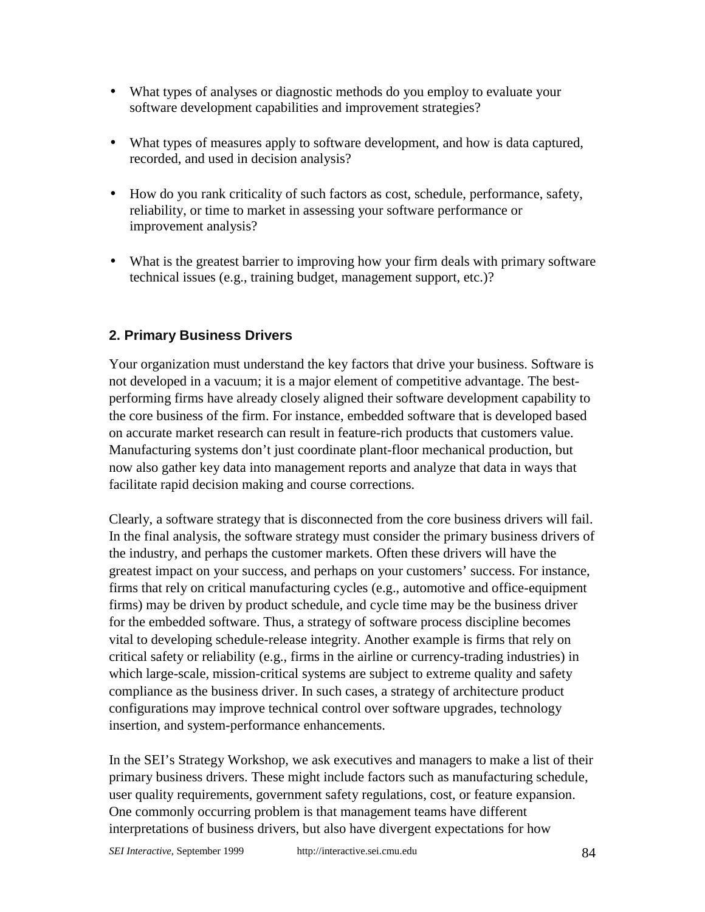- What types of analyses or diagnostic methods do you employ to evaluate your software development capabilities and improvement strategies?
- What types of measures apply to software development, and how is data captured, recorded, and used in decision analysis?
- How do you rank criticality of such factors as cost, schedule, performance, safety, reliability, or time to market in assessing your software performance or improvement analysis?
- What is the greatest barrier to improving how your firm deals with primary software technical issues (e.g., training budget, management support, etc.)?

## 2. Primary Business Drivers

Your organization must understand the key factors that drive your business. Software is not developed in a vacuum; it is a major element of competitive advantage. The best-performing firms have already closely aligned their software development capability to the core business of the firm. For instance, embedded software that is developed based on accurate market research can result in feature-rich products that customers value. Manufacturing systems don't just coordinate plant-floor mechanical production, but now also gather key data into management reports and analyze that data in ways that facilitate rapid decision making and course corrections.

Clearly, a software strategy that is disconnected from the core business drivers will fail. In the final analysis, the software strategy must consider the primary business drivers of the industry, and perhaps the customer markets. Often these drivers will have the greatest impact on your success, and perhaps on your customers' success. For instance, firms that rely on critical manufacturing cycles (e.g., automotive and office-equipment firms) may be driven by product schedule, and cycle time may be the business driver for the embedded software. Thus, a strategy of software process discipline becomes vital to developing schedule-release integrity. Another example is firms that rely on critical safety or reliability (e.g., firms in the airline or currency-trading industries) in which large-scale, mission-critical systems are subject to extreme quality and safety compliance as the business driver. In such cases, a strategy of architecture product configurations may improve technical control over software upgrades, technology insertion, and system-performance enhancements.

In the SEI's Strategy Workshop, we ask executives and managers to make a list of their primary business drivers. These might include factors such as manufacturing schedule, user quality requirements, government safety regulations, cost, or feature expansion. One commonly occurring problem is that management teams have different interpretations of business drivers, but also have divergent expectations for how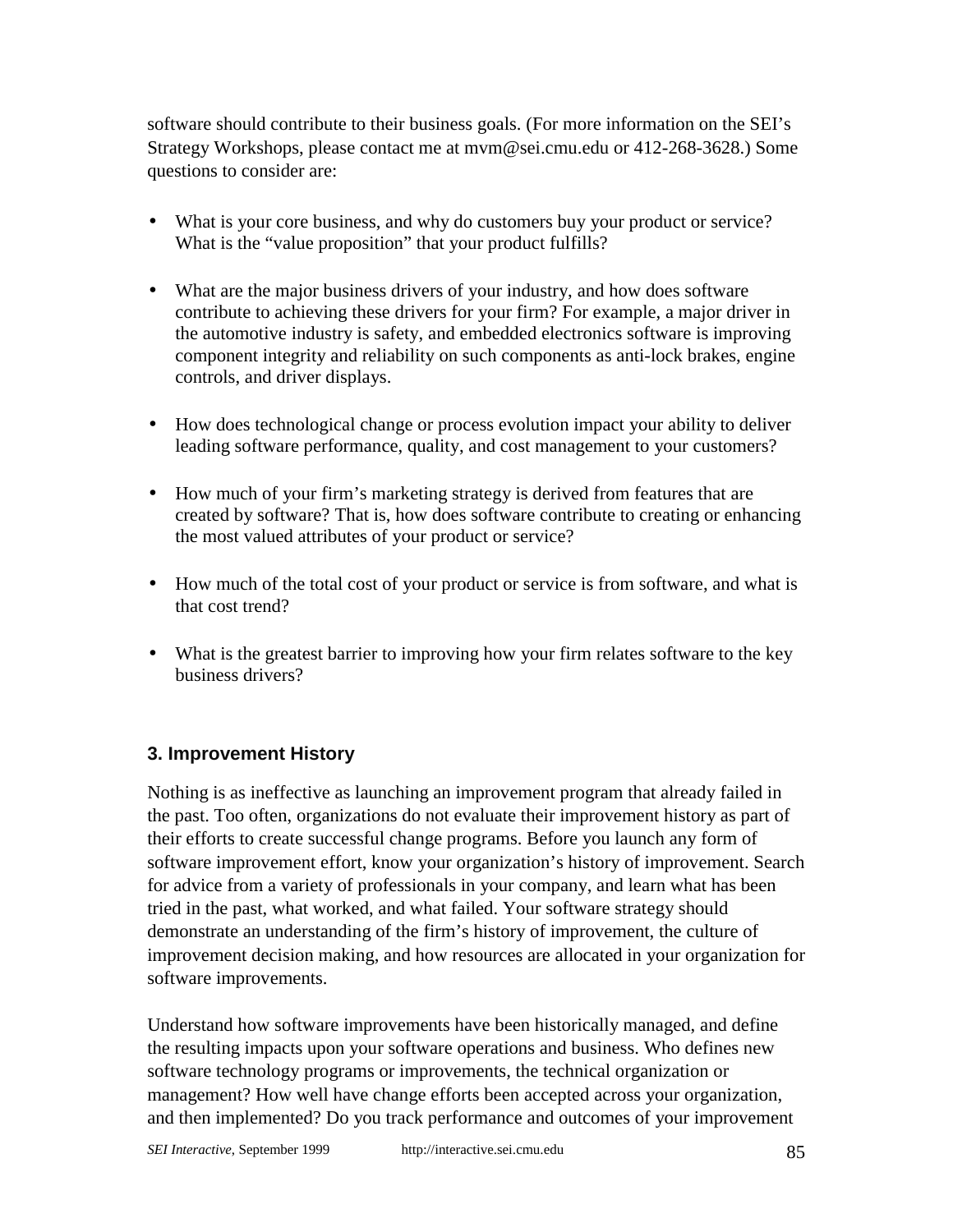software should contribute to their business goals. (For more information on the SEI's Strategy Workshops, please contact me at mvm@sei.cmu.edu or 412-268-3628.) Some questions to consider are:

- What is your core business, and why do customers buy your product or service? What is the "value proposition" that your product fulfills?
- What are the major business drivers of your industry, and how does software contribute to achieving these drivers for your firm? For example, a major driver in the automotive industry is safety, and embedded electronics software is improving component integrity and reliability on such components as anti-lock brakes, engine controls, and driver displays.
- How does technological change or process evolution impact your ability to deliver leading software performance, quality, and cost management to your customers?
- How much of your firm's marketing strategy is derived from features that are created by software? That is, how does software contribute to creating or enhancing the most valued attributes of your product or service?
- How much of the total cost of your product or service is from software, and what is that cost trend?
- What is the greatest barrier to improving how your firm relates software to the key business drivers?

### 3. Improvement History

Nothing is as ineffective as launching an improvement program that already failed in the past. Too often, organizations do not evaluate their improvement history as part of their efforts to create successful change programs. Before you launch any form of software improvement effort, know your organization's history of improvement. Search for advice from a variety of professionals in your company, and learn what has been tried in the past, what worked, and what failed. Your software strategy should demonstrate an understanding of the firm's history of improvement, the culture of improvement decision making, and how resources are allocated in your organization for software improvements.

Understand how software improvements have been historically managed, and define the resulting impacts upon your software operations and business. Who defines new software technology programs or improvements, the technical organization or management? How well have change efforts been accepted across your organization, and then implemented? Do you track performance and outcomes of your improvement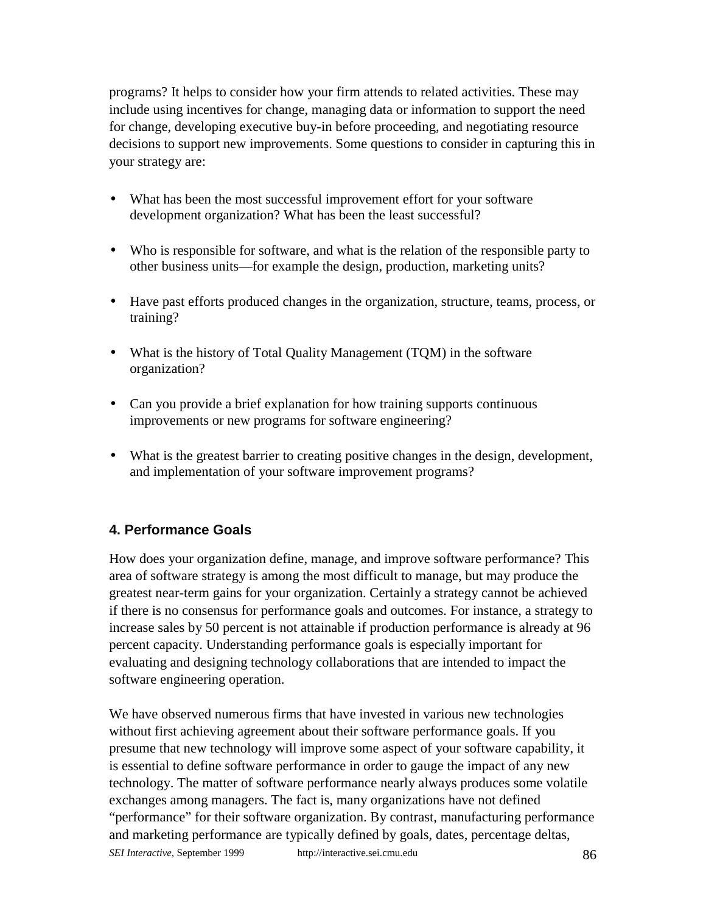programs? It helps to consider how your firm attends to related activities. These may include using incentives for change, managing data or information to support the need for change, developing executive buy-in before proceeding, and negotiating resource decisions to support new improvements. Some questions to consider in capturing this in your strategy are:

- What has been the most successful improvement effort for your software development organization? What has been the least successful?
- Who is responsible for software, and what is the relation of the responsible party to other business units—for example the design, production, marketing units?
- Have past efforts produced changes in the organization, structure, teams, process, or training?
- What is the history of Total Quality Management (TQM) in the software organization?
- Can you provide a brief explanation for how training supports continuous improvements or new programs for software engineering?
- What is the greatest barrier to creating positive changes in the design, development, and implementation of your software improvement programs?

## 4. Performance Goals

How does your organization define, manage, and improve software performance? This area of software strategy is among the most difficult to manage, but may produce the greatest near-term gains for your organization. Certainly a strategy cannot be achieved if there is no consensus for performance goals and outcomes. For instance, a strategy to increase sales by 50 percent is not attainable if production performance is already at 96 percent capacity. Understanding performance goals is especially important for evaluating and designing technology collaborations that are intended to impact the software engineering operation.

We have observed numerous firms that have invested in various new technologies without first achieving agreement about their software performance goals. If you presume that new technology will improve some aspect of your software capability, it is essential to define software performance in order to gauge the impact of any new technology. The matter of software performance nearly always produces some volatile exchanges among managers. The fact is, many organizations have not defined "performance" for their software organization. By contrast, manufacturing performance and marketing performance are typically defined by goals, dates, percentage deltas,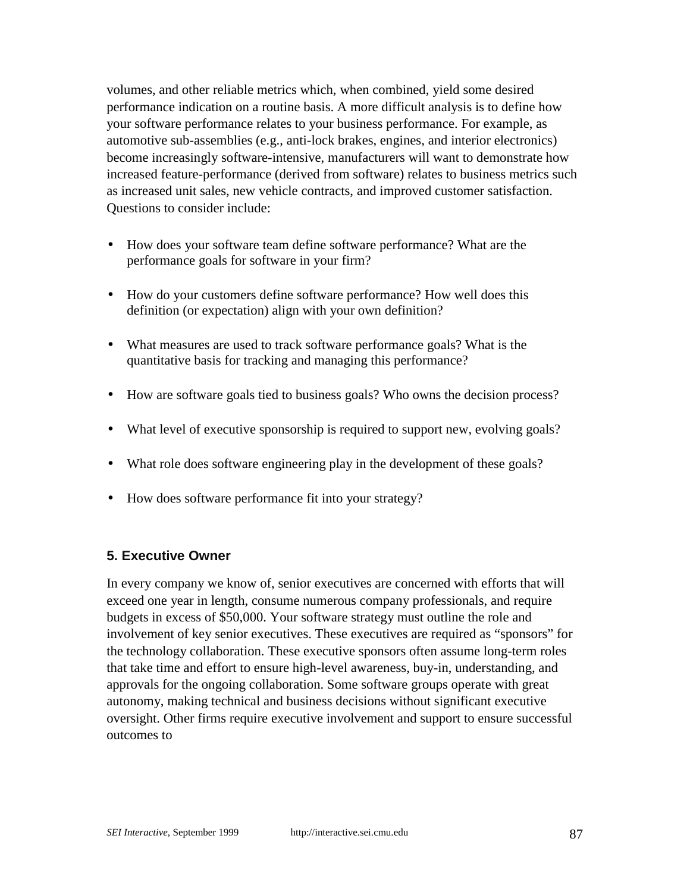volumes, and other reliable metrics which, when combined, yield some desired performance indication on a routine basis. A more difficult analysis is to define how your software performance relates to your business performance. For example, as automotive sub-assemblies (e.g., anti-lock brakes, engines, and interior electronics) become increasingly software-intensive, manufacturers will want to demonstrate how increased feature-performance (derived from software) relates to business metrics such as increased unit sales, new vehicle contracts, and improved customer satisfaction. Questions to consider include:

- How does your software team define software performance? What are the performance goals for software in your firm?
- How do your customers define software performance? How well does this definition (or expectation) align with your own definition?
- What measures are used to track software performance goals? What is the quantitative basis for tracking and managing this performance?
- How are software goals tied to business goals? Who owns the decision process?
- What level of executive sponsorship is required to support new, evolving goals?
- What role does software engineering play in the development of these goals?
- How does software performance fit into your strategy?

### 5. Executive Owner

In every company we know of, senior executives are concerned with efforts that will exceed one year in length, consume numerous company professionals, and require budgets in excess of $50,000. Your software strategy must outline the role and involvement of key senior executives. These executives are required as "sponsors" for the technology collaboration. These executive sponsors often assume long-term roles that take time and effort to ensure high-level awareness, buy-in, understanding, and approvals for the ongoing collaboration. Some software groups operate with great autonomy, making technical and business decisions without significant executive oversight. Other firms require executive involvement and support to ensure successful outcomes to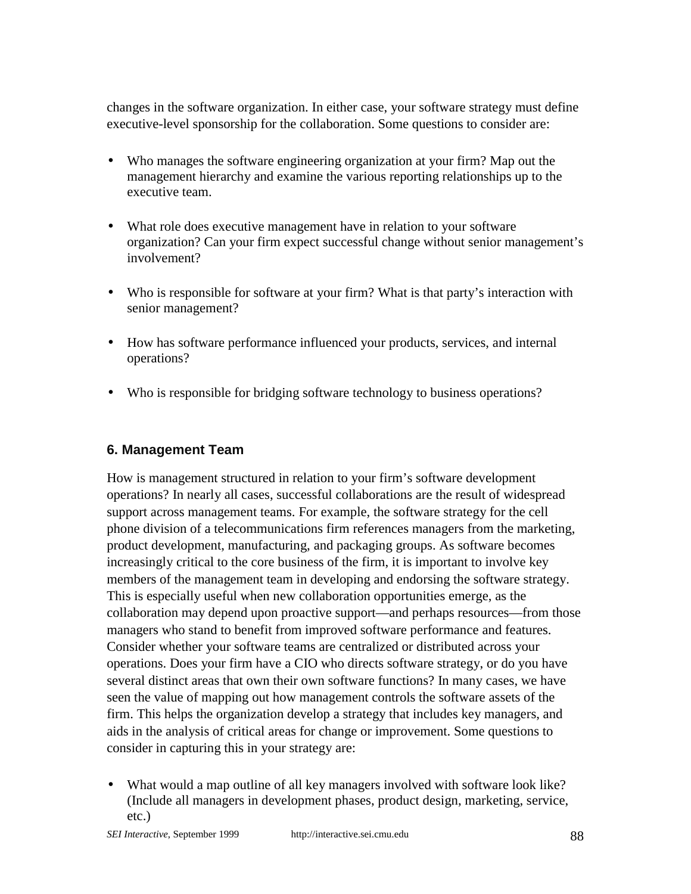changes in the software organization. In either case, your software strategy must define executive-level sponsorship for the collaboration. Some questions to consider are:

- Who manages the software engineering organization at your firm? Map out the management hierarchy and examine the various reporting relationships up to the executive team.
- What role does executive management have in relation to your software organization? Can your firm expect successful change without senior management's involvement?
- Who is responsible for software at your firm? What is that party's interaction with senior management?
- How has software performance influenced your products, services, and internal operations?
- Who is responsible for bridging software technology to business operations?

### 6. Management Team

How is management structured in relation to your firm's software development operations? In nearly all cases, successful collaborations are the result of widespread support across management teams. For example, the software strategy for the cell phone division of a telecommunications firm references managers from the marketing, product development, manufacturing, and packaging groups. As software becomes increasingly critical to the core business of the firm, it is important to involve key members of the management team in developing and endorsing the software strategy. This is especially useful when new collaboration opportunities emerge, as the collaboration may depend upon proactive support—and perhaps resources—from those managers who stand to benefit from improved software performance and features. Consider whether your software teams are centralized or distributed across your operations. Does your firm have a CIO who directs software strategy, or do you have several distinct areas that own their own software functions? In many cases, we have seen the value of mapping out how management controls the software assets of the firm. This helps the organization develop a strategy that includes key managers, and aids in the analysis of critical areas for change or improvement. Some questions to consider in capturing this in your strategy are:

- What would a map outline of all key managers involved with software look like? (Include all managers in development phases, product design, marketing, service, etc.)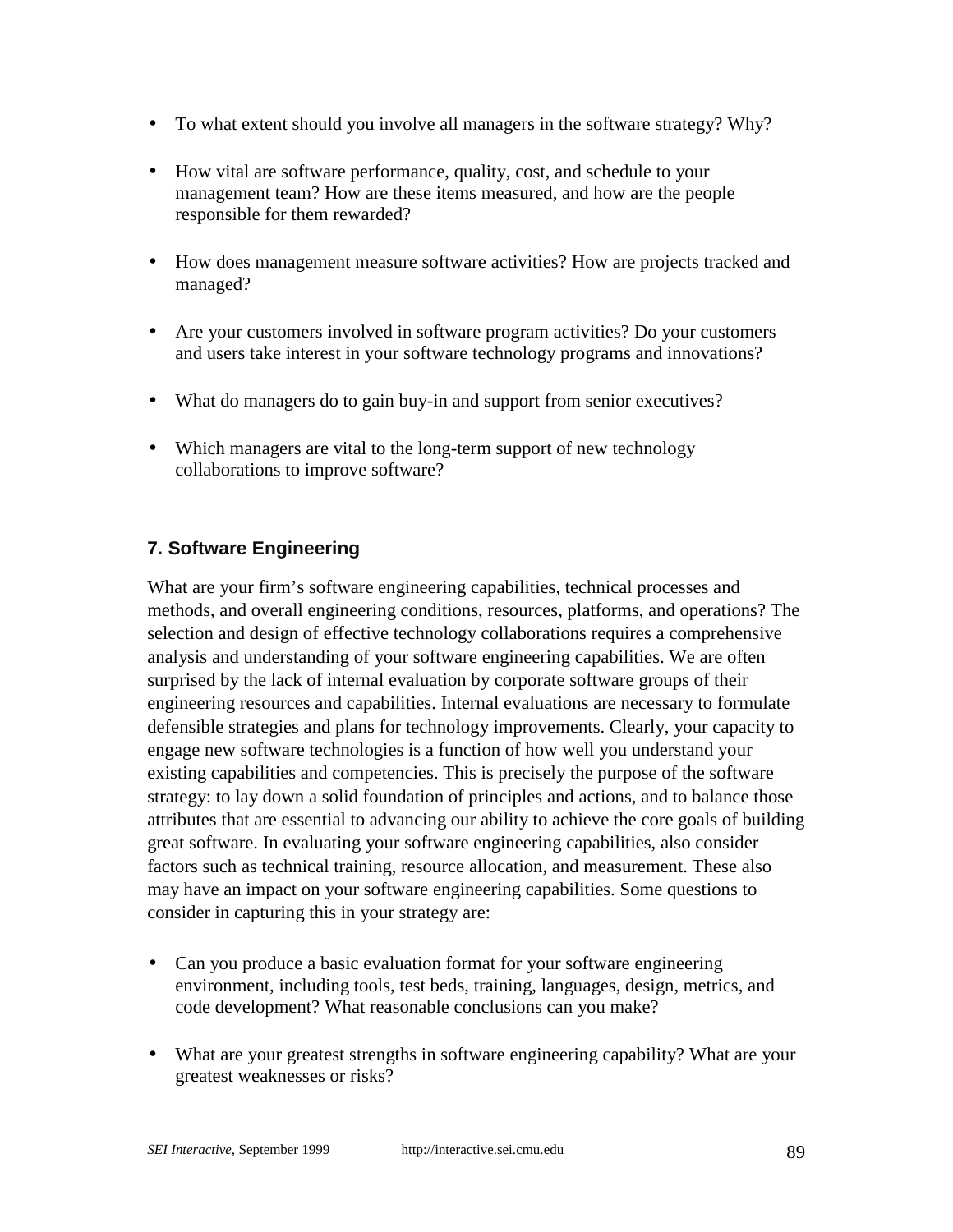- To what extent should you involve all managers in the software strategy? Why?

- How vital are software performance, quality, cost, and schedule to your management team? How are these items measured, and how are the people responsible for them rewarded?

- How does management measure software activities? How are projects tracked and managed?

- Are your customers involved in software program activities? Do your customers and users take interest in your software technology programs and innovations?

- What do managers do to gain buy-in and support from senior executives?

- Which managers are vital to the long-term support of new technology collaborations to improve software?

### 7. Software Engineering

What are your firm's software engineering capabilities, technical processes and methods, and overall engineering conditions, resources, platforms, and operations? The selection and design of effective technology collaborations requires a comprehensive analysis and understanding of your software engineering capabilities. We are often surprised by the lack of internal evaluation by corporate software groups of their engineering resources and capabilities. Internal evaluations are necessary to formulate defensible strategies and plans for technology improvements. Clearly, your capacity to engage new software technologies is a function of how well you understand your existing capabilities and competencies. This is precisely the purpose of the software strategy: to lay down a solid foundation of principles and actions, and to balance those attributes that are essential to advancing our ability to achieve the core goals of building great software. In evaluating your software engineering capabilities, also consider factors such as technical training, resource allocation, and measurement. These also may have an impact on your software engineering capabilities. Some questions to consider in capturing this in your strategy are:

- Can you produce a basic evaluation format for your software engineering environment, including tools, test beds, training, languages, design, metrics, and code development? What reasonable conclusions can you make?

- What are your greatest strengths in software engineering capability? What are your greatest weaknesses or risks?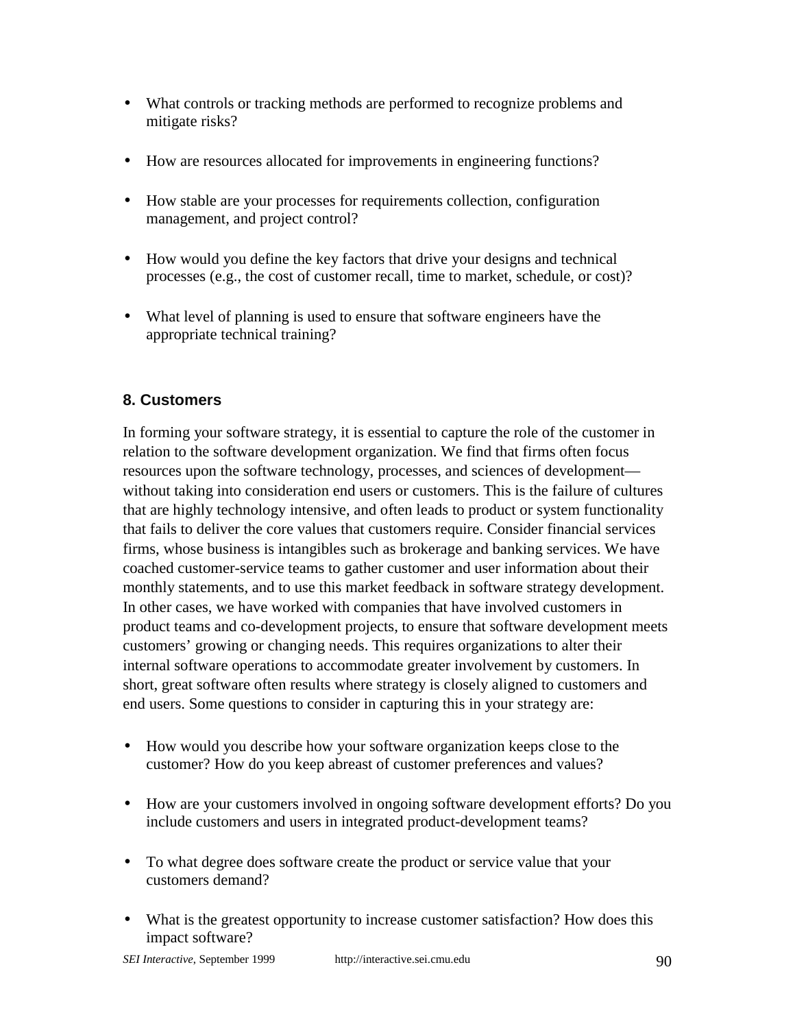- What controls or tracking methods are performed to recognize problems and mitigate risks?

- How are resources allocated for improvements in engineering functions?

- How stable are your processes for requirements collection, configuration management, and project control?

- How would you define the key factors that drive your designs and technical processes (e.g., the cost of customer recall, time to market, schedule, or cost)?

- What level of planning is used to ensure that software engineers have the appropriate technical training?

### 8. Customers

In forming your software strategy, it is essential to capture the role of the customer in relation to the software development organization. We find that firms often focus resources upon the software technology, processes, and sciences of development—without taking into consideration end users or customers. This is the failure of cultures that are highly technology intensive, and often leads to product or system functionality that fails to deliver the core values that customers require. Consider financial services firms, whose business is intangibles such as brokerage and banking services. We have coached customer-service teams to gather customer and user information about their monthly statements, and to use this market feedback in software strategy development. In other cases, we have worked with companies that have involved customers in product teams and co-development projects, to ensure that software development meets customers' growing or changing needs. This requires organizations to alter their internal software operations to accommodate greater involvement by customers. In short, great software often results where strategy is closely aligned to customers and end users. Some questions to consider in capturing this in your strategy are:

- How would you describe how your software organization keeps close to the customer? How do you keep abreast of customer preferences and values?

- How are your customers involved in ongoing software development efforts? Do you include customers and users in integrated product-development teams?

- To what degree does software create the product or service value that your customers demand?

- What is the greatest opportunity to increase customer satisfaction? How does this impact software?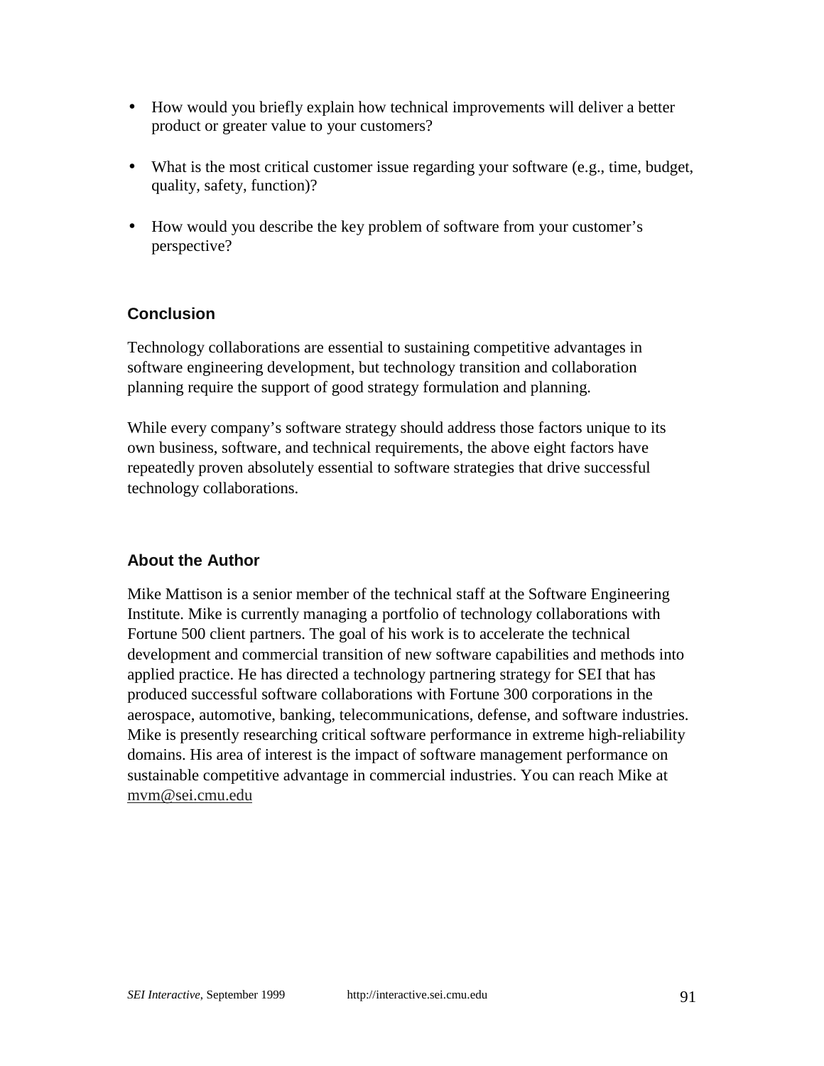- How would you briefly explain how technical improvements will deliver a better product or greater value to your customers?
- What is the most critical customer issue regarding your software (e.g., time, budget, quality, safety, function)?
- How would you describe the key problem of software from your customer's perspective?

### Conclusion

Technology collaborations are essential to sustaining competitive advantages in software engineering development, but technology transition and collaboration planning require the support of good strategy formulation and planning.

While every company's software strategy should address those factors unique to its own business, software, and technical requirements, the above eight factors have repeatedly proven absolutely essential to software strategies that drive successful technology collaborations.

### About the Author

Mike Mattison is a senior member of the technical staff at the Software Engineering Institute. Mike is currently managing a portfolio of technology collaborations with Fortune 500 client partners. The goal of his work is to accelerate the technical development and commercial transition of new software capabilities and methods into applied practice. He has directed a technology partnering strategy for SEI that has produced successful software collaborations with Fortune 300 corporations in the aerospace, automotive, banking, telecommunications, defense, and software industries. Mike is presently researching critical software performance in extreme high-reliability domains. His area of interest is the impact of software management performance on sustainable competitive advantage in commercial industries. You can reach Mike at mvm@sei.cmu.edu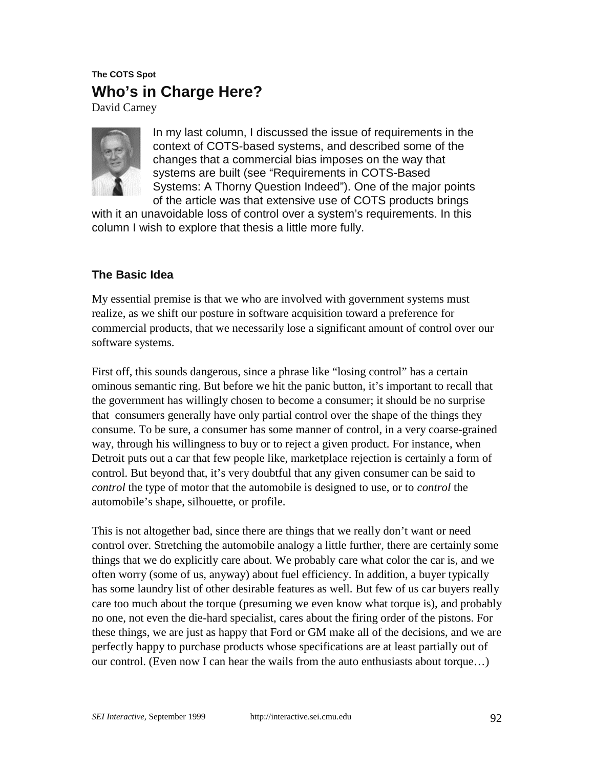**The COTS Spot**

# Who's in Charge Here?

David Carney

In my last column, I discussed the issue of requirements in the context of COTS-based systems, and described some of the changes that a commercial bias imposes on the way that systems are built (see "Requirements in COTS-Based Systems: A Thorny Question Indeed"). One of the major points of the article was that extensive use of COTS products brings with it an unavoidable loss of control over a system's requirements. In this column I wish to explore that thesis a little more fully.

## The Basic Idea

My essential premise is that we who are involved with government systems must realize, as we shift our posture in software acquisition toward a preference for commercial products, that we necessarily lose a significant amount of control over our software systems.

First off, this sounds dangerous, since a phrase like "losing control" has a certain ominous semantic ring. But before we hit the panic button, it's important to recall that the government has willingly chosen to become a consumer; it should be no surprise that consumers generally have only partial control over the shape of the things they consume. To be sure, a consumer has some manner of control, in a very coarse-grained way, through his willingness to buy or to reject a given product. For instance, when Detroit puts out a car that few people like, marketplace rejection is certainly a form of control. But beyond that, it's very doubtful that any given consumer can be said to *control* the type of motor that the automobile is designed to use, or to *control* the automobile's shape, silhouette, or profile.

This is not altogether bad, since there are things that we really don't want or need control over. Stretching the automobile analogy a little further, there are certainly some things that we do explicitly care about. We probably care what color the car is, and we often worry (some of us, anyway) about fuel efficiency. In addition, a buyer typically has some laundry list of other desirable features as well. But few of us car buyers really care too much about the torque (presuming we even know what torque is), and probably no one, not even the die-hard specialist, cares about the firing order of the pistons. For these things, we are just as happy that Ford or GM make all of the decisions, and we are perfectly happy to purchase products whose specifications are at least partially out of our control. (Even now I can hear the wails from the auto enthusiasts about torque…)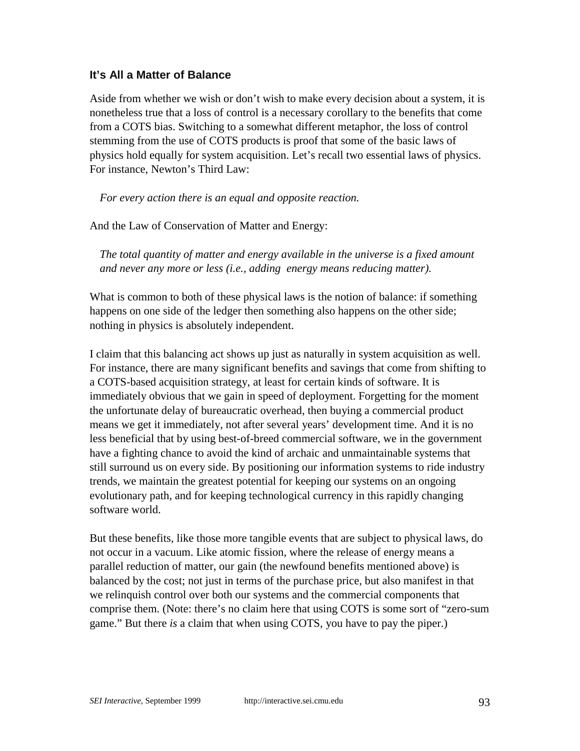### It's All a Matter of Balance

Aside from whether we wish or don't wish to make every decision about a system, it is nonetheless true that a loss of control is a necessary corollary to the benefits that come from a COTS bias. Switching to a somewhat different metaphor, the loss of control stemming from the use of COTS products is proof that some of the basic laws of physics hold equally for system acquisition. Let's recall two essential laws of physics. For instance, Newton's Third Law:

> *For every action there is an equal and opposite reaction.*

And the Law of Conservation of Matter and Energy:

> *The total quantity of matter and energy available in the universe is a fixed amount and never any more or less (i.e., adding energy means reducing matter).*

What is common to both of these physical laws is the notion of balance: if something happens on one side of the ledger then something also happens on the other side; nothing in physics is absolutely independent.

I claim that this balancing act shows up just as naturally in system acquisition as well. For instance, there are many significant benefits and savings that come from shifting to a COTS-based acquisition strategy, at least for certain kinds of software. It is immediately obvious that we gain in speed of deployment. Forgetting for the moment the unfortunate delay of bureaucratic overhead, then buying a commercial product means we get it immediately, not after several years' development time. And it is no less beneficial that by using best-of-breed commercial software, we in the government have a fighting chance to avoid the kind of archaic and unmaintainable systems that still surround us on every side. By positioning our information systems to ride industry trends, we maintain the greatest potential for keeping our systems on an ongoing evolutionary path, and for keeping technological currency in this rapidly changing software world.

But these benefits, like those more tangible events that are subject to physical laws, do not occur in a vacuum. Like atomic fission, where the release of energy means a parallel reduction of matter, our gain (the newfound benefits mentioned above) is balanced by the cost; not just in terms of the purchase price, but also manifest in that we relinquish control over both our systems and the commercial components that comprise them. (Note: there's no claim here that using COTS is some sort of "zero-sum game." But there *is* a claim that when using COTS, you have to pay the piper.)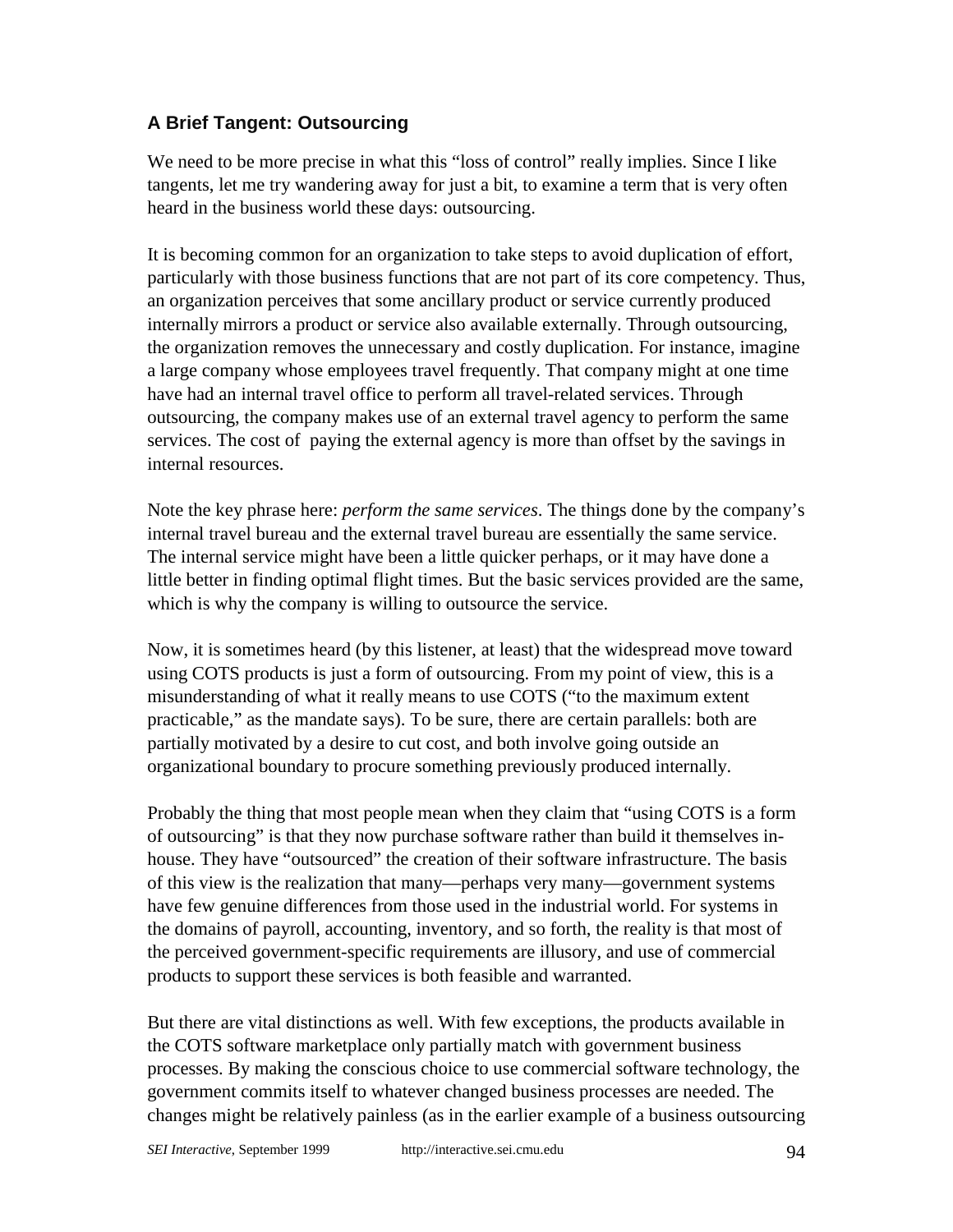### A Brief Tangent: Outsourcing

We need to be more precise in what this "loss of control" really implies. Since I like tangents, let me try wandering away for just a bit, to examine a term that is very often heard in the business world these days: outsourcing.

It is becoming common for an organization to take steps to avoid duplication of effort, particularly with those business functions that are not part of its core competency. Thus, an organization perceives that some ancillary product or service currently produced internally mirrors a product or service also available externally. Through outsourcing, the organization removes the unnecessary and costly duplication. For instance, imagine a large company whose employees travel frequently. That company might at one time have had an internal travel office to perform all travel-related services. Through outsourcing, the company makes use of an external travel agency to perform the same services. The cost of paying the external agency is more than offset by the savings in internal resources.

Note the key phrase here: *perform the same services*. The things done by the company's internal travel bureau and the external travel bureau are essentially the same service. The internal service might have been a little quicker perhaps, or it may have done a little better in finding optimal flight times. But the basic services provided are the same, which is why the company is willing to outsource the service.

Now, it is sometimes heard (by this listener, at least) that the widespread move toward using COTS products is just a form of outsourcing. From my point of view, this is a misunderstanding of what it really means to use COTS ("to the maximum extent practicable," as the mandate says). To be sure, there are certain parallels: both are partially motivated by a desire to cut cost, and both involve going outside an organizational boundary to procure something previously produced internally.

Probably the thing that most people mean when they claim that "using COTS is a form of outsourcing" is that they now purchase software rather than build it themselves in-house. They have "outsourced" the creation of their software infrastructure. The basis of this view is the realization that many—perhaps very many—government systems have few genuine differences from those used in the industrial world. For systems in the domains of payroll, accounting, inventory, and so forth, the reality is that most of the perceived government-specific requirements are illusory, and use of commercial products to support these services is both feasible and warranted.

But there are vital distinctions as well. With few exceptions, the products available in the COTS software marketplace only partially match with government business processes. By making the conscious choice to use commercial software technology, the government commits itself to whatever changed business processes are needed. The changes might be relatively painless (as in the earlier example of a business outsourcing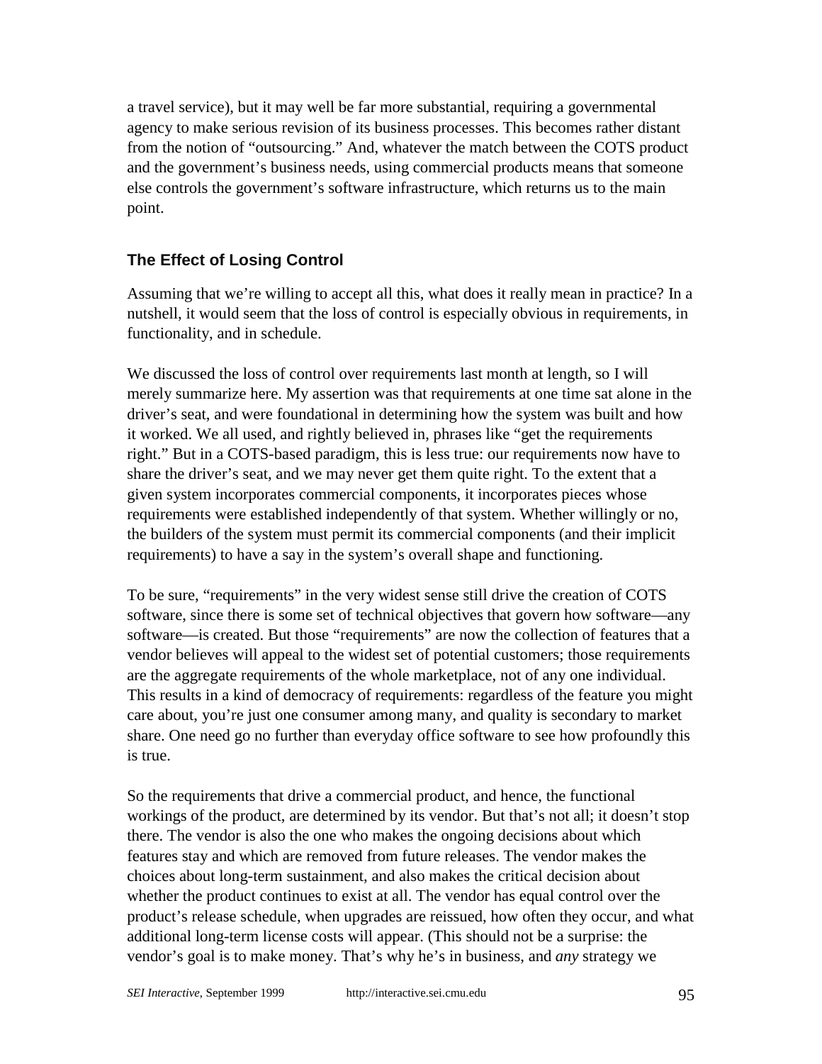a travel service), but it may well be far more substantial, requiring a governmental agency to make serious revision of its business processes. This becomes rather distant from the notion of "outsourcing." And, whatever the match between the COTS product and the government's business needs, using commercial products means that someone else controls the government's software infrastructure, which returns us to the main point.

### The Effect of Losing Control

Assuming that we're willing to accept all this, what does it really mean in practice? In a nutshell, it would seem that the loss of control is especially obvious in requirements, in functionality, and in schedule.

We discussed the loss of control over requirements last month at length, so I will merely summarize here. My assertion was that requirements at one time sat alone in the driver's seat, and were foundational in determining how the system was built and how it worked. We all used, and rightly believed in, phrases like "get the requirements right." But in a COTS-based paradigm, this is less true: our requirements now have to share the driver's seat, and we may never get them quite right. To the extent that a given system incorporates commercial components, it incorporates pieces whose requirements were established independently of that system. Whether willingly or no, the builders of the system must permit its commercial components (and their implicit requirements) to have a say in the system's overall shape and functioning.

To be sure, "requirements" in the very widest sense still drive the creation of COTS software, since there is some set of technical objectives that govern how software—any software—is created. But those "requirements" are now the collection of features that a vendor believes will appeal to the widest set of potential customers; those requirements are the aggregate requirements of the whole marketplace, not of any one individual. This results in a kind of democracy of requirements: regardless of the feature you might care about, you're just one consumer among many, and quality is secondary to market share. One need go no further than everyday office software to see how profoundly this is true.

So the requirements that drive a commercial product, and hence, the functional workings of the product, are determined by its vendor. But that's not all; it doesn't stop there. The vendor is also the one who makes the ongoing decisions about which features stay and which are removed from future releases. The vendor makes the choices about long-term sustainment, and also makes the critical decision about whether the product continues to exist at all. The vendor has equal control over the product's release schedule, when upgrades are reissued, how often they occur, and what additional long-term license costs will appear. (This should not be a surprise: the vendor's goal is to make money. That's why he's in business, and *any* strategy we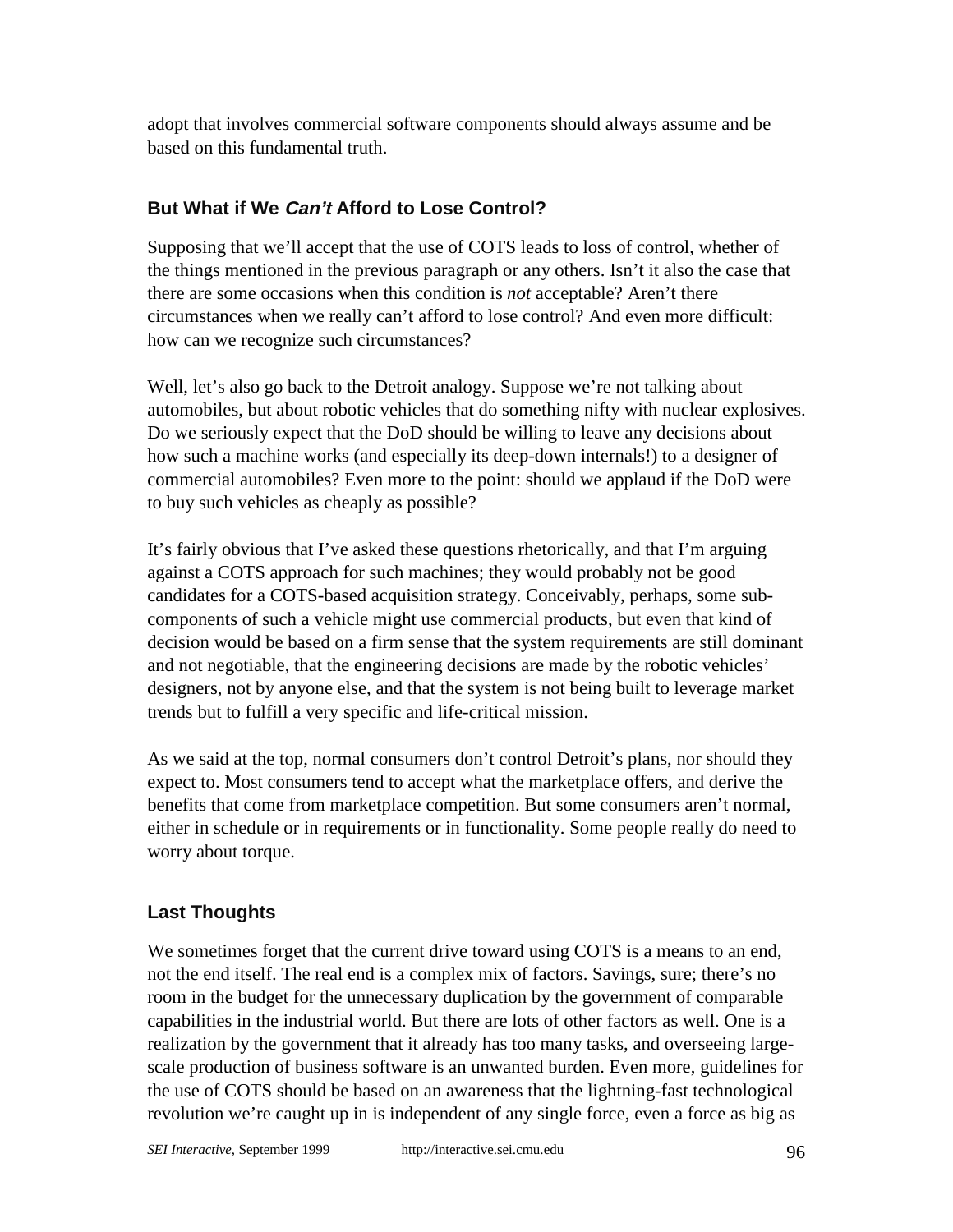adopt that involves commercial software components should always assume and be based on this fundamental truth.

### But What if We *Can't* Afford to Lose Control?

Supposing that we'll accept that the use of COTS leads to loss of control, whether of the things mentioned in the previous paragraph or any others. Isn't it also the case that there are some occasions when this condition is *not* acceptable? Aren't there circumstances when we really can't afford to lose control? And even more difficult: how can we recognize such circumstances?

Well, let's also go back to the Detroit analogy. Suppose we're not talking about automobiles, but about robotic vehicles that do something nifty with nuclear explosives. Do we seriously expect that the DoD should be willing to leave any decisions about how such a machine works (and especially its deep-down internals!) to a designer of commercial automobiles? Even more to the point: should we applaud if the DoD were to buy such vehicles as cheaply as possible?

It's fairly obvious that I've asked these questions rhetorically, and that I'm arguing against a COTS approach for such machines; they would probably not be good candidates for a COTS-based acquisition strategy. Conceivably, perhaps, some sub-components of such a vehicle might use commercial products, but even that kind of decision would be based on a firm sense that the system requirements are still dominant and not negotiable, that the engineering decisions are made by the robotic vehicles' designers, not by anyone else, and that the system is not being built to leverage market trends but to fulfill a very specific and life-critical mission.

As we said at the top, normal consumers don't control Detroit's plans, nor should they expect to. Most consumers tend to accept what the marketplace offers, and derive the benefits that come from marketplace competition. But some consumers aren't normal, either in schedule or in requirements or in functionality. Some people really do need to worry about torque.

### Last Thoughts

We sometimes forget that the current drive toward using COTS is a means to an end, not the end itself. The real end is a complex mix of factors. Savings, sure; there's no room in the budget for the unnecessary duplication by the government of comparable capabilities in the industrial world. But there are lots of other factors as well. One is a realization by the government that it already has too many tasks, and overseeing large-scale production of business software is an unwanted burden. Even more, guidelines for the use of COTS should be based on an awareness that the lightning-fast technological revolution we're caught up in is independent of any single force, even a force as big as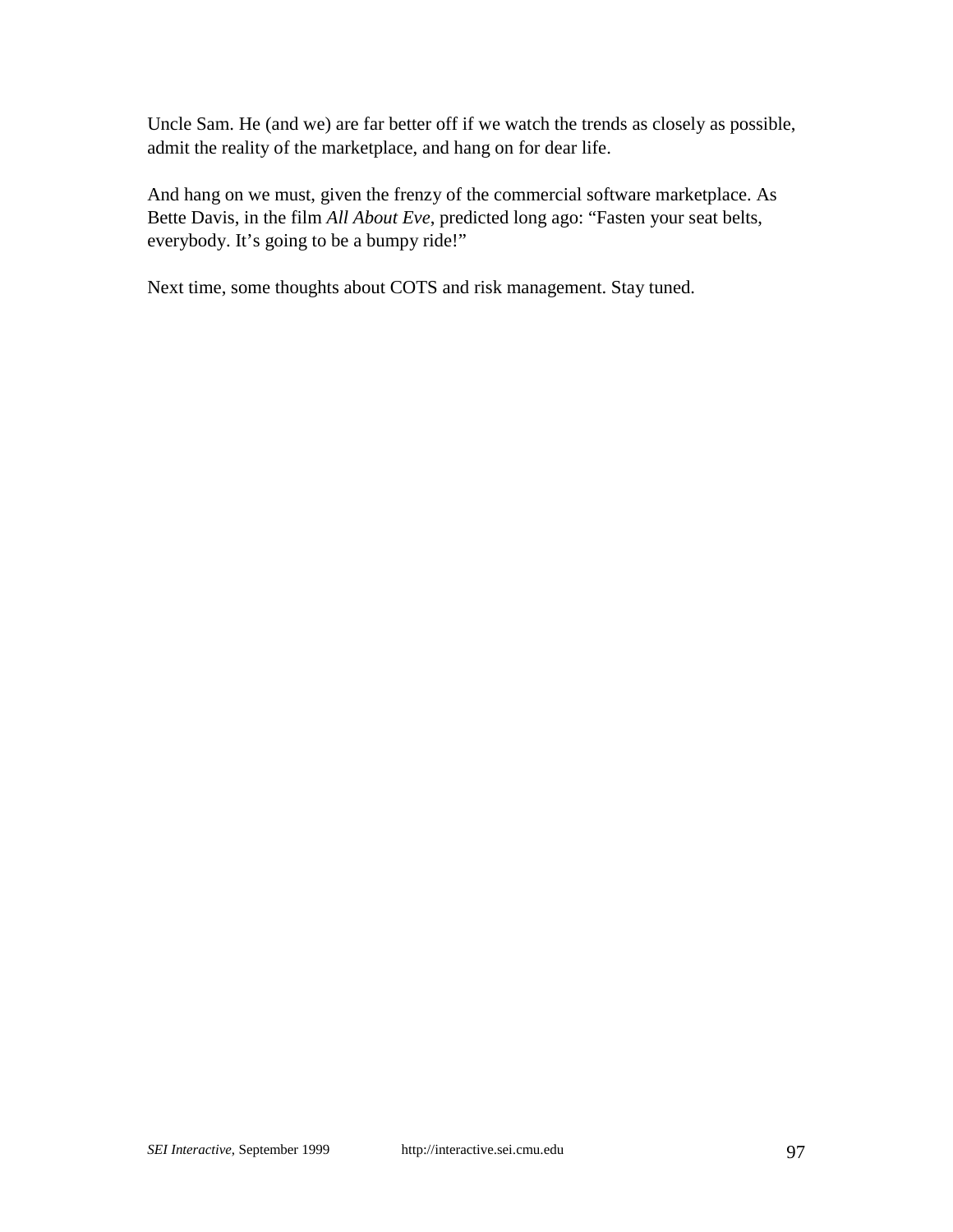Uncle Sam. He (and we) are far better off if we watch the trends as closely as possible, admit the reality of the marketplace, and hang on for dear life.

And hang on we must, given the frenzy of the commercial software marketplace. As Bette Davis, in the film *All About Eve*, predicted long ago: “Fasten your seat belts, everybody. It’s going to be a bumpy ride!”

Next time, some thoughts about COTS and risk management. Stay tuned.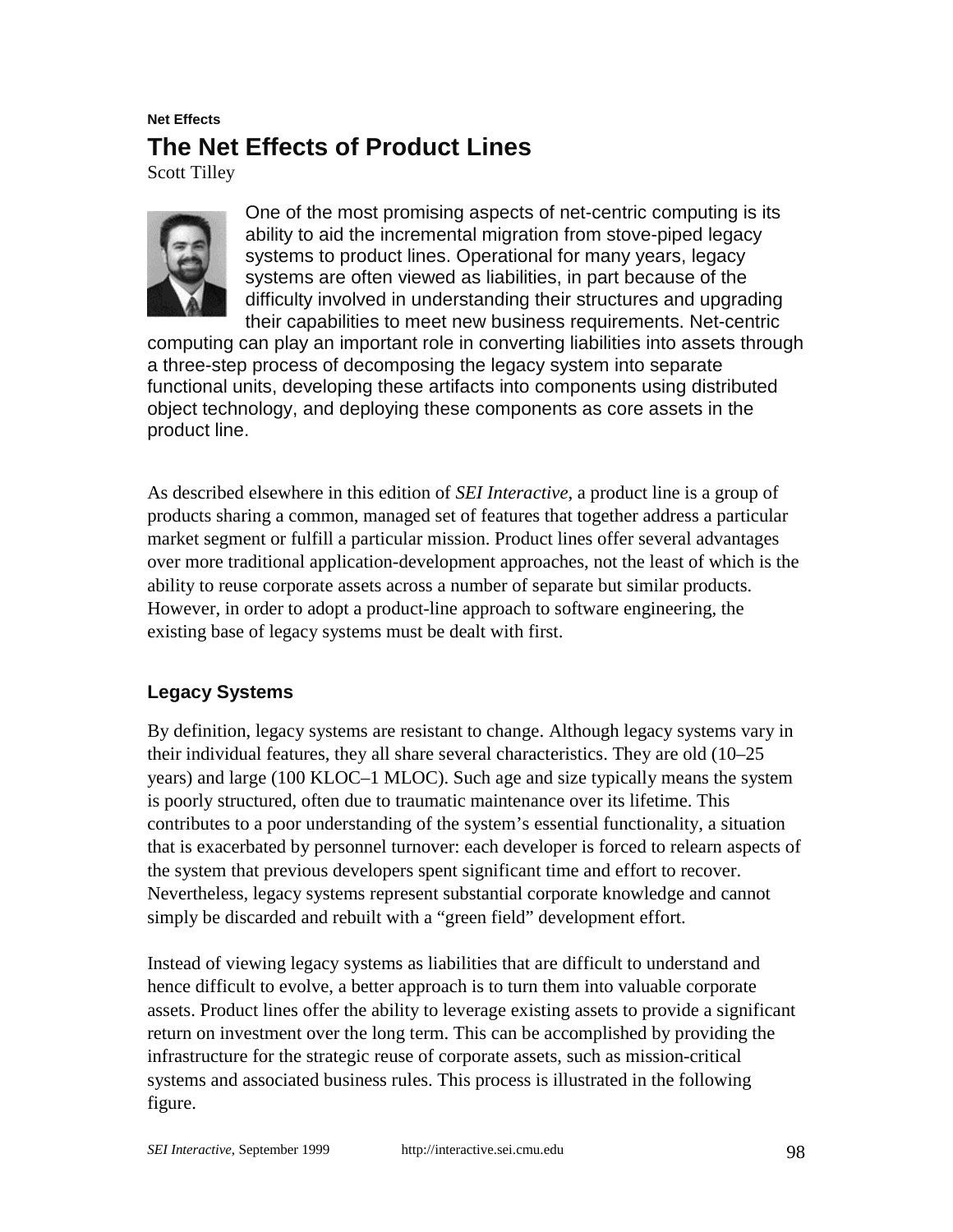**Net Effects**

# The Net Effects of Product Lines

Scott Tilley

One of the most promising aspects of net-centric computing is its ability to aid the incremental migration from stove-piped legacy systems to product lines. Operational for many years, legacy systems are often viewed as liabilities, in part because of the difficulty involved in understanding their structures and upgrading their capabilities to meet new business requirements. Net-centric computing can play an important role in converting liabilities into assets through a three-step process of decomposing the legacy system into separate functional units, developing these artifacts into components using distributed object technology, and deploying these components as core assets in the product line.

As described elsewhere in this edition of *SEI Interactive,* a product line is a group of products sharing a common, managed set of features that together address a particular market segment or fulfill a particular mission. Product lines offer several advantages over more traditional application-development approaches, not the least of which is the ability to reuse corporate assets across a number of separate but similar products. However, in order to adopt a product-line approach to software engineering, the existing base of legacy systems must be dealt with first.

## Legacy Systems

By definition, legacy systems are resistant to change. Although legacy systems vary in their individual features, they all share several characteristics. They are old (10–25 years) and large (100 KLOC–1 MLOC). Such age and size typically means the system is poorly structured, often due to traumatic maintenance over its lifetime. This contributes to a poor understanding of the system's essential functionality, a situation that is exacerbated by personnel turnover: each developer is forced to relearn aspects of the system that previous developers spent significant time and effort to recover. Nevertheless, legacy systems represent substantial corporate knowledge and cannot simply be discarded and rebuilt with a "green field" development effort.

Instead of viewing legacy systems as liabilities that are difficult to understand and hence difficult to evolve, a better approach is to turn them into valuable corporate assets. Product lines offer the ability to leverage existing assets to provide a significant return on investment over the long term. This can be accomplished by providing the infrastructure for the strategic reuse of corporate assets, such as mission-critical systems and associated business rules. This process is illustrated in the following figure.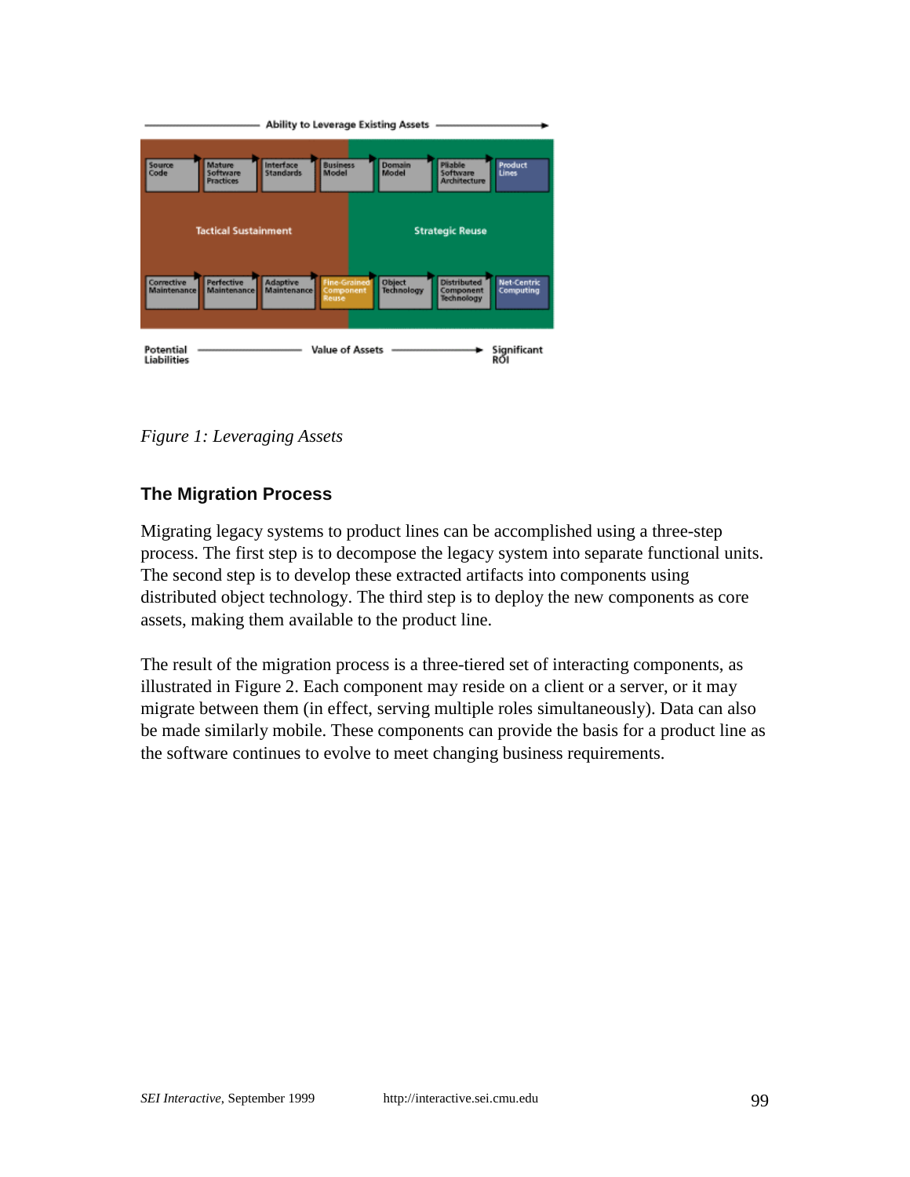Ability to Leverage Existing Assets →

| Source Code | Mature Software Practices | Interface Standards | Business Model | Domain Model | Pliable Software Architecture | Product Lines |
|---|---|---|---|---|---|---|

Tactical Sustainment | Strategic Reuse

| Corrective Maintenance | Perfective Maintenance | Adaptive Maintenance | Fine-Grained Component Reuse | Object Technology | Distributed Component Technology | Net-Centric Computing |
|---|---|---|---|---|---|---|

Potential Liabilities ——— Value of Assets ———→ Significant ROI

*Figure 1: Leveraging Assets*

### The Migration Process

Migrating legacy systems to product lines can be accomplished using a three-step process. The first step is to decompose the legacy system into separate functional units. The second step is to develop these extracted artifacts into components using distributed object technology. The third step is to deploy the new components as core assets, making them available to the product line.

The result of the migration process is a three-tiered set of interacting components, as illustrated in Figure 2. Each component may reside on a client or a server, or it may migrate between them (in effect, serving multiple roles simultaneously). Data can also be made similarly mobile. These components can provide the basis for a product line as the software continues to evolve to meet changing business requirements.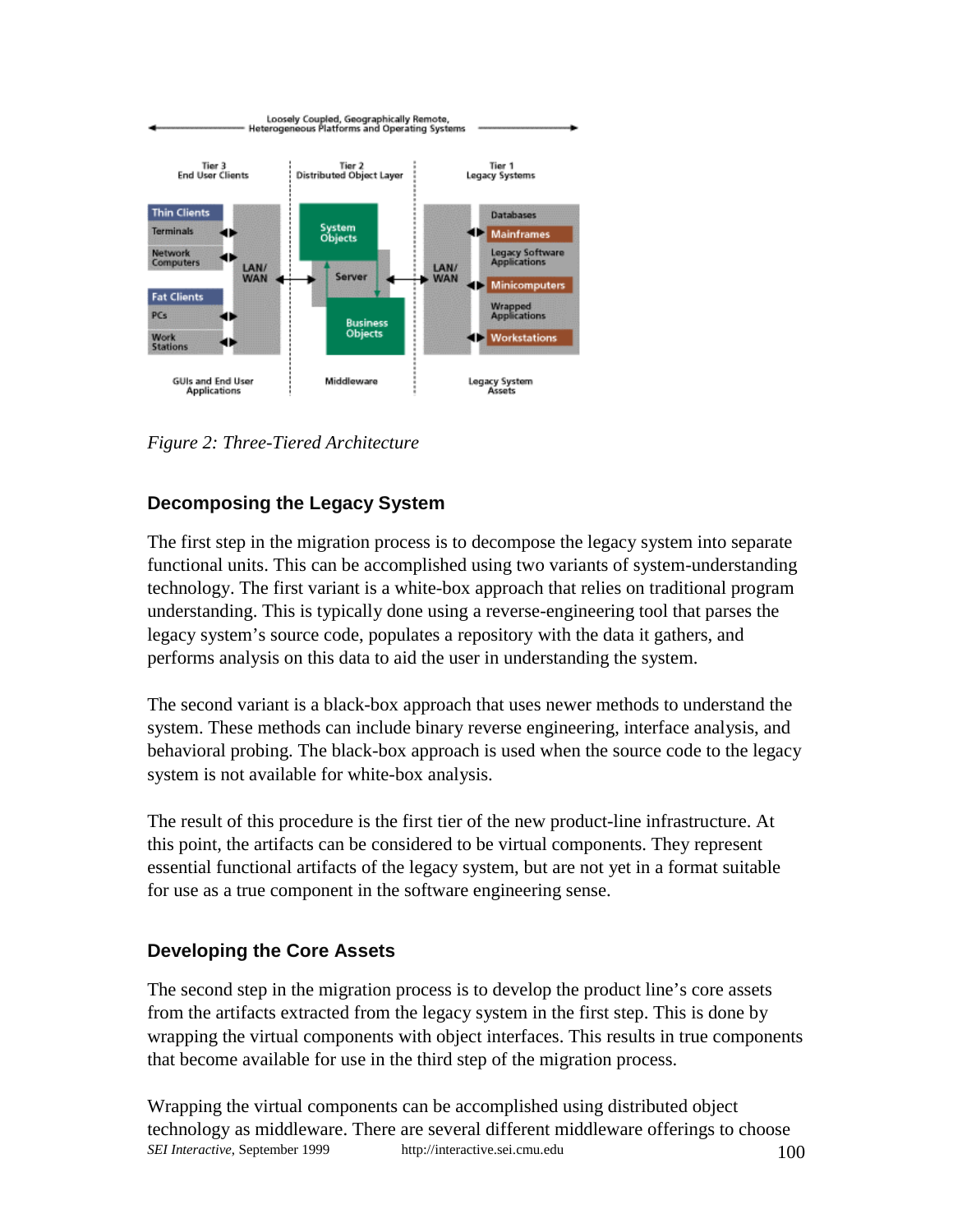*Figure 2: Three-Tiered Architecture*

### Decomposing the Legacy System

The first step in the migration process is to decompose the legacy system into separate functional units. This can be accomplished using two variants of system-understanding technology. The first variant is a white-box approach that relies on traditional program understanding. This is typically done using a reverse-engineering tool that parses the legacy system's source code, populates a repository with the data it gathers, and performs analysis on this data to aid the user in understanding the system.

The second variant is a black-box approach that uses newer methods to understand the system. These methods can include binary reverse engineering, interface analysis, and behavioral probing. The black-box approach is used when the source code to the legacy system is not available for white-box analysis.

The result of this procedure is the first tier of the new product-line infrastructure. At this point, the artifacts can be considered to be virtual components. They represent essential functional artifacts of the legacy system, but are not yet in a format suitable for use as a true component in the software engineering sense.

### Developing the Core Assets

The second step in the migration process is to develop the product line's core assets from the artifacts extracted from the legacy system in the first step. This is done by wrapping the virtual components with object interfaces. This results in true components that become available for use in the third step of the migration process.

Wrapping the virtual components can be accomplished using distributed object technology as middleware. There are several different middleware offerings to choose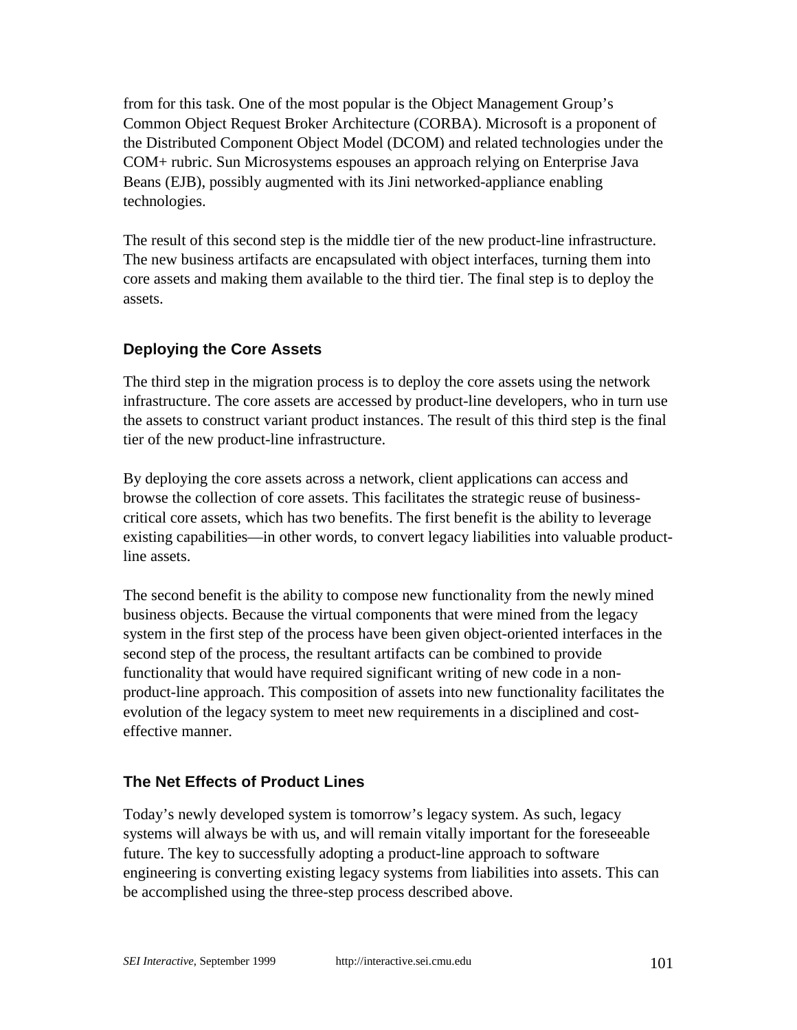from for this task. One of the most popular is the Object Management Group's Common Object Request Broker Architecture (CORBA). Microsoft is a proponent of the Distributed Component Object Model (DCOM) and related technologies under the COM+ rubric. Sun Microsystems espouses an approach relying on Enterprise Java Beans (EJB), possibly augmented with its Jini networked-appliance enabling technologies.

The result of this second step is the middle tier of the new product-line infrastructure. The new business artifacts are encapsulated with object interfaces, turning them into core assets and making them available to the third tier. The final step is to deploy the assets.

### Deploying the Core Assets

The third step in the migration process is to deploy the core assets using the network infrastructure. The core assets are accessed by product-line developers, who in turn use the assets to construct variant product instances. The result of this third step is the final tier of the new product-line infrastructure.

By deploying the core assets across a network, client applications can access and browse the collection of core assets. This facilitates the strategic reuse of business-critical core assets, which has two benefits. The first benefit is the ability to leverage existing capabilities—in other words, to convert legacy liabilities into valuable product-line assets.

The second benefit is the ability to compose new functionality from the newly mined business objects. Because the virtual components that were mined from the legacy system in the first step of the process have been given object-oriented interfaces in the second step of the process, the resultant artifacts can be combined to provide functionality that would have required significant writing of new code in a non-product-line approach. This composition of assets into new functionality facilitates the evolution of the legacy system to meet new requirements in a disciplined and cost-effective manner.

### The Net Effects of Product Lines

Today's newly developed system is tomorrow's legacy system. As such, legacy systems will always be with us, and will remain vitally important for the foreseeable future. The key to successfully adopting a product-line approach to software engineering is converting existing legacy systems from liabilities into assets. This can be accomplished using the three-step process described above.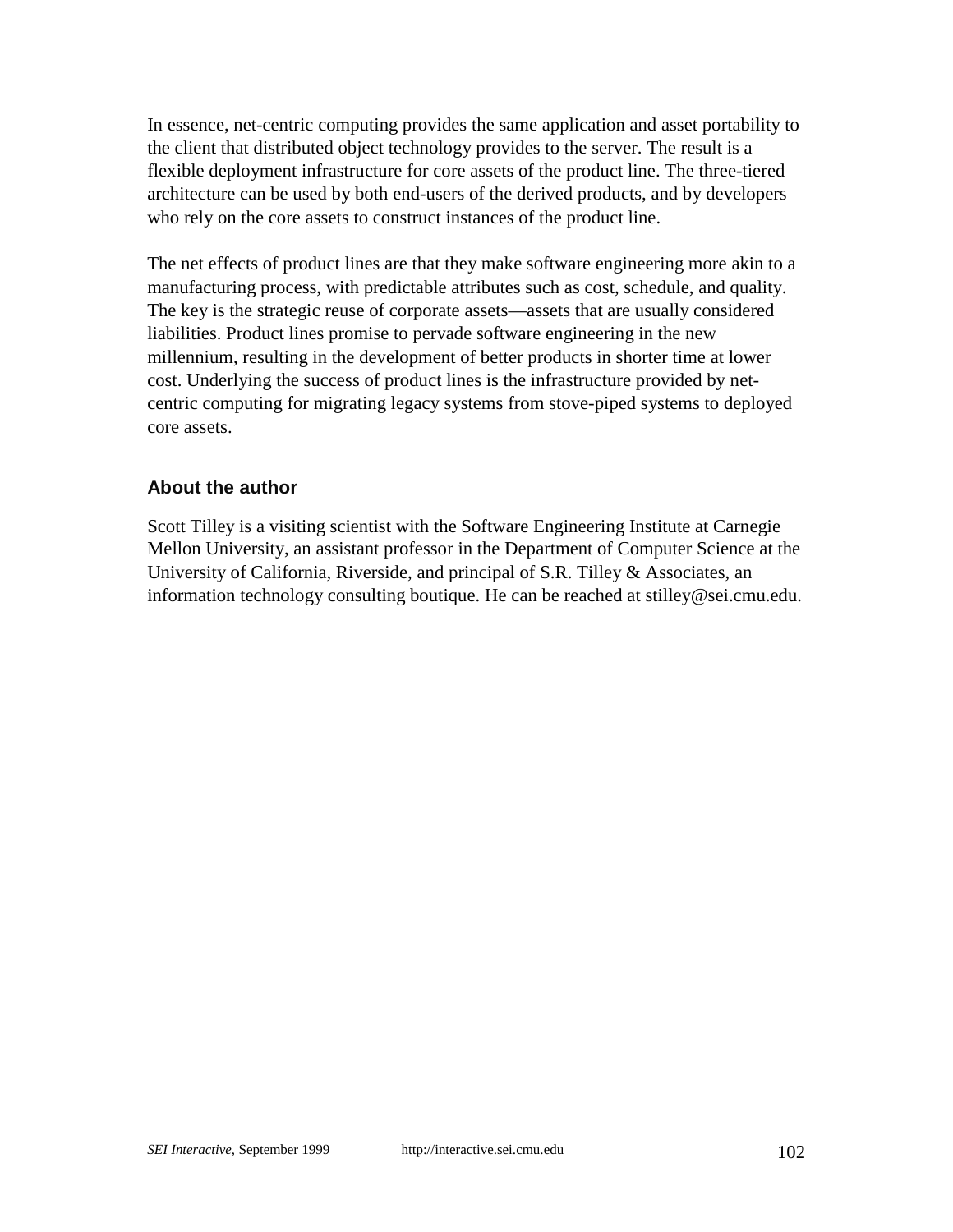In essence, net-centric computing provides the same application and asset portability to the client that distributed object technology provides to the server. The result is a flexible deployment infrastructure for core assets of the product line. The three-tiered architecture can be used by both end-users of the derived products, and by developers who rely on the core assets to construct instances of the product line.

The net effects of product lines are that they make software engineering more akin to a manufacturing process, with predictable attributes such as cost, schedule, and quality. The key is the strategic reuse of corporate assets—assets that are usually considered liabilities. Product lines promise to pervade software engineering in the new millennium, resulting in the development of better products in shorter time at lower cost. Underlying the success of product lines is the infrastructure provided by net-centric computing for migrating legacy systems from stove-piped systems to deployed core assets.

### About the author

Scott Tilley is a visiting scientist with the Software Engineering Institute at Carnegie Mellon University, an assistant professor in the Department of Computer Science at the University of California, Riverside, and principal of S.R. Tilley & Associates, an information technology consulting boutique. He can be reached at stilley@sei.cmu.edu.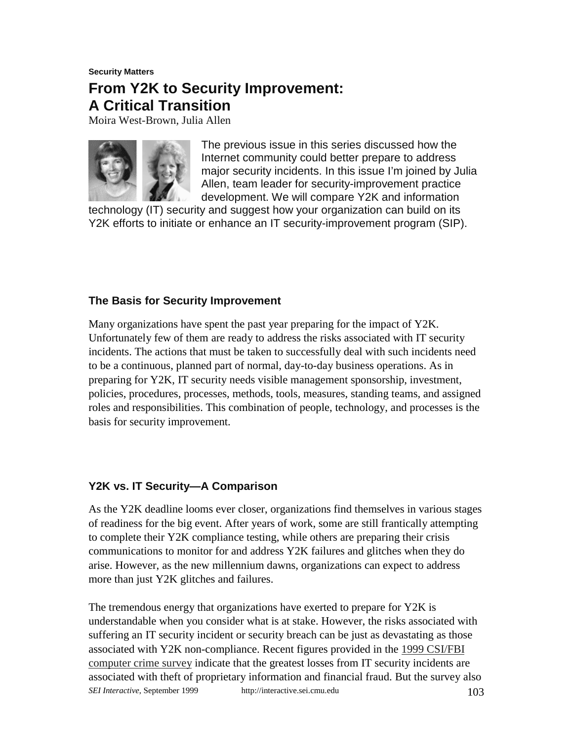**Security Matters**

# From Y2K to Security Improvement: A Critical Transition

Moira West-Brown, Julia Allen

The previous issue in this series discussed how the Internet community could better prepare to address major security incidents. In this issue I'm joined by Julia Allen, team leader for security-improvement practice development. We will compare Y2K and information technology (IT) security and suggest how your organization can build on its Y2K efforts to initiate or enhance an IT security-improvement program (SIP).

## The Basis for Security Improvement

Many organizations have spent the past year preparing for the impact of Y2K. Unfortunately few of them are ready to address the risks associated with IT security incidents. The actions that must be taken to successfully deal with such incidents need to be a continuous, planned part of normal, day-to-day business operations. As in preparing for Y2K, IT security needs visible management sponsorship, investment, policies, procedures, processes, methods, tools, measures, standing teams, and assigned roles and responsibilities. This combination of people, technology, and processes is the basis for security improvement.

## Y2K vs. IT Security—A Comparison

As the Y2K deadline looms ever closer, organizations find themselves in various stages of readiness for the big event. After years of work, some are still frantically attempting to complete their Y2K compliance testing, while others are preparing their crisis communications to monitor for and address Y2K failures and glitches when they do arise. However, as the new millennium dawns, organizations can expect to address more than just Y2K glitches and failures.

The tremendous energy that organizations have exerted to prepare for Y2K is understandable when you consider what is at stake. However, the risks associated with suffering an IT security incident or security breach can be just as devastating as those associated with Y2K non-compliance. Recent figures provided in the 1999 CSI/FBI computer crime survey indicate that the greatest losses from IT security incidents are associated with theft of proprietary information and financial fraud. But the survey also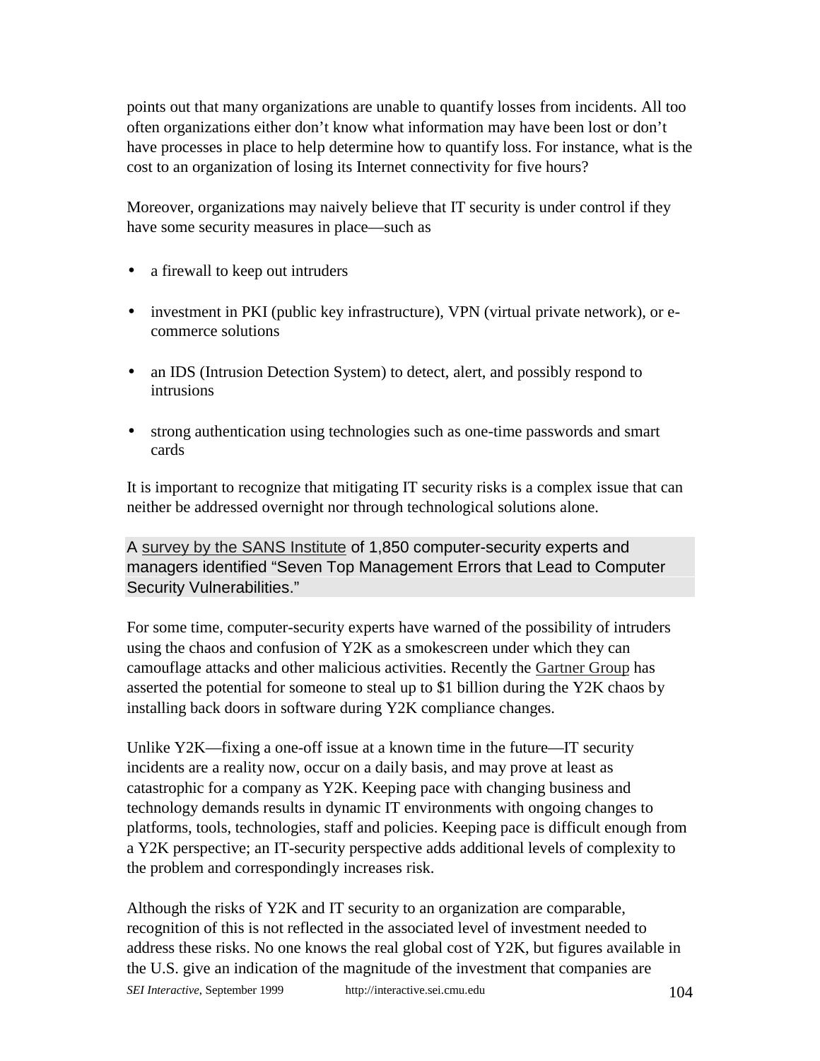points out that many organizations are unable to quantify losses from incidents. All too often organizations either don't know what information may have been lost or don't have processes in place to help determine how to quantify loss. For instance, what is the cost to an organization of losing its Internet connectivity for five hours?

Moreover, organizations may naively believe that IT security is under control if they have some security measures in place—such as

- a firewall to keep out intruders
- investment in PKI (public key infrastructure), VPN (virtual private network), or e-commerce solutions
- an IDS (Intrusion Detection System) to detect, alert, and possibly respond to intrusions
- strong authentication using technologies such as one-time passwords and smart cards

It is important to recognize that mitigating IT security risks is a complex issue that can neither be addressed overnight nor through technological solutions alone.

> A survey by the SANS Institute of 1,850 computer-security experts and managers identified "Seven Top Management Errors that Lead to Computer Security Vulnerabilities."

For some time, computer-security experts have warned of the possibility of intruders using the chaos and confusion of Y2K as a smokescreen under which they can camouflage attacks and other malicious activities. Recently the Gartner Group has asserted the potential for someone to steal up to $1 billion during the Y2K chaos by installing back doors in software during Y2K compliance changes.

Unlike Y2K—fixing a one-off issue at a known time in the future—IT security incidents are a reality now, occur on a daily basis, and may prove at least as catastrophic for a company as Y2K. Keeping pace with changing business and technology demands results in dynamic IT environments with ongoing changes to platforms, tools, technologies, staff and policies. Keeping pace is difficult enough from a Y2K perspective; an IT-security perspective adds additional levels of complexity to the problem and correspondingly increases risk.

Although the risks of Y2K and IT security to an organization are comparable, recognition of this is not reflected in the associated level of investment needed to address these risks. No one knows the real global cost of Y2K, but figures available in the U.S. give an indication of the magnitude of the investment that companies are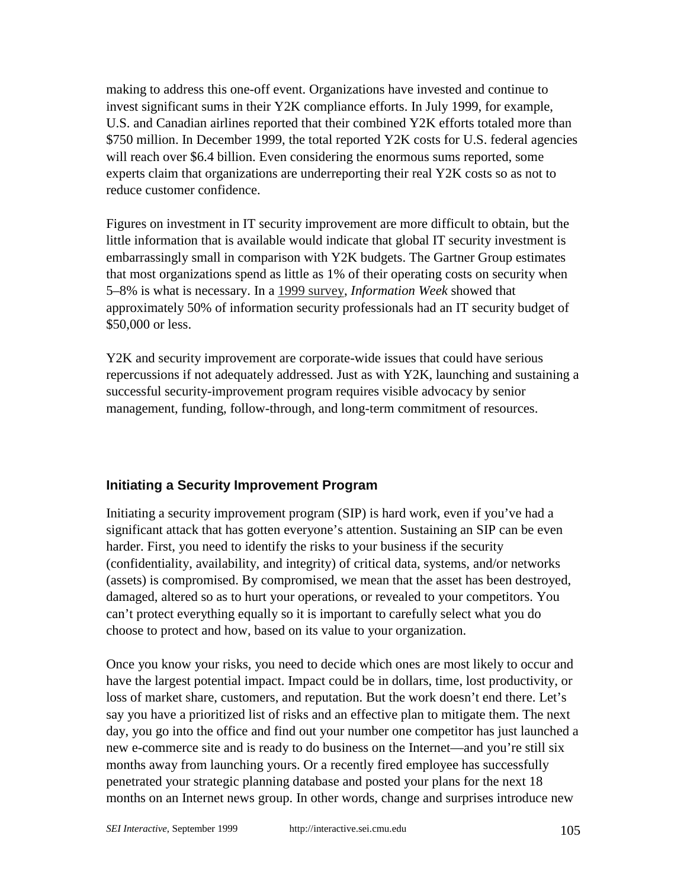making to address this one-off event. Organizations have invested and continue to invest significant sums in their Y2K compliance efforts. In July 1999, for example, U.S. and Canadian airlines reported that their combined Y2K efforts totaled more than $750 million. In December 1999, the total reported Y2K costs for U.S. federal agencies will reach over $6.4 billion. Even considering the enormous sums reported, some experts claim that organizations are underreporting their real Y2K costs so as not to reduce customer confidence.

Figures on investment in IT security improvement are more difficult to obtain, but the little information that is available would indicate that global IT security investment is embarrassingly small in comparison with Y2K budgets. The Gartner Group estimates that most organizations spend as little as 1% of their operating costs on security when 5–8% is what is necessary. In a 1999 survey, *Information Week* showed that approximately 50% of information security professionals had an IT security budget of $50,000 or less.

Y2K and security improvement are corporate-wide issues that could have serious repercussions if not adequately addressed. Just as with Y2K, launching and sustaining a successful security-improvement program requires visible advocacy by senior management, funding, follow-through, and long-term commitment of resources.

## Initiating a Security Improvement Program

Initiating a security improvement program (SIP) is hard work, even if you've had a significant attack that has gotten everyone's attention. Sustaining an SIP can be even harder. First, you need to identify the risks to your business if the security (confidentiality, availability, and integrity) of critical data, systems, and/or networks (assets) is compromised. By compromised, we mean that the asset has been destroyed, damaged, altered so as to hurt your operations, or revealed to your competitors. You can't protect everything equally so it is important to carefully select what you do choose to protect and how, based on its value to your organization.

Once you know your risks, you need to decide which ones are most likely to occur and have the largest potential impact. Impact could be in dollars, time, lost productivity, or loss of market share, customers, and reputation. But the work doesn't end there. Let's say you have a prioritized list of risks and an effective plan to mitigate them. The next day, you go into the office and find out your number one competitor has just launched a new e-commerce site and is ready to do business on the Internet—and you're still six months away from launching yours. Or a recently fired employee has successfully penetrated your strategic planning database and posted your plans for the next 18 months on an Internet news group. In other words, change and surprises introduce new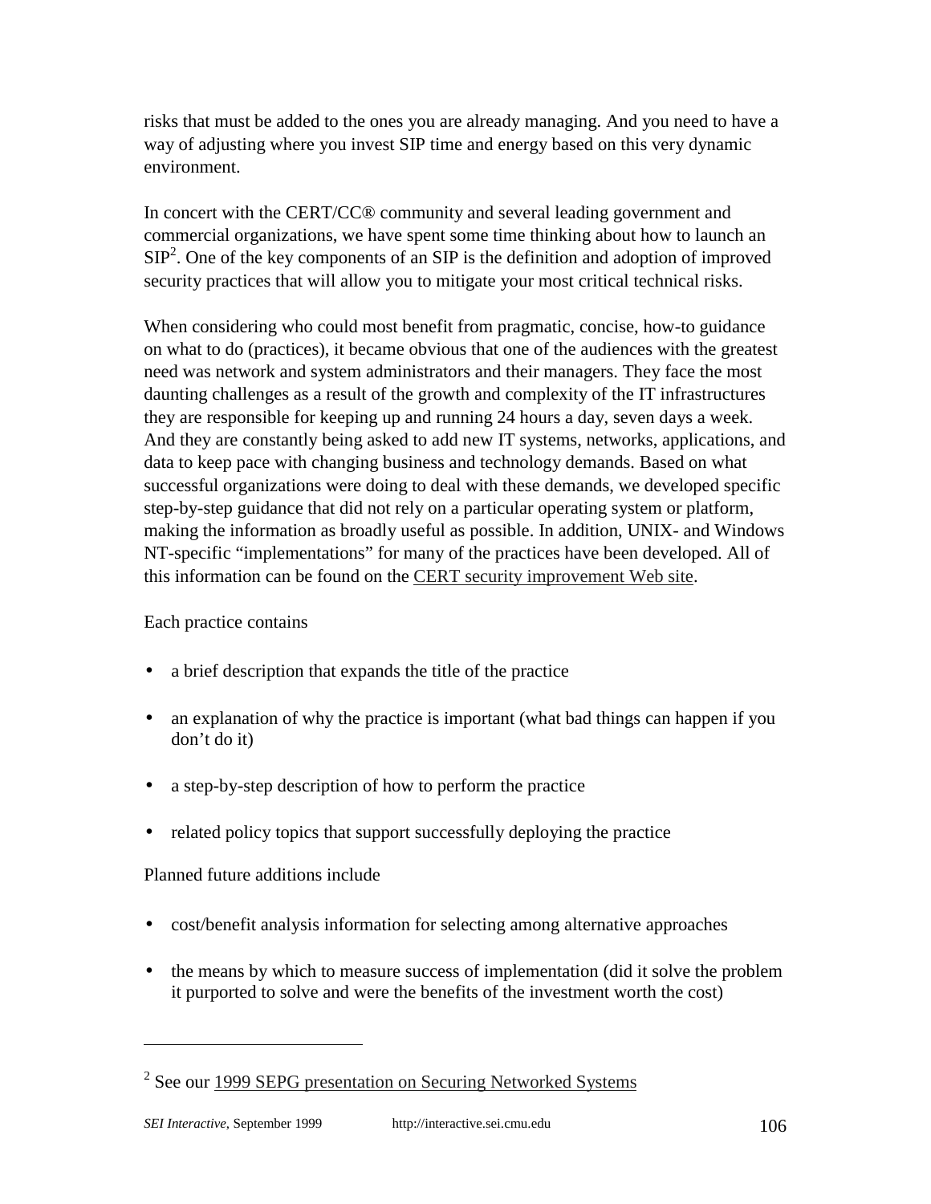risks that must be added to the ones you are already managing. And you need to have a way of adjusting where you invest SIP time and energy based on this very dynamic environment.

In concert with the CERT/CC® community and several leading government and commercial organizations, we have spent some time thinking about how to launch an SIP[2]. One of the key components of an SIP is the definition and adoption of improved security practices that will allow you to mitigate your most critical technical risks.

When considering who could most benefit from pragmatic, concise, how-to guidance on what to do (practices), it became obvious that one of the audiences with the greatest need was network and system administrators and their managers. They face the most daunting challenges as a result of the growth and complexity of the IT infrastructures they are responsible for keeping up and running 24 hours a day, seven days a week. And they are constantly being asked to add new IT systems, networks, applications, and data to keep pace with changing business and technology demands. Based on what successful organizations were doing to deal with these demands, we developed specific step-by-step guidance that did not rely on a particular operating system or platform, making the information as broadly useful as possible. In addition, UNIX- and Windows NT-specific "implementations" for many of the practices have been developed. All of this information can be found on the CERT security improvement Web site.

Each practice contains

- a brief description that expands the title of the practice
- an explanation of why the practice is important (what bad things can happen if you don't do it)
- a step-by-step description of how to perform the practice
- related policy topics that support successfully deploying the practice

Planned future additions include

- cost/benefit analysis information for selecting among alternative approaches
- the means by which to measure success of implementation (did it solve the problem it purported to solve and were the benefits of the investment worth the cost)

---

[2] See our 1999 SEPG presentation on Securing Networked Systems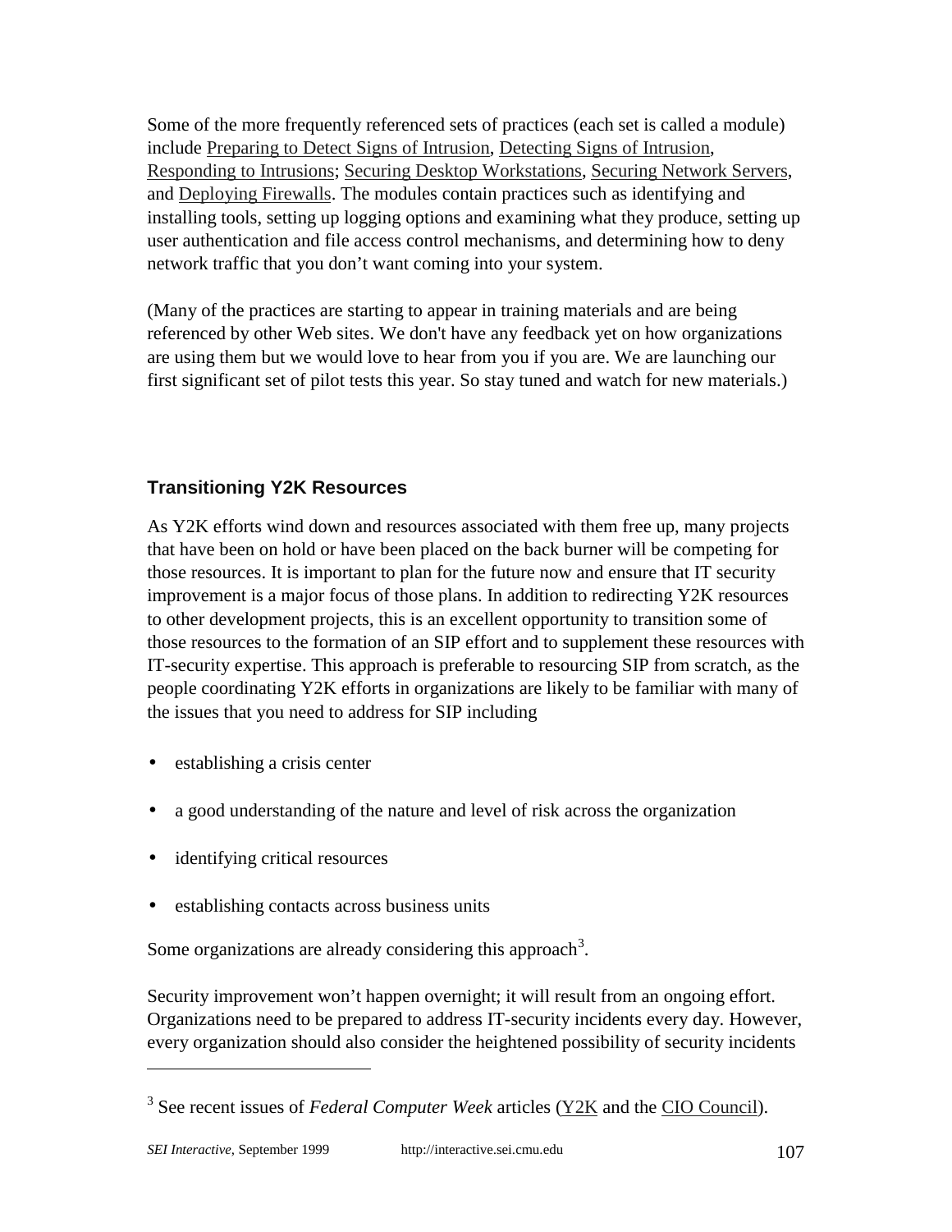Some of the more frequently referenced sets of practices (each set is called a module) include Preparing to Detect Signs of Intrusion, Detecting Signs of Intrusion, Responding to Intrusions; Securing Desktop Workstations, Securing Network Servers, and Deploying Firewalls. The modules contain practices such as identifying and installing tools, setting up logging options and examining what they produce, setting up user authentication and file access control mechanisms, and determining how to deny network traffic that you don't want coming into your system.

(Many of the practices are starting to appear in training materials and are being referenced by other Web sites. We don't have any feedback yet on how organizations are using them but we would love to hear from you if you are. We are launching our first significant set of pilot tests this year. So stay tuned and watch for new materials.)

### Transitioning Y2K Resources

As Y2K efforts wind down and resources associated with them free up, many projects that have been on hold or have been placed on the back burner will be competing for those resources. It is important to plan for the future now and ensure that IT security improvement is a major focus of those plans. In addition to redirecting Y2K resources to other development projects, this is an excellent opportunity to transition some of those resources to the formation of an SIP effort and to supplement these resources with IT-security expertise. This approach is preferable to resourcing SIP from scratch, as the people coordinating Y2K efforts in organizations are likely to be familiar with many of the issues that you need to address for SIP including

- establishing a crisis center
- a good understanding of the nature and level of risk across the organization
- identifying critical resources
- establishing contacts across business units

Some organizations are already considering this approach[3].

Security improvement won't happen overnight; it will result from an ongoing effort. Organizations need to be prepared to address IT-security incidents every day. However, every organization should also consider the heightened possibility of security incidents

---

[3] See recent issues of *Federal Computer Week* articles (Y2K and the CIO Council).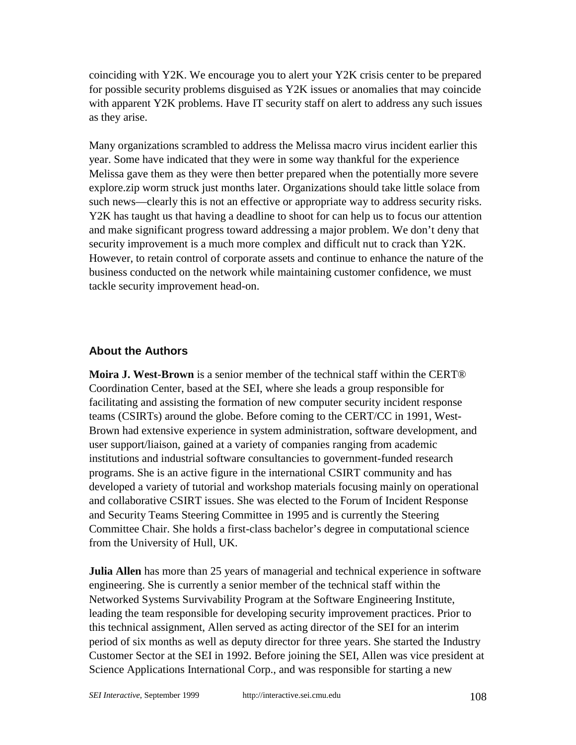coinciding with Y2K. We encourage you to alert your Y2K crisis center to be prepared for possible security problems disguised as Y2K issues or anomalies that may coincide with apparent Y2K problems. Have IT security staff on alert to address any such issues as they arise.

Many organizations scrambled to address the Melissa macro virus incident earlier this year. Some have indicated that they were in some way thankful for the experience Melissa gave them as they were then better prepared when the potentially more severe explore.zip worm struck just months later. Organizations should take little solace from such news—clearly this is not an effective or appropriate way to address security risks. Y2K has taught us that having a deadline to shoot for can help us to focus our attention and make significant progress toward addressing a major problem. We don't deny that security improvement is a much more complex and difficult nut to crack than Y2K. However, to retain control of corporate assets and continue to enhance the nature of the business conducted on the network while maintaining customer confidence, we must tackle security improvement head-on.

## About the Authors

**Moira J. West-Brown** is a senior member of the technical staff within the CERT® Coordination Center, based at the SEI, where she leads a group responsible for facilitating and assisting the formation of new computer security incident response teams (CSIRTs) around the globe. Before coming to the CERT/CC in 1991, West-Brown had extensive experience in system administration, software development, and user support/liaison, gained at a variety of companies ranging from academic institutions and industrial software consultancies to government-funded research programs. She is an active figure in the international CSIRT community and has developed a variety of tutorial and workshop materials focusing mainly on operational and collaborative CSIRT issues. She was elected to the Forum of Incident Response and Security Teams Steering Committee in 1995 and is currently the Steering Committee Chair. She holds a first-class bachelor's degree in computational science from the University of Hull, UK.

**Julia Allen** has more than 25 years of managerial and technical experience in software engineering. She is currently a senior member of the technical staff within the Networked Systems Survivability Program at the Software Engineering Institute, leading the team responsible for developing security improvement practices. Prior to this technical assignment, Allen served as acting director of the SEI for an interim period of six months as well as deputy director for three years. She started the Industry Customer Sector at the SEI in 1992. Before joining the SEI, Allen was vice president at Science Applications International Corp., and was responsible for starting a new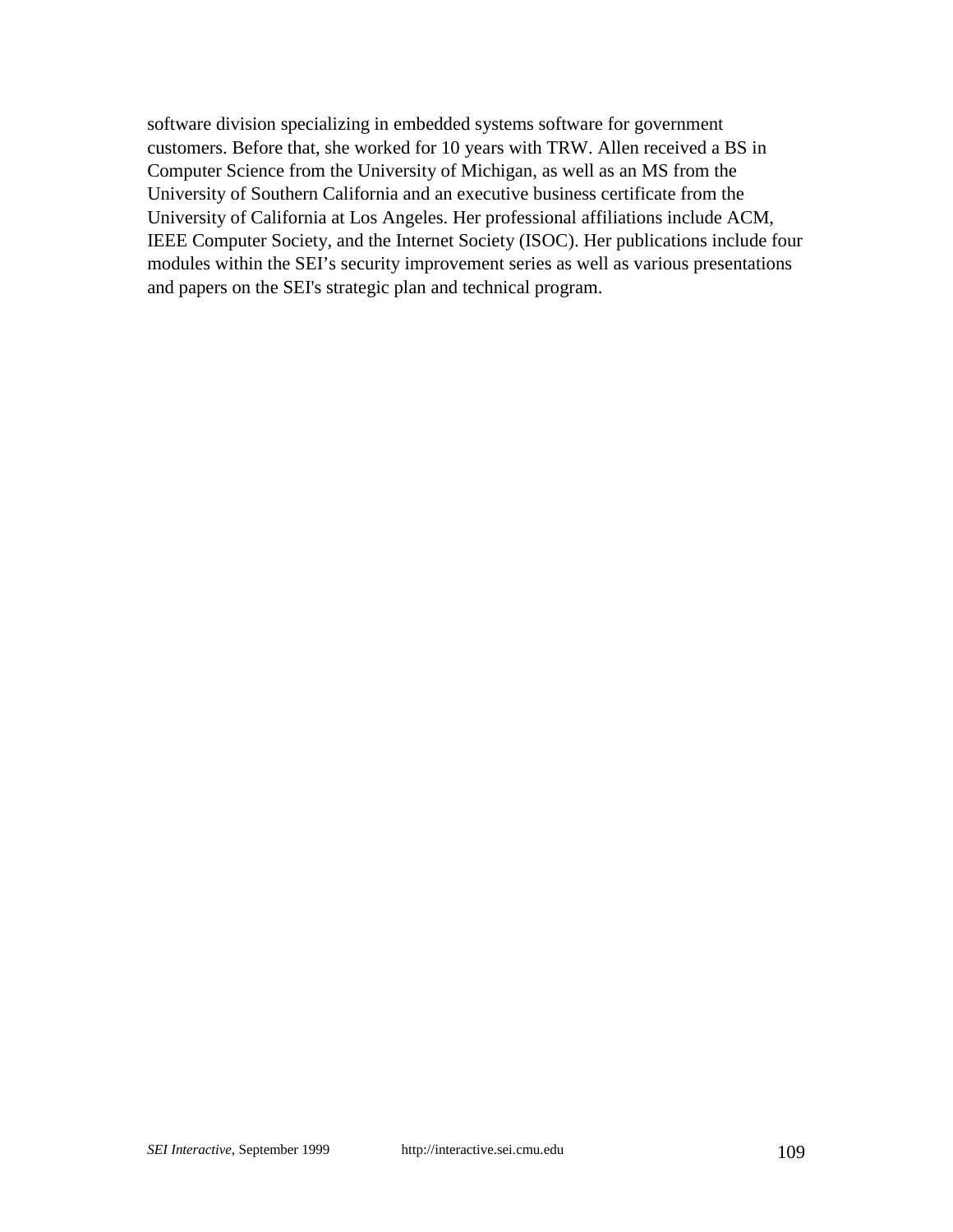software division specializing in embedded systems software for government customers. Before that, she worked for 10 years with TRW. Allen received a BS in Computer Science from the University of Michigan, as well as an MS from the University of Southern California and an executive business certificate from the University of California at Los Angeles. Her professional affiliations include ACM, IEEE Computer Society, and the Internet Society (ISOC). Her publications include four modules within the SEI's security improvement series as well as various presentations and papers on the SEI's strategic plan and technical program.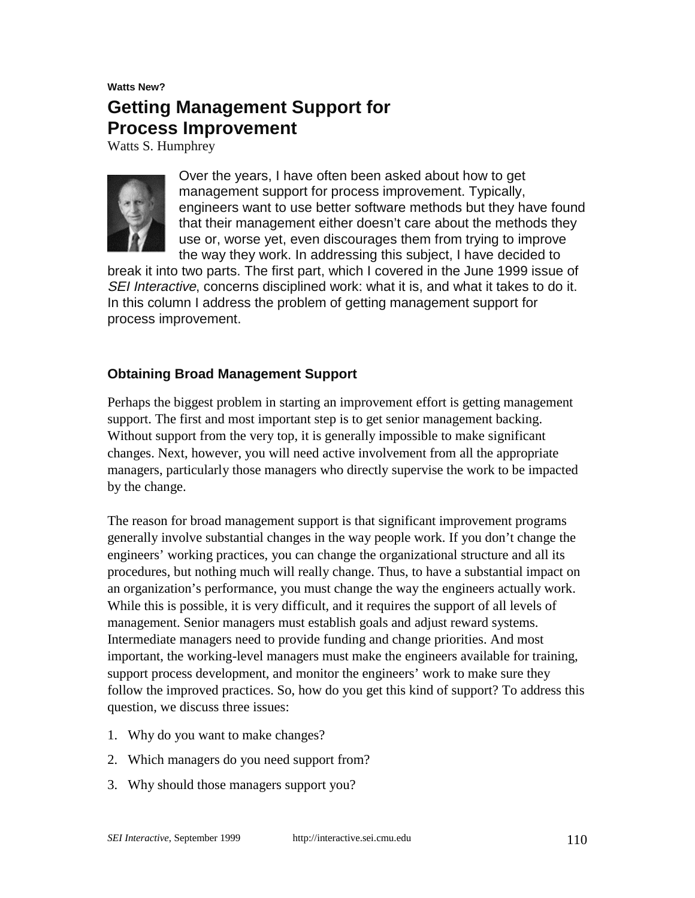**Watts New?**

# Getting Management Support for Process Improvement

Watts S. Humphrey

Over the years, I have often been asked about how to get management support for process improvement. Typically, engineers want to use better software methods but they have found that their management either doesn't care about the methods they use or, worse yet, even discourages them from trying to improve the way they work. In addressing this subject, I have decided to break it into two parts. The first part, which I covered in the June 1999 issue of *SEI Interactive*, concerns disciplined work: what it is, and what it takes to do it. In this column I address the problem of getting management support for process improvement.

## Obtaining Broad Management Support

Perhaps the biggest problem in starting an improvement effort is getting management support. The first and most important step is to get senior management backing. Without support from the very top, it is generally impossible to make significant changes. Next, however, you will need active involvement from all the appropriate managers, particularly those managers who directly supervise the work to be impacted by the change.

The reason for broad management support is that significant improvement programs generally involve substantial changes in the way people work. If you don't change the engineers' working practices, you can change the organizational structure and all its procedures, but nothing much will really change. Thus, to have a substantial impact on an organization's performance, you must change the way the engineers actually work. While this is possible, it is very difficult, and it requires the support of all levels of management. Senior managers must establish goals and adjust reward systems. Intermediate managers need to provide funding and change priorities. And most important, the working-level managers must make the engineers available for training, support process development, and monitor the engineers' work to make sure they follow the improved practices. So, how do you get this kind of support? To address this question, we discuss three issues:

1. Why do you want to make changes?
2. Which managers do you need support from?
3. Why should those managers support you?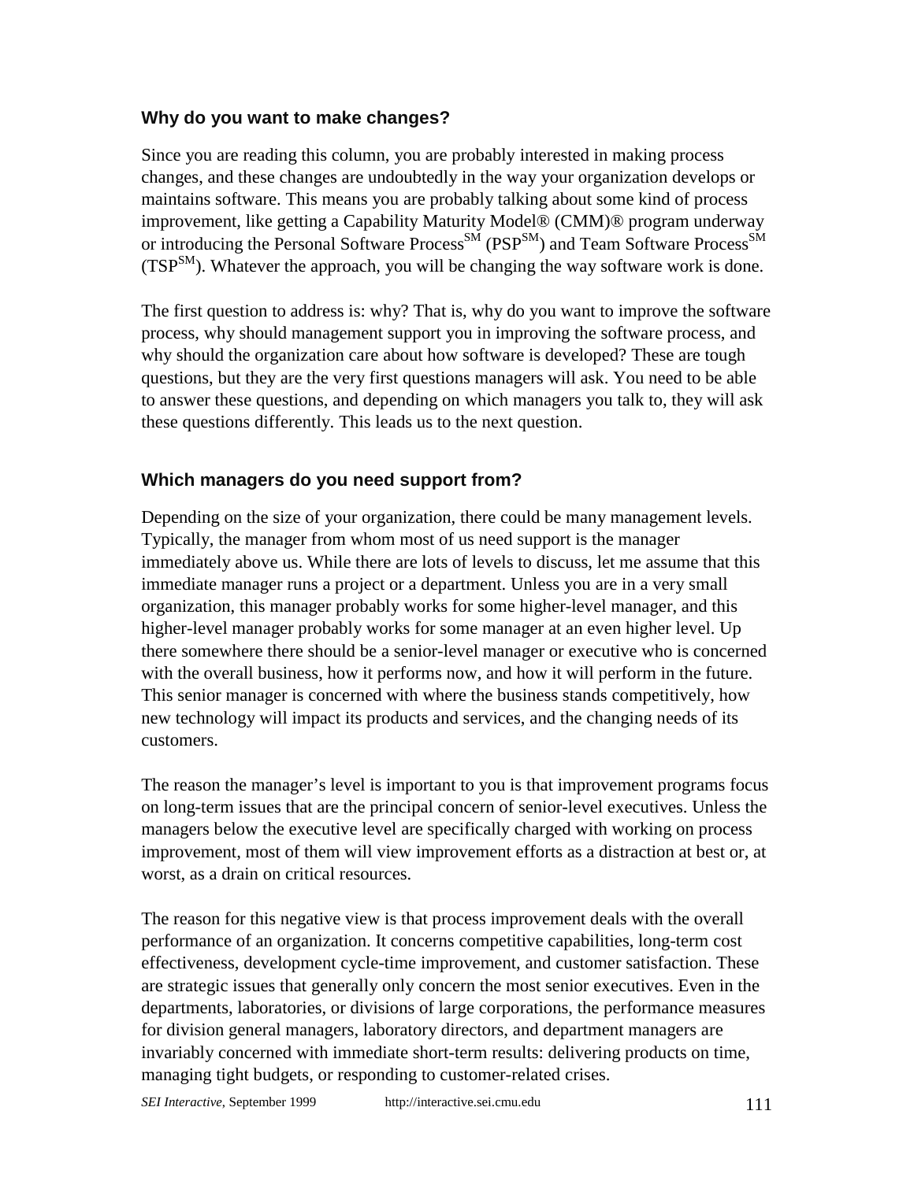### Why do you want to make changes?

Since you are reading this column, you are probably interested in making process changes, and these changes are undoubtedly in the way your organization develops or maintains software. This means you are probably talking about some kind of process improvement, like getting a Capability Maturity Model® (CMM)® program underway or introducing the Personal Software Process$^{SM}$ (PSP$^{SM}$) and Team Software Process$^{SM}$ (TSP$^{SM}$). Whatever the approach, you will be changing the way software work is done.

The first question to address is: why? That is, why do you want to improve the software process, why should management support you in improving the software process, and why should the organization care about how software is developed? These are tough questions, but they are the very first questions managers will ask. You need to be able to answer these questions, and depending on which managers you talk to, they will ask these questions differently. This leads us to the next question.

### Which managers do you need support from?

Depending on the size of your organization, there could be many management levels. Typically, the manager from whom most of us need support is the manager immediately above us. While there are lots of levels to discuss, let me assume that this immediate manager runs a project or a department. Unless you are in a very small organization, this manager probably works for some higher-level manager, and this higher-level manager probably works for some manager at an even higher level. Up there somewhere there should be a senior-level manager or executive who is concerned with the overall business, how it performs now, and how it will perform in the future. This senior manager is concerned with where the business stands competitively, how new technology will impact its products and services, and the changing needs of its customers.

The reason the manager's level is important to you is that improvement programs focus on long-term issues that are the principal concern of senior-level executives. Unless the managers below the executive level are specifically charged with working on process improvement, most of them will view improvement efforts as a distraction at best or, at worst, as a drain on critical resources.

The reason for this negative view is that process improvement deals with the overall performance of an organization. It concerns competitive capabilities, long-term cost effectiveness, development cycle-time improvement, and customer satisfaction. These are strategic issues that generally only concern the most senior executives. Even in the departments, laboratories, or divisions of large corporations, the performance measures for division general managers, laboratory directors, and department managers are invariably concerned with immediate short-term results: delivering products on time, managing tight budgets, or responding to customer-related crises.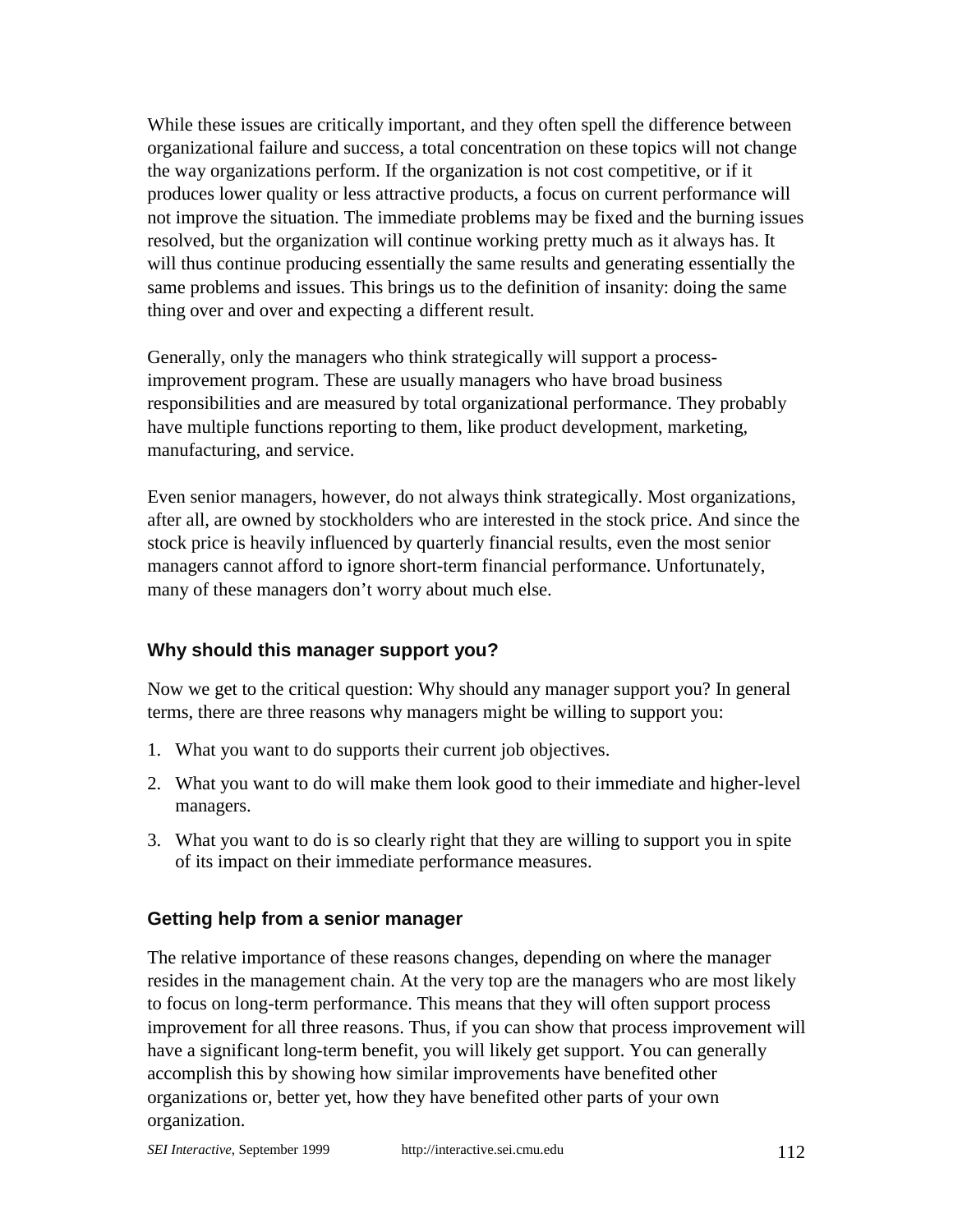While these issues are critically important, and they often spell the difference between organizational failure and success, a total concentration on these topics will not change the way organizations perform. If the organization is not cost competitive, or if it produces lower quality or less attractive products, a focus on current performance will not improve the situation. The immediate problems may be fixed and the burning issues resolved, but the organization will continue working pretty much as it always has. It will thus continue producing essentially the same results and generating essentially the same problems and issues. This brings us to the definition of insanity: doing the same thing over and over and expecting a different result.

Generally, only the managers who think strategically will support a process-improvement program. These are usually managers who have broad business responsibilities and are measured by total organizational performance. They probably have multiple functions reporting to them, like product development, marketing, manufacturing, and service.

Even senior managers, however, do not always think strategically. Most organizations, after all, are owned by stockholders who are interested in the stock price. And since the stock price is heavily influenced by quarterly financial results, even the most senior managers cannot afford to ignore short-term financial performance. Unfortunately, many of these managers don't worry about much else.

### Why should this manager support you?

Now we get to the critical question: Why should any manager support you? In general terms, there are three reasons why managers might be willing to support you:

1. What you want to do supports their current job objectives.
2. What you want to do will make them look good to their immediate and higher-level managers.
3. What you want to do is so clearly right that they are willing to support you in spite of its impact on their immediate performance measures.

### Getting help from a senior manager

The relative importance of these reasons changes, depending on where the manager resides in the management chain. At the very top are the managers who are most likely to focus on long-term performance. This means that they will often support process improvement for all three reasons. Thus, if you can show that process improvement will have a significant long-term benefit, you will likely get support. You can generally accomplish this by showing how similar improvements have benefited other organizations or, better yet, how they have benefited other parts of your own organization.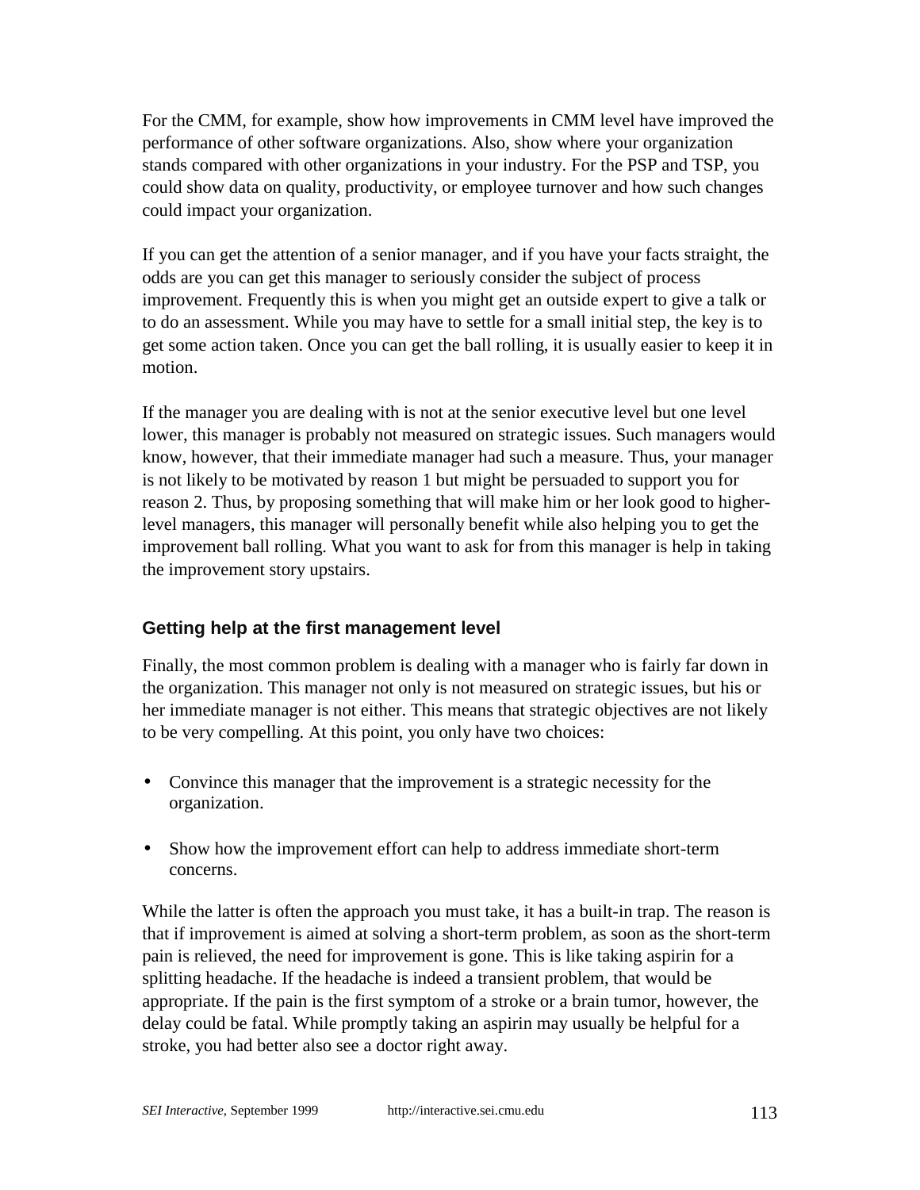For the CMM, for example, show how improvements in CMM level have improved the performance of other software organizations. Also, show where your organization stands compared with other organizations in your industry. For the PSP and TSP, you could show data on quality, productivity, or employee turnover and how such changes could impact your organization.

If you can get the attention of a senior manager, and if you have your facts straight, the odds are you can get this manager to seriously consider the subject of process improvement. Frequently this is when you might get an outside expert to give a talk or to do an assessment. While you may have to settle for a small initial step, the key is to get some action taken. Once you can get the ball rolling, it is usually easier to keep it in motion.

If the manager you are dealing with is not at the senior executive level but one level lower, this manager is probably not measured on strategic issues. Such managers would know, however, that their immediate manager had such a measure. Thus, your manager is not likely to be motivated by reason 1 but might be persuaded to support you for reason 2. Thus, by proposing something that will make him or her look good to higher-level managers, this manager will personally benefit while also helping you to get the improvement ball rolling. What you want to ask for from this manager is help in taking the improvement story upstairs.

### Getting help at the first management level

Finally, the most common problem is dealing with a manager who is fairly far down in the organization. This manager not only is not measured on strategic issues, but his or her immediate manager is not either. This means that strategic objectives are not likely to be very compelling. At this point, you only have two choices:

- Convince this manager that the improvement is a strategic necessity for the organization.
- Show how the improvement effort can help to address immediate short-term concerns.

While the latter is often the approach you must take, it has a built-in trap. The reason is that if improvement is aimed at solving a short-term problem, as soon as the short-term pain is relieved, the need for improvement is gone. This is like taking aspirin for a splitting headache. If the headache is indeed a transient problem, that would be appropriate. If the pain is the first symptom of a stroke or a brain tumor, however, the delay could be fatal. While promptly taking an aspirin may usually be helpful for a stroke, you had better also see a doctor right away.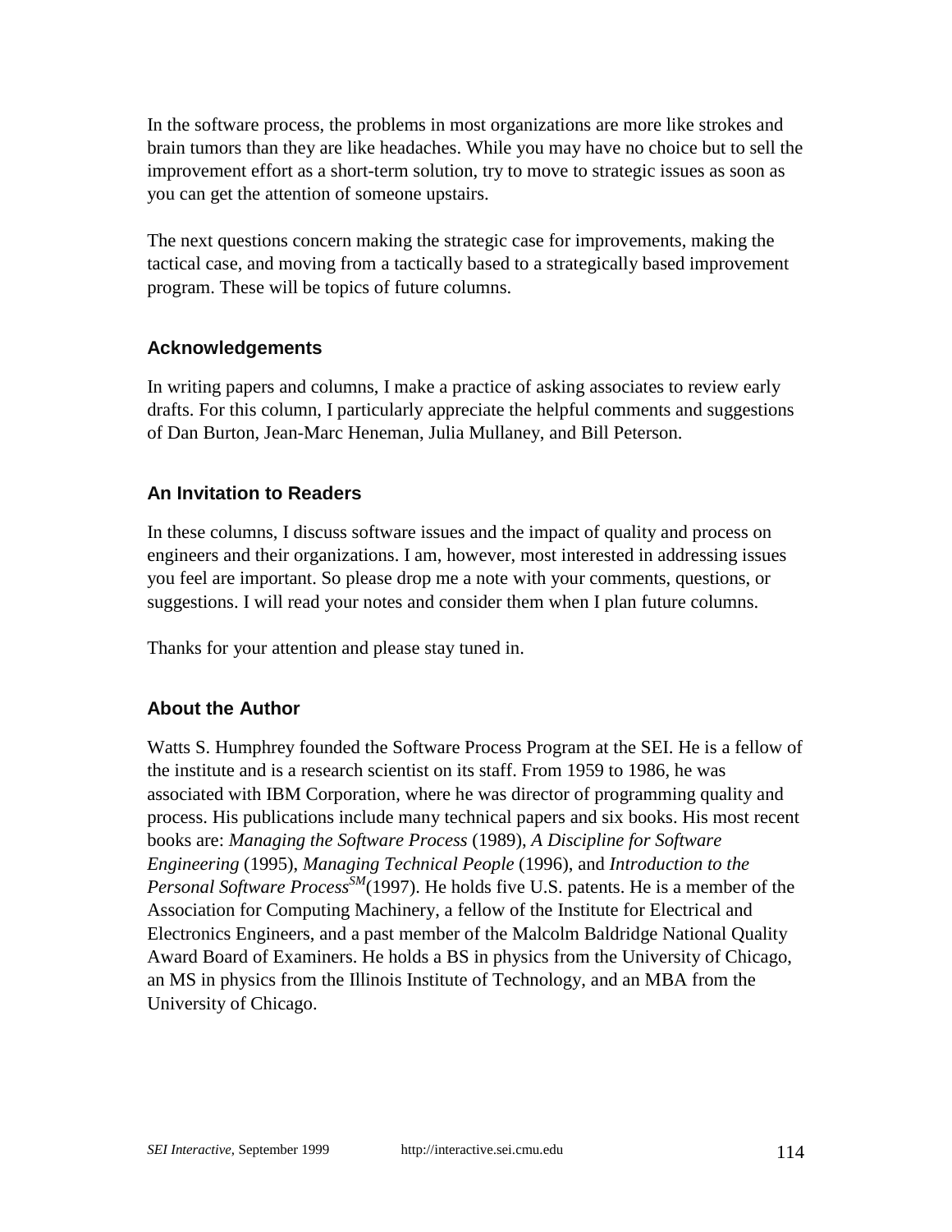In the software process, the problems in most organizations are more like strokes and brain tumors than they are like headaches. While you may have no choice but to sell the improvement effort as a short-term solution, try to move to strategic issues as soon as you can get the attention of someone upstairs.

The next questions concern making the strategic case for improvements, making the tactical case, and moving from a tactically based to a strategically based improvement program. These will be topics of future columns.

### Acknowledgements

In writing papers and columns, I make a practice of asking associates to review early drafts. For this column, I particularly appreciate the helpful comments and suggestions of Dan Burton, Jean-Marc Heneman, Julia Mullaney, and Bill Peterson.

### An Invitation to Readers

In these columns, I discuss software issues and the impact of quality and process on engineers and their organizations. I am, however, most interested in addressing issues you feel are important. So please drop me a note with your comments, questions, or suggestions. I will read your notes and consider them when I plan future columns.

Thanks for your attention and please stay tuned in.

### About the Author

Watts S. Humphrey founded the Software Process Program at the SEI. He is a fellow of the institute and is a research scientist on its staff. From 1959 to 1986, he was associated with IBM Corporation, where he was director of programming quality and process. His publications include many technical papers and six books. His most recent books are: *Managing the Software Process* (1989), *A Discipline for Software Engineering* (1995), *Managing Technical People* (1996), and *Introduction to the Personal Software Process*[SM](1997). He holds five U.S. patents. He is a member of the Association for Computing Machinery, a fellow of the Institute for Electrical and Electronics Engineers, and a past member of the Malcolm Baldridge National Quality Award Board of Examiners. He holds a BS in physics from the University of Chicago, an MS in physics from the Illinois Institute of Technology, and an MBA from the University of Chicago.